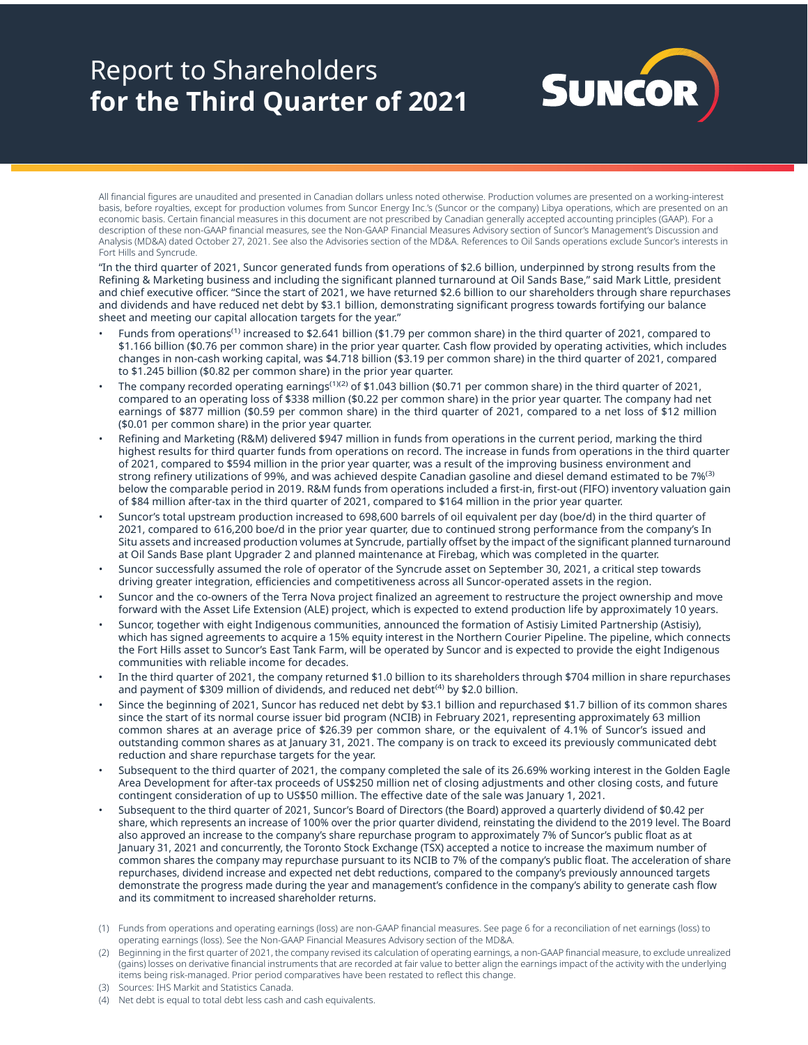# Report to Shareholders
# for the Third Quarter of 2021

SUNCOR

All financial figures are unaudited and presented in Canadian dollars unless noted otherwise. Production volumes are presented on a working-interest basis, before royalties, except for production volumes from Suncor Energy Inc.'s (Suncor or the company) Libya operations, which are presented on an economic basis. Certain financial measures in this document are not prescribed by Canadian generally accepted accounting principles (GAAP). For a description of these non-GAAP financial measures, see the Non-GAAP Financial Measures Advisory section of Suncor's Management's Discussion and Analysis (MD&A) dated October 27, 2021. See also the Advisories section of the MD&A. References to Oil Sands operations exclude Suncor's interests in Fort Hills and Syncrude.

"In the third quarter of 2021, Suncor generated funds from operations of $2.6 billion, underpinned by strong results from the Refining & Marketing business and including the significant planned turnaround at Oil Sands Base," said Mark Little, president and chief executive officer. "Since the start of 2021, we have returned $2.6 billion to our shareholders through share repurchases and dividends and have reduced net debt by $3.1 billion, demonstrating significant progress towards fortifying our balance sheet and meeting our capital allocation targets for the year."

- Funds from operations[1] increased to $2.641 billion ($1.79 per common share) in the third quarter of 2021, compared to $1.166 billion ($0.76 per common share) in the prior year quarter. Cash flow provided by operating activities, which includes changes in non-cash working capital, was $4.718 billion ($3.19 per common share) in the third quarter of 2021, compared to $1.245 billion ($0.82 per common share) in the prior year quarter.
- The company recorded operating earnings[1][2] of $1.043 billion ($0.71 per common share) in the third quarter of 2021, compared to an operating loss of $338 million ($0.22 per common share) in the prior year quarter. The company had net earnings of $877 million ($0.59 per common share) in the third quarter of 2021, compared to a net loss of $12 million ($0.01 per common share) in the prior year quarter.
- Refining and Marketing (R&M) delivered $947 million in funds from operations in the current period, marking the third highest results for third quarter funds from operations on record. The increase in funds from operations in the third quarter of 2021, compared to $594 million in the prior year quarter, was a result of the improving business environment and strong refinery utilizations of 99%, and was achieved despite Canadian gasoline and diesel demand estimated to be 7%[3] below the comparable period in 2019. R&M funds from operations included a first-in, first-out (FIFO) inventory valuation gain of $84 million after-tax in the third quarter of 2021, compared to $164 million in the prior year quarter.
- Suncor's total upstream production increased to 698,600 barrels of oil equivalent per day (boe/d) in the third quarter of 2021, compared to 616,200 boe/d in the prior year quarter, due to continued strong performance from the company's In Situ assets and increased production volumes at Syncrude, partially offset by the impact of the significant planned turnaround at Oil Sands Base plant Upgrader 2 and planned maintenance at Firebag, which was completed in the quarter.
- Suncor successfully assumed the role of operator of the Syncrude asset on September 30, 2021, a critical step towards driving greater integration, efficiencies and competitiveness across all Suncor-operated assets in the region.
- Suncor and the co-owners of the Terra Nova project finalized an agreement to restructure the project ownership and move forward with the Asset Life Extension (ALE) project, which is expected to extend production life by approximately 10 years.
- Suncor, together with eight Indigenous communities, announced the formation of Astisiy Limited Partnership (Astisiy), which has signed agreements to acquire a 15% equity interest in the Northern Courier Pipeline. The pipeline, which connects the Fort Hills asset to Suncor's East Tank Farm, will be operated by Suncor and is expected to provide the eight Indigenous communities with reliable income for decades.
- In the third quarter of 2021, the company returned $1.0 billion to its shareholders through $704 million in share repurchases and payment of $309 million of dividends, and reduced net debt[4] by $2.0 billion.
- Since the beginning of 2021, Suncor has reduced net debt by $3.1 billion and repurchased $1.7 billion of its common shares since the start of its normal course issuer bid program (NCIB) in February 2021, representing approximately 63 million common shares at an average price of $26.39 per common share, or the equivalent of 4.1% of Suncor's issued and outstanding common shares as at January 31, 2021. The company is on track to exceed its previously communicated debt reduction and share repurchase targets for the year.
- Subsequent to the third quarter of 2021, the company completed the sale of its 26.69% working interest in the Golden Eagle Area Development for after-tax proceeds of US$250 million net of closing adjustments and other closing costs, and future contingent consideration of up to US$50 million. The effective date of the sale was January 1, 2021.
- Subsequent to the third quarter of 2021, Suncor's Board of Directors (the Board) approved a quarterly dividend of $0.42 per share, which represents an increase of 100% over the prior quarter dividend, reinstating the dividend to the 2019 level. The Board also approved an increase to the company's share repurchase program to approximately 7% of Suncor's public float as at January 31, 2021 and concurrently, the Toronto Stock Exchange (TSX) accepted a notice to increase the maximum number of common shares the company may repurchase pursuant to its NCIB to 7% of the company's public float. The acceleration of share repurchases, dividend increase and expected net debt reductions, compared to the company's previously announced targets demonstrate the progress made during the year and management's confidence in the company's ability to generate cash flow and its commitment to increased shareholder returns.

(1) Funds from operations and operating earnings (loss) are non-GAAP financial measures. See page 6 for a reconciliation of net earnings (loss) to operating earnings (loss). See the Non-GAAP Financial Measures Advisory section of the MD&A.

(2) Beginning in the first quarter of 2021, the company revised its calculation of operating earnings, a non-GAAP financial measure, to exclude unrealized (gains) losses on derivative financial instruments that are recorded at fair value to better align the earnings impact of the activity with the underlying items being risk-managed. Prior period comparatives have been restated to reflect this change.

(3) Sources: IHS Markit and Statistics Canada.

(4) Net debt is equal to total debt less cash and cash equivalents.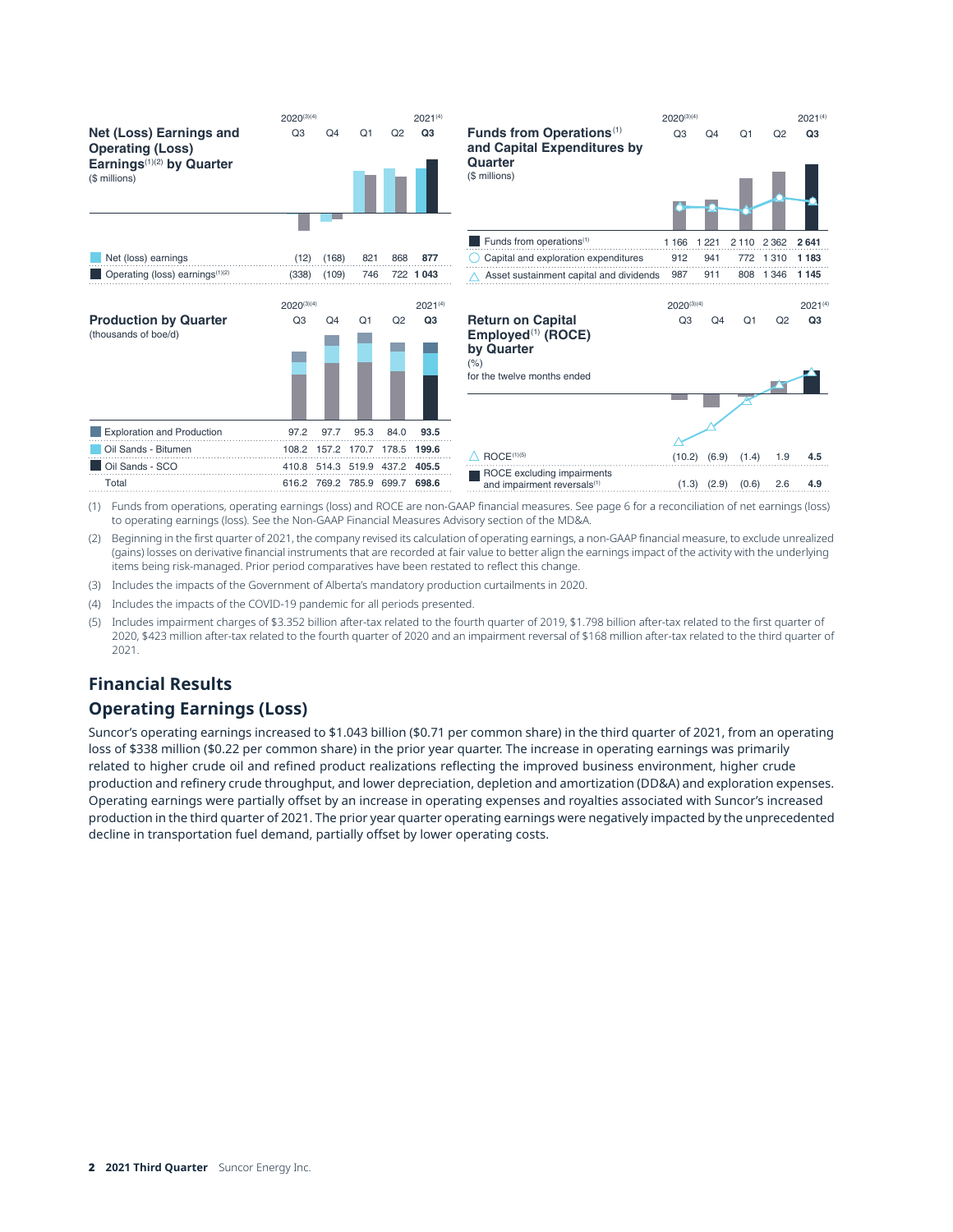**Net (Loss) Earnings and Operating (Loss) Earnings[1][2] by Quarter**
($ millions)

| | 2020[3][4] Q3 | Q4 | Q1 | Q2 | 2021[4] Q3 |
|---|---|---|---|---|---|
| Net (loss) earnings | (12) | (168) | 821 | 868 | **877** |
| Operating (loss) earnings[1][2] | (338) | (109) | 746 | 722 | **1 043** |

**Funds from Operations[1] and Capital Expenditures by Quarter**
($ millions)

| | 2020[3][4] Q3 | Q4 | Q1 | Q2 | 2021[4] Q3 |
|---|---|---|---|---|---|
| Funds from operations[1] | 1 166 | 1 221 | 2 110 | 2 362 | **2 641** |
| Capital and exploration expenditures | 912 | 941 | 772 | 1 310 | **1 183** |
| Asset sustainment capital and dividends | 987 | 911 | 808 | 1 346 | **1 145** |

**Production by Quarter**
(thousands of boe/d)

| | 2020[3][4] Q3 | Q4 | Q1 | Q2 | 2021[4] Q3 |
|---|---|---|---|---|---|
| Exploration and Production | 97.2 | 97.7 | 95.3 | 84.0 | **93.5** |
| Oil Sands - Bitumen | 108.2 | 157.2 | 170.7 | 178.5 | **199.6** |
| Oil Sands - SCO | 410.8 | 514.3 | 519.9 | 437.2 | **405.5** |
| Total | 616.2 | 769.2 | 785.9 | 699.7 | **698.6** |

**Return on Capital Employed[1] (ROCE) by Quarter**
(%)
for the twelve months ended

| | 2020[3][4] Q3 | Q4 | Q1 | Q2 | 2021[4] Q3 |
|---|---|---|---|---|---|
| ROCE[1][5] | (10.2) | (6.9) | (1.4) | 1.9 | **4.5** |
| ROCE excluding impairments and impairment reversals[1] | (1.3) | (2.9) | (0.6) | 2.6 | **4.9** |

(1) Funds from operations, operating earnings (loss) and ROCE are non-GAAP financial measures. See page 6 for a reconciliation of net earnings (loss) to operating earnings (loss). See the Non-GAAP Financial Measures Advisory section of the MD&A.

(2) Beginning in the first quarter of 2021, the company revised its calculation of operating earnings, a non-GAAP financial measure, to exclude unrealized (gains) losses on derivative financial instruments that are recorded at fair value to better align the earnings impact of the activity with the underlying items being risk-managed. Prior period comparatives have been restated to reflect this change.

(3) Includes the impacts of the Government of Alberta's mandatory production curtailments in 2020.

(4) Includes the impacts of the COVID-19 pandemic for all periods presented.

(5) Includes impairment charges of $3.352 billion after-tax related to the fourth quarter of 2019, $1.798 billion after-tax related to the first quarter of 2020, $423 million after-tax related to the fourth quarter of 2020 and an impairment reversal of $168 million after-tax related to the third quarter of 2021.

## Financial Results

## Operating Earnings (Loss)

Suncor's operating earnings increased to $1.043 billion ($0.71 per common share) in the third quarter of 2021, from an operating loss of $338 million ($0.22 per common share) in the prior year quarter. The increase in operating earnings was primarily related to higher crude oil and refined product realizations reflecting the improved business environment, higher crude production and refinery crude throughput, and lower depreciation, depletion and amortization (DD&A) and exploration expenses. Operating earnings were partially offset by an increase in operating expenses and royalties associated with Suncor's increased production in the third quarter of 2021. The prior year quarter operating earnings were negatively impacted by the unprecedented decline in transportation fuel demand, partially offset by lower operating costs.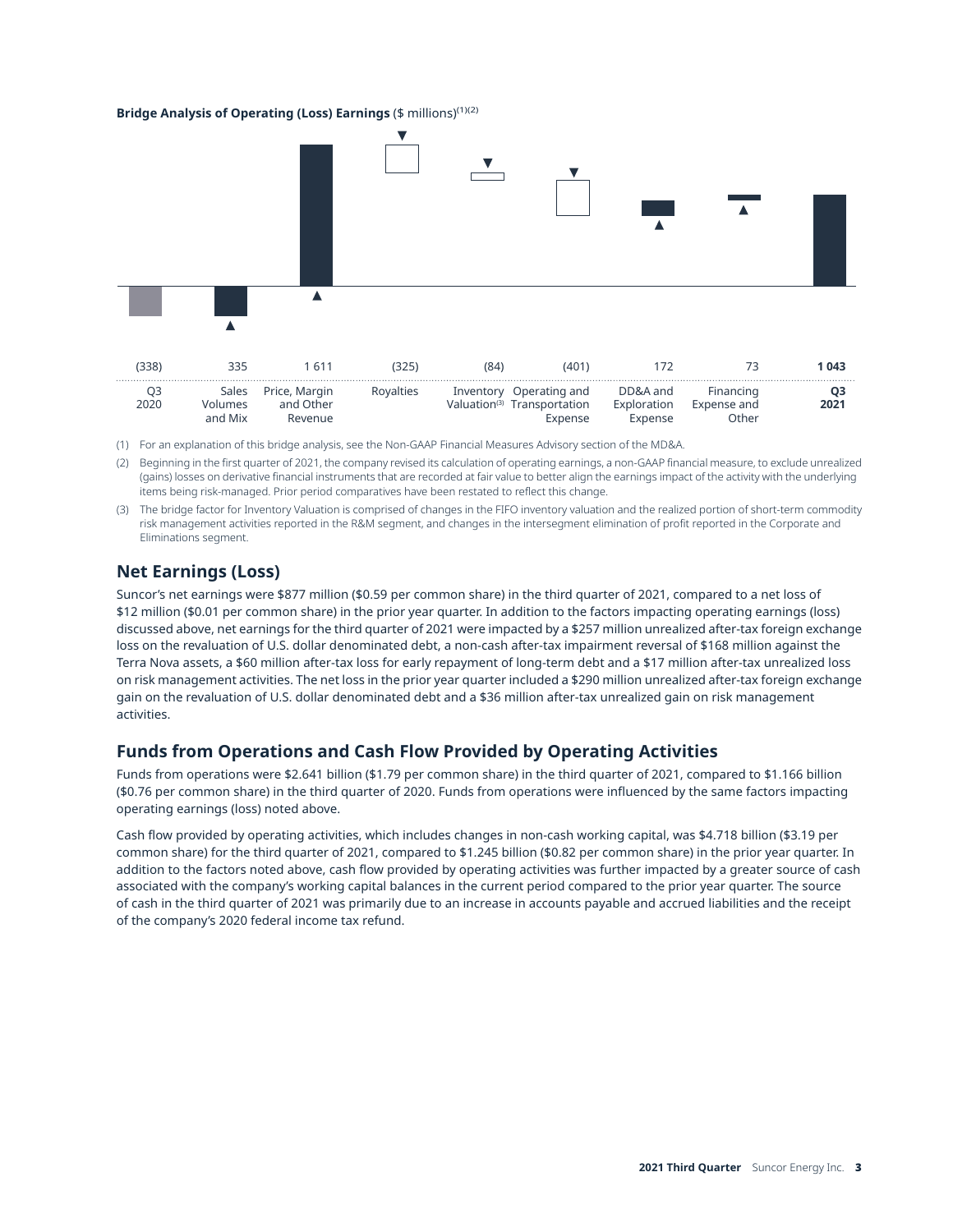**Bridge Analysis of Operating (Loss) Earnings** ($ millions)(1)(2)

| Q3 2020 | Sales Volumes and Mix | Price, Margin and Other Revenue | Royalties | Inventory Valuation(3) | Operating and Transportation Expense | DD&A and Exploration Expense | Financing Expense and Other | **Q3 2021** |
|---|---|---|---|---|---|---|---|---|
| (338) | 335 | 1 611 | (325) | (84) | (401) | 172 | 73 | **1 043** |

(1) For an explanation of this bridge analysis, see the Non-GAAP Financial Measures Advisory section of the MD&A.

(2) Beginning in the first quarter of 2021, the company revised its calculation of operating earnings, a non-GAAP financial measure, to exclude unrealized (gains) losses on derivative financial instruments that are recorded at fair value to better align the earnings impact of the activity with the underlying items being risk-managed. Prior period comparatives have been restated to reflect this change.

(3) The bridge factor for Inventory Valuation is comprised of changes in the FIFO inventory valuation and the realized portion of short-term commodity risk management activities reported in the R&M segment, and changes in the intersegment elimination of profit reported in the Corporate and Eliminations segment.

## Net Earnings (Loss)

Suncor's net earnings were $877 million ($0.59 per common share) in the third quarter of 2021, compared to a net loss of $12 million ($0.01 per common share) in the prior year quarter. In addition to the factors impacting operating earnings (loss) discussed above, net earnings for the third quarter of 2021 were impacted by a $257 million unrealized after-tax foreign exchange loss on the revaluation of U.S. dollar denominated debt, a non-cash after-tax impairment reversal of $168 million against the Terra Nova assets, a $60 million after-tax loss for early repayment of long-term debt and a $17 million after-tax unrealized loss on risk management activities. The net loss in the prior year quarter included a $290 million unrealized after-tax foreign exchange gain on the revaluation of U.S. dollar denominated debt and a $36 million after-tax unrealized gain on risk management activities.

## Funds from Operations and Cash Flow Provided by Operating Activities

Funds from operations were $2.641 billion ($1.79 per common share) in the third quarter of 2021, compared to $1.166 billion ($0.76 per common share) in the third quarter of 2020. Funds from operations were influenced by the same factors impacting operating earnings (loss) noted above.

Cash flow provided by operating activities, which includes changes in non-cash working capital, was $4.718 billion ($3.19 per common share) for the third quarter of 2021, compared to $1.245 billion ($0.82 per common share) in the prior year quarter. In addition to the factors noted above, cash flow provided by operating activities was further impacted by a greater source of cash associated with the company's working capital balances in the current period compared to the prior year quarter. The source of cash in the third quarter of 2021 was primarily due to an increase in accounts payable and accrued liabilities and the receipt of the company's 2020 federal income tax refund.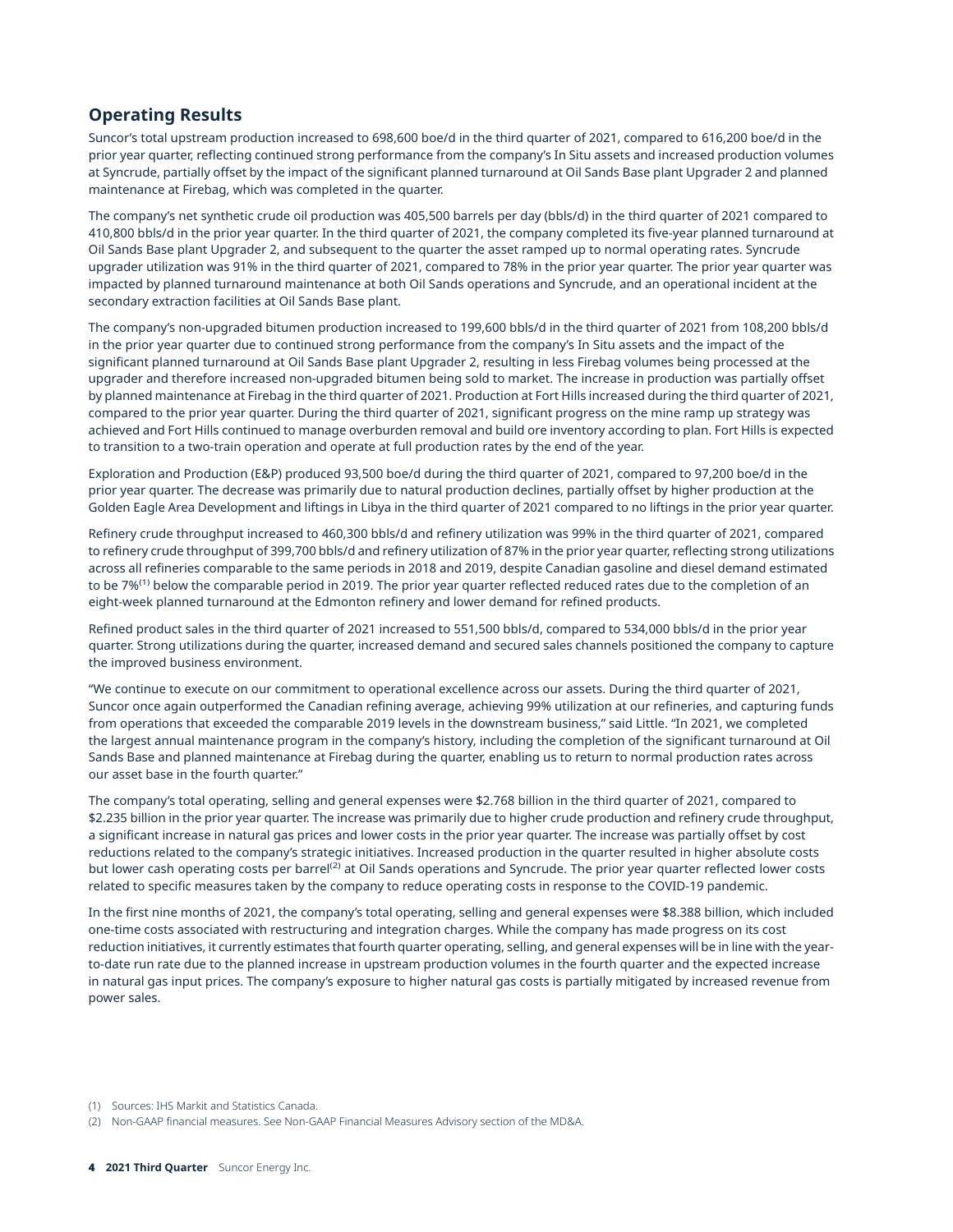## Operating Results

Suncor's total upstream production increased to 698,600 boe/d in the third quarter of 2021, compared to 616,200 boe/d in the prior year quarter, reflecting continued strong performance from the company's In Situ assets and increased production volumes at Syncrude, partially offset by the impact of the significant planned turnaround at Oil Sands Base plant Upgrader 2 and planned maintenance at Firebag, which was completed in the quarter.

The company's net synthetic crude oil production was 405,500 barrels per day (bbls/d) in the third quarter of 2021 compared to 410,800 bbls/d in the prior year quarter. In the third quarter of 2021, the company completed its five-year planned turnaround at Oil Sands Base plant Upgrader 2, and subsequent to the quarter the asset ramped up to normal operating rates. Syncrude upgrader utilization was 91% in the third quarter of 2021, compared to 78% in the prior year quarter. The prior year quarter was impacted by planned turnaround maintenance at both Oil Sands operations and Syncrude, and an operational incident at the secondary extraction facilities at Oil Sands Base plant.

The company's non-upgraded bitumen production increased to 199,600 bbls/d in the third quarter of 2021 from 108,200 bbls/d in the prior year quarter due to continued strong performance from the company's In Situ assets and the impact of the significant planned turnaround at Oil Sands Base plant Upgrader 2, resulting in less Firebag volumes being processed at the upgrader and therefore increased non-upgraded bitumen being sold to market. The increase in production was partially offset by planned maintenance at Firebag in the third quarter of 2021. Production at Fort Hills increased during the third quarter of 2021, compared to the prior year quarter. During the third quarter of 2021, significant progress on the mine ramp up strategy was achieved and Fort Hills continued to manage overburden removal and build ore inventory according to plan. Fort Hills is expected to transition to a two-train operation and operate at full production rates by the end of the year.

Exploration and Production (E&P) produced 93,500 boe/d during the third quarter of 2021, compared to 97,200 boe/d in the prior year quarter. The decrease was primarily due to natural production declines, partially offset by higher production at the Golden Eagle Area Development and liftings in Libya in the third quarter of 2021 compared to no liftings in the prior year quarter.

Refinery crude throughput increased to 460,300 bbls/d and refinery utilization was 99% in the third quarter of 2021, compared to refinery crude throughput of 399,700 bbls/d and refinery utilization of 87% in the prior year quarter, reflecting strong utilizations across all refineries comparable to the same periods in 2018 and 2019, despite Canadian gasoline and diesel demand estimated to be 7%[1] below the comparable period in 2019. The prior year quarter reflected reduced rates due to the completion of an eight-week planned turnaround at the Edmonton refinery and lower demand for refined products.

Refined product sales in the third quarter of 2021 increased to 551,500 bbls/d, compared to 534,000 bbls/d in the prior year quarter. Strong utilizations during the quarter, increased demand and secured sales channels positioned the company to capture the improved business environment.

"We continue to execute on our commitment to operational excellence across our assets. During the third quarter of 2021, Suncor once again outperformed the Canadian refining average, achieving 99% utilization at our refineries, and capturing funds from operations that exceeded the comparable 2019 levels in the downstream business," said Little. "In 2021, we completed the largest annual maintenance program in the company's history, including the completion of the significant turnaround at Oil Sands Base and planned maintenance at Firebag during the quarter, enabling us to return to normal production rates across our asset base in the fourth quarter."

The company's total operating, selling and general expenses were $2.768 billion in the third quarter of 2021, compared to $2.235 billion in the prior year quarter. The increase was primarily due to higher crude production and refinery crude throughput, a significant increase in natural gas prices and lower costs in the prior year quarter. The increase was partially offset by cost reductions related to the company's strategic initiatives. Increased production in the quarter resulted in higher absolute costs but lower cash operating costs per barrel[2] at Oil Sands operations and Syncrude. The prior year quarter reflected lower costs related to specific measures taken by the company to reduce operating costs in response to the COVID-19 pandemic.

In the first nine months of 2021, the company's total operating, selling and general expenses were $8.388 billion, which included one-time costs associated with restructuring and integration charges. While the company has made progress on its cost reduction initiatives, it currently estimates that fourth quarter operating, selling, and general expenses will be in line with the year-to-date run rate due to the planned increase in upstream production volumes in the fourth quarter and the expected increase in natural gas input prices. The company's exposure to higher natural gas costs is partially mitigated by increased revenue from power sales.

(1) Sources: IHS Markit and Statistics Canada.

(2) Non-GAAP financial measures. See Non-GAAP Financial Measures Advisory section of the MD&A.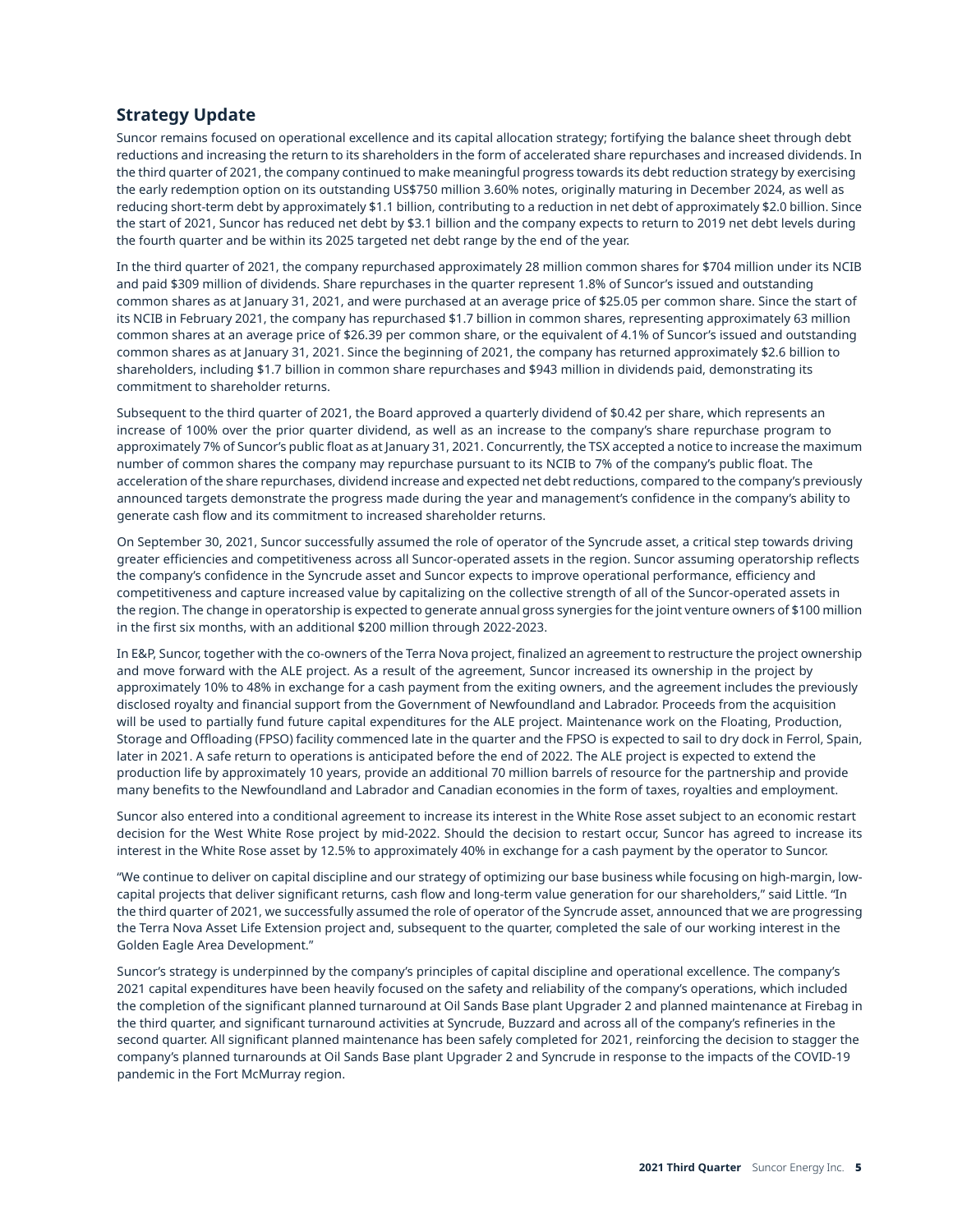## Strategy Update

Suncor remains focused on operational excellence and its capital allocation strategy; fortifying the balance sheet through debt reductions and increasing the return to its shareholders in the form of accelerated share repurchases and increased dividends. In the third quarter of 2021, the company continued to make meaningful progress towards its debt reduction strategy by exercising the early redemption option on its outstanding US$750 million 3.60% notes, originally maturing in December 2024, as well as reducing short-term debt by approximately $1.1 billion, contributing to a reduction in net debt of approximately $2.0 billion. Since the start of 2021, Suncor has reduced net debt by $3.1 billion and the company expects to return to 2019 net debt levels during the fourth quarter and be within its 2025 targeted net debt range by the end of the year.

In the third quarter of 2021, the company repurchased approximately 28 million common shares for $704 million under its NCIB and paid $309 million of dividends. Share repurchases in the quarter represent 1.8% of Suncor's issued and outstanding common shares as at January 31, 2021, and were purchased at an average price of $25.05 per common share. Since the start of its NCIB in February 2021, the company has repurchased $1.7 billion in common shares, representing approximately 63 million common shares at an average price of $26.39 per common share, or the equivalent of 4.1% of Suncor's issued and outstanding common shares as at January 31, 2021. Since the beginning of 2021, the company has returned approximately $2.6 billion to shareholders, including $1.7 billion in common share repurchases and $943 million in dividends paid, demonstrating its commitment to shareholder returns.

Subsequent to the third quarter of 2021, the Board approved a quarterly dividend of $0.42 per share, which represents an increase of 100% over the prior quarter dividend, as well as an increase to the company's share repurchase program to approximately 7% of Suncor's public float as at January 31, 2021. Concurrently, the TSX accepted a notice to increase the maximum number of common shares the company may repurchase pursuant to its NCIB to 7% of the company's public float. The acceleration of the share repurchases, dividend increase and expected net debt reductions, compared to the company's previously announced targets demonstrate the progress made during the year and management's confidence in the company's ability to generate cash flow and its commitment to increased shareholder returns.

On September 30, 2021, Suncor successfully assumed the role of operator of the Syncrude asset, a critical step towards driving greater efficiencies and competitiveness across all Suncor-operated assets in the region. Suncor assuming operatorship reflects the company's confidence in the Syncrude asset and Suncor expects to improve operational performance, efficiency and competitiveness and capture increased value by capitalizing on the collective strength of all of the Suncor-operated assets in the region. The change in operatorship is expected to generate annual gross synergies for the joint venture owners of $100 million in the first six months, with an additional $200 million through 2022-2023.

In E&P, Suncor, together with the co-owners of the Terra Nova project, finalized an agreement to restructure the project ownership and move forward with the ALE project. As a result of the agreement, Suncor increased its ownership in the project by approximately 10% to 48% in exchange for a cash payment from the exiting owners, and the agreement includes the previously disclosed royalty and financial support from the Government of Newfoundland and Labrador. Proceeds from the acquisition will be used to partially fund future capital expenditures for the ALE project. Maintenance work on the Floating, Production, Storage and Offloading (FPSO) facility commenced late in the quarter and the FPSO is expected to sail to dry dock in Ferrol, Spain, later in 2021. A safe return to operations is anticipated before the end of 2022. The ALE project is expected to extend the production life by approximately 10 years, provide an additional 70 million barrels of resource for the partnership and provide many benefits to the Newfoundland and Labrador and Canadian economies in the form of taxes, royalties and employment.

Suncor also entered into a conditional agreement to increase its interest in the White Rose asset subject to an economic restart decision for the West White Rose project by mid-2022. Should the decision to restart occur, Suncor has agreed to increase its interest in the White Rose asset by 12.5% to approximately 40% in exchange for a cash payment by the operator to Suncor.

"We continue to deliver on capital discipline and our strategy of optimizing our base business while focusing on high-margin, low-capital projects that deliver significant returns, cash flow and long-term value generation for our shareholders," said Little. "In the third quarter of 2021, we successfully assumed the role of operator of the Syncrude asset, announced that we are progressing the Terra Nova Asset Life Extension project and, subsequent to the quarter, completed the sale of our working interest in the Golden Eagle Area Development."

Suncor's strategy is underpinned by the company's principles of capital discipline and operational excellence. The company's 2021 capital expenditures have been heavily focused on the safety and reliability of the company's operations, which included the completion of the significant planned turnaround at Oil Sands Base plant Upgrader 2 and planned maintenance at Firebag in the third quarter, and significant turnaround activities at Syncrude, Buzzard and across all of the company's refineries in the second quarter. All significant planned maintenance has been safely completed for 2021, reinforcing the decision to stagger the company's planned turnarounds at Oil Sands Base plant Upgrader 2 and Syncrude in response to the impacts of the COVID-19 pandemic in the Fort McMurray region.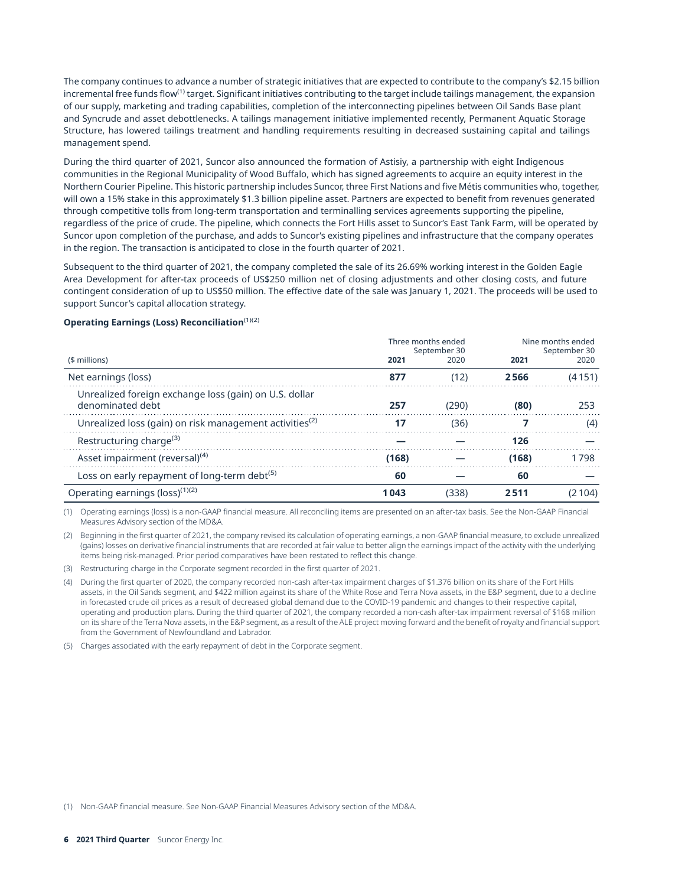The company continues to advance a number of strategic initiatives that are expected to contribute to the company's $2.15 billion incremental free funds flow[1] target. Significant initiatives contributing to the target include tailings management, the expansion of our supply, marketing and trading capabilities, completion of the interconnecting pipelines between Oil Sands Base plant and Syncrude and asset debottlenecks. A tailings management initiative implemented recently, Permanent Aquatic Storage Structure, has lowered tailings treatment and handling requirements resulting in decreased sustaining capital and tailings management spend.

During the third quarter of 2021, Suncor also announced the formation of Astisiy, a partnership with eight Indigenous communities in the Regional Municipality of Wood Buffalo, which has signed agreements to acquire an equity interest in the Northern Courier Pipeline. This historic partnership includes Suncor, three First Nations and five Métis communities who, together, will own a 15% stake in this approximately $1.3 billion pipeline asset. Partners are expected to benefit from revenues generated through competitive tolls from long-term transportation and terminalling services agreements supporting the pipeline, regardless of the price of crude. The pipeline, which connects the Fort Hills asset to Suncor's East Tank Farm, will be operated by Suncor upon completion of the purchase, and adds to Suncor's existing pipelines and infrastructure that the company operates in the region. The transaction is anticipated to close in the fourth quarter of 2021.

Subsequent to the third quarter of 2021, the company completed the sale of its 26.69% working interest in the Golden Eagle Area Development for after-tax proceeds of US$250 million net of closing adjustments and other closing costs, and future contingent consideration of up to US$50 million. The effective date of the sale was January 1, 2021. The proceeds will be used to support Suncor's capital allocation strategy.

**Operating Earnings (Loss) Reconciliation**[(1)(2)]

| ($ millions) | Three months ended September 30 | | Nine months ended September 30 | |
|---|---|---|---|---|
| | **2021** | 2020 | **2021** | 2020 |
| Net earnings (loss) | **877** | (12) | **2 566** | (4 151) |
| Unrealized foreign exchange loss (gain) on U.S. dollar denominated debt | **257** | (290) | **(80)** | 253 |
| Unrealized loss (gain) on risk management activities[(2)] | **17** | (36) | **7** | (4) |
| Restructuring charge[(3)] | **—** | — | **126** | — |
| Asset impairment (reversal)[(4)] | **(168)** | — | **(168)** | 1 798 |
| Loss on early repayment of long-term debt[(5)] | **60** | — | **60** | — |
| Operating earnings (loss)[(1)(2)] | **1 043** | (338) | **2 511** | (2 104) |

(1) Operating earnings (loss) is a non-GAAP financial measure. All reconciling items are presented on an after-tax basis. See the Non-GAAP Financial Measures Advisory section of the MD&A.

(2) Beginning in the first quarter of 2021, the company revised its calculation of operating earnings, a non-GAAP financial measure, to exclude unrealized (gains) losses on derivative financial instruments that are recorded at fair value to better align the earnings impact of the activity with the underlying items being risk-managed. Prior period comparatives have been restated to reflect this change.

(3) Restructuring charge in the Corporate segment recorded in the first quarter of 2021.

(4) During the first quarter of 2020, the company recorded non-cash after-tax impairment charges of $1.376 billion on its share of the Fort Hills assets, in the Oil Sands segment, and $422 million against its share of the White Rose and Terra Nova assets, in the E&P segment, due to a decline in forecasted crude oil prices as a result of decreased global demand due to the COVID-19 pandemic and changes to their respective capital, operating and production plans. During the third quarter of 2021, the company recorded a non-cash after-tax impairment reversal of $168 million on its share of the Terra Nova assets, in the E&P segment, as a result of the ALE project moving forward and the benefit of royalty and financial support from the Government of Newfoundland and Labrador.

(5) Charges associated with the early repayment of debt in the Corporate segment.

(1) Non-GAAP financial measure. See Non-GAAP Financial Measures Advisory section of the MD&A.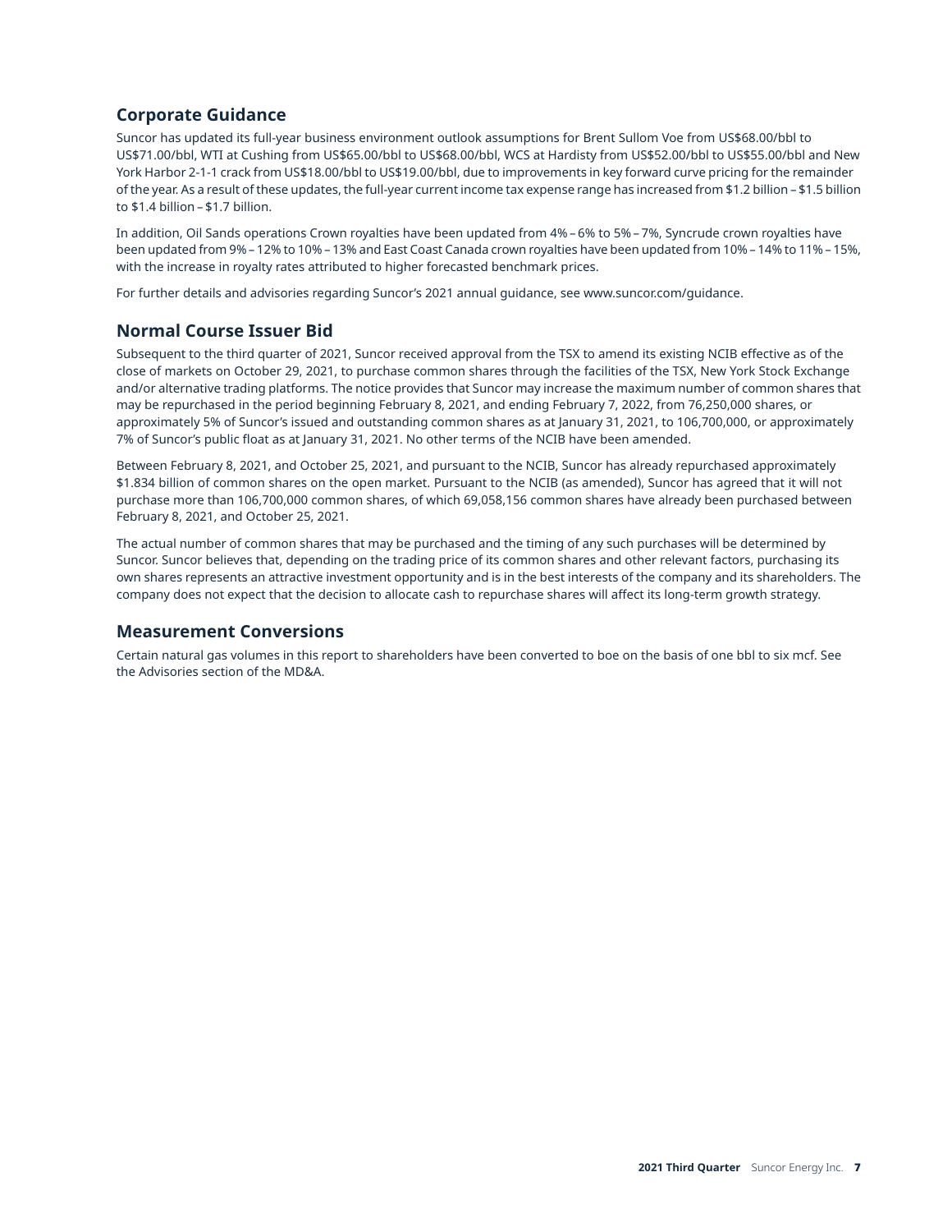## Corporate Guidance

Suncor has updated its full-year business environment outlook assumptions for Brent Sullom Voe from US$68.00/bbl to US$71.00/bbl, WTI at Cushing from US$65.00/bbl to US$68.00/bbl, WCS at Hardisty from US$52.00/bbl to US$55.00/bbl and New York Harbor 2-1-1 crack from US$18.00/bbl to US$19.00/bbl, due to improvements in key forward curve pricing for the remainder of the year. As a result of these updates, the full-year current income tax expense range has increased from $1.2 billion – $1.5 billion to $1.4 billion – $1.7 billion.

In addition, Oil Sands operations Crown royalties have been updated from 4% – 6% to 5% – 7%, Syncrude crown royalties have been updated from 9% – 12% to 10% – 13% and East Coast Canada crown royalties have been updated from 10% – 14% to 11% – 15%, with the increase in royalty rates attributed to higher forecasted benchmark prices.

For further details and advisories regarding Suncor's 2021 annual guidance, see www.suncor.com/guidance.

## Normal Course Issuer Bid

Subsequent to the third quarter of 2021, Suncor received approval from the TSX to amend its existing NCIB effective as of the close of markets on October 29, 2021, to purchase common shares through the facilities of the TSX, New York Stock Exchange and/or alternative trading platforms. The notice provides that Suncor may increase the maximum number of common shares that may be repurchased in the period beginning February 8, 2021, and ending February 7, 2022, from 76,250,000 shares, or approximately 5% of Suncor's issued and outstanding common shares as at January 31, 2021, to 106,700,000, or approximately 7% of Suncor's public float as at January 31, 2021. No other terms of the NCIB have been amended.

Between February 8, 2021, and October 25, 2021, and pursuant to the NCIB, Suncor has already repurchased approximately $1.834 billion of common shares on the open market. Pursuant to the NCIB (as amended), Suncor has agreed that it will not purchase more than 106,700,000 common shares, of which 69,058,156 common shares have already been purchased between February 8, 2021, and October 25, 2021.

The actual number of common shares that may be purchased and the timing of any such purchases will be determined by Suncor. Suncor believes that, depending on the trading price of its common shares and other relevant factors, purchasing its own shares represents an attractive investment opportunity and is in the best interests of the company and its shareholders. The company does not expect that the decision to allocate cash to repurchase shares will affect its long-term growth strategy.

## Measurement Conversions

Certain natural gas volumes in this report to shareholders have been converted to boe on the basis of one bbl to six mcf. See the Advisories section of the MD&A.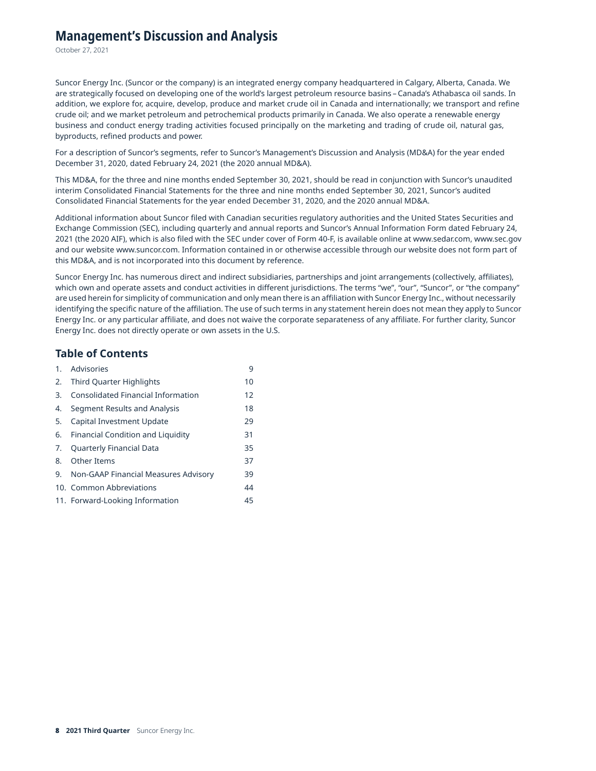# Management's Discussion and Analysis

October 27, 2021

Suncor Energy Inc. (Suncor or the company) is an integrated energy company headquartered in Calgary, Alberta, Canada. We are strategically focused on developing one of the world's largest petroleum resource basins – Canada's Athabasca oil sands. In addition, we explore for, acquire, develop, produce and market crude oil in Canada and internationally; we transport and refine crude oil; and we market petroleum and petrochemical products primarily in Canada. We also operate a renewable energy business and conduct energy trading activities focused principally on the marketing and trading of crude oil, natural gas, byproducts, refined products and power.

For a description of Suncor's segments, refer to Suncor's Management's Discussion and Analysis (MD&A) for the year ended December 31, 2020, dated February 24, 2021 (the 2020 annual MD&A).

This MD&A, for the three and nine months ended September 30, 2021, should be read in conjunction with Suncor's unaudited interim Consolidated Financial Statements for the three and nine months ended September 30, 2021, Suncor's audited Consolidated Financial Statements for the year ended December 31, 2020, and the 2020 annual MD&A.

Additional information about Suncor filed with Canadian securities regulatory authorities and the United States Securities and Exchange Commission (SEC), including quarterly and annual reports and Suncor's Annual Information Form dated February 24, 2021 (the 2020 AIF), which is also filed with the SEC under cover of Form 40-F, is available online at www.sedar.com, www.sec.gov and our website www.suncor.com. Information contained in or otherwise accessible through our website does not form part of this MD&A, and is not incorporated into this document by reference.

Suncor Energy Inc. has numerous direct and indirect subsidiaries, partnerships and joint arrangements (collectively, affiliates), which own and operate assets and conduct activities in different jurisdictions. The terms "we", "our", "Suncor", or "the company" are used herein for simplicity of communication and only mean there is an affiliation with Suncor Energy Inc., without necessarily identifying the specific nature of the affiliation. The use of such terms in any statement herein does not mean they apply to Suncor Energy Inc. or any particular affiliate, and does not waive the corporate separateness of any affiliate. For further clarity, Suncor Energy Inc. does not directly operate or own assets in the U.S.

## Table of Contents

| | | |
|---|---|---|
| 1. | Advisories | 9 |
| 2. | Third Quarter Highlights | 10 |
| 3. | Consolidated Financial Information | 12 |
| 4. | Segment Results and Analysis | 18 |
| 5. | Capital Investment Update | 29 |
| 6. | Financial Condition and Liquidity | 31 |
| 7. | Quarterly Financial Data | 35 |
| 8. | Other Items | 37 |
| 9. | Non-GAAP Financial Measures Advisory | 39 |
| 10. | Common Abbreviations | 44 |
| 11. | Forward-Looking Information | 45 |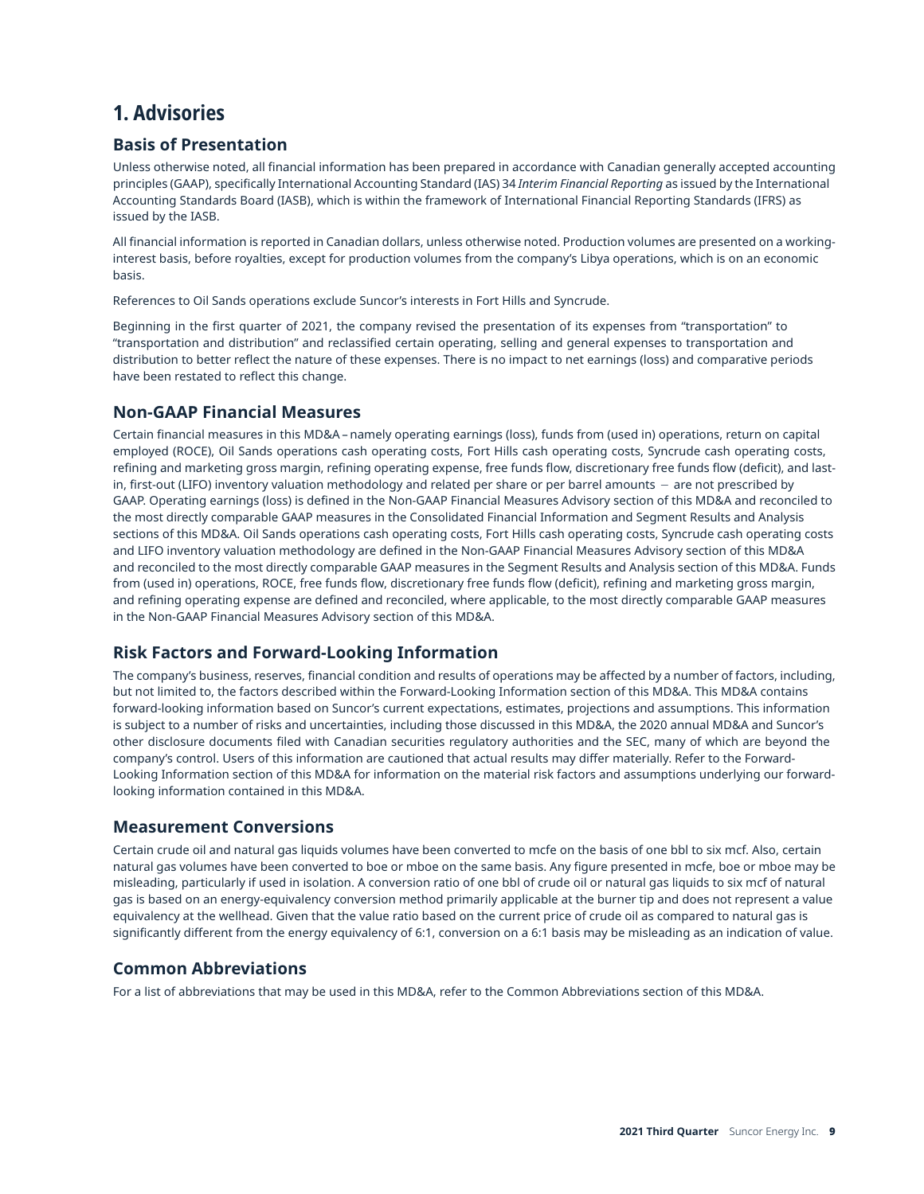# 1. Advisories

## Basis of Presentation

Unless otherwise noted, all financial information has been prepared in accordance with Canadian generally accepted accounting principles (GAAP), specifically International Accounting Standard (IAS) 34 *Interim Financial Reporting* as issued by the International Accounting Standards Board (IASB), which is within the framework of International Financial Reporting Standards (IFRS) as issued by the IASB.

All financial information is reported in Canadian dollars, unless otherwise noted. Production volumes are presented on a working-interest basis, before royalties, except for production volumes from the company's Libya operations, which is on an economic basis.

References to Oil Sands operations exclude Suncor's interests in Fort Hills and Syncrude.

Beginning in the first quarter of 2021, the company revised the presentation of its expenses from "transportation" to "transportation and distribution" and reclassified certain operating, selling and general expenses to transportation and distribution to better reflect the nature of these expenses. There is no impact to net earnings (loss) and comparative periods have been restated to reflect this change.

## Non-GAAP Financial Measures

Certain financial measures in this MD&A – namely operating earnings (loss), funds from (used in) operations, return on capital employed (ROCE), Oil Sands operations cash operating costs, Fort Hills cash operating costs, Syncrude cash operating costs, refining and marketing gross margin, refining operating expense, free funds flow, discretionary free funds flow (deficit), and last-in, first-out (LIFO) inventory valuation methodology and related per share or per barrel amounts − are not prescribed by GAAP. Operating earnings (loss) is defined in the Non-GAAP Financial Measures Advisory section of this MD&A and reconciled to the most directly comparable GAAP measures in the Consolidated Financial Information and Segment Results and Analysis sections of this MD&A. Oil Sands operations cash operating costs, Fort Hills cash operating costs, Syncrude cash operating costs and LIFO inventory valuation methodology are defined in the Non-GAAP Financial Measures Advisory section of this MD&A and reconciled to the most directly comparable GAAP measures in the Segment Results and Analysis section of this MD&A. Funds from (used in) operations, ROCE, free funds flow, discretionary free funds flow (deficit), refining and marketing gross margin, and refining operating expense are defined and reconciled, where applicable, to the most directly comparable GAAP measures in the Non-GAAP Financial Measures Advisory section of this MD&A.

## Risk Factors and Forward-Looking Information

The company's business, reserves, financial condition and results of operations may be affected by a number of factors, including, but not limited to, the factors described within the Forward-Looking Information section of this MD&A. This MD&A contains forward-looking information based on Suncor's current expectations, estimates, projections and assumptions. This information is subject to a number of risks and uncertainties, including those discussed in this MD&A, the 2020 annual MD&A and Suncor's other disclosure documents filed with Canadian securities regulatory authorities and the SEC, many of which are beyond the company's control. Users of this information are cautioned that actual results may differ materially. Refer to the Forward-Looking Information section of this MD&A for information on the material risk factors and assumptions underlying our forward-looking information contained in this MD&A.

## Measurement Conversions

Certain crude oil and natural gas liquids volumes have been converted to mcfe on the basis of one bbl to six mcf. Also, certain natural gas volumes have been converted to boe or mboe on the same basis. Any figure presented in mcfe, boe or mboe may be misleading, particularly if used in isolation. A conversion ratio of one bbl of crude oil or natural gas liquids to six mcf of natural gas is based on an energy-equivalency conversion method primarily applicable at the burner tip and does not represent a value equivalency at the wellhead. Given that the value ratio based on the current price of crude oil as compared to natural gas is significantly different from the energy equivalency of 6:1, conversion on a 6:1 basis may be misleading as an indication of value.

## Common Abbreviations

For a list of abbreviations that may be used in this MD&A, refer to the Common Abbreviations section of this MD&A.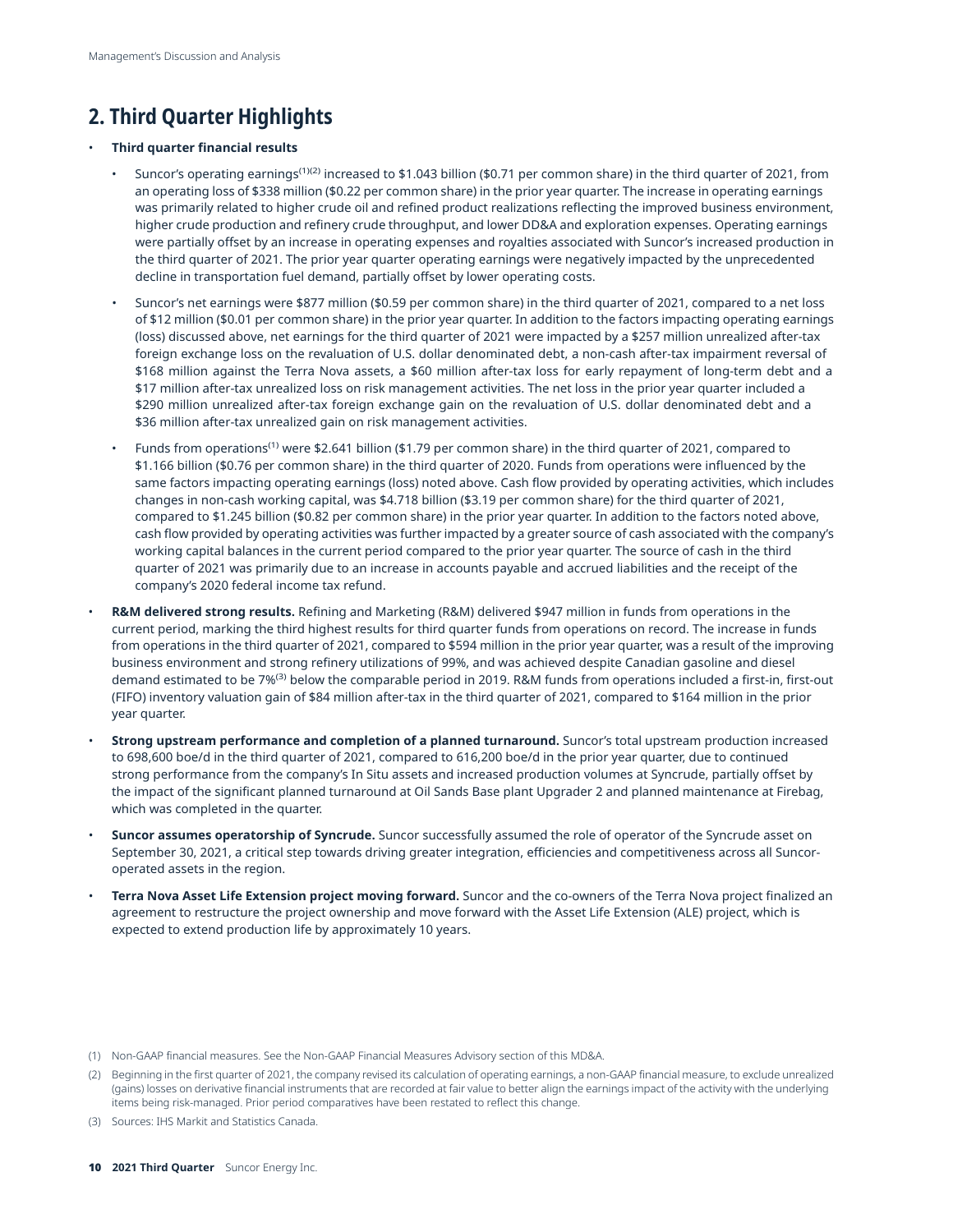## 2. Third Quarter Highlights

- **Third quarter financial results**
  - Suncor's operating earnings[1][2] increased to $1.043 billion ($0.71 per common share) in the third quarter of 2021, from an operating loss of $338 million ($0.22 per common share) in the prior year quarter. The increase in operating earnings was primarily related to higher crude oil and refined product realizations reflecting the improved business environment, higher crude production and refinery crude throughput, and lower DD&A and exploration expenses. Operating earnings were partially offset by an increase in operating expenses and royalties associated with Suncor's increased production in the third quarter of 2021. The prior year quarter operating earnings were negatively impacted by the unprecedented decline in transportation fuel demand, partially offset by lower operating costs.
  - Suncor's net earnings were $877 million ($0.59 per common share) in the third quarter of 2021, compared to a net loss of $12 million ($0.01 per common share) in the prior year quarter. In addition to the factors impacting operating earnings (loss) discussed above, net earnings for the third quarter of 2021 were impacted by a $257 million unrealized after-tax foreign exchange loss on the revaluation of U.S. dollar denominated debt, a non-cash after-tax impairment reversal of $168 million against the Terra Nova assets, a $60 million after-tax loss for early repayment of long-term debt and a $17 million after-tax unrealized loss on risk management activities. The net loss in the prior year quarter included a $290 million unrealized after-tax foreign exchange gain on the revaluation of U.S. dollar denominated debt and a $36 million after-tax unrealized gain on risk management activities.
  - Funds from operations[1] were $2.641 billion ($1.79 per common share) in the third quarter of 2021, compared to $1.166 billion ($0.76 per common share) in the third quarter of 2020. Funds from operations were influenced by the same factors impacting operating earnings (loss) noted above. Cash flow provided by operating activities, which includes changes in non-cash working capital, was $4.718 billion ($3.19 per common share) for the third quarter of 2021, compared to $1.245 billion ($0.82 per common share) in the prior year quarter. In addition to the factors noted above, cash flow provided by operating activities was further impacted by a greater source of cash associated with the company's working capital balances in the current period compared to the prior year quarter. The source of cash in the third quarter of 2021 was primarily due to an increase in accounts payable and accrued liabilities and the receipt of the company's 2020 federal income tax refund.
- **R&M delivered strong results.** Refining and Marketing (R&M) delivered $947 million in funds from operations in the current period, marking the third highest results for third quarter funds from operations on record. The increase in funds from operations in the third quarter of 2021, compared to $594 million in the prior year quarter, was a result of the improving business environment and strong refinery utilizations of 99%, and was achieved despite Canadian gasoline and diesel demand estimated to be 7%[3] below the comparable period in 2019. R&M funds from operations included a first-in, first-out (FIFO) inventory valuation gain of $84 million after-tax in the third quarter of 2021, compared to $164 million in the prior year quarter.
- **Strong upstream performance and completion of a planned turnaround.** Suncor's total upstream production increased to 698,600 boe/d in the third quarter of 2021, compared to 616,200 boe/d in the prior year quarter, due to continued strong performance from the company's In Situ assets and increased production volumes at Syncrude, partially offset by the impact of the significant planned turnaround at Oil Sands Base plant Upgrader 2 and planned maintenance at Firebag, which was completed in the quarter.
- **Suncor assumes operatorship of Syncrude.** Suncor successfully assumed the role of operator of the Syncrude asset on September 30, 2021, a critical step towards driving greater integration, efficiencies and competitiveness across all Suncor-operated assets in the region.
- **Terra Nova Asset Life Extension project moving forward.** Suncor and the co-owners of the Terra Nova project finalized an agreement to restructure the project ownership and move forward with the Asset Life Extension (ALE) project, which is expected to extend production life by approximately 10 years.

(1) Non-GAAP financial measures. See the Non-GAAP Financial Measures Advisory section of this MD&A.

(2) Beginning in the first quarter of 2021, the company revised its calculation of operating earnings, a non-GAAP financial measure, to exclude unrealized (gains) losses on derivative financial instruments that are recorded at fair value to better align the earnings impact of the activity with the underlying items being risk-managed. Prior period comparatives have been restated to reflect this change.

(3) Sources: IHS Markit and Statistics Canada.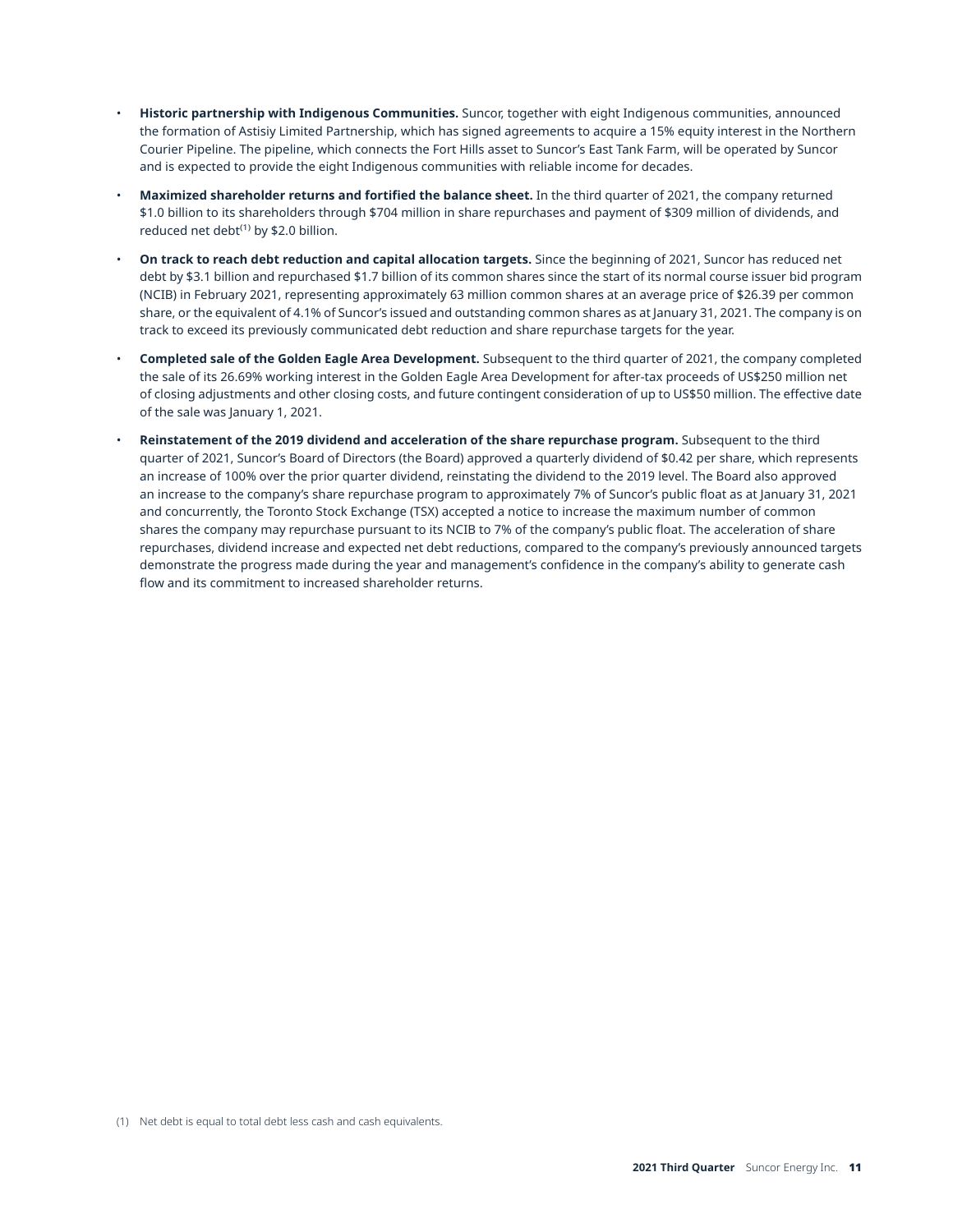- **Historic partnership with Indigenous Communities.** Suncor, together with eight Indigenous communities, announced the formation of Astisiy Limited Partnership, which has signed agreements to acquire a 15% equity interest in the Northern Courier Pipeline. The pipeline, which connects the Fort Hills asset to Suncor's East Tank Farm, will be operated by Suncor and is expected to provide the eight Indigenous communities with reliable income for decades.
- **Maximized shareholder returns and fortified the balance sheet.** In the third quarter of 2021, the company returned $1.0 billion to its shareholders through $704 million in share repurchases and payment of $309 million of dividends, and reduced net debt[1] by $2.0 billion.
- **On track to reach debt reduction and capital allocation targets.** Since the beginning of 2021, Suncor has reduced net debt by $3.1 billion and repurchased $1.7 billion of its common shares since the start of its normal course issuer bid program (NCIB) in February 2021, representing approximately 63 million common shares at an average price of $26.39 per common share, or the equivalent of 4.1% of Suncor's issued and outstanding common shares as at January 31, 2021. The company is on track to exceed its previously communicated debt reduction and share repurchase targets for the year.
- **Completed sale of the Golden Eagle Area Development.** Subsequent to the third quarter of 2021, the company completed the sale of its 26.69% working interest in the Golden Eagle Area Development for after-tax proceeds of US$250 million net of closing adjustments and other closing costs, and future contingent consideration of up to US$50 million. The effective date of the sale was January 1, 2021.
- **Reinstatement of the 2019 dividend and acceleration of the share repurchase program.** Subsequent to the third quarter of 2021, Suncor's Board of Directors (the Board) approved a quarterly dividend of $0.42 per share, which represents an increase of 100% over the prior quarter dividend, reinstating the dividend to the 2019 level. The Board also approved an increase to the company's share repurchase program to approximately 7% of Suncor's public float as at January 31, 2021 and concurrently, the Toronto Stock Exchange (TSX) accepted a notice to increase the maximum number of common shares the company may repurchase pursuant to its NCIB to 7% of the company's public float. The acceleration of share repurchases, dividend increase and expected net debt reductions, compared to the company's previously announced targets demonstrate the progress made during the year and management's confidence in the company's ability to generate cash flow and its commitment to increased shareholder returns.

(1) Net debt is equal to total debt less cash and cash equivalents.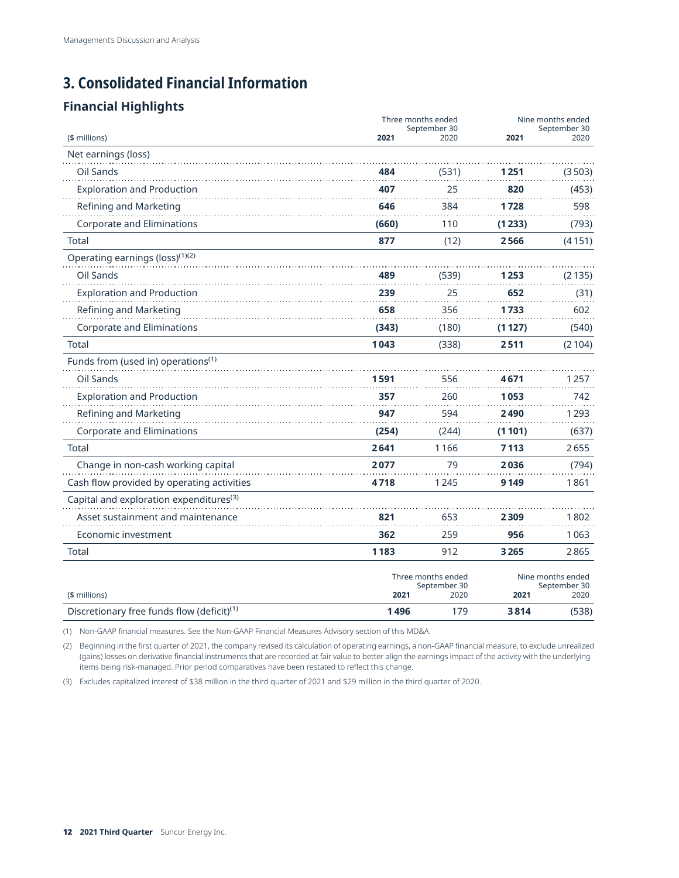# 3. Consolidated Financial Information

## Financial Highlights

| ($ millions) | Three months ended September 30 | | Nine months ended September 30 | |
|---|---|---|---|---|
| | **2021** | 2020 | **2021** | 2020 |
| **Net earnings (loss)** | | | | |
| Oil Sands | **484** | (531) | **1 251** | (3 503) |
| Exploration and Production | **407** | 25 | **820** | (453) |
| Refining and Marketing | **646** | 384 | **1 728** | 598 |
| Corporate and Eliminations | **(660)** | 110 | **(1 233)** | (793) |
| Total | **877** | (12) | **2 566** | (4 151) |
| **Operating earnings (loss)[(1)(2)]** | | | | |
| Oil Sands | **489** | (539) | **1 253** | (2 135) |
| Exploration and Production | **239** | 25 | **652** | (31) |
| Refining and Marketing | **658** | 356 | **1 733** | 602 |
| Corporate and Eliminations | **(343)** | (180) | **(1 127)** | (540) |
| Total | **1 043** | (338) | **2 511** | (2 104) |
| **Funds from (used in) operations[(1)]** | | | | |
| Oil Sands | **1 591** | 556 | **4 671** | 1 257 |
| Exploration and Production | **357** | 260 | **1 053** | 742 |
| Refining and Marketing | **947** | 594 | **2 490** | 1 293 |
| Corporate and Eliminations | **(254)** | (244) | **(1 101)** | (637) |
| Total | **2 641** | 1 166 | **7 113** | 2 655 |
| Change in non-cash working capital | **2 077** | 79 | **2 036** | (794) |
| Cash flow provided by operating activities | **4 718** | 1 245 | **9 149** | 1 861 |
| **Capital and exploration expenditures[(3)]** | | | | |
| Asset sustainment and maintenance | **821** | 653 | **2 309** | 1 802 |
| Economic investment | **362** | 259 | **956** | 1 063 |
| Total | **1 183** | 912 | **3 265** | 2 865 |

| ($ millions) | Three months ended September 30 | | Nine months ended September 30 | |
|---|---|---|---|---|
| | **2021** | 2020 | **2021** | 2020 |
| Discretionary free funds flow (deficit)[(1)] | **1 496** | 179 | **3 814** | (538) |

(1) Non-GAAP financial measures. See the Non-GAAP Financial Measures Advisory section of this MD&A.

(2) Beginning in the first quarter of 2021, the company revised its calculation of operating earnings, a non-GAAP financial measure, to exclude unrealized (gains) losses on derivative financial instruments that are recorded at fair value to better align the earnings impact of the activity with the underlying items being risk-managed. Prior period comparatives have been restated to reflect this change.

(3) Excludes capitalized interest of $38 million in the third quarter of 2021 and $29 million in the third quarter of 2020.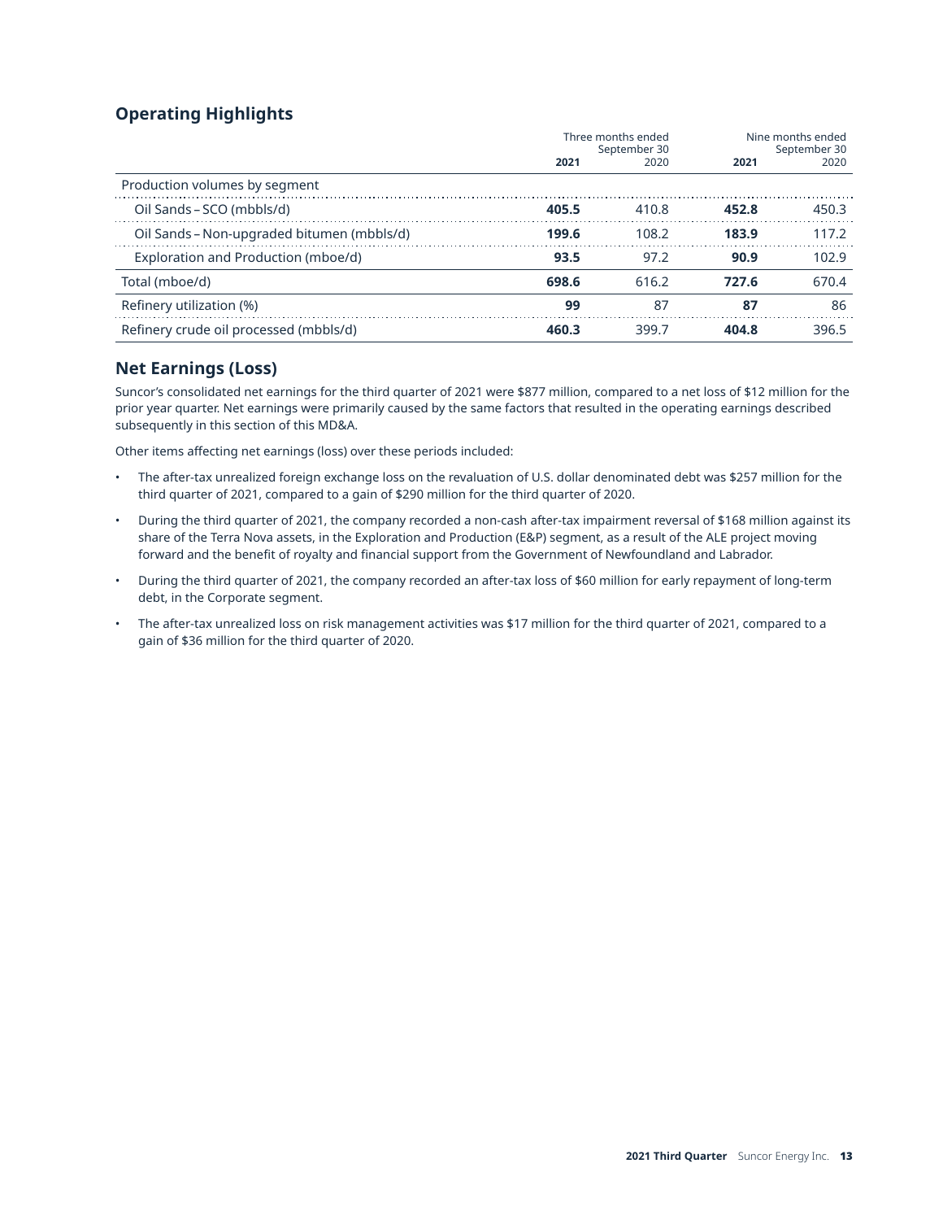## Operating Highlights

| | Three months ended September 30 | | Nine months ended September 30 | |
|---|---|---|---|---|
| | **2021** | 2020 | **2021** | 2020 |
| Production volumes by segment | | | | |
| Oil Sands – SCO (mbbls/d) | **405.5** | 410.8 | **452.8** | 450.3 |
| Oil Sands – Non-upgraded bitumen (mbbls/d) | **199.6** | 108.2 | **183.9** | 117.2 |
| Exploration and Production (mboe/d) | **93.5** | 97.2 | **90.9** | 102.9 |
| Total (mboe/d) | **698.6** | 616.2 | **727.6** | 670.4 |
| Refinery utilization (%) | **99** | 87 | **87** | 86 |
| Refinery crude oil processed (mbbls/d) | **460.3** | 399.7 | **404.8** | 396.5 |

## Net Earnings (Loss)

Suncor's consolidated net earnings for the third quarter of 2021 were $877 million, compared to a net loss of $12 million for the prior year quarter. Net earnings were primarily caused by the same factors that resulted in the operating earnings described subsequently in this section of this MD&A.

Other items affecting net earnings (loss) over these periods included:

- The after-tax unrealized foreign exchange loss on the revaluation of U.S. dollar denominated debt was $257 million for the third quarter of 2021, compared to a gain of $290 million for the third quarter of 2020.
- During the third quarter of 2021, the company recorded a non-cash after-tax impairment reversal of $168 million against its share of the Terra Nova assets, in the Exploration and Production (E&P) segment, as a result of the ALE project moving forward and the benefit of royalty and financial support from the Government of Newfoundland and Labrador.
- During the third quarter of 2021, the company recorded an after-tax loss of $60 million for early repayment of long-term debt, in the Corporate segment.
- The after-tax unrealized loss on risk management activities was $17 million for the third quarter of 2021, compared to a gain of $36 million for the third quarter of 2020.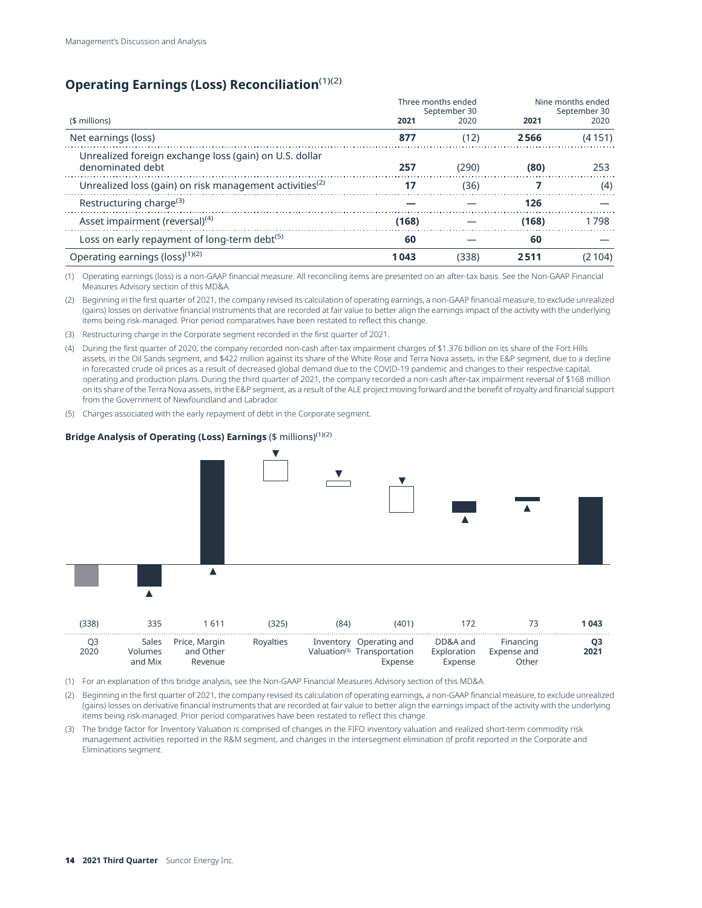## Operating Earnings (Loss) Reconciliation[(1)(2)]

| ($ millions) | Three months ended September 30 2021 | Three months ended September 30 2020 | Nine months ended September 30 2021 | Nine months ended September 30 2020 |
|---|---|---|---|---|
| Net earnings (loss) | **877** | (12) | **2 566** | (4 151) |
| Unrealized foreign exchange loss (gain) on U.S. dollar denominated debt | **257** | (290) | **(80)** | 253 |
| Unrealized loss (gain) on risk management activities[(2)] | **17** | (36) | **7** | (4) |
| Restructuring charge[(3)] | **—** | — | **126** | — |
| Asset impairment (reversal)[(4)] | **(168)** | — | **(168)** | 1 798 |
| Loss on early repayment of long-term debt[(5)] | **60** | — | **60** | — |
| Operating earnings (loss)[(1)(2)] | **1 043** | (338) | **2 511** | (2 104) |

(1) Operating earnings (loss) is a non-GAAP financial measure. All reconciling items are presented on an after-tax basis. See the Non-GAAP Financial Measures Advisory section of this MD&A.

(2) Beginning in the first quarter of 2021, the company revised its calculation of operating earnings, a non-GAAP financial measure, to exclude unrealized (gains) losses on derivative financial instruments that are recorded at fair value to better align the earnings impact of the activity with the underlying items being risk-managed. Prior period comparatives have been restated to reflect this change.

(3) Restructuring charge in the Corporate segment recorded in the first quarter of 2021.

(4) During the first quarter of 2020, the company recorded non-cash after-tax impairment charges of $1.376 billion on its share of the Fort Hills assets, in the Oil Sands segment, and $422 million against its share of the White Rose and Terra Nova assets, in the E&P segment, due to a decline in forecasted crude oil prices as a result of decreased global demand due to the COVID-19 pandemic and changes to their respective capital, operating and production plans. During the third quarter of 2021, the company recorded a non-cash after-tax impairment reversal of $168 million on its share of the Terra Nova assets, in the E&P segment, as a result of the ALE project moving forward and the benefit of royalty and financial support from the Government of Newfoundland and Labrador.

(5) Charges associated with the early repayment of debt in the Corporate segment.

**Bridge Analysis of Operating (Loss) Earnings** ($ millions)[(1)(2)]

| Q3 2020 | Sales Volumes and Mix | Price, Margin and Other Revenue | Royalties | Inventory Valuation[(3)] | Operating and Transportation Expense | DD&A and Exploration Expense | Financing Expense and Other | Q3 2021 |
|---|---|---|---|---|---|---|---|---|
| (338) | 335 | 1 611 | (325) | (84) | (401) | 172 | 73 | **1 043** |

(1) For an explanation of this bridge analysis, see the Non-GAAP Financial Measures Advisory section of this MD&A.

(2) Beginning in the first quarter of 2021, the company revised its calculation of operating earnings, a non-GAAP financial measure, to exclude unrealized (gains) losses on derivative financial instruments that are recorded at fair value to better align the earnings impact of the activity with the underlying items being risk-managed. Prior period comparatives have been restated to reflect this change.

(3) The bridge factor for Inventory Valuation is comprised of changes in the FIFO inventory valuation and realized short-term commodity risk management activities reported in the R&M segment, and changes in the intersegment elimination of profit reported in the Corporate and Eliminations segment.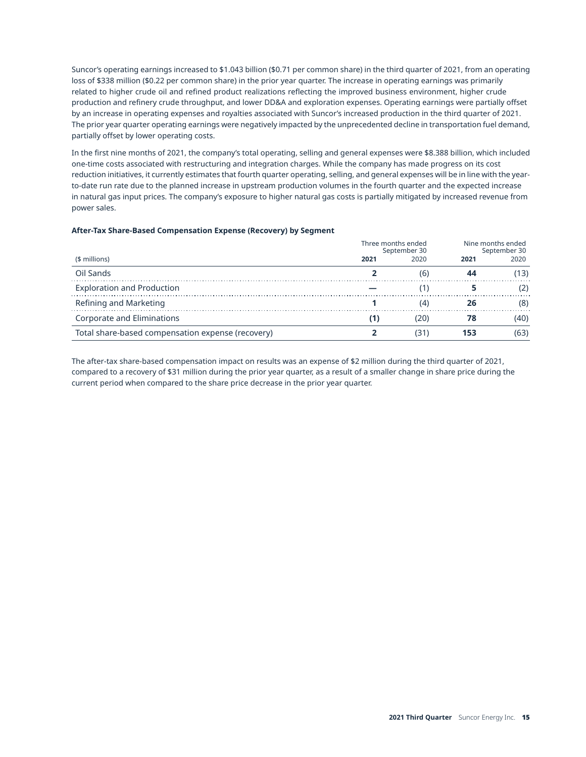Suncor's operating earnings increased to $1.043 billion ($0.71 per common share) in the third quarter of 2021, from an operating loss of $338 million ($0.22 per common share) in the prior year quarter. The increase in operating earnings was primarily related to higher crude oil and refined product realizations reflecting the improved business environment, higher crude production and refinery crude throughput, and lower DD&A and exploration expenses. Operating earnings were partially offset by an increase in operating expenses and royalties associated with Suncor's increased production in the third quarter of 2021. The prior year quarter operating earnings were negatively impacted by the unprecedented decline in transportation fuel demand, partially offset by lower operating costs.

In the first nine months of 2021, the company's total operating, selling and general expenses were $8.388 billion, which included one-time costs associated with restructuring and integration charges. While the company has made progress on its cost reduction initiatives, it currently estimates that fourth quarter operating, selling, and general expenses will be in line with the year-to-date run rate due to the planned increase in upstream production volumes in the fourth quarter and the expected increase in natural gas input prices. The company's exposure to higher natural gas costs is partially mitigated by increased revenue from power sales.

**After-Tax Share-Based Compensation Expense (Recovery) by Segment**

| | Three months ended September 30 | | Nine months ended September 30 | |
|---|---|---|---|---|
| ($ millions) | **2021** | 2020 | **2021** | 2020 |
| Oil Sands | **2** | (6) | **44** | (13) |
| Exploration and Production | **—** | (1) | **5** | (2) |
| Refining and Marketing | **1** | (4) | **26** | (8) |
| Corporate and Eliminations | **(1)** | (20) | **78** | (40) |
| Total share-based compensation expense (recovery) | **2** | (31) | **153** | (63) |

The after-tax share-based compensation impact on results was an expense of $2 million during the third quarter of 2021, compared to a recovery of $31 million during the prior year quarter, as a result of a smaller change in share price during the current period when compared to the share price decrease in the prior year quarter.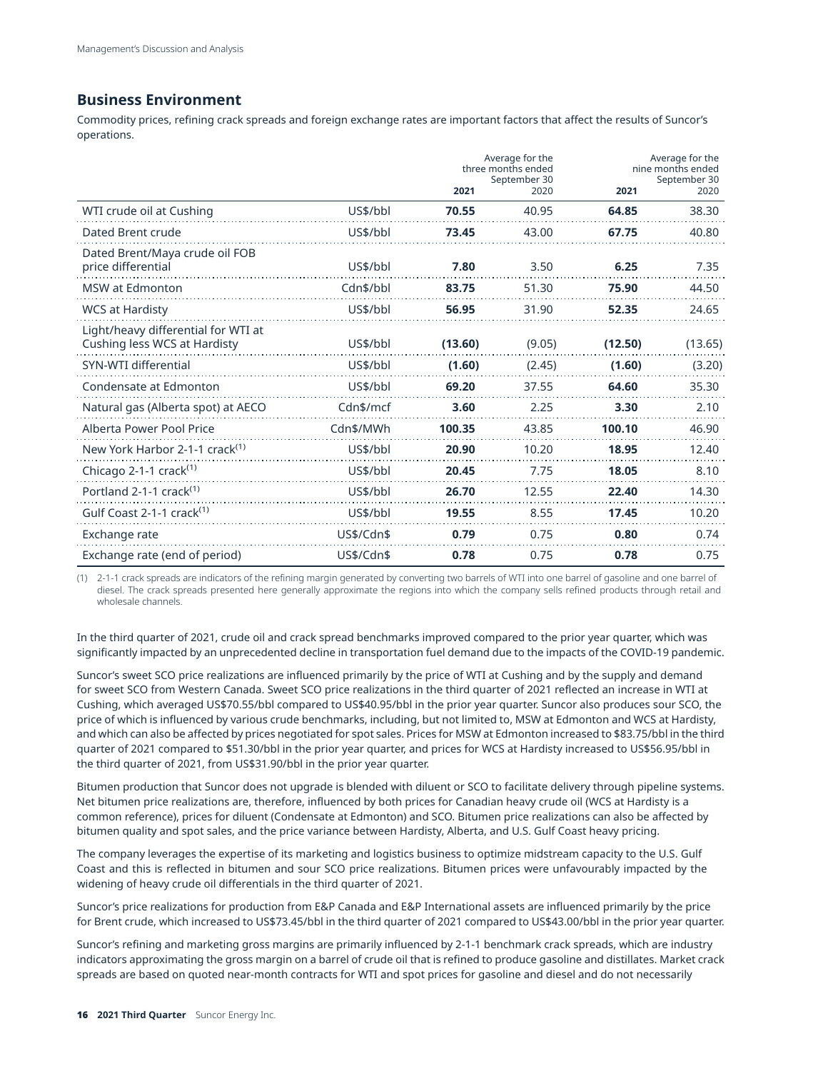## Business Environment

Commodity prices, refining crack spreads and foreign exchange rates are important factors that affect the results of Suncor's operations.

| | | Average for the three months ended September 30 | | Average for the nine months ended September 30 | |
|---|---|---|---|---|---|
| | | **2021** | 2020 | **2021** | 2020 |
| WTI crude oil at Cushing | US$/bbl | **70.55** | 40.95 | **64.85** | 38.30 |
| Dated Brent crude | US$/bbl | **73.45** | 43.00 | **67.75** | 40.80 |
| Dated Brent/Maya crude oil FOB price differential | US$/bbl | **7.80** | 3.50 | **6.25** | 7.35 |
| MSW at Edmonton | Cdn$/bbl | **83.75** | 51.30 | **75.90** | 44.50 |
| WCS at Hardisty | US$/bbl | **56.95** | 31.90 | **52.35** | 24.65 |
| Light/heavy differential for WTI at Cushing less WCS at Hardisty | US$/bbl | **(13.60)** | (9.05) | **(12.50)** | (13.65) |
| SYN-WTI differential | US$/bbl | **(1.60)** | (2.45) | **(1.60)** | (3.20) |
| Condensate at Edmonton | US$/bbl | **69.20** | 37.55 | **64.60** | 35.30 |
| Natural gas (Alberta spot) at AECO | Cdn$/mcf | **3.60** | 2.25 | **3.30** | 2.10 |
| Alberta Power Pool Price | Cdn$/MWh | **100.35** | 43.85 | **100.10** | 46.90 |
| New York Harbor 2-1-1 crack[1] | US$/bbl | **20.90** | 10.20 | **18.95** | 12.40 |
| Chicago 2-1-1 crack[1] | US$/bbl | **20.45** | 7.75 | **18.05** | 8.10 |
| Portland 2-1-1 crack[1] | US$/bbl | **26.70** | 12.55 | **22.40** | 14.30 |
| Gulf Coast 2-1-1 crack[1] | US$/bbl | **19.55** | 8.55 | **17.45** | 10.20 |
| Exchange rate | US$/Cdn$ | **0.79** | 0.75 | **0.80** | 0.74 |
| Exchange rate (end of period) | US$/Cdn$ | **0.78** | 0.75 | **0.78** | 0.75 |

(1) 2-1-1 crack spreads are indicators of the refining margin generated by converting two barrels of WTI into one barrel of gasoline and one barrel of diesel. The crack spreads presented here generally approximate the regions into which the company sells refined products through retail and wholesale channels.

In the third quarter of 2021, crude oil and crack spread benchmarks improved compared to the prior year quarter, which was significantly impacted by an unprecedented decline in transportation fuel demand due to the impacts of the COVID-19 pandemic.

Suncor's sweet SCO price realizations are influenced primarily by the price of WTI at Cushing and by the supply and demand for sweet SCO from Western Canada. Sweet SCO price realizations in the third quarter of 2021 reflected an increase in WTI at Cushing, which averaged US$70.55/bbl compared to US$40.95/bbl in the prior year quarter. Suncor also produces sour SCO, the price of which is influenced by various crude benchmarks, including, but not limited to, MSW at Edmonton and WCS at Hardisty, and which can also be affected by prices negotiated for spot sales. Prices for MSW at Edmonton increased to $83.75/bbl in the third quarter of 2021 compared to $51.30/bbl in the prior year quarter, and prices for WCS at Hardisty increased to US$56.95/bbl in the third quarter of 2021, from US$31.90/bbl in the prior year quarter.

Bitumen production that Suncor does not upgrade is blended with diluent or SCO to facilitate delivery through pipeline systems. Net bitumen price realizations are, therefore, influenced by both prices for Canadian heavy crude oil (WCS at Hardisty is a common reference), prices for diluent (Condensate at Edmonton) and SCO. Bitumen price realizations can also be affected by bitumen quality and spot sales, and the price variance between Hardisty, Alberta, and U.S. Gulf Coast heavy pricing.

The company leverages the expertise of its marketing and logistics business to optimize midstream capacity to the U.S. Gulf Coast and this is reflected in bitumen and sour SCO price realizations. Bitumen prices were unfavourably impacted by the widening of heavy crude oil differentials in the third quarter of 2021.

Suncor's price realizations for production from E&P Canada and E&P International assets are influenced primarily by the price for Brent crude, which increased to US$73.45/bbl in the third quarter of 2021 compared to US$43.00/bbl in the prior year quarter.

Suncor's refining and marketing gross margins are primarily influenced by 2-1-1 benchmark crack spreads, which are industry indicators approximating the gross margin on a barrel of crude oil that is refined to produce gasoline and distillates. Market crack spreads are based on quoted near-month contracts for WTI and spot prices for gasoline and diesel and do not necessarily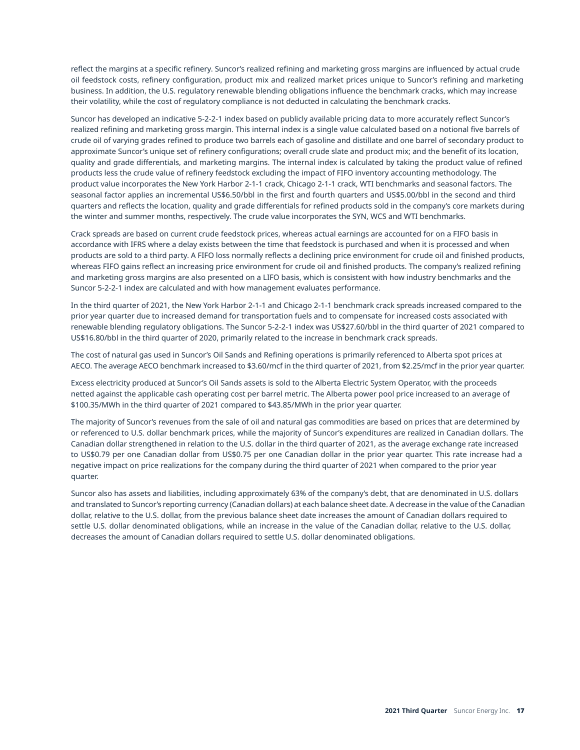reflect the margins at a specific refinery. Suncor's realized refining and marketing gross margins are influenced by actual crude oil feedstock costs, refinery configuration, product mix and realized market prices unique to Suncor's refining and marketing business. In addition, the U.S. regulatory renewable blending obligations influence the benchmark cracks, which may increase their volatility, while the cost of regulatory compliance is not deducted in calculating the benchmark cracks.

Suncor has developed an indicative 5-2-2-1 index based on publicly available pricing data to more accurately reflect Suncor's realized refining and marketing gross margin. This internal index is a single value calculated based on a notional five barrels of crude oil of varying grades refined to produce two barrels each of gasoline and distillate and one barrel of secondary product to approximate Suncor's unique set of refinery configurations; overall crude slate and product mix; and the benefit of its location, quality and grade differentials, and marketing margins. The internal index is calculated by taking the product value of refined products less the crude value of refinery feedstock excluding the impact of FIFO inventory accounting methodology. The product value incorporates the New York Harbor 2-1-1 crack, Chicago 2-1-1 crack, WTI benchmarks and seasonal factors. The seasonal factor applies an incremental US$6.50/bbl in the first and fourth quarters and US$5.00/bbl in the second and third quarters and reflects the location, quality and grade differentials for refined products sold in the company's core markets during the winter and summer months, respectively. The crude value incorporates the SYN, WCS and WTI benchmarks.

Crack spreads are based on current crude feedstock prices, whereas actual earnings are accounted for on a FIFO basis in accordance with IFRS where a delay exists between the time that feedstock is purchased and when it is processed and when products are sold to a third party. A FIFO loss normally reflects a declining price environment for crude oil and finished products, whereas FIFO gains reflect an increasing price environment for crude oil and finished products. The company's realized refining and marketing gross margins are also presented on a LIFO basis, which is consistent with how industry benchmarks and the Suncor 5-2-2-1 index are calculated and with how management evaluates performance.

In the third quarter of 2021, the New York Harbor 2-1-1 and Chicago 2-1-1 benchmark crack spreads increased compared to the prior year quarter due to increased demand for transportation fuels and to compensate for increased costs associated with renewable blending regulatory obligations. The Suncor 5-2-2-1 index was US$27.60/bbl in the third quarter of 2021 compared to US$16.80/bbl in the third quarter of 2020, primarily related to the increase in benchmark crack spreads.

The cost of natural gas used in Suncor's Oil Sands and Refining operations is primarily referenced to Alberta spot prices at AECO. The average AECO benchmark increased to $3.60/mcf in the third quarter of 2021, from $2.25/mcf in the prior year quarter.

Excess electricity produced at Suncor's Oil Sands assets is sold to the Alberta Electric System Operator, with the proceeds netted against the applicable cash operating cost per barrel metric. The Alberta power pool price increased to an average of $100.35/MWh in the third quarter of 2021 compared to $43.85/MWh in the prior year quarter.

The majority of Suncor's revenues from the sale of oil and natural gas commodities are based on prices that are determined by or referenced to U.S. dollar benchmark prices, while the majority of Suncor's expenditures are realized in Canadian dollars. The Canadian dollar strengthened in relation to the U.S. dollar in the third quarter of 2021, as the average exchange rate increased to US$0.79 per one Canadian dollar from US$0.75 per one Canadian dollar in the prior year quarter. This rate increase had a negative impact on price realizations for the company during the third quarter of 2021 when compared to the prior year quarter.

Suncor also has assets and liabilities, including approximately 63% of the company's debt, that are denominated in U.S. dollars and translated to Suncor's reporting currency (Canadian dollars) at each balance sheet date. A decrease in the value of the Canadian dollar, relative to the U.S. dollar, from the previous balance sheet date increases the amount of Canadian dollars required to settle U.S. dollar denominated obligations, while an increase in the value of the Canadian dollar, relative to the U.S. dollar, decreases the amount of Canadian dollars required to settle U.S. dollar denominated obligations.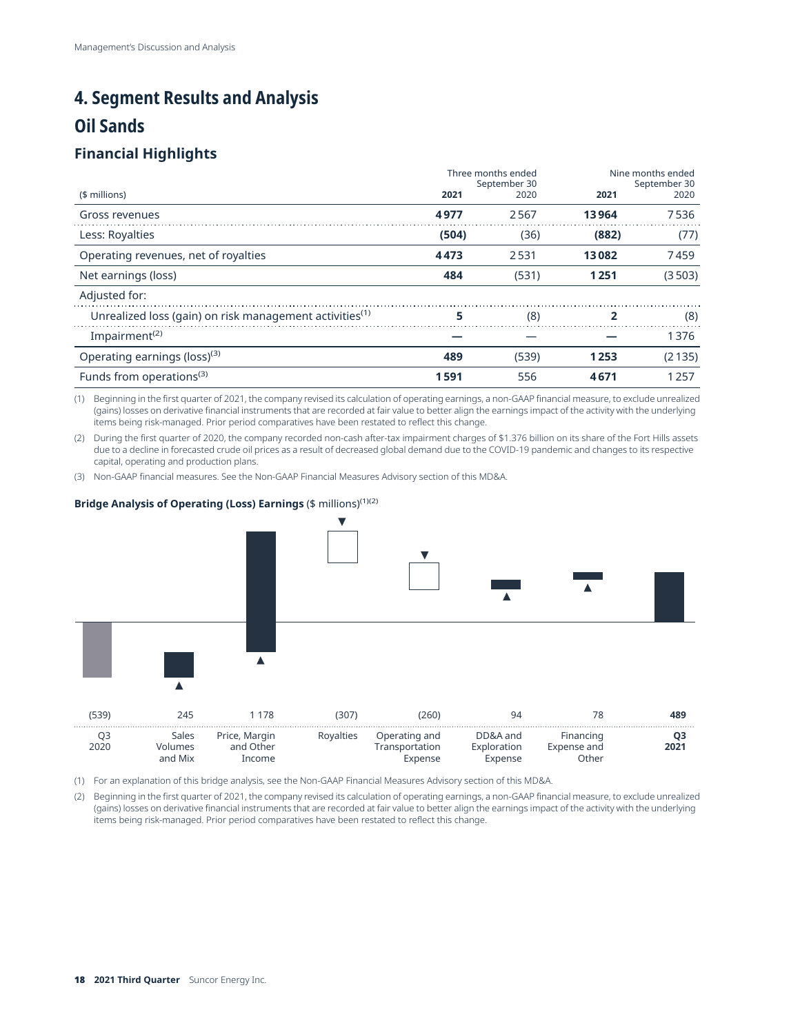# 4. Segment Results and Analysis

## Oil Sands

### Financial Highlights

| ($ millions) | Three months ended September 30 2021 | 2020 | Nine months ended September 30 2021 | 2020 |
|---|---|---|---|---|
| Gross revenues | **4 977** | 2 567 | **13 964** | 7 536 |
| Less: Royalties | **(504)** | (36) | **(882)** | (77) |
| Operating revenues, net of royalties | **4 473** | 2 531 | **13 082** | 7 459 |
| Net earnings (loss) | **484** | (531) | **1 251** | (3 503) |
| Adjusted for: | | | | |
| Unrealized loss (gain) on risk management activities[1] | **5** | (8) | **2** | (8) |
| Impairment[2] | **—** | — | **—** | 1 376 |
| Operating earnings (loss)[3] | **489** | (539) | **1 253** | (2 135) |
| Funds from operations[3] | **1 591** | 556 | **4 671** | 1 257 |

(1) Beginning in the first quarter of 2021, the company revised its calculation of operating earnings, a non-GAAP financial measure, to exclude unrealized (gains) losses on derivative financial instruments that are recorded at fair value to better align the earnings impact of the activity with the underlying items being risk-managed. Prior period comparatives have been restated to reflect this change.

(2) During the first quarter of 2020, the company recorded non-cash after-tax impairment charges of $1.376 billion on its share of the Fort Hills assets due to a decline in forecasted crude oil prices as a result of decreased global demand due to the COVID-19 pandemic and changes to its respective capital, operating and production plans.

(3) Non-GAAP financial measures. See the Non-GAAP Financial Measures Advisory section of this MD&A.

**Bridge Analysis of Operating (Loss) Earnings** ($ millions)[(1)(2)]

| Q3 2020 | Sales Volumes and Mix | Price, Margin and Other Income | Royalties | Operating and Transportation Expense | DD&A and Exploration Expense | Financing Expense and Other | **Q3 2021** |
|---|---|---|---|---|---|---|---|
| (539) | 245 | 1 178 | (307) | (260) | 94 | 78 | **489** |

(1) For an explanation of this bridge analysis, see the Non-GAAP Financial Measures Advisory section of this MD&A.

(2) Beginning in the first quarter of 2021, the company revised its calculation of operating earnings, a non-GAAP financial measure, to exclude unrealized (gains) losses on derivative financial instruments that are recorded at fair value to better align the earnings impact of the activity with the underlying items being risk-managed. Prior period comparatives have been restated to reflect this change.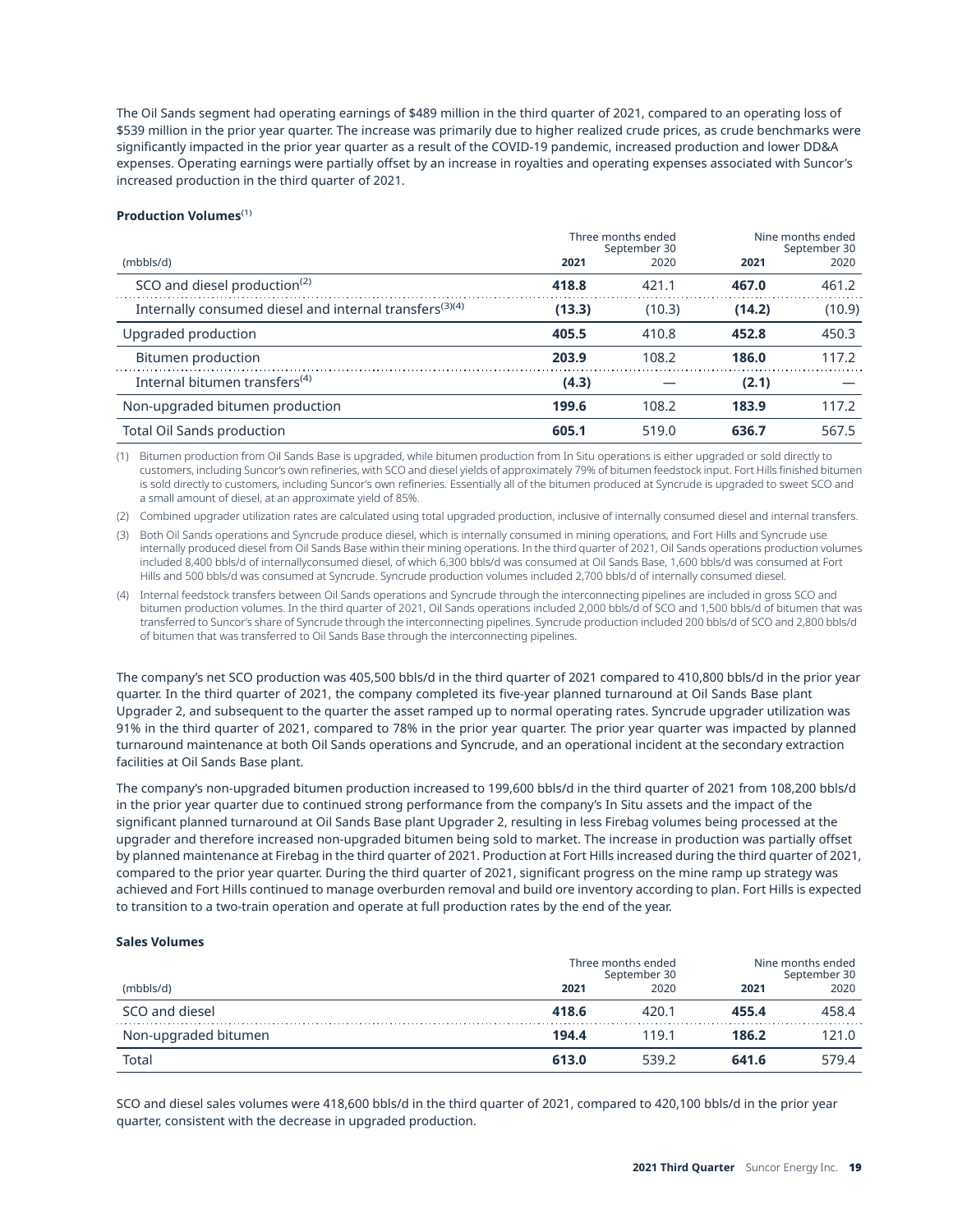The Oil Sands segment had operating earnings of $489 million in the third quarter of 2021, compared to an operating loss of $539 million in the prior year quarter. The increase was primarily due to higher realized crude prices, as crude benchmarks were significantly impacted in the prior year quarter as a result of the COVID-19 pandemic, increased production and lower DD&A expenses. Operating earnings were partially offset by an increase in royalties and operating expenses associated with Suncor's increased production in the third quarter of 2021.

**Production Volumes**[1]

| | Three months ended September 30 | | Nine months ended September 30 | |
|---|---|---|---|---|
| (mbbls/d) | **2021** | 2020 | **2021** | 2020 |
| SCO and diesel production[2] | **418.8** | 421.1 | **467.0** | 461.2 |
| Internally consumed diesel and internal transfers[3][4] | **(13.3)** | (10.3) | **(14.2)** | (10.9) |
| Upgraded production | **405.5** | 410.8 | **452.8** | 450.3 |
| Bitumen production | **203.9** | 108.2 | **186.0** | 117.2 |
| Internal bitumen transfers[4] | **(4.3)** | — | **(2.1)** | — |
| Non-upgraded bitumen production | **199.6** | 108.2 | **183.9** | 117.2 |
| Total Oil Sands production | **605.1** | 519.0 | **636.7** | 567.5 |

(1) Bitumen production from Oil Sands Base is upgraded, while bitumen production from In Situ operations is either upgraded or sold directly to customers, including Suncor's own refineries, with SCO and diesel yields of approximately 79% of bitumen feedstock input. Fort Hills finished bitumen is sold directly to customers, including Suncor's own refineries. Essentially all of the bitumen produced at Syncrude is upgraded to sweet SCO and a small amount of diesel, at an approximate yield of 85%.

(2) Combined upgrader utilization rates are calculated using total upgraded production, inclusive of internally consumed diesel and internal transfers.

(3) Both Oil Sands operations and Syncrude produce diesel, which is internally consumed in mining operations, and Fort Hills and Syncrude use internally produced diesel from Oil Sands Base within their mining operations. In the third quarter of 2021, Oil Sands operations production volumes included 8,400 bbls/d of internallyconsumed diesel, of which 6,300 bbls/d was consumed at Oil Sands Base, 1,600 bbls/d was consumed at Fort Hills and 500 bbls/d was consumed at Syncrude. Syncrude production volumes included 2,700 bbls/d of internally consumed diesel.

(4) Internal feedstock transfers between Oil Sands operations and Syncrude through the interconnecting pipelines are included in gross SCO and bitumen production volumes. In the third quarter of 2021, Oil Sands operations included 2,000 bbls/d of SCO and 1,500 bbls/d of bitumen that was transferred to Suncor's share of Syncrude through the interconnecting pipelines. Syncrude production included 200 bbls/d of SCO and 2,800 bbls/d of bitumen that was transferred to Oil Sands Base through the interconnecting pipelines.

The company's net SCO production was 405,500 bbls/d in the third quarter of 2021 compared to 410,800 bbls/d in the prior year quarter. In the third quarter of 2021, the company completed its five-year planned turnaround at Oil Sands Base plant Upgrader 2, and subsequent to the quarter the asset ramped up to normal operating rates. Syncrude upgrader utilization was 91% in the third quarter of 2021, compared to 78% in the prior year quarter. The prior year quarter was impacted by planned turnaround maintenance at both Oil Sands operations and Syncrude, and an operational incident at the secondary extraction facilities at Oil Sands Base plant.

The company's non-upgraded bitumen production increased to 199,600 bbls/d in the third quarter of 2021 from 108,200 bbls/d in the prior year quarter due to continued strong performance from the company's In Situ assets and the impact of the significant planned turnaround at Oil Sands Base plant Upgrader 2, resulting in less Firebag volumes being processed at the upgrader and therefore increased non-upgraded bitumen being sold to market. The increase in production was partially offset by planned maintenance at Firebag in the third quarter of 2021. Production at Fort Hills increased during the third quarter of 2021, compared to the prior year quarter. During the third quarter of 2021, significant progress on the mine ramp up strategy was achieved and Fort Hills continued to manage overburden removal and build ore inventory according to plan. Fort Hills is expected to transition to a two-train operation and operate at full production rates by the end of the year.

**Sales Volumes**

| | Three months ended September 30 | | Nine months ended September 30 | |
|---|---|---|---|---|
| (mbbls/d) | **2021** | 2020 | **2021** | 2020 |
| SCO and diesel | **418.6** | 420.1 | **455.4** | 458.4 |
| Non-upgraded bitumen | **194.4** | 119.1 | **186.2** | 121.0 |
| Total | **613.0** | 539.2 | **641.6** | 579.4 |

SCO and diesel sales volumes were 418,600 bbls/d in the third quarter of 2021, compared to 420,100 bbls/d in the prior year quarter, consistent with the decrease in upgraded production.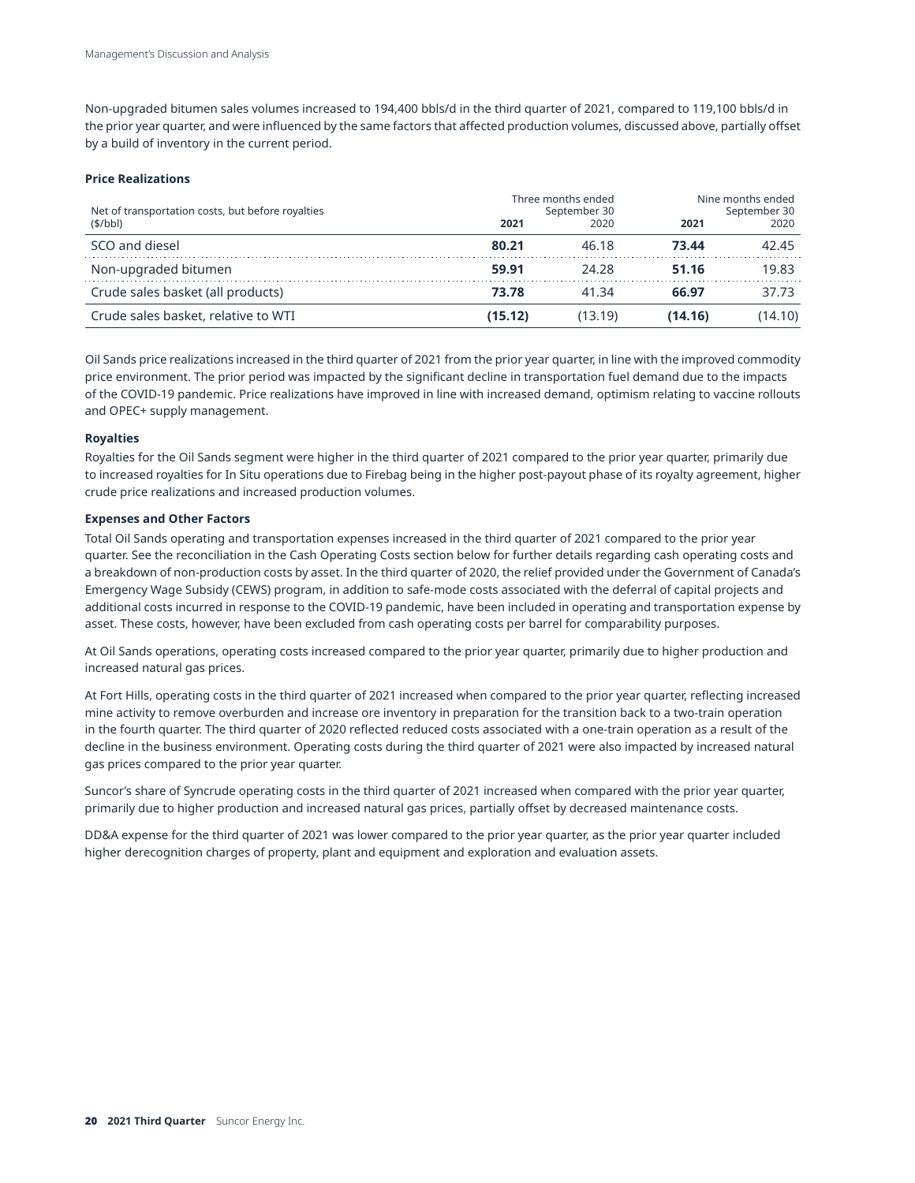Non-upgraded bitumen sales volumes increased to 194,400 bbls/d in the third quarter of 2021, compared to 119,100 bbls/d in the prior year quarter, and were influenced by the same factors that affected production volumes, discussed above, partially offset by a build of inventory in the current period.

**Price Realizations**

| Net of transportation costs, but before royalties ($/bbl) | Three months ended September 30 | | Nine months ended September 30 | |
|---|---|---|---|---|
| | **2021** | 2020 | **2021** | 2020 |
| SCO and diesel | **80.21** | 46.18 | **73.44** | 42.45 |
| Non-upgraded bitumen | **59.91** | 24.28 | **51.16** | 19.83 |
| Crude sales basket (all products) | **73.78** | 41.34 | **66.97** | 37.73 |
| Crude sales basket, relative to WTI | **(15.12)** | (13.19) | **(14.16)** | (14.10) |

Oil Sands price realizations increased in the third quarter of 2021 from the prior year quarter, in line with the improved commodity price environment. The prior period was impacted by the significant decline in transportation fuel demand due to the impacts of the COVID-19 pandemic. Price realizations have improved in line with increased demand, optimism relating to vaccine rollouts and OPEC+ supply management.

**Royalties**

Royalties for the Oil Sands segment were higher in the third quarter of 2021 compared to the prior year quarter, primarily due to increased royalties for In Situ operations due to Firebag being in the higher post-payout phase of its royalty agreement, higher crude price realizations and increased production volumes.

**Expenses and Other Factors**

Total Oil Sands operating and transportation expenses increased in the third quarter of 2021 compared to the prior year quarter. See the reconciliation in the Cash Operating Costs section below for further details regarding cash operating costs and a breakdown of non-production costs by asset. In the third quarter of 2020, the relief provided under the Government of Canada's Emergency Wage Subsidy (CEWS) program, in addition to safe-mode costs associated with the deferral of capital projects and additional costs incurred in response to the COVID-19 pandemic, have been included in operating and transportation expense by asset. These costs, however, have been excluded from cash operating costs per barrel for comparability purposes.

At Oil Sands operations, operating costs increased compared to the prior year quarter, primarily due to higher production and increased natural gas prices.

At Fort Hills, operating costs in the third quarter of 2021 increased when compared to the prior year quarter, reflecting increased mine activity to remove overburden and increase ore inventory in preparation for the transition back to a two-train operation in the fourth quarter. The third quarter of 2020 reflected reduced costs associated with a one-train operation as a result of the decline in the business environment. Operating costs during the third quarter of 2021 were also impacted by increased natural gas prices compared to the prior year quarter.

Suncor's share of Syncrude operating costs in the third quarter of 2021 increased when compared with the prior year quarter, primarily due to higher production and increased natural gas prices, partially offset by decreased maintenance costs.

DD&A expense for the third quarter of 2021 was lower compared to the prior year quarter, as the prior year quarter included higher derecognition charges of property, plant and equipment and exploration and evaluation assets.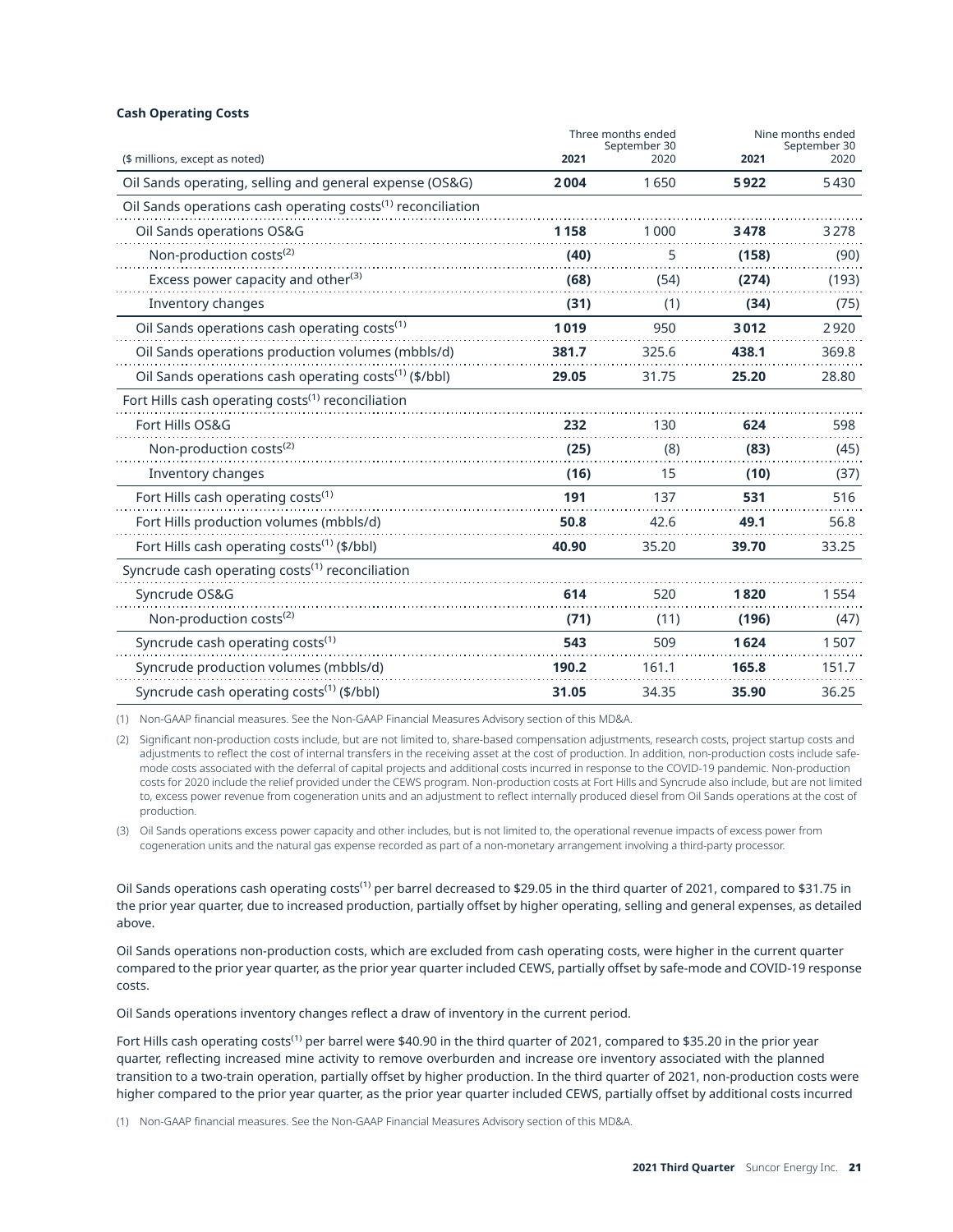**Cash Operating Costs**

| ($ millions, except as noted) | Three months ended September 30 2021 | Three months ended September 30 2020 | Nine months ended September 30 2021 | Nine months ended September 30 2020 |
|---|---|---|---|---|
| Oil Sands operating, selling and general expense (OS&G) | **2 004** | 1 650 | **5 922** | 5 430 |
| Oil Sands operations cash operating costs[(1)] reconciliation | | | | |
| Oil Sands operations OS&G | **1 158** | 1 000 | **3 478** | 3 278 |
| Non-production costs[(2)] | **(40)** | 5 | **(158)** | (90) |
| Excess power capacity and other[(3)] | **(68)** | (54) | **(274)** | (193) |
| Inventory changes | **(31)** | (1) | **(34)** | (75) |
| Oil Sands operations cash operating costs[(1)] | **1 019** | 950 | **3 012** | 2 920 |
| Oil Sands operations production volumes (mbbls/d) | **381.7** | 325.6 | **438.1** | 369.8 |
| Oil Sands operations cash operating costs[(1)] ($/bbl) | **29.05** | 31.75 | **25.20** | 28.80 |
| Fort Hills cash operating costs[(1)] reconciliation | | | | |
| Fort Hills OS&G | **232** | 130 | **624** | 598 |
| Non-production costs[(2)] | **(25)** | (8) | **(83)** | (45) |
| Inventory changes | **(16)** | 15 | **(10)** | (37) |
| Fort Hills cash operating costs[(1)] | **191** | 137 | **531** | 516 |
| Fort Hills production volumes (mbbls/d) | **50.8** | 42.6 | **49.1** | 56.8 |
| Fort Hills cash operating costs[(1)] ($/bbl) | **40.90** | 35.20 | **39.70** | 33.25 |
| Syncrude cash operating costs[(1)] reconciliation | | | | |
| Syncrude OS&G | **614** | 520 | **1 820** | 1 554 |
| Non-production costs[(2)] | **(71)** | (11) | **(196)** | (47) |
| Syncrude cash operating costs[(1)] | **543** | 509 | **1 624** | 1 507 |
| Syncrude production volumes (mbbls/d) | **190.2** | 161.1 | **165.8** | 151.7 |
| Syncrude cash operating costs[(1)] ($/bbl) | **31.05** | 34.35 | **35.90** | 36.25 |

(1) Non-GAAP financial measures. See the Non-GAAP Financial Measures Advisory section of this MD&A.

(2) Significant non-production costs include, but are not limited to, share-based compensation adjustments, research costs, project startup costs and adjustments to reflect the cost of internal transfers in the receiving asset at the cost of production. In addition, non-production costs include safe-mode costs associated with the deferral of capital projects and additional costs incurred in response to the COVID-19 pandemic. Non-production costs for 2020 include the relief provided under the CEWS program. Non-production costs at Fort Hills and Syncrude also include, but are not limited to, excess power revenue from cogeneration units and an adjustment to reflect internally produced diesel from Oil Sands operations at the cost of production.

(3) Oil Sands operations excess power capacity and other includes, but is not limited to, the operational revenue impacts of excess power from cogeneration units and the natural gas expense recorded as part of a non-monetary arrangement involving a third-party processor.

Oil Sands operations cash operating costs[(1)] per barrel decreased to $29.05 in the third quarter of 2021, compared to $31.75 in the prior year quarter, due to increased production, partially offset by higher operating, selling and general expenses, as detailed above.

Oil Sands operations non-production costs, which are excluded from cash operating costs, were higher in the current quarter compared to the prior year quarter, as the prior year quarter included CEWS, partially offset by safe-mode and COVID-19 response costs.

Oil Sands operations inventory changes reflect a draw of inventory in the current period.

Fort Hills cash operating costs[(1)] per barrel were $40.90 in the third quarter of 2021, compared to $35.20 in the prior year quarter, reflecting increased mine activity to remove overburden and increase ore inventory associated with the planned transition to a two-train operation, partially offset by higher production. In the third quarter of 2021, non-production costs were higher compared to the prior year quarter, as the prior year quarter included CEWS, partially offset by additional costs incurred

(1) Non-GAAP financial measures. See the Non-GAAP Financial Measures Advisory section of this MD&A.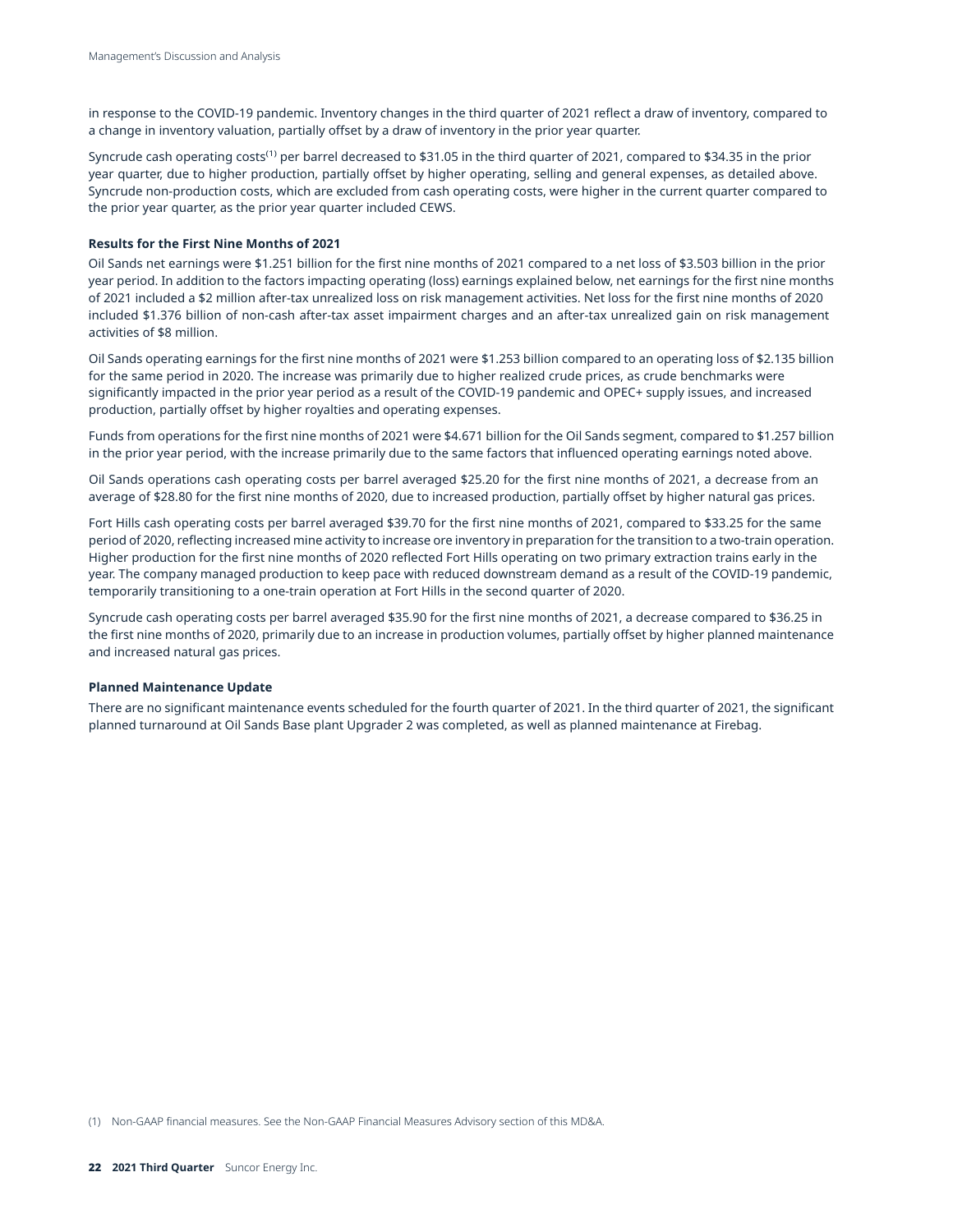in response to the COVID-19 pandemic. Inventory changes in the third quarter of 2021 reflect a draw of inventory, compared to a change in inventory valuation, partially offset by a draw of inventory in the prior year quarter.

Syncrude cash operating costs[(1)] per barrel decreased to $31.05 in the third quarter of 2021, compared to $34.35 in the prior year quarter, due to higher production, partially offset by higher operating, selling and general expenses, as detailed above. Syncrude non-production costs, which are excluded from cash operating costs, were higher in the current quarter compared to the prior year quarter, as the prior year quarter included CEWS.

**Results for the First Nine Months of 2021**

Oil Sands net earnings were $1.251 billion for the first nine months of 2021 compared to a net loss of $3.503 billion in the prior year period. In addition to the factors impacting operating (loss) earnings explained below, net earnings for the first nine months of 2021 included a $2 million after-tax unrealized loss on risk management activities. Net loss for the first nine months of 2020 included $1.376 billion of non-cash after-tax asset impairment charges and an after-tax unrealized gain on risk management activities of $8 million.

Oil Sands operating earnings for the first nine months of 2021 were $1.253 billion compared to an operating loss of $2.135 billion for the same period in 2020. The increase was primarily due to higher realized crude prices, as crude benchmarks were significantly impacted in the prior year period as a result of the COVID-19 pandemic and OPEC+ supply issues, and increased production, partially offset by higher royalties and operating expenses.

Funds from operations for the first nine months of 2021 were $4.671 billion for the Oil Sands segment, compared to $1.257 billion in the prior year period, with the increase primarily due to the same factors that influenced operating earnings noted above.

Oil Sands operations cash operating costs per barrel averaged $25.20 for the first nine months of 2021, a decrease from an average of $28.80 for the first nine months of 2020, due to increased production, partially offset by higher natural gas prices.

Fort Hills cash operating costs per barrel averaged $39.70 for the first nine months of 2021, compared to $33.25 for the same period of 2020, reflecting increased mine activity to increase ore inventory in preparation for the transition to a two-train operation. Higher production for the first nine months of 2020 reflected Fort Hills operating on two primary extraction trains early in the year. The company managed production to keep pace with reduced downstream demand as a result of the COVID-19 pandemic, temporarily transitioning to a one-train operation at Fort Hills in the second quarter of 2020.

Syncrude cash operating costs per barrel averaged $35.90 for the first nine months of 2021, a decrease compared to $36.25 in the first nine months of 2020, primarily due to an increase in production volumes, partially offset by higher planned maintenance and increased natural gas prices.

**Planned Maintenance Update**

There are no significant maintenance events scheduled for the fourth quarter of 2021. In the third quarter of 2021, the significant planned turnaround at Oil Sands Base plant Upgrader 2 was completed, as well as planned maintenance at Firebag.

(1) Non-GAAP financial measures. See the Non-GAAP Financial Measures Advisory section of this MD&A.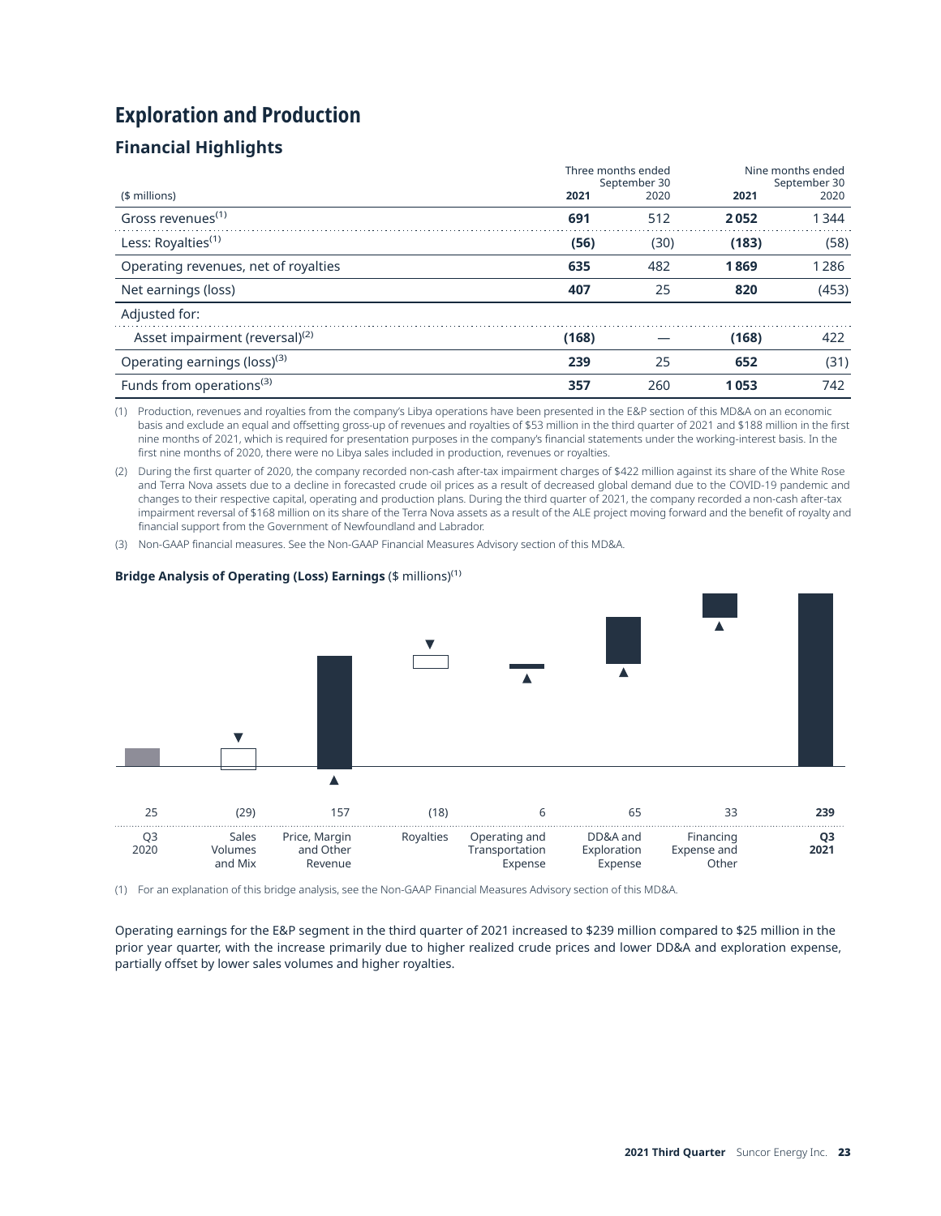# Exploration and Production

## Financial Highlights

| ($ millions) | Three months ended September 30 2021 | 2020 | Nine months ended September 30 2021 | 2020 |
|---|---|---|---|---|
| Gross revenues[1] | **691** | 512 | **2 052** | 1 344 |
| Less: Royalties[1] | **(56)** | (30) | **(183)** | (58) |
| Operating revenues, net of royalties | **635** | 482 | **1 869** | 1 286 |
| Net earnings (loss) | **407** | 25 | **820** | (453) |
| Adjusted for: | | | | |
| Asset impairment (reversal)[2] | **(168)** | — | **(168)** | 422 |
| Operating earnings (loss)[3] | **239** | 25 | **652** | (31) |
| Funds from operations[3] | **357** | 260 | **1 053** | 742 |

(1) Production, revenues and royalties from the company's Libya operations have been presented in the E&P section of this MD&A on an economic basis and exclude an equal and offsetting gross-up of revenues and royalties of $53 million in the third quarter of 2021 and $188 million in the first nine months of 2021, which is required for presentation purposes in the company's financial statements under the working-interest basis. In the first nine months of 2020, there were no Libya sales included in production, revenues or royalties.

(2) During the first quarter of 2020, the company recorded non-cash after-tax impairment charges of $422 million against its share of the White Rose and Terra Nova assets due to a decline in forecasted crude oil prices as a result of decreased global demand due to the COVID-19 pandemic and changes to their respective capital, operating and production plans. During the third quarter of 2021, the company recorded a non-cash after-tax impairment reversal of $168 million on its share of the Terra Nova assets as a result of the ALE project moving forward and the benefit of royalty and financial support from the Government of Newfoundland and Labrador.

(3) Non-GAAP financial measures. See the Non-GAAP Financial Measures Advisory section of this MD&A.

**Bridge Analysis of Operating (Loss) Earnings** ($ millions)[1]

| Q3 2020 | Sales Volumes and Mix | Price, Margin and Other Revenue | Royalties | Operating and Transportation Expense | DD&A and Exploration Expense | Financing Expense and Other | **Q3 2021** |
|---|---|---|---|---|---|---|---|
| 25 | (29) | 157 | (18) | 6 | 65 | 33 | **239** |

(1) For an explanation of this bridge analysis, see the Non-GAAP Financial Measures Advisory section of this MD&A.

Operating earnings for the E&P segment in the third quarter of 2021 increased to $239 million compared to $25 million in the prior year quarter, with the increase primarily due to higher realized crude prices and lower DD&A and exploration expense, partially offset by lower sales volumes and higher royalties.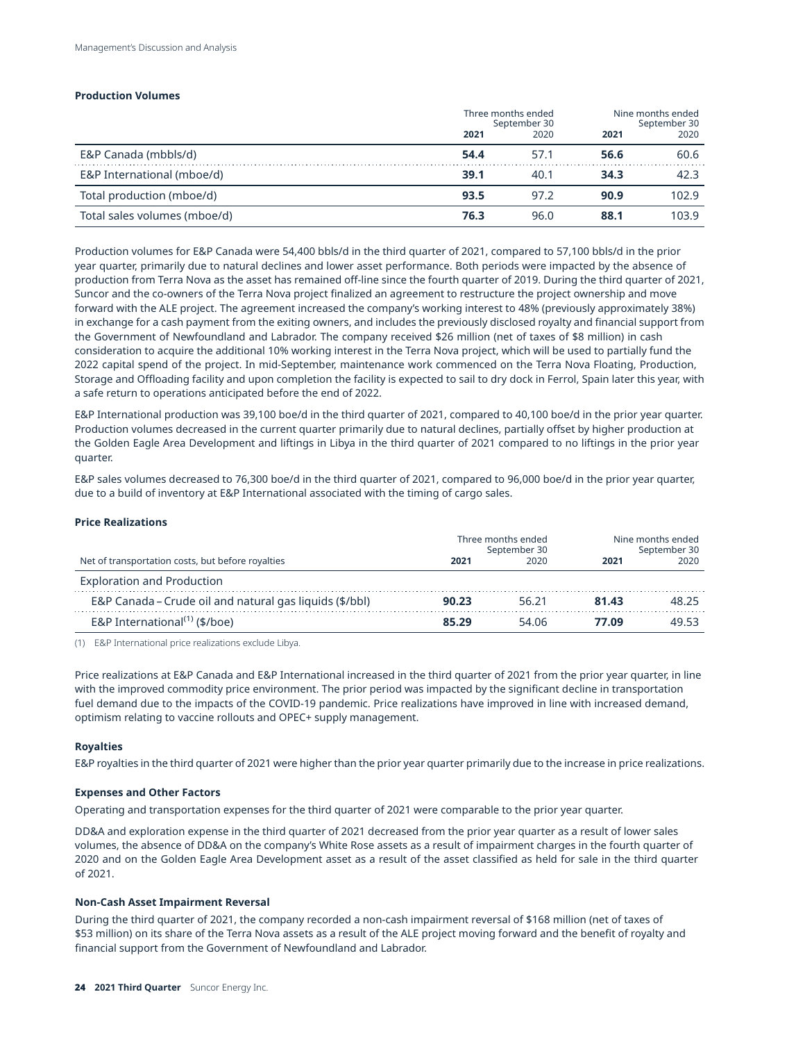### Production Volumes

| | Three months ended September 30 | | Nine months ended September 30 | |
|---|---|---|---|---|
| | **2021** | 2020 | **2021** | 2020 |
| E&P Canada (mbbls/d) | **54.4** | 57.1 | **56.6** | 60.6 |
| E&P International (mboe/d) | **39.1** | 40.1 | **34.3** | 42.3 |
| Total production (mboe/d) | **93.5** | 97.2 | **90.9** | 102.9 |
| Total sales volumes (mboe/d) | **76.3** | 96.0 | **88.1** | 103.9 |

Production volumes for E&P Canada were 54,400 bbls/d in the third quarter of 2021, compared to 57,100 bbls/d in the prior year quarter, primarily due to natural declines and lower asset performance. Both periods were impacted by the absence of production from Terra Nova as the asset has remained off-line since the fourth quarter of 2019. During the third quarter of 2021, Suncor and the co-owners of the Terra Nova project finalized an agreement to restructure the project ownership and move forward with the ALE project. The agreement increased the company's working interest to 48% (previously approximately 38%) in exchange for a cash payment from the exiting owners, and includes the previously disclosed royalty and financial support from the Government of Newfoundland and Labrador. The company received $26 million (net of taxes of $8 million) in cash consideration to acquire the additional 10% working interest in the Terra Nova project, which will be used to partially fund the 2022 capital spend of the project. In mid-September, maintenance work commenced on the Terra Nova Floating, Production, Storage and Offloading facility and upon completion the facility is expected to sail to dry dock in Ferrol, Spain later this year, with a safe return to operations anticipated before the end of 2022.

E&P International production was 39,100 boe/d in the third quarter of 2021, compared to 40,100 boe/d in the prior year quarter. Production volumes decreased in the current quarter primarily due to natural declines, partially offset by higher production at the Golden Eagle Area Development and liftings in Libya in the third quarter of 2021 compared to no liftings in the prior year quarter.

E&P sales volumes decreased to 76,300 boe/d in the third quarter of 2021, compared to 96,000 boe/d in the prior year quarter, due to a build of inventory at E&P International associated with the timing of cargo sales.

### Price Realizations

| | Three months ended September 30 | | Nine months ended September 30 | |
|---|---|---|---|---|
| Net of transportation costs, but before royalties | **2021** | 2020 | **2021** | 2020 |
| Exploration and Production | | | | |
| E&P Canada – Crude oil and natural gas liquids ($/bbl) | **90.23** | 56.21 | **81.43** | 48.25 |
| E&P International[1] ($/boe) | **85.29** | 54.06 | **77.09** | 49.53 |

(1) E&P International price realizations exclude Libya.

Price realizations at E&P Canada and E&P International increased in the third quarter of 2021 from the prior year quarter, in line with the improved commodity price environment. The prior period was impacted by the significant decline in transportation fuel demand due to the impacts of the COVID-19 pandemic. Price realizations have improved in line with increased demand, optimism relating to vaccine rollouts and OPEC+ supply management.

### Royalties

E&P royalties in the third quarter of 2021 were higher than the prior year quarter primarily due to the increase in price realizations.

### Expenses and Other Factors

Operating and transportation expenses for the third quarter of 2021 were comparable to the prior year quarter.

DD&A and exploration expense in the third quarter of 2021 decreased from the prior year quarter as a result of lower sales volumes, the absence of DD&A on the company's White Rose assets as a result of impairment charges in the fourth quarter of 2020 and on the Golden Eagle Area Development asset as a result of the asset classified as held for sale in the third quarter of 2021.

### Non-Cash Asset Impairment Reversal

During the third quarter of 2021, the company recorded a non-cash impairment reversal of $168 million (net of taxes of $53 million) on its share of the Terra Nova assets as a result of the ALE project moving forward and the benefit of royalty and financial support from the Government of Newfoundland and Labrador.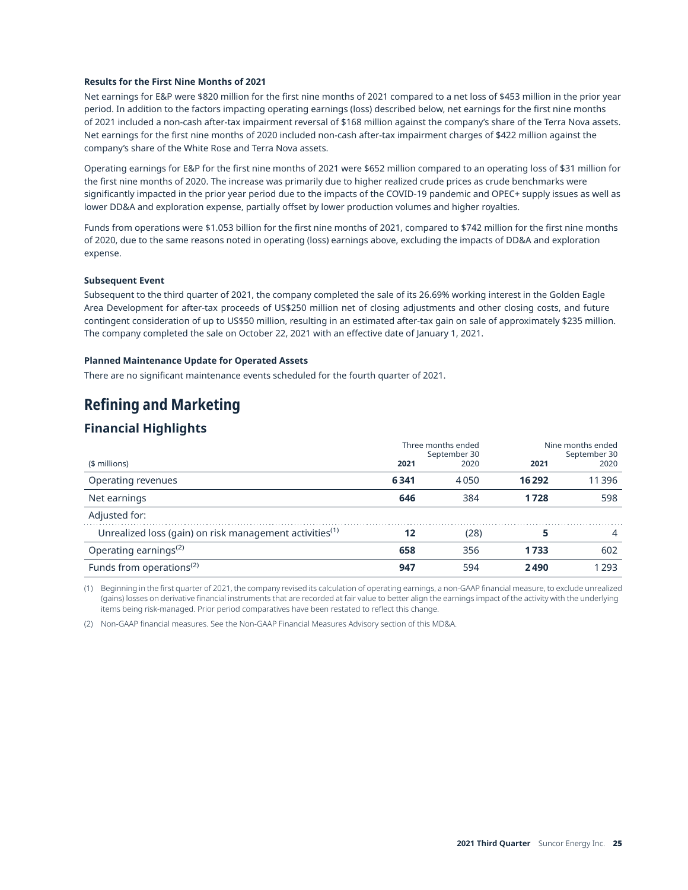**Results for the First Nine Months of 2021**

Net earnings for E&P were $820 million for the first nine months of 2021 compared to a net loss of $453 million in the prior year period. In addition to the factors impacting operating earnings (loss) described below, net earnings for the first nine months of 2021 included a non-cash after-tax impairment reversal of $168 million against the company's share of the Terra Nova assets. Net earnings for the first nine months of 2020 included non-cash after-tax impairment charges of $422 million against the company's share of the White Rose and Terra Nova assets.

Operating earnings for E&P for the first nine months of 2021 were $652 million compared to an operating loss of $31 million for the first nine months of 2020. The increase was primarily due to higher realized crude prices as crude benchmarks were significantly impacted in the prior year period due to the impacts of the COVID-19 pandemic and OPEC+ supply issues as well as lower DD&A and exploration expense, partially offset by lower production volumes and higher royalties.

Funds from operations were $1.053 billion for the first nine months of 2021, compared to $742 million for the first nine months of 2020, due to the same reasons noted in operating (loss) earnings above, excluding the impacts of DD&A and exploration expense.

**Subsequent Event**

Subsequent to the third quarter of 2021, the company completed the sale of its 26.69% working interest in the Golden Eagle Area Development for after-tax proceeds of US$250 million net of closing adjustments and other closing costs, and future contingent consideration of up to US$50 million, resulting in an estimated after-tax gain on sale of approximately $235 million. The company completed the sale on October 22, 2021 with an effective date of January 1, 2021.

**Planned Maintenance Update for Operated Assets**

There are no significant maintenance events scheduled for the fourth quarter of 2021.

# Refining and Marketing

## Financial Highlights

| ($ millions) | Three months ended September 30 2021 | 2020 | Nine months ended September 30 2021 | 2020 |
|---|---|---|---|---|
| Operating revenues | **6 341** | 4 050 | **16 292** | 11 396 |
| Net earnings | **646** | 384 | **1 728** | 598 |
| Adjusted for: | | | | |
| Unrealized loss (gain) on risk management activities[1] | **12** | (28) | **5** | 4 |
| Operating earnings[2] | **658** | 356 | **1 733** | 602 |
| Funds from operations[2] | **947** | 594 | **2 490** | 1 293 |

(1) Beginning in the first quarter of 2021, the company revised its calculation of operating earnings, a non-GAAP financial measure, to exclude unrealized (gains) losses on derivative financial instruments that are recorded at fair value to better align the earnings impact of the activity with the underlying items being risk-managed. Prior period comparatives have been restated to reflect this change.

(2) Non-GAAP financial measures. See the Non-GAAP Financial Measures Advisory section of this MD&A.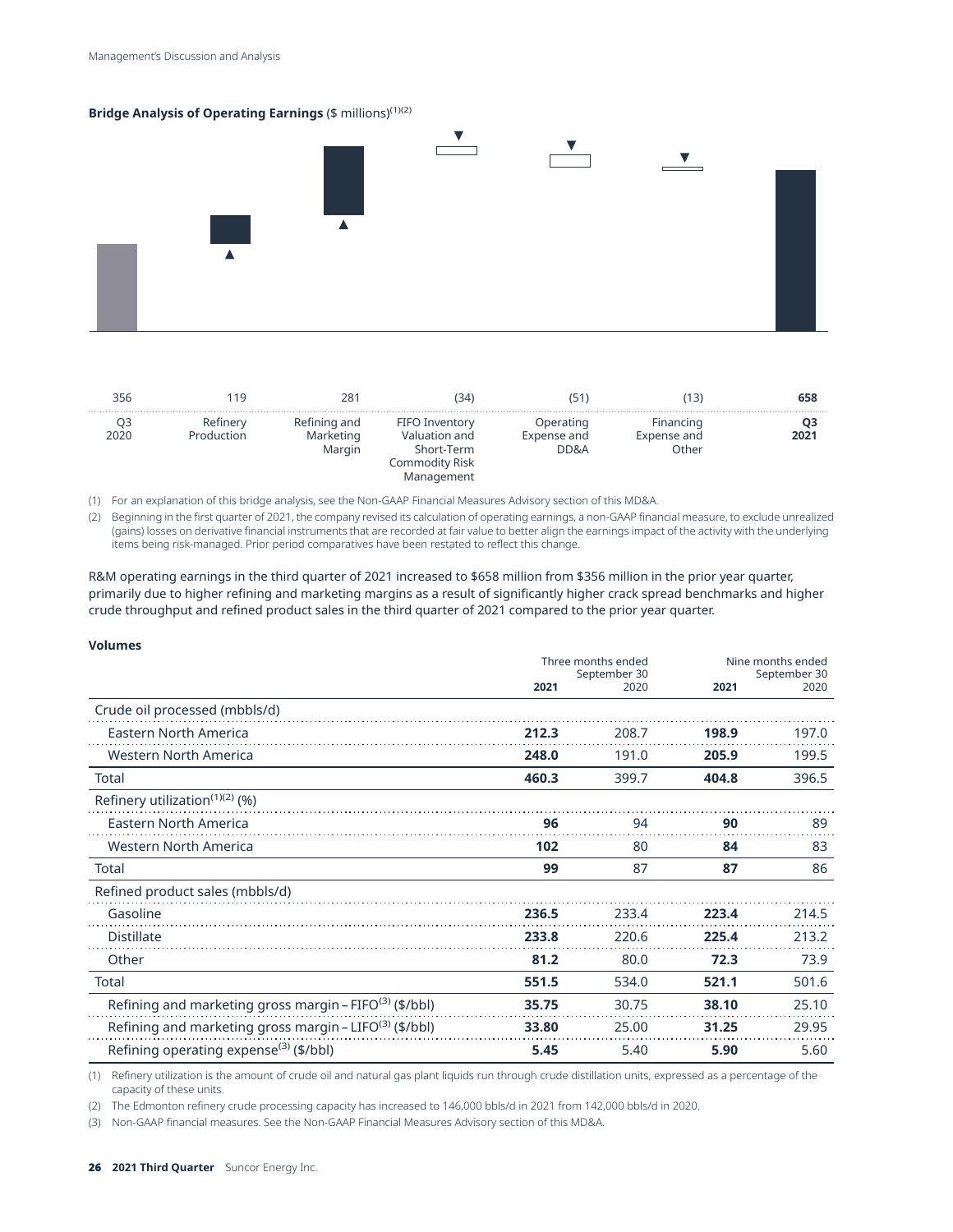**Bridge Analysis of Operating Earnings** ($ millions)(1)(2)

| Q3 2020 | Refinery Production | Refining and Marketing Margin | FIFO Inventory Valuation and Short-Term Commodity Risk Management | Operating Expense and DD&A | Financing Expense and Other | **Q3 2021** |
|---|---|---|---|---|---|---|
| 356 | 119 | 281 | (34) | (51) | (13) | **658** |

(1) For an explanation of this bridge analysis, see the Non-GAAP Financial Measures Advisory section of this MD&A.

(2) Beginning in the first quarter of 2021, the company revised its calculation of operating earnings, a non-GAAP financial measure, to exclude unrealized (gains) losses on derivative financial instruments that are recorded at fair value to better align the earnings impact of the activity with the underlying items being risk-managed. Prior period comparatives have been restated to reflect this change.

R&M operating earnings in the third quarter of 2021 increased to $658 million from $356 million in the prior year quarter, primarily due to higher refining and marketing margins as a result of significantly higher crack spread benchmarks and higher crude throughput and refined product sales in the third quarter of 2021 compared to the prior year quarter.

**Volumes**

| | Three months ended September 30 | | Nine months ended September 30 | |
|---|---|---|---|---|
| | **2021** | 2020 | **2021** | 2020 |
| Crude oil processed (mbbls/d) | | | | |
| Eastern North America | **212.3** | 208.7 | **198.9** | 197.0 |
| Western North America | **248.0** | 191.0 | **205.9** | 199.5 |
| Total | **460.3** | 399.7 | **404.8** | 396.5 |
| Refinery utilization(1)(2) (%) | | | | |
| Eastern North America | **96** | 94 | **90** | 89 |
| Western North America | **102** | 80 | **84** | 83 |
| Total | **99** | 87 | **87** | 86 |
| Refined product sales (mbbls/d) | | | | |
| Gasoline | **236.5** | 233.4 | **223.4** | 214.5 |
| Distillate | **233.8** | 220.6 | **225.4** | 213.2 |
| Other | **81.2** | 80.0 | **72.3** | 73.9 |
| Total | **551.5** | 534.0 | **521.1** | 501.6 |
| Refining and marketing gross margin – FIFO(3) ($/bbl) | **35.75** | 30.75 | **38.10** | 25.10 |
| Refining and marketing gross margin – LIFO(3) ($/bbl) | **33.80** | 25.00 | **31.25** | 29.95 |
| Refining operating expense(3) ($/bbl) | **5.45** | 5.40 | **5.90** | 5.60 |

(1) Refinery utilization is the amount of crude oil and natural gas plant liquids run through crude distillation units, expressed as a percentage of the capacity of these units.

(2) The Edmonton refinery crude processing capacity has increased to 146,000 bbls/d in 2021 from 142,000 bbls/d in 2020.

(3) Non-GAAP financial measures. See the Non-GAAP Financial Measures Advisory section of this MD&A.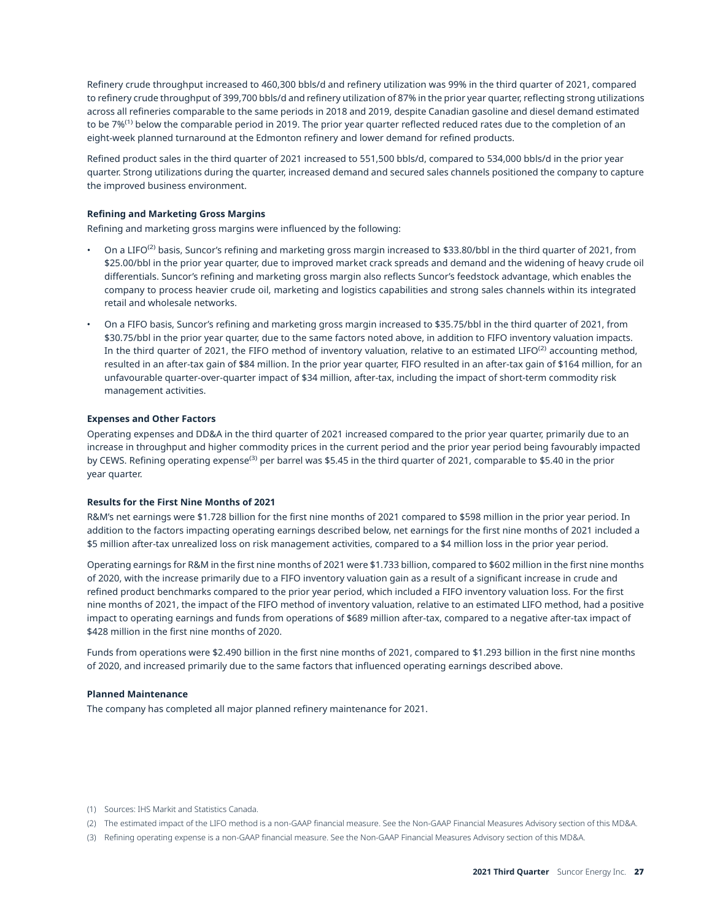Refinery crude throughput increased to 460,300 bbls/d and refinery utilization was 99% in the third quarter of 2021, compared to refinery crude throughput of 399,700 bbls/d and refinery utilization of 87% in the prior year quarter, reflecting strong utilizations across all refineries comparable to the same periods in 2018 and 2019, despite Canadian gasoline and diesel demand estimated to be 7%[1] below the comparable period in 2019. The prior year quarter reflected reduced rates due to the completion of an eight-week planned turnaround at the Edmonton refinery and lower demand for refined products.

Refined product sales in the third quarter of 2021 increased to 551,500 bbls/d, compared to 534,000 bbls/d in the prior year quarter. Strong utilizations during the quarter, increased demand and secured sales channels positioned the company to capture the improved business environment.

**Refining and Marketing Gross Margins**

Refining and marketing gross margins were influenced by the following:

- On a LIFO[2] basis, Suncor's refining and marketing gross margin increased to $33.80/bbl in the third quarter of 2021, from $25.00/bbl in the prior year quarter, due to improved market crack spreads and demand and the widening of heavy crude oil differentials. Suncor's refining and marketing gross margin also reflects Suncor's feedstock advantage, which enables the company to process heavier crude oil, marketing and logistics capabilities and strong sales channels within its integrated retail and wholesale networks.
- On a FIFO basis, Suncor's refining and marketing gross margin increased to $35.75/bbl in the third quarter of 2021, from $30.75/bbl in the prior year quarter, due to the same factors noted above, in addition to FIFO inventory valuation impacts. In the third quarter of 2021, the FIFO method of inventory valuation, relative to an estimated LIFO[2] accounting method, resulted in an after-tax gain of $84 million. In the prior year quarter, FIFO resulted in an after-tax gain of $164 million, for an unfavourable quarter-over-quarter impact of $34 million, after-tax, including the impact of short-term commodity risk management activities.

**Expenses and Other Factors**

Operating expenses and DD&A in the third quarter of 2021 increased compared to the prior year quarter, primarily due to an increase in throughput and higher commodity prices in the current period and the prior year period being favourably impacted by CEWS. Refining operating expense[3] per barrel was $5.45 in the third quarter of 2021, comparable to $5.40 in the prior year quarter.

**Results for the First Nine Months of 2021**

R&M's net earnings were $1.728 billion for the first nine months of 2021 compared to $598 million in the prior year period. In addition to the factors impacting operating earnings described below, net earnings for the first nine months of 2021 included a $5 million after-tax unrealized loss on risk management activities, compared to a $4 million loss in the prior year period.

Operating earnings for R&M in the first nine months of 2021 were $1.733 billion, compared to $602 million in the first nine months of 2020, with the increase primarily due to a FIFO inventory valuation gain as a result of a significant increase in crude and refined product benchmarks compared to the prior year period, which included a FIFO inventory valuation loss. For the first nine months of 2021, the impact of the FIFO method of inventory valuation, relative to an estimated LIFO method, had a positive impact to operating earnings and funds from operations of $689 million after-tax, compared to a negative after-tax impact of $428 million in the first nine months of 2020.

Funds from operations were $2.490 billion in the first nine months of 2021, compared to $1.293 billion in the first nine months of 2020, and increased primarily due to the same factors that influenced operating earnings described above.

**Planned Maintenance**

The company has completed all major planned refinery maintenance for 2021.

(1) Sources: IHS Markit and Statistics Canada.

(2) The estimated impact of the LIFO method is a non-GAAP financial measure. See the Non-GAAP Financial Measures Advisory section of this MD&A.

(3) Refining operating expense is a non-GAAP financial measure. See the Non-GAAP Financial Measures Advisory section of this MD&A.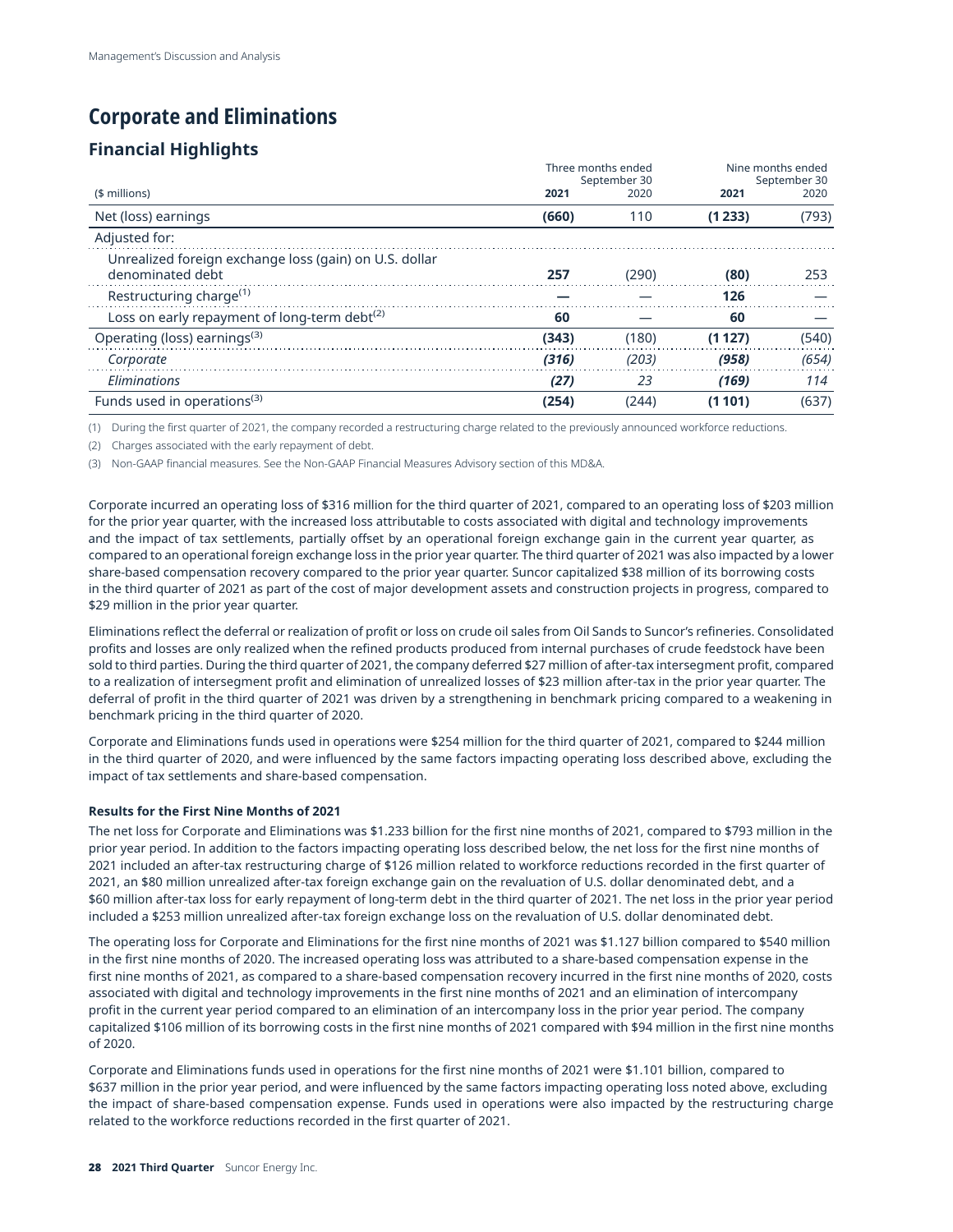# Corporate and Eliminations

## Financial Highlights

| ($ millions) | Three months ended September 30 | | Nine months ended September 30 | |
|---|---|---|---|---|
| | **2021** | 2020 | **2021** | 2020 |
| Net (loss) earnings | **(660)** | 110 | **(1 233)** | (793) |
| Adjusted for: | | | | |
| Unrealized foreign exchange loss (gain) on U.S. dollar denominated debt | **257** | (290) | **(80)** | 253 |
| Restructuring charge[1] | **—** | — | **126** | — |
| Loss on early repayment of long-term debt[2] | **60** | — | **60** | — |
| Operating (loss) earnings[3] | **(343)** | (180) | **(1 127)** | (540) |
| *Corporate* | ***(316)*** | *(203)* | ***(958)*** | *(654)* |
| *Eliminations* | ***(27)*** | *23* | ***(169)*** | *114* |
| Funds used in operations[3] | **(254)** | (244) | **(1 101)** | (637) |

(1) During the first quarter of 2021, the company recorded a restructuring charge related to the previously announced workforce reductions.

(2) Charges associated with the early repayment of debt.

(3) Non-GAAP financial measures. See the Non-GAAP Financial Measures Advisory section of this MD&A.

Corporate incurred an operating loss of $316 million for the third quarter of 2021, compared to an operating loss of $203 million for the prior year quarter, with the increased loss attributable to costs associated with digital and technology improvements and the impact of tax settlements, partially offset by an operational foreign exchange gain in the current year quarter, as compared to an operational foreign exchange loss in the prior year quarter. The third quarter of 2021 was also impacted by a lower share-based compensation recovery compared to the prior year quarter. Suncor capitalized $38 million of its borrowing costs in the third quarter of 2021 as part of the cost of major development assets and construction projects in progress, compared to $29 million in the prior year quarter.

Eliminations reflect the deferral or realization of profit or loss on crude oil sales from Oil Sands to Suncor's refineries. Consolidated profits and losses are only realized when the refined products produced from internal purchases of crude feedstock have been sold to third parties. During the third quarter of 2021, the company deferred $27 million of after-tax intersegment profit, compared to a realization of intersegment profit and elimination of unrealized losses of $23 million after-tax in the prior year quarter. The deferral of profit in the third quarter of 2021 was driven by a strengthening in benchmark pricing compared to a weakening in benchmark pricing in the third quarter of 2020.

Corporate and Eliminations funds used in operations were $254 million for the third quarter of 2021, compared to $244 million in the third quarter of 2020, and were influenced by the same factors impacting operating loss described above, excluding the impact of tax settlements and share-based compensation.

**Results for the First Nine Months of 2021**

The net loss for Corporate and Eliminations was $1.233 billion for the first nine months of 2021, compared to $793 million in the prior year period. In addition to the factors impacting operating loss described below, the net loss for the first nine months of 2021 included an after-tax restructuring charge of $126 million related to workforce reductions recorded in the first quarter of 2021, an $80 million unrealized after-tax foreign exchange gain on the revaluation of U.S. dollar denominated debt, and a $60 million after-tax loss for early repayment of long-term debt in the third quarter of 2021. The net loss in the prior year period included a $253 million unrealized after-tax foreign exchange loss on the revaluation of U.S. dollar denominated debt.

The operating loss for Corporate and Eliminations for the first nine months of 2021 was $1.127 billion compared to $540 million in the first nine months of 2020. The increased operating loss was attributed to a share-based compensation expense in the first nine months of 2021, as compared to a share-based compensation recovery incurred in the first nine months of 2020, costs associated with digital and technology improvements in the first nine months of 2021 and an elimination of intercompany profit in the current year period compared to an elimination of an intercompany loss in the prior year period. The company capitalized $106 million of its borrowing costs in the first nine months of 2021 compared with $94 million in the first nine months of 2020.

Corporate and Eliminations funds used in operations for the first nine months of 2021 were $1.101 billion, compared to $637 million in the prior year period, and were influenced by the same factors impacting operating loss noted above, excluding the impact of share-based compensation expense. Funds used in operations were also impacted by the restructuring charge related to the workforce reductions recorded in the first quarter of 2021.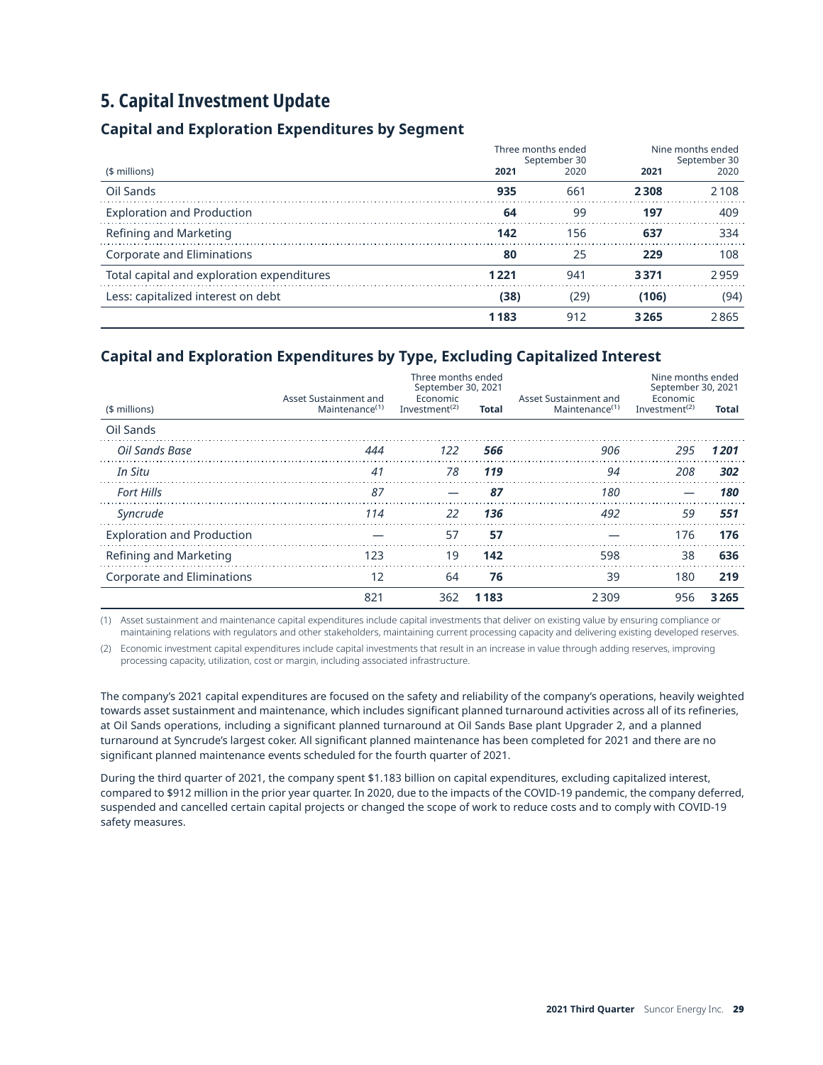# 5. Capital Investment Update

## Capital and Exploration Expenditures by Segment

| ($ millions) | Three months ended September 30 | | Nine months ended September 30 | |
|---|---|---|---|---|
| | **2021** | 2020 | **2021** | 2020 |
| Oil Sands | **935** | 661 | **2 308** | 2 108 |
| Exploration and Production | **64** | 99 | **197** | 409 |
| Refining and Marketing | **142** | 156 | **637** | 334 |
| Corporate and Eliminations | **80** | 25 | **229** | 108 |
| Total capital and exploration expenditures | **1 221** | 941 | **3 371** | 2 959 |
| Less: capitalized interest on debt | **(38)** | (29) | **(106)** | (94) |
| | **1 183** | 912 | **3 265** | 2 865 |

## Capital and Exploration Expenditures by Type, Excluding Capitalized Interest

| ($ millions) | Three months ended September 30, 2021 | | | Nine months ended September 30, 2021 | | |
|---|---|---|---|---|---|---|
| | Asset Sustainment and Maintenance[1] | Economic Investment[2] | **Total** | Asset Sustainment and Maintenance[1] | Economic Investment[2] | **Total** |
| Oil Sands | | | | | | |
| *Oil Sands Base* | *444* | *122* | ***566*** | *906* | *295* | ***1 201*** |
| *In Situ* | *41* | *78* | ***119*** | *94* | *208* | ***302*** |
| *Fort Hills* | *87* | *—* | ***87*** | *180* | *—* | ***180*** |
| *Syncrude* | *114* | *22* | ***136*** | *492* | *59* | ***551*** |
| Exploration and Production | — | 57 | **57** | — | 176 | **176** |
| Refining and Marketing | 123 | 19 | **142** | 598 | 38 | **636** |
| Corporate and Eliminations | 12 | 64 | **76** | 39 | 180 | **219** |
| | 821 | 362 | **1 183** | 2 309 | 956 | **3 265** |

(1) Asset sustainment and maintenance capital expenditures include capital investments that deliver on existing value by ensuring compliance or maintaining relations with regulators and other stakeholders, maintaining current processing capacity and delivering existing developed reserves.

(2) Economic investment capital expenditures include capital investments that result in an increase in value through adding reserves, improving processing capacity, utilization, cost or margin, including associated infrastructure.

The company's 2021 capital expenditures are focused on the safety and reliability of the company's operations, heavily weighted towards asset sustainment and maintenance, which includes significant planned turnaround activities across all of its refineries, at Oil Sands operations, including a significant planned turnaround at Oil Sands Base plant Upgrader 2, and a planned turnaround at Syncrude's largest coker. All significant planned maintenance has been completed for 2021 and there are no significant planned maintenance events scheduled for the fourth quarter of 2021.

During the third quarter of 2021, the company spent $1.183 billion on capital expenditures, excluding capitalized interest, compared to $912 million in the prior year quarter. In 2020, due to the impacts of the COVID-19 pandemic, the company deferred, suspended and cancelled certain capital projects or changed the scope of work to reduce costs and to comply with COVID-19 safety measures.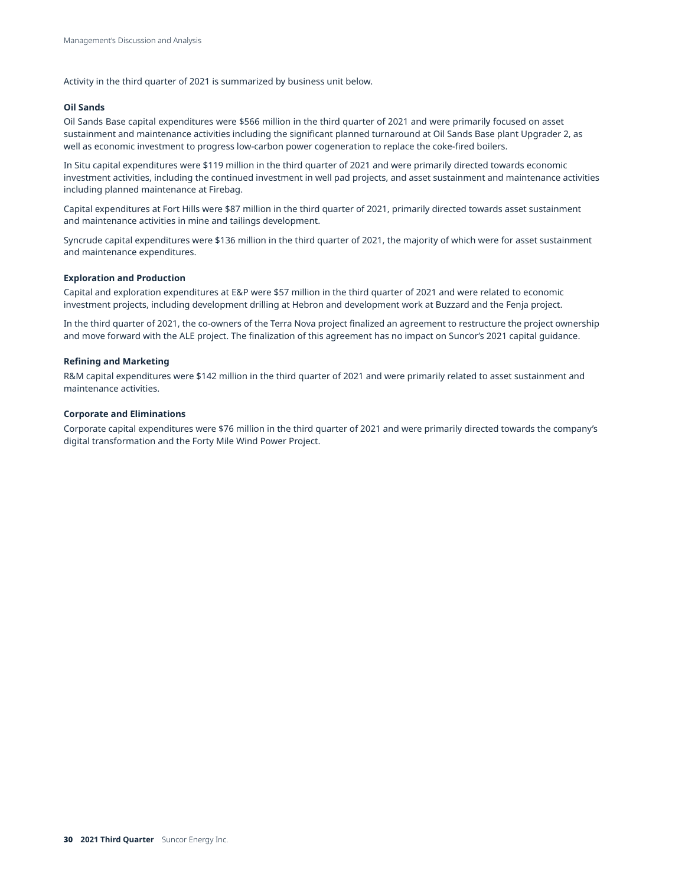Activity in the third quarter of 2021 is summarized by business unit below.

### Oil Sands

Oil Sands Base capital expenditures were $566 million in the third quarter of 2021 and were primarily focused on asset sustainment and maintenance activities including the significant planned turnaround at Oil Sands Base plant Upgrader 2, as well as economic investment to progress low-carbon power cogeneration to replace the coke-fired boilers.

In Situ capital expenditures were $119 million in the third quarter of 2021 and were primarily directed towards economic investment activities, including the continued investment in well pad projects, and asset sustainment and maintenance activities including planned maintenance at Firebag.

Capital expenditures at Fort Hills were $87 million in the third quarter of 2021, primarily directed towards asset sustainment and maintenance activities in mine and tailings development.

Syncrude capital expenditures were $136 million in the third quarter of 2021, the majority of which were for asset sustainment and maintenance expenditures.

### Exploration and Production

Capital and exploration expenditures at E&P were $57 million in the third quarter of 2021 and were related to economic investment projects, including development drilling at Hebron and development work at Buzzard and the Fenja project.

In the third quarter of 2021, the co-owners of the Terra Nova project finalized an agreement to restructure the project ownership and move forward with the ALE project. The finalization of this agreement has no impact on Suncor's 2021 capital guidance.

### Refining and Marketing

R&M capital expenditures were $142 million in the third quarter of 2021 and were primarily related to asset sustainment and maintenance activities.

### Corporate and Eliminations

Corporate capital expenditures were $76 million in the third quarter of 2021 and were primarily directed towards the company's digital transformation and the Forty Mile Wind Power Project.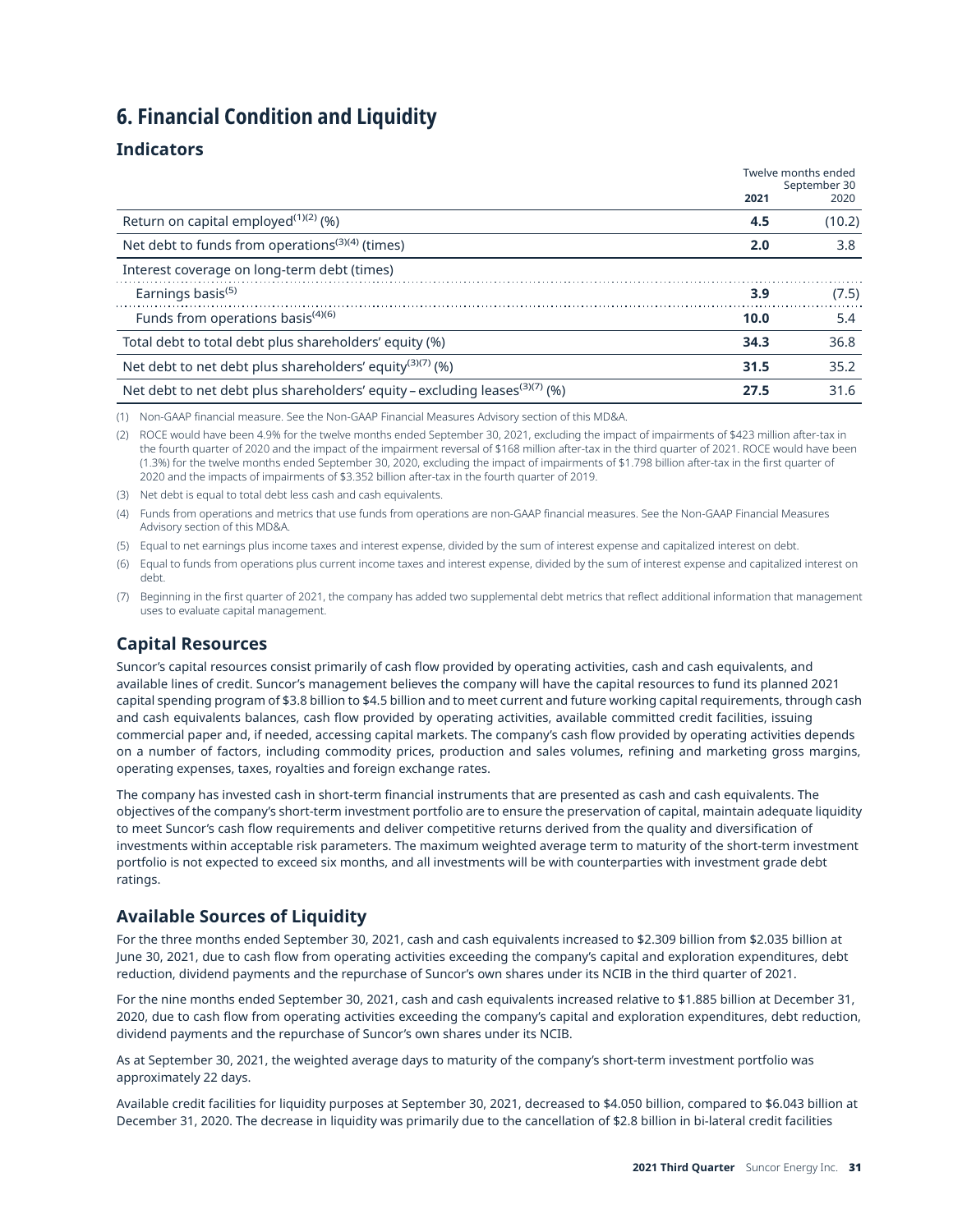# 6. Financial Condition and Liquidity

## Indicators

| | Twelve months ended September 30 | |
|---|---|---|
| | **2021** | 2020 |
| Return on capital employed[1][2] (%) | **4.5** | (10.2) |
| Net debt to funds from operations[3][4] (times) | **2.0** | 3.8 |
| Interest coverage on long-term debt (times) | | |
| Earnings basis[5] | **3.9** | (7.5) |
| Funds from operations basis[4][6] | **10.0** | 5.4 |
| Total debt to total debt plus shareholders' equity (%) | **34.3** | 36.8 |
| Net debt to net debt plus shareholders' equity[3][7] (%) | **31.5** | 35.2 |
| Net debt to net debt plus shareholders' equity – excluding leases[3][7] (%) | **27.5** | 31.6 |

(1) Non-GAAP financial measure. See the Non-GAAP Financial Measures Advisory section of this MD&A.

(2) ROCE would have been 4.9% for the twelve months ended September 30, 2021, excluding the impact of impairments of $423 million after-tax in the fourth quarter of 2020 and the impact of the impairment reversal of $168 million after-tax in the third quarter of 2021. ROCE would have been (1.3%) for the twelve months ended September 30, 2020, excluding the impact of impairments of $1.798 billion after-tax in the first quarter of 2020 and the impacts of impairments of $3.352 billion after-tax in the fourth quarter of 2019.

(3) Net debt is equal to total debt less cash and cash equivalents.

(4) Funds from operations and metrics that use funds from operations are non-GAAP financial measures. See the Non-GAAP Financial Measures Advisory section of this MD&A.

(5) Equal to net earnings plus income taxes and interest expense, divided by the sum of interest expense and capitalized interest on debt.

(6) Equal to funds from operations plus current income taxes and interest expense, divided by the sum of interest expense and capitalized interest on debt.

(7) Beginning in the first quarter of 2021, the company has added two supplemental debt metrics that reflect additional information that management uses to evaluate capital management.

## Capital Resources

Suncor's capital resources consist primarily of cash flow provided by operating activities, cash and cash equivalents, and available lines of credit. Suncor's management believes the company will have the capital resources to fund its planned 2021 capital spending program of $3.8 billion to $4.5 billion and to meet current and future working capital requirements, through cash and cash equivalents balances, cash flow provided by operating activities, available committed credit facilities, issuing commercial paper and, if needed, accessing capital markets. The company's cash flow provided by operating activities depends on a number of factors, including commodity prices, production and sales volumes, refining and marketing gross margins, operating expenses, taxes, royalties and foreign exchange rates.

The company has invested cash in short-term financial instruments that are presented as cash and cash equivalents. The objectives of the company's short-term investment portfolio are to ensure the preservation of capital, maintain adequate liquidity to meet Suncor's cash flow requirements and deliver competitive returns derived from the quality and diversification of investments within acceptable risk parameters. The maximum weighted average term to maturity of the short-term investment portfolio is not expected to exceed six months, and all investments will be with counterparties with investment grade debt ratings.

## Available Sources of Liquidity

For the three months ended September 30, 2021, cash and cash equivalents increased to $2.309 billion from $2.035 billion at June 30, 2021, due to cash flow from operating activities exceeding the company's capital and exploration expenditures, debt reduction, dividend payments and the repurchase of Suncor's own shares under its NCIB in the third quarter of 2021.

For the nine months ended September 30, 2021, cash and cash equivalents increased relative to $1.885 billion at December 31, 2020, due to cash flow from operating activities exceeding the company's capital and exploration expenditures, debt reduction, dividend payments and the repurchase of Suncor's own shares under its NCIB.

As at September 30, 2021, the weighted average days to maturity of the company's short-term investment portfolio was approximately 22 days.

Available credit facilities for liquidity purposes at September 30, 2021, decreased to $4.050 billion, compared to $6.043 billion at December 31, 2020. The decrease in liquidity was primarily due to the cancellation of $2.8 billion in bi-lateral credit facilities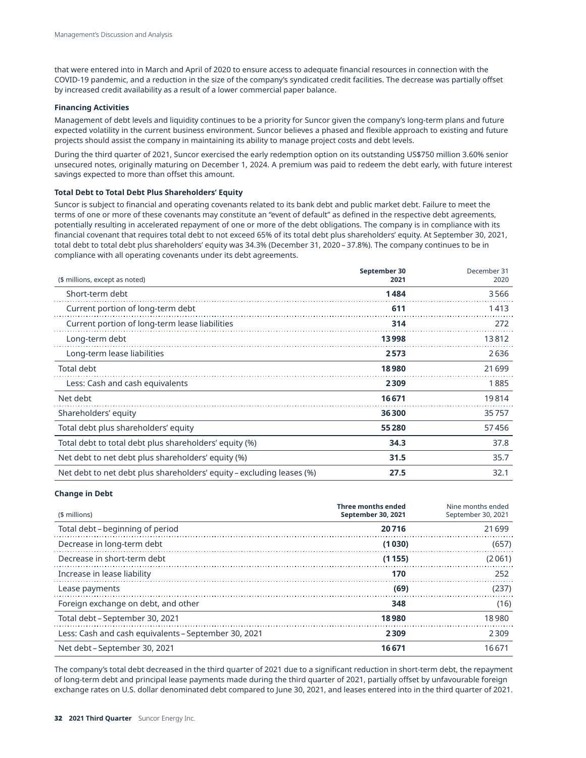that were entered into in March and April of 2020 to ensure access to adequate financial resources in connection with the COVID-19 pandemic, and a reduction in the size of the company's syndicated credit facilities. The decrease was partially offset by increased credit availability as a result of a lower commercial paper balance.

**Financing Activities**

Management of debt levels and liquidity continues to be a priority for Suncor given the company's long-term plans and future expected volatility in the current business environment. Suncor believes a phased and flexible approach to existing and future projects should assist the company in maintaining its ability to manage project costs and debt levels.

During the third quarter of 2021, Suncor exercised the early redemption option on its outstanding US$750 million 3.60% senior unsecured notes, originally maturing on December 1, 2024. A premium was paid to redeem the debt early, with future interest savings expected to more than offset this amount.

**Total Debt to Total Debt Plus Shareholders' Equity**

Suncor is subject to financial and operating covenants related to its bank debt and public market debt. Failure to meet the terms of one or more of these covenants may constitute an "event of default" as defined in the respective debt agreements, potentially resulting in accelerated repayment of one or more of the debt obligations. The company is in compliance with its financial covenant that requires total debt to not exceed 65% of its total debt plus shareholders' equity. At September 30, 2021, total debt to total debt plus shareholders' equity was 34.3% (December 31, 2020 – 37.8%). The company continues to be in compliance with all operating covenants under its debt agreements.

| ($ millions, except as noted) | September 30 2021 | December 31 2020 |
|---|---|---|
| Short-term debt | **1 484** | 3 566 |
| Current portion of long-term debt | **611** | 1 413 |
| Current portion of long-term lease liabilities | **314** | 272 |
| Long-term debt | **13 998** | 13 812 |
| Long-term lease liabilities | **2 573** | 2 636 |
| Total debt | **18 980** | 21 699 |
| Less: Cash and cash equivalents | **2 309** | 1 885 |
| Net debt | **16 671** | 19 814 |
| Shareholders' equity | **36 300** | 35 757 |
| Total debt plus shareholders' equity | **55 280** | 57 456 |
| Total debt to total debt plus shareholders' equity (%) | **34.3** | 37.8 |
| Net debt to net debt plus shareholders' equity (%) | **31.5** | 35.7 |
| Net debt to net debt plus shareholders' equity – excluding leases (%) | **27.5** | 32.1 |

**Change in Debt**

| ($ millions) | Three months ended September 30, 2021 | Nine months ended September 30, 2021 |
|---|---|---|
| Total debt – beginning of period | **20 716** | 21 699 |
| Decrease in long-term debt | **(1 030)** | (657) |
| Decrease in short-term debt | **(1 155)** | (2 061) |
| Increase in lease liability | **170** | 252 |
| Lease payments | **(69)** | (237) |
| Foreign exchange on debt, and other | **348** | (16) |
| Total debt – September 30, 2021 | **18 980** | 18 980 |
| Less: Cash and cash equivalents – September 30, 2021 | **2 309** | 2 309 |
| Net debt – September 30, 2021 | **16 671** | 16 671 |

The company's total debt decreased in the third quarter of 2021 due to a significant reduction in short-term debt, the repayment of long-term debt and principal lease payments made during the third quarter of 2021, partially offset by unfavourable foreign exchange rates on U.S. dollar denominated debt compared to June 30, 2021, and leases entered into in the third quarter of 2021.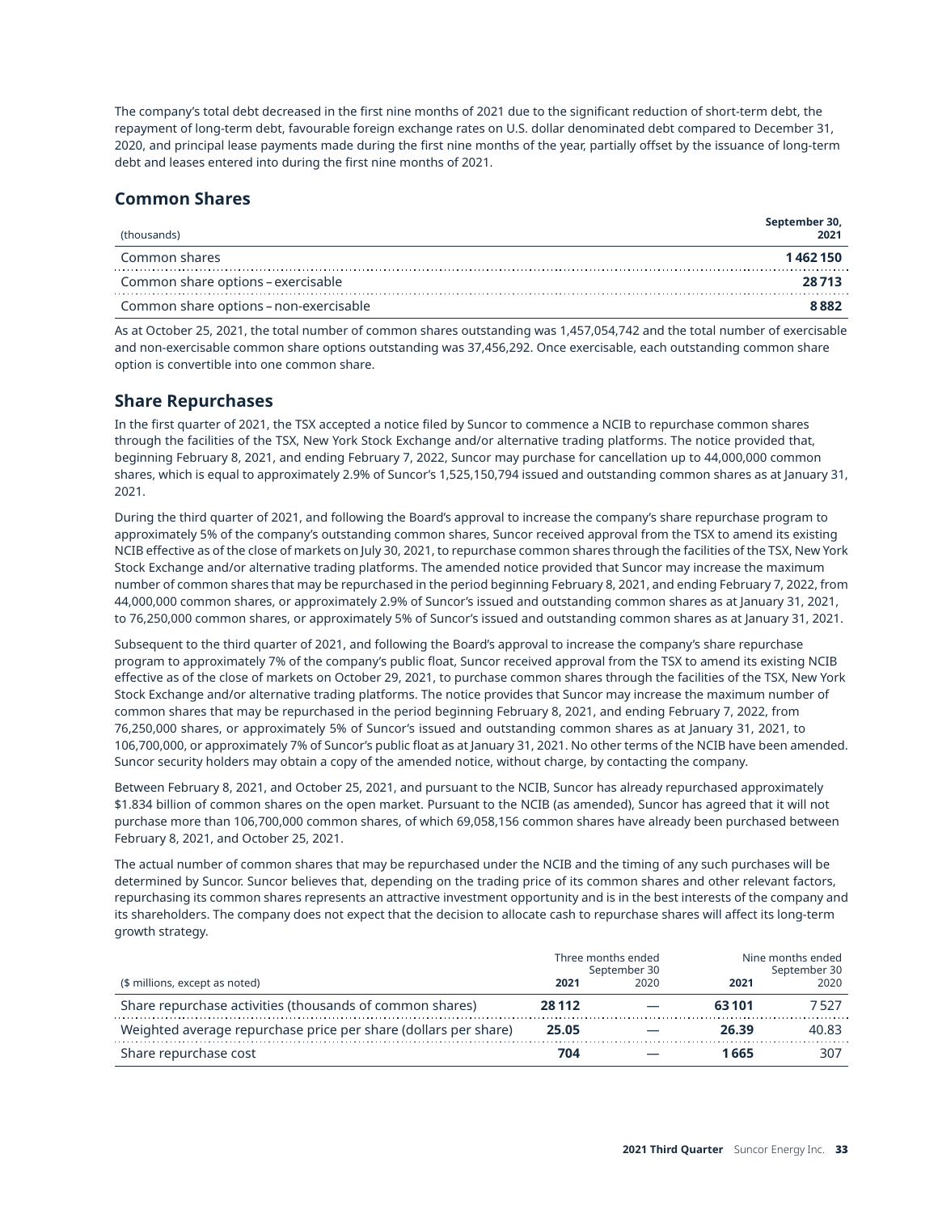The company's total debt decreased in the first nine months of 2021 due to the significant reduction of short-term debt, the repayment of long-term debt, favourable foreign exchange rates on U.S. dollar denominated debt compared to December 31, 2020, and principal lease payments made during the first nine months of the year, partially offset by the issuance of long-term debt and leases entered into during the first nine months of 2021.

## Common Shares

| (thousands) | September 30, 2021 |
|---|---|
| Common shares | **1 462 150** |
| Common share options – exercisable | **28 713** |
| Common share options – non-exercisable | **8 882** |

As at October 25, 2021, the total number of common shares outstanding was 1,457,054,742 and the total number of exercisable and non-exercisable common share options outstanding was 37,456,292. Once exercisable, each outstanding common share option is convertible into one common share.

## Share Repurchases

In the first quarter of 2021, the TSX accepted a notice filed by Suncor to commence a NCIB to repurchase common shares through the facilities of the TSX, New York Stock Exchange and/or alternative trading platforms. The notice provided that, beginning February 8, 2021, and ending February 7, 2022, Suncor may purchase for cancellation up to 44,000,000 common shares, which is equal to approximately 2.9% of Suncor's 1,525,150,794 issued and outstanding common shares as at January 31, 2021.

During the third quarter of 2021, and following the Board's approval to increase the company's share repurchase program to approximately 5% of the company's outstanding common shares, Suncor received approval from the TSX to amend its existing NCIB effective as of the close of markets on July 30, 2021, to repurchase common shares through the facilities of the TSX, New York Stock Exchange and/or alternative trading platforms. The amended notice provided that Suncor may increase the maximum number of common shares that may be repurchased in the period beginning February 8, 2021, and ending February 7, 2022, from 44,000,000 common shares, or approximately 2.9% of Suncor's issued and outstanding common shares as at January 31, 2021, to 76,250,000 common shares, or approximately 5% of Suncor's issued and outstanding common shares as at January 31, 2021.

Subsequent to the third quarter of 2021, and following the Board's approval to increase the company's share repurchase program to approximately 7% of the company's public float, Suncor received approval from the TSX to amend its existing NCIB effective as of the close of markets on October 29, 2021, to purchase common shares through the facilities of the TSX, New York Stock Exchange and/or alternative trading platforms. The notice provides that Suncor may increase the maximum number of common shares that may be repurchased in the period beginning February 8, 2021, and ending February 7, 2022, from 76,250,000 shares, or approximately 5% of Suncor's issued and outstanding common shares as at January 31, 2021, to 106,700,000, or approximately 7% of Suncor's public float as at January 31, 2021. No other terms of the NCIB have been amended. Suncor security holders may obtain a copy of the amended notice, without charge, by contacting the company.

Between February 8, 2021, and October 25, 2021, and pursuant to the NCIB, Suncor has already repurchased approximately $1.834 billion of common shares on the open market. Pursuant to the NCIB (as amended), Suncor has agreed that it will not purchase more than 106,700,000 common shares, of which 69,058,156 common shares have already been purchased between February 8, 2021, and October 25, 2021.

The actual number of common shares that may be repurchased under the NCIB and the timing of any such purchases will be determined by Suncor. Suncor believes that, depending on the trading price of its common shares and other relevant factors, repurchasing its common shares represents an attractive investment opportunity and is in the best interests of the company and its shareholders. The company does not expect that the decision to allocate cash to repurchase shares will affect its long-term growth strategy.

| ($ millions, except as noted) | Three months ended September 30 2021 | 2020 | Nine months ended September 30 2021 | 2020 |
|---|---|---|---|---|
| Share repurchase activities (thousands of common shares) | **28 112** | — | **63 101** | 7 527 |
| Weighted average repurchase price per share (dollars per share) | **25.05** | — | **26.39** | 40.83 |
| Share repurchase cost | **704** | — | **1 665** | 307 |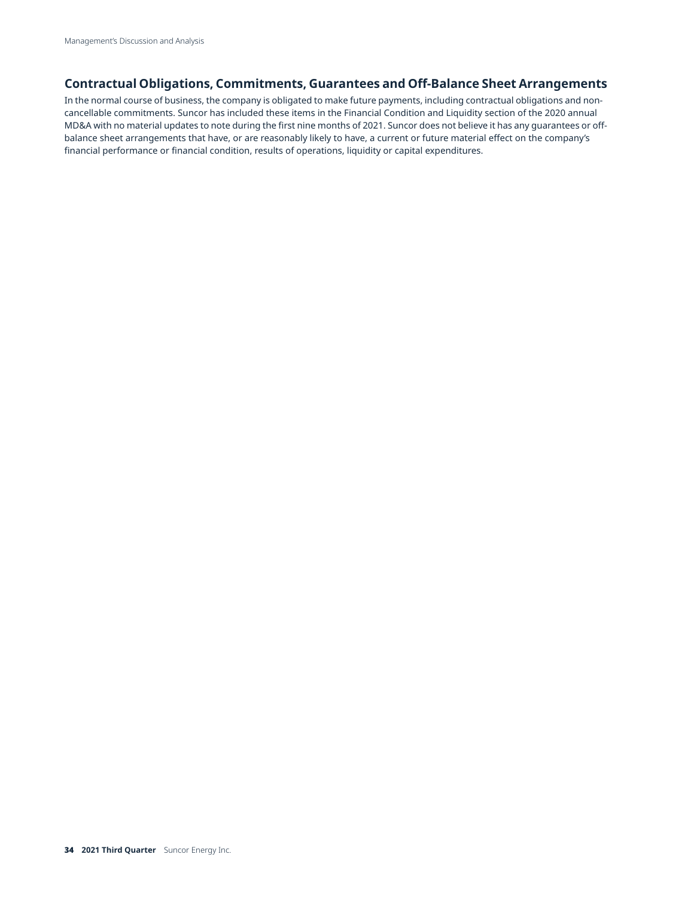## Contractual Obligations, Commitments, Guarantees and Off-Balance Sheet Arrangements

In the normal course of business, the company is obligated to make future payments, including contractual obligations and non-cancellable commitments. Suncor has included these items in the Financial Condition and Liquidity section of the 2020 annual MD&A with no material updates to note during the first nine months of 2021. Suncor does not believe it has any guarantees or off-balance sheet arrangements that have, or are reasonably likely to have, a current or future material effect on the company's financial performance or financial condition, results of operations, liquidity or capital expenditures.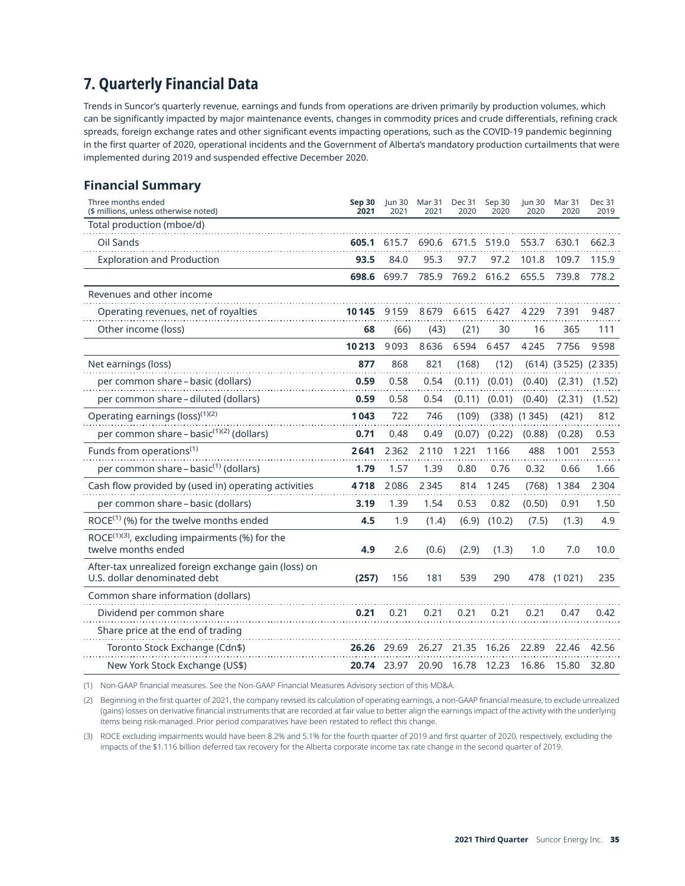# 7. Quarterly Financial Data

Trends in Suncor's quarterly revenue, earnings and funds from operations are driven primarily by production volumes, which can be significantly impacted by major maintenance events, changes in commodity prices and crude differentials, refining crack spreads, foreign exchange rates and other significant events impacting operations, such as the COVID-19 pandemic beginning in the first quarter of 2020, operational incidents and the Government of Alberta's mandatory production curtailments that were implemented during 2019 and suspended effective December 2020.

## Financial Summary

| Three months ended ($ millions, unless otherwise noted) | **Sep 30 2021** | Jun 30 2021 | Mar 31 2021 | Dec 31 2020 | Sep 30 2020 | Jun 30 2020 | Mar 31 2020 | Dec 31 2019 |
|---|---|---|---|---|---|---|---|---|
| Total production (mboe/d) | | | | | | | | |
| Oil Sands | **605.1** | 615.7 | 690.6 | 671.5 | 519.0 | 553.7 | 630.1 | 662.3 |
| Exploration and Production | **93.5** | 84.0 | 95.3 | 97.7 | 97.2 | 101.8 | 109.7 | 115.9 |
| | **698.6** | 699.7 | 785.9 | 769.2 | 616.2 | 655.5 | 739.8 | 778.2 |
| Revenues and other income | | | | | | | | |
| Operating revenues, net of royalties | **10 145** | 9 159 | 8 679 | 6 615 | 6 427 | 4 229 | 7 391 | 9 487 |
| Other income (loss) | **68** | (66) | (43) | (21) | 30 | 16 | 365 | 111 |
| | **10 213** | 9 093 | 8 636 | 6 594 | 6 457 | 4 245 | 7 756 | 9 598 |
| Net earnings (loss) | **877** | 868 | 821 | (168) | (12) | (614) | (3 525) | (2 335) |
| per common share – basic (dollars) | **0.59** | 0.58 | 0.54 | (0.11) | (0.01) | (0.40) | (2.31) | (1.52) |
| per common share – diluted (dollars) | **0.59** | 0.58 | 0.54 | (0.11) | (0.01) | (0.40) | (2.31) | (1.52) |
| Operating earnings (loss)(1)(2) | **1 043** | 722 | 746 | (109) | (338) | (1 345) | (421) | 812 |
| per common share – basic(1)(2) (dollars) | **0.71** | 0.48 | 0.49 | (0.07) | (0.22) | (0.88) | (0.28) | 0.53 |
| Funds from operations(1) | **2 641** | 2 362 | 2 110 | 1 221 | 1 166 | 488 | 1 001 | 2 553 |
| per common share – basic(1) (dollars) | **1.79** | 1.57 | 1.39 | 0.80 | 0.76 | 0.32 | 0.66 | 1.66 |
| Cash flow provided by (used in) operating activities | **4 718** | 2 086 | 2 345 | 814 | 1 245 | (768) | 1 384 | 2 304 |
| per common share – basic (dollars) | **3.19** | 1.39 | 1.54 | 0.53 | 0.82 | (0.50) | 0.91 | 1.50 |
| ROCE(1) (%) for the twelve months ended | **4.5** | 1.9 | (1.4) | (6.9) | (10.2) | (7.5) | (1.3) | 4.9 |
| ROCE(1)(3), excluding impairments (%) for the twelve months ended | **4.9** | 2.6 | (0.6) | (2.9) | (1.3) | 1.0 | 7.0 | 10.0 |
| After-tax unrealized foreign exchange gain (loss) on U.S. dollar denominated debt | **(257)** | 156 | 181 | 539 | 290 | 478 | (1 021) | 235 |
| Common share information (dollars) | | | | | | | | |
| Dividend per common share | **0.21** | 0.21 | 0.21 | 0.21 | 0.21 | 0.21 | 0.47 | 0.42 |
| Share price at the end of trading | | | | | | | | |
| Toronto Stock Exchange (Cdn$) | **26.26** | 29.69 | 26.27 | 21.35 | 16.26 | 22.89 | 22.46 | 42.56 |
| New York Stock Exchange (US$) | **20.74** | 23.97 | 20.90 | 16.78 | 12.23 | 16.86 | 15.80 | 32.80 |

(1) Non-GAAP financial measures. See the Non-GAAP Financial Measures Advisory section of this MD&A.

(2) Beginning in the first quarter of 2021, the company revised its calculation of operating earnings, a non-GAAP financial measure, to exclude unrealized (gains) losses on derivative financial instruments that are recorded at fair value to better align the earnings impact of the activity with the underlying items being risk-managed. Prior period comparatives have been restated to reflect this change.

(3) ROCE excluding impairments would have been 8.2% and 5.1% for the fourth quarter of 2019 and first quarter of 2020, respectively, excluding the impacts of the $1.116 billion deferred tax recovery for the Alberta corporate income tax rate change in the second quarter of 2019.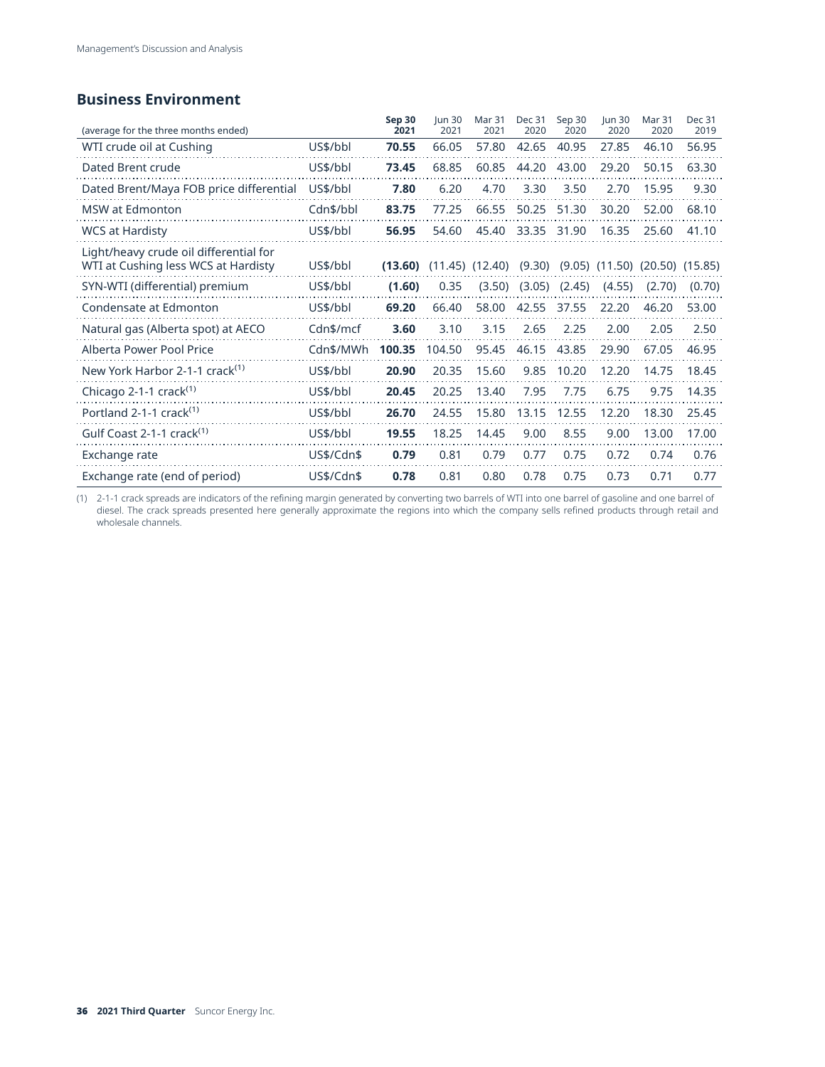## Business Environment

| (average for the three months ended) | | Sep 30 2021 | Jun 30 2021 | Mar 31 2021 | Dec 31 2020 | Sep 30 2020 | Jun 30 2020 | Mar 31 2020 | Dec 31 2019 |
|---|---|---|---|---|---|---|---|---|---|
| WTI crude oil at Cushing | US$/bbl | **70.55** | 66.05 | 57.80 | 42.65 | 40.95 | 27.85 | 46.10 | 56.95 |
| Dated Brent crude | US$/bbl | **73.45** | 68.85 | 60.85 | 44.20 | 43.00 | 29.20 | 50.15 | 63.30 |
| Dated Brent/Maya FOB price differential | US$/bbl | **7.80** | 6.20 | 4.70 | 3.30 | 3.50 | 2.70 | 15.95 | 9.30 |
| MSW at Edmonton | Cdn$/bbl | **83.75** | 77.25 | 66.55 | 50.25 | 51.30 | 30.20 | 52.00 | 68.10 |
| WCS at Hardisty | US$/bbl | **56.95** | 54.60 | 45.40 | 33.35 | 31.90 | 16.35 | 25.60 | 41.10 |
| Light/heavy crude oil differential for WTI at Cushing less WCS at Hardisty | US$/bbl | **(13.60)** | (11.45) | (12.40) | (9.30) | (9.05) | (11.50) | (20.50) | (15.85) |
| SYN-WTI (differential) premium | US$/bbl | **(1.60)** | 0.35 | (3.50) | (3.05) | (2.45) | (4.55) | (2.70) | (0.70) |
| Condensate at Edmonton | US$/bbl | **69.20** | 66.40 | 58.00 | 42.55 | 37.55 | 22.20 | 46.20 | 53.00 |
| Natural gas (Alberta spot) at AECO | Cdn$/mcf | **3.60** | 3.10 | 3.15 | 2.65 | 2.25 | 2.00 | 2.05 | 2.50 |
| Alberta Power Pool Price | Cdn$/MWh | **100.35** | 104.50 | 95.45 | 46.15 | 43.85 | 29.90 | 67.05 | 46.95 |
| New York Harbor 2-1-1 crack[(1)] | US$/bbl | **20.90** | 20.35 | 15.60 | 9.85 | 10.20 | 12.20 | 14.75 | 18.45 |
| Chicago 2-1-1 crack[(1)] | US$/bbl | **20.45** | 20.25 | 13.40 | 7.95 | 7.75 | 6.75 | 9.75 | 14.35 |
| Portland 2-1-1 crack[(1)] | US$/bbl | **26.70** | 24.55 | 15.80 | 13.15 | 12.55 | 12.20 | 18.30 | 25.45 |
| Gulf Coast 2-1-1 crack[(1)] | US$/bbl | **19.55** | 18.25 | 14.45 | 9.00 | 8.55 | 9.00 | 13.00 | 17.00 |
| Exchange rate | US$/Cdn$ | **0.79** | 0.81 | 0.79 | 0.77 | 0.75 | 0.72 | 0.74 | 0.76 |
| Exchange rate (end of period) | US$/Cdn$ | **0.78** | 0.81 | 0.80 | 0.78 | 0.75 | 0.73 | 0.71 | 0.77 |

(1) 2-1-1 crack spreads are indicators of the refining margin generated by converting two barrels of WTI into one barrel of gasoline and one barrel of diesel. The crack spreads presented here generally approximate the regions into which the company sells refined products through retail and wholesale channels.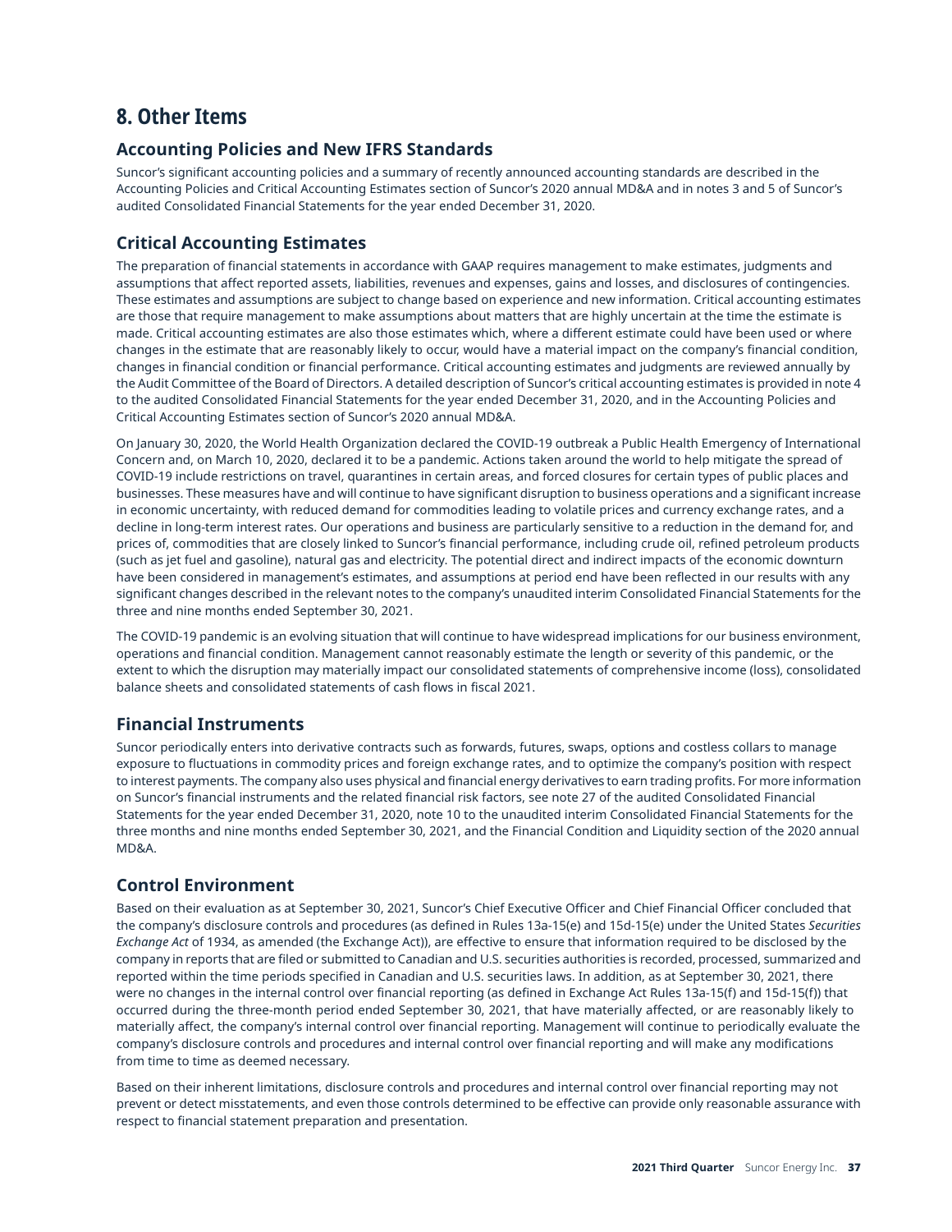# 8. Other Items

## Accounting Policies and New IFRS Standards

Suncor's significant accounting policies and a summary of recently announced accounting standards are described in the Accounting Policies and Critical Accounting Estimates section of Suncor's 2020 annual MD&A and in notes 3 and 5 of Suncor's audited Consolidated Financial Statements for the year ended December 31, 2020.

## Critical Accounting Estimates

The preparation of financial statements in accordance with GAAP requires management to make estimates, judgments and assumptions that affect reported assets, liabilities, revenues and expenses, gains and losses, and disclosures of contingencies. These estimates and assumptions are subject to change based on experience and new information. Critical accounting estimates are those that require management to make assumptions about matters that are highly uncertain at the time the estimate is made. Critical accounting estimates are also those estimates which, where a different estimate could have been used or where changes in the estimate that are reasonably likely to occur, would have a material impact on the company's financial condition, changes in financial condition or financial performance. Critical accounting estimates and judgments are reviewed annually by the Audit Committee of the Board of Directors. A detailed description of Suncor's critical accounting estimates is provided in note 4 to the audited Consolidated Financial Statements for the year ended December 31, 2020, and in the Accounting Policies and Critical Accounting Estimates section of Suncor's 2020 annual MD&A.

On January 30, 2020, the World Health Organization declared the COVID-19 outbreak a Public Health Emergency of International Concern and, on March 10, 2020, declared it to be a pandemic. Actions taken around the world to help mitigate the spread of COVID-19 include restrictions on travel, quarantines in certain areas, and forced closures for certain types of public places and businesses. These measures have and will continue to have significant disruption to business operations and a significant increase in economic uncertainty, with reduced demand for commodities leading to volatile prices and currency exchange rates, and a decline in long-term interest rates. Our operations and business are particularly sensitive to a reduction in the demand for, and prices of, commodities that are closely linked to Suncor's financial performance, including crude oil, refined petroleum products (such as jet fuel and gasoline), natural gas and electricity. The potential direct and indirect impacts of the economic downturn have been considered in management's estimates, and assumptions at period end have been reflected in our results with any significant changes described in the relevant notes to the company's unaudited interim Consolidated Financial Statements for the three and nine months ended September 30, 2021.

The COVID-19 pandemic is an evolving situation that will continue to have widespread implications for our business environment, operations and financial condition. Management cannot reasonably estimate the length or severity of this pandemic, or the extent to which the disruption may materially impact our consolidated statements of comprehensive income (loss), consolidated balance sheets and consolidated statements of cash flows in fiscal 2021.

## Financial Instruments

Suncor periodically enters into derivative contracts such as forwards, futures, swaps, options and costless collars to manage exposure to fluctuations in commodity prices and foreign exchange rates, and to optimize the company's position with respect to interest payments. The company also uses physical and financial energy derivatives to earn trading profits. For more information on Suncor's financial instruments and the related financial risk factors, see note 27 of the audited Consolidated Financial Statements for the year ended December 31, 2020, note 10 to the unaudited interim Consolidated Financial Statements for the three months and nine months ended September 30, 2021, and the Financial Condition and Liquidity section of the 2020 annual MD&A.

## Control Environment

Based on their evaluation as at September 30, 2021, Suncor's Chief Executive Officer and Chief Financial Officer concluded that the company's disclosure controls and procedures (as defined in Rules 13a-15(e) and 15d-15(e) under the United States *Securities Exchange Act* of 1934, as amended (the Exchange Act)), are effective to ensure that information required to be disclosed by the company in reports that are filed or submitted to Canadian and U.S. securities authorities is recorded, processed, summarized and reported within the time periods specified in Canadian and U.S. securities laws. In addition, as at September 30, 2021, there were no changes in the internal control over financial reporting (as defined in Exchange Act Rules 13a-15(f) and 15d-15(f)) that occurred during the three-month period ended September 30, 2021, that have materially affected, or are reasonably likely to materially affect, the company's internal control over financial reporting. Management will continue to periodically evaluate the company's disclosure controls and procedures and internal control over financial reporting and will make any modifications from time to time as deemed necessary.

Based on their inherent limitations, disclosure controls and procedures and internal control over financial reporting may not prevent or detect misstatements, and even those controls determined to be effective can provide only reasonable assurance with respect to financial statement preparation and presentation.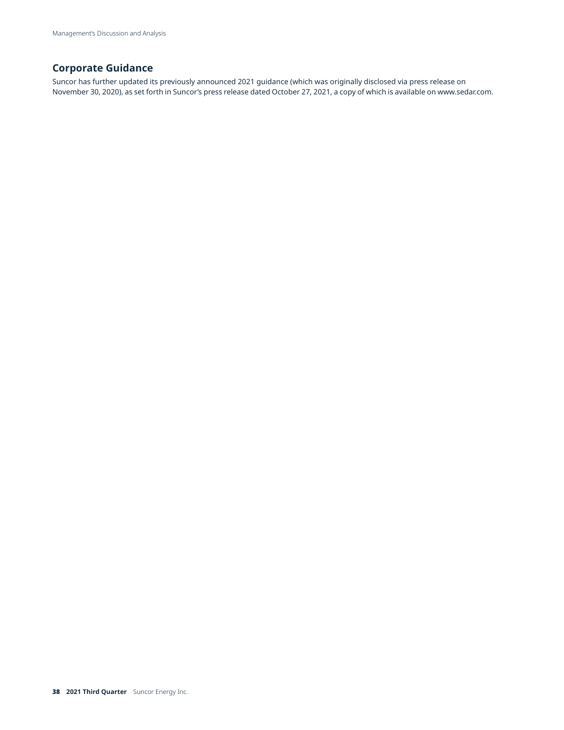## Corporate Guidance

Suncor has further updated its previously announced 2021 guidance (which was originally disclosed via press release on November 30, 2020), as set forth in Suncor's press release dated October 27, 2021, a copy of which is available on www.sedar.com.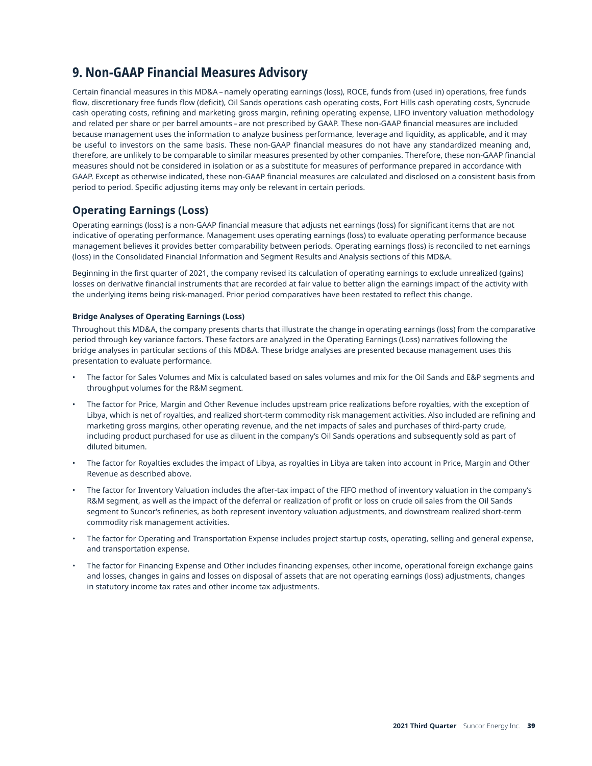# 9. Non-GAAP Financial Measures Advisory

Certain financial measures in this MD&A – namely operating earnings (loss), ROCE, funds from (used in) operations, free funds flow, discretionary free funds flow (deficit), Oil Sands operations cash operating costs, Fort Hills cash operating costs, Syncrude cash operating costs, refining and marketing gross margin, refining operating expense, LIFO inventory valuation methodology and related per share or per barrel amounts – are not prescribed by GAAP. These non-GAAP financial measures are included because management uses the information to analyze business performance, leverage and liquidity, as applicable, and it may be useful to investors on the same basis. These non-GAAP financial measures do not have any standardized meaning and, therefore, are unlikely to be comparable to similar measures presented by other companies. Therefore, these non-GAAP financial measures should not be considered in isolation or as a substitute for measures of performance prepared in accordance with GAAP. Except as otherwise indicated, these non-GAAP financial measures are calculated and disclosed on a consistent basis from period to period. Specific adjusting items may only be relevant in certain periods.

## Operating Earnings (Loss)

Operating earnings (loss) is a non-GAAP financial measure that adjusts net earnings (loss) for significant items that are not indicative of operating performance. Management uses operating earnings (loss) to evaluate operating performance because management believes it provides better comparability between periods. Operating earnings (loss) is reconciled to net earnings (loss) in the Consolidated Financial Information and Segment Results and Analysis sections of this MD&A.

Beginning in the first quarter of 2021, the company revised its calculation of operating earnings to exclude unrealized (gains) losses on derivative financial instruments that are recorded at fair value to better align the earnings impact of the activity with the underlying items being risk-managed. Prior period comparatives have been restated to reflect this change.

### Bridge Analyses of Operating Earnings (Loss)

Throughout this MD&A, the company presents charts that illustrate the change in operating earnings (loss) from the comparative period through key variance factors. These factors are analyzed in the Operating Earnings (Loss) narratives following the bridge analyses in particular sections of this MD&A. These bridge analyses are presented because management uses this presentation to evaluate performance.

- The factor for Sales Volumes and Mix is calculated based on sales volumes and mix for the Oil Sands and E&P segments and throughput volumes for the R&M segment.
- The factor for Price, Margin and Other Revenue includes upstream price realizations before royalties, with the exception of Libya, which is net of royalties, and realized short-term commodity risk management activities. Also included are refining and marketing gross margins, other operating revenue, and the net impacts of sales and purchases of third-party crude, including product purchased for use as diluent in the company's Oil Sands operations and subsequently sold as part of diluted bitumen.
- The factor for Royalties excludes the impact of Libya, as royalties in Libya are taken into account in Price, Margin and Other Revenue as described above.
- The factor for Inventory Valuation includes the after-tax impact of the FIFO method of inventory valuation in the company's R&M segment, as well as the impact of the deferral or realization of profit or loss on crude oil sales from the Oil Sands segment to Suncor's refineries, as both represent inventory valuation adjustments, and downstream realized short-term commodity risk management activities.
- The factor for Operating and Transportation Expense includes project startup costs, operating, selling and general expense, and transportation expense.
- The factor for Financing Expense and Other includes financing expenses, other income, operational foreign exchange gains and losses, changes in gains and losses on disposal of assets that are not operating earnings (loss) adjustments, changes in statutory income tax rates and other income tax adjustments.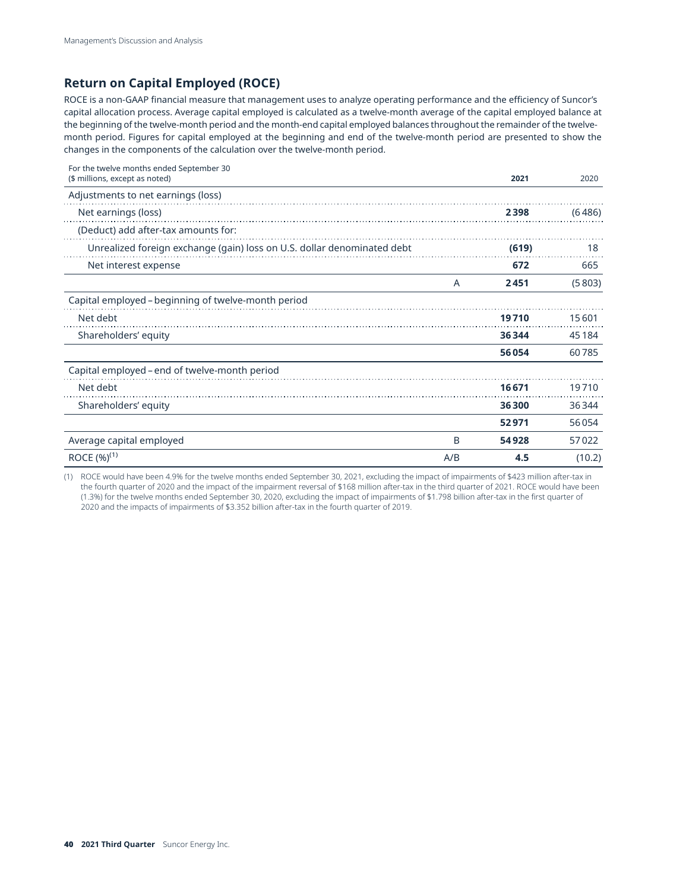## Return on Capital Employed (ROCE)

ROCE is a non-GAAP financial measure that management uses to analyze operating performance and the efficiency of Suncor's capital allocation process. Average capital employed is calculated as a twelve-month average of the capital employed balance at the beginning of the twelve-month period and the month-end capital employed balances throughout the remainder of the twelve-month period. Figures for capital employed at the beginning and end of the twelve-month period are presented to show the changes in the components of the calculation over the twelve-month period.

| For the twelve months ended September 30<br>($ millions, except as noted) | | 2021 | 2020 |
|---|---|---|---|
| Adjustments to net earnings (loss) | | | |
| Net earnings (loss) | | **2 398** | (6 486) |
| (Deduct) add after-tax amounts for: | | | |
| Unrealized foreign exchange (gain) loss on U.S. dollar denominated debt | | **(619)** | 18 |
| Net interest expense | | **672** | 665 |
| | A | **2 451** | (5 803) |
| Capital employed – beginning of twelve-month period | | | |
| Net debt | | **19 710** | 15 601 |
| Shareholders' equity | | **36 344** | 45 184 |
| | | **56 054** | 60 785 |
| Capital employed – end of twelve-month period | | | |
| Net debt | | **16 671** | 19 710 |
| Shareholders' equity | | **36 300** | 36 344 |
| | | **52 971** | 56 054 |
| Average capital employed | B | **54 928** | 57 022 |
| ROCE (%)[1] | A/B | **4.5** | (10.2) |

(1) ROCE would have been 4.9% for the twelve months ended September 30, 2021, excluding the impact of impairments of $423 million after-tax in the fourth quarter of 2020 and the impact of the impairment reversal of $168 million after-tax in the third quarter of 2021. ROCE would have been (1.3%) for the twelve months ended September 30, 2020, excluding the impact of impairments of $1.798 billion after-tax in the first quarter of 2020 and the impacts of impairments of $3.352 billion after-tax in the fourth quarter of 2019.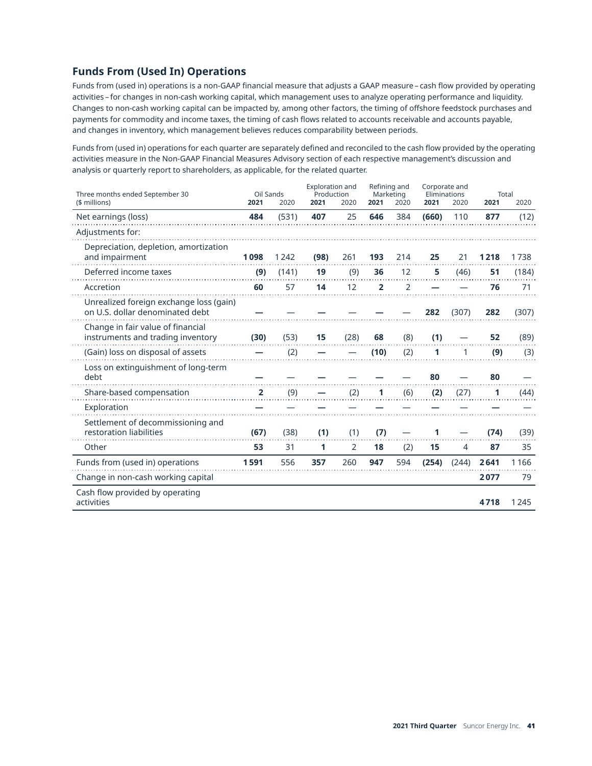## Funds From (Used In) Operations

Funds from (used in) operations is a non-GAAP financial measure that adjusts a GAAP measure – cash flow provided by operating activities – for changes in non-cash working capital, which management uses to analyze operating performance and liquidity. Changes to non-cash working capital can be impacted by, among other factors, the timing of offshore feedstock purchases and payments for commodity and income taxes, the timing of cash flows related to accounts receivable and accounts payable, and changes in inventory, which management believes reduces comparability between periods.

Funds from (used in) operations for each quarter are separately defined and reconciled to the cash flow provided by the operating activities measure in the Non-GAAP Financial Measures Advisory section of each respective management's discussion and analysis or quarterly report to shareholders, as applicable, for the related quarter.

| Three months ended September 30 | Oil Sands | | Exploration and Production | | Refining and Marketing | | Corporate and Eliminations | | Total | |
|---|---|---|---|---|---|---|---|---|---|---|
| ($ millions) | **2021** | 2020 | **2021** | 2020 | **2021** | 2020 | **2021** | 2020 | **2021** | 2020 |
| Net earnings (loss) | **484** | (531) | **407** | 25 | **646** | 384 | **(660)** | 110 | **877** | (12) |
| Adjustments for: | | | | | | | | | | |
| Depreciation, depletion, amortization and impairment | **1 098** | 1 242 | **(98)** | 261 | **193** | 214 | **25** | 21 | **1 218** | 1 738 |
| Deferred income taxes | **(9)** | (141) | **19** | (9) | **36** | 12 | **5** | (46) | **51** | (184) |
| Accretion | **60** | 57 | **14** | 12 | **2** | 2 | **—** | — | **76** | 71 |
| Unrealized foreign exchange loss (gain) on U.S. dollar denominated debt | **—** | — | **—** | — | **—** | — | **282** | (307) | **282** | (307) |
| Change in fair value of financial instruments and trading inventory | **(30)** | (53) | **15** | (28) | **68** | (8) | **(1)** | — | **52** | (89) |
| (Gain) loss on disposal of assets | **—** | (2) | **—** | — | **(10)** | (2) | **1** | 1 | **(9)** | (3) |
| Loss on extinguishment of long-term debt | **—** | — | **—** | — | **—** | — | **80** | — | **80** | — |
| Share-based compensation | **2** | (9) | **—** | (2) | **1** | (6) | **(2)** | (27) | **1** | (44) |
| Exploration | **—** | — | **—** | — | **—** | — | **—** | — | **—** | — |
| Settlement of decommissioning and restoration liabilities | **(67)** | (38) | **(1)** | (1) | **(7)** | — | **1** | — | **(74)** | (39) |
| Other | **53** | 31 | **1** | 2 | **18** | (2) | **15** | 4 | **87** | 35 |
| Funds from (used in) operations | **1 591** | 556 | **357** | 260 | **947** | 594 | **(254)** | (244) | **2 641** | 1 166 |
| Change in non-cash working capital | | | | | | | | | **2 077** | 79 |
| Cash flow provided by operating activities | | | | | | | | | **4 718** | 1 245 |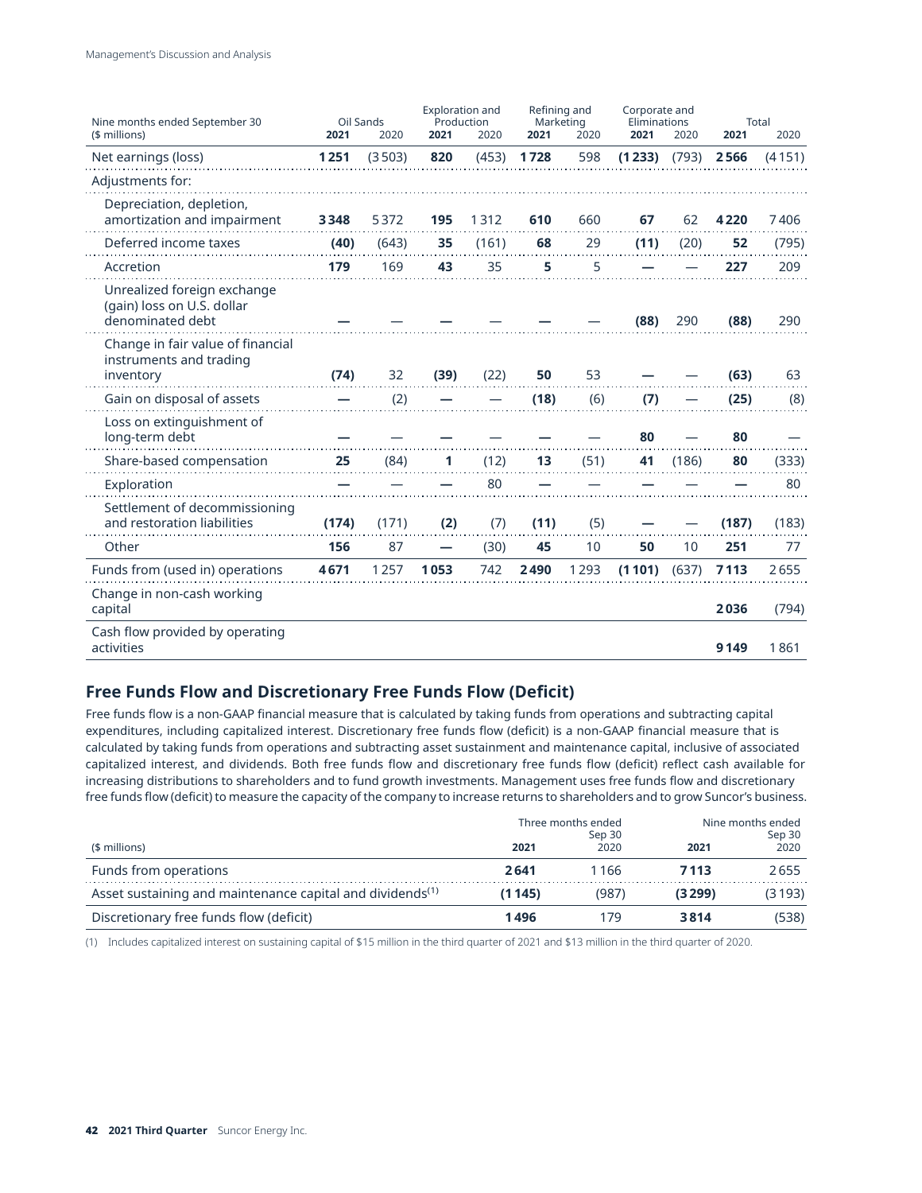| Nine months ended September 30 ($ millions) | Oil Sands | | Exploration and Production | | Refining and Marketing | | Corporate and Eliminations | | Total | |
|---|---|---|---|---|---|---|---|---|---|---|
| | **2021** | 2020 | **2021** | 2020 | **2021** | 2020 | **2021** | 2020 | **2021** | 2020 |
| Net earnings (loss) | **1 251** | (3 503) | **820** | (453) | **1 728** | 598 | **(1 233)** | (793) | **2 566** | (4 151) |
| Adjustments for: | | | | | | | | | | |
| Depreciation, depletion, amortization and impairment | **3 348** | 5 372 | **195** | 1 312 | **610** | 660 | **67** | 62 | **4 220** | 7 406 |
| Deferred income taxes | **(40)** | (643) | **35** | (161) | **68** | 29 | **(11)** | (20) | **52** | (795) |
| Accretion | **179** | 169 | **43** | 35 | **5** | 5 | **—** | — | **227** | 209 |
| Unrealized foreign exchange (gain) loss on U.S. dollar denominated debt | **—** | — | **—** | — | **—** | — | **(88)** | 290 | **(88)** | 290 |
| Change in fair value of financial instruments and trading inventory | **(74)** | 32 | **(39)** | (22) | **50** | 53 | **—** | — | **(63)** | 63 |
| Gain on disposal of assets | **—** | (2) | **—** | — | **(18)** | (6) | **(7)** | — | **(25)** | (8) |
| Loss on extinguishment of long-term debt | **—** | — | **—** | — | **—** | — | **80** | — | **80** | — |
| Share-based compensation | **25** | (84) | **1** | (12) | **13** | (51) | **41** | (186) | **80** | (333) |
| Exploration | **—** | — | **—** | 80 | **—** | — | **—** | — | **—** | 80 |
| Settlement of decommissioning and restoration liabilities | **(174)** | (171) | **(2)** | (7) | **(11)** | (5) | **—** | — | **(187)** | (183) |
| Other | **156** | 87 | **—** | (30) | **45** | 10 | **50** | 10 | **251** | 77 |
| Funds from (used in) operations | **4 671** | 1 257 | **1 053** | 742 | **2 490** | 1 293 | **(1 101)** | (637) | **7 113** | 2 655 |
| Change in non-cash working capital | | | | | | | | | **2 036** | (794) |
| Cash flow provided by operating activities | | | | | | | | | **9 149** | 1 861 |

## Free Funds Flow and Discretionary Free Funds Flow (Deficit)

Free funds flow is a non-GAAP financial measure that is calculated by taking funds from operations and subtracting capital expenditures, including capitalized interest. Discretionary free funds flow (deficit) is a non-GAAP financial measure that is calculated by taking funds from operations and subtracting asset sustainment and maintenance capital, inclusive of associated capitalized interest, and dividends. Both free funds flow and discretionary free funds flow (deficit) reflect cash available for increasing distributions to shareholders and to fund growth investments. Management uses free funds flow and discretionary free funds flow (deficit) to measure the capacity of the company to increase returns to shareholders and to grow Suncor's business.

| ($ millions) | Three months ended Sep 30 | | Nine months ended Sep 30 | |
|---|---|---|---|---|
| | **2021** | 2020 | **2021** | 2020 |
| Funds from operations | **2 641** | 1 166 | **7 113** | 2 655 |
| Asset sustaining and maintenance capital and dividends[(1)] | **(1 145)** | (987) | **(3 299)** | (3 193) |
| Discretionary free funds flow (deficit) | **1 496** | 179 | **3 814** | (538) |

(1) Includes capitalized interest on sustaining capital of $15 million in the third quarter of 2021 and $13 million in the third quarter of 2020.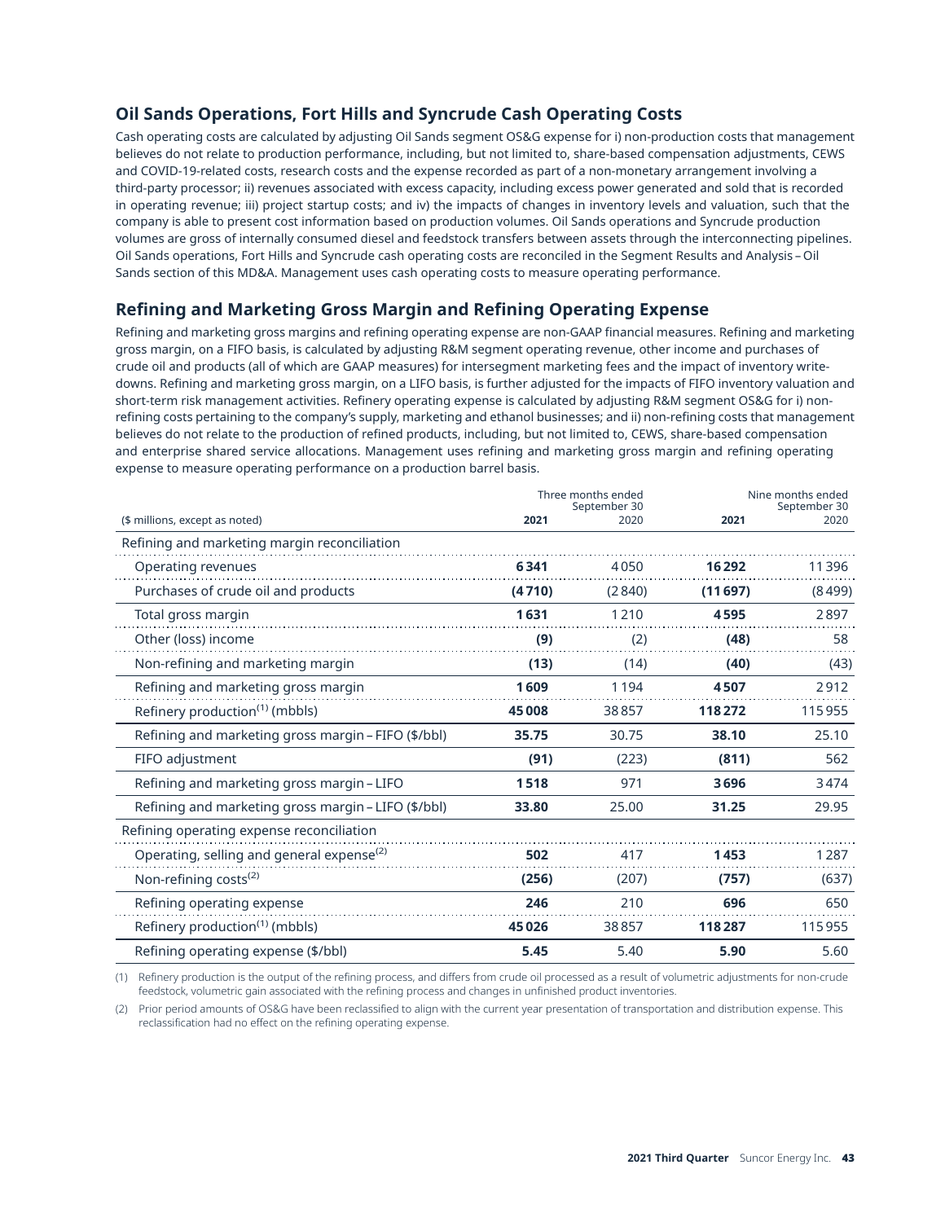## Oil Sands Operations, Fort Hills and Syncrude Cash Operating Costs

Cash operating costs are calculated by adjusting Oil Sands segment OS&G expense for i) non-production costs that management believes do not relate to production performance, including, but not limited to, share-based compensation adjustments, CEWS and COVID-19-related costs, research costs and the expense recorded as part of a non-monetary arrangement involving a third-party processor; ii) revenues associated with excess capacity, including excess power generated and sold that is recorded in operating revenue; iii) project startup costs; and iv) the impacts of changes in inventory levels and valuation, such that the company is able to present cost information based on production volumes. Oil Sands operations and Syncrude production volumes are gross of internally consumed diesel and feedstock transfers between assets through the interconnecting pipelines. Oil Sands operations, Fort Hills and Syncrude cash operating costs are reconciled in the Segment Results and Analysis – Oil Sands section of this MD&A. Management uses cash operating costs to measure operating performance.

## Refining and Marketing Gross Margin and Refining Operating Expense

Refining and marketing gross margins and refining operating expense are non-GAAP financial measures. Refining and marketing gross margin, on a FIFO basis, is calculated by adjusting R&M segment operating revenue, other income and purchases of crude oil and products (all of which are GAAP measures) for intersegment marketing fees and the impact of inventory write-downs. Refining and marketing gross margin, on a LIFO basis, is further adjusted for the impacts of FIFO inventory valuation and short-term risk management activities. Refinery operating expense is calculated by adjusting R&M segment OS&G for i) non-refining costs pertaining to the company's supply, marketing and ethanol businesses; and ii) non-refining costs that management believes do not relate to the production of refined products, including, but not limited to, CEWS, share-based compensation and enterprise shared service allocations. Management uses refining and marketing gross margin and refining operating expense to measure operating performance on a production barrel basis.

| ($ millions, except as noted) | Three months ended September 30 2021 | 2020 | Nine months ended September 30 2021 | 2020 |
|---|---|---|---|---|
| **Refining and marketing margin reconciliation** | | | | |
| Operating revenues | **6 341** | 4 050 | **16 292** | 11 396 |
| Purchases of crude oil and products | **(4 710)** | (2 840) | **(11 697)** | (8 499) |
| Total gross margin | **1 631** | 1 210 | **4 595** | 2 897 |
| Other (loss) income | **(9)** | (2) | **(48)** | 58 |
| Non-refining and marketing margin | **(13)** | (14) | **(40)** | (43) |
| Refining and marketing gross margin | **1 609** | 1 194 | **4 507** | 2 912 |
| Refinery production[1] (mbbls) | **45 008** | 38 857 | **118 272** | 115 955 |
| Refining and marketing gross margin – FIFO ($/bbl) | **35.75** | 30.75 | **38.10** | 25.10 |
| FIFO adjustment | **(91)** | (223) | **(811)** | 562 |
| Refining and marketing gross margin – LIFO | **1 518** | 971 | **3 696** | 3 474 |
| Refining and marketing gross margin – LIFO ($/bbl) | **33.80** | 25.00 | **31.25** | 29.95 |
| **Refining operating expense reconciliation** | | | | |
| Operating, selling and general expense[2] | **502** | 417 | **1 453** | 1 287 |
| Non-refining costs[2] | **(256)** | (207) | **(757)** | (637) |
| Refining operating expense | **246** | 210 | **696** | 650 |
| Refinery production[1] (mbbls) | **45 026** | 38 857 | **118 287** | 115 955 |
| Refining operating expense ($/bbl) | **5.45** | 5.40 | **5.90** | 5.60 |

(1) Refinery production is the output of the refining process, and differs from crude oil processed as a result of volumetric adjustments for non-crude feedstock, volumetric gain associated with the refining process and changes in unfinished product inventories.

(2) Prior period amounts of OS&G have been reclassified to align with the current year presentation of transportation and distribution expense. This reclassification had no effect on the refining operating expense.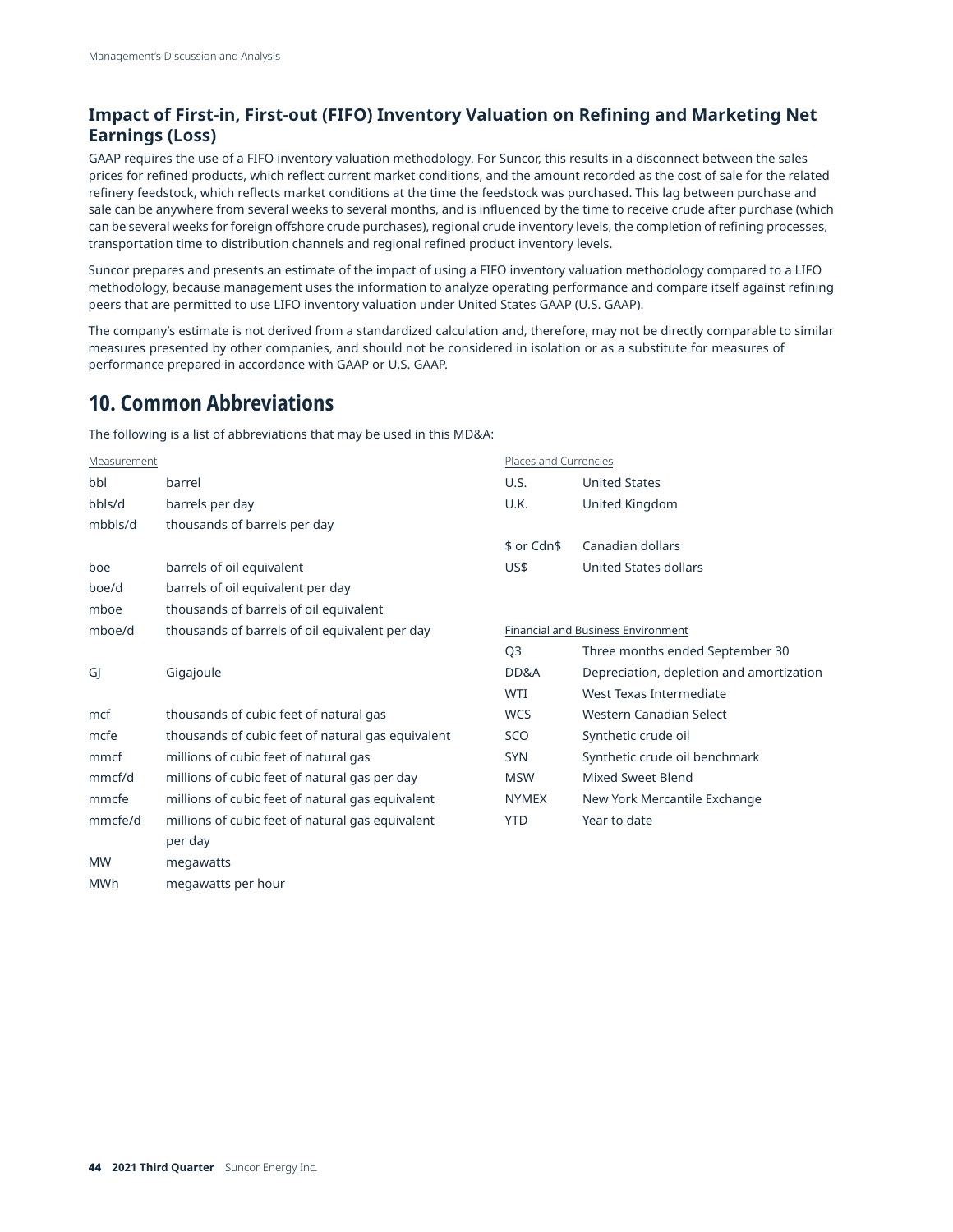### Impact of First-in, First-out (FIFO) Inventory Valuation on Refining and Marketing Net Earnings (Loss)

GAAP requires the use of a FIFO inventory valuation methodology. For Suncor, this results in a disconnect between the sales prices for refined products, which reflect current market conditions, and the amount recorded as the cost of sale for the related refinery feedstock, which reflects market conditions at the time the feedstock was purchased. This lag between purchase and sale can be anywhere from several weeks to several months, and is influenced by the time to receive crude after purchase (which can be several weeks for foreign offshore crude purchases), regional crude inventory levels, the completion of refining processes, transportation time to distribution channels and regional refined product inventory levels.

Suncor prepares and presents an estimate of the impact of using a FIFO inventory valuation methodology compared to a LIFO methodology, because management uses the information to analyze operating performance and compare itself against refining peers that are permitted to use LIFO inventory valuation under United States GAAP (U.S. GAAP).

The company's estimate is not derived from a standardized calculation and, therefore, may not be directly comparable to similar measures presented by other companies, and should not be considered in isolation or as a substitute for measures of performance prepared in accordance with GAAP or U.S. GAAP.

## 10. Common Abbreviations

The following is a list of abbreviations that may be used in this MD&A:

| Measurement | |
|---|---|
| bbl | barrel |
| bbls/d | barrels per day |
| mbbls/d | thousands of barrels per day |
| boe | barrels of oil equivalent |
| boe/d | barrels of oil equivalent per day |
| mboe | thousands of barrels of oil equivalent |
| mboe/d | thousands of barrels of oil equivalent per day |
| GJ | Gigajoule |
| mcf | thousands of cubic feet of natural gas |
| mcfe | thousands of cubic feet of natural gas equivalent |
| mmcf | millions of cubic feet of natural gas |
| mmcf/d | millions of cubic feet of natural gas per day |
| mmcfe | millions of cubic feet of natural gas equivalent |
| mmcfe/d | millions of cubic feet of natural gas equivalent per day |
| MW | megawatts |
| MWh | megawatts per hour |

| Places and Currencies | |
|---|---|
| U.S. | United States |
| U.K. | United Kingdom |
| $ or Cdn$ | Canadian dollars |
| US$ | United States dollars |

| Financial and Business Environment | |
|---|---|
| Q3 | Three months ended September 30 |
| DD&A | Depreciation, depletion and amortization |
| WTI | West Texas Intermediate |
| WCS | Western Canadian Select |
| SCO | Synthetic crude oil |
| SYN | Synthetic crude oil benchmark |
| MSW | Mixed Sweet Blend |
| NYMEX | New York Mercantile Exchange |
| YTD | Year to date |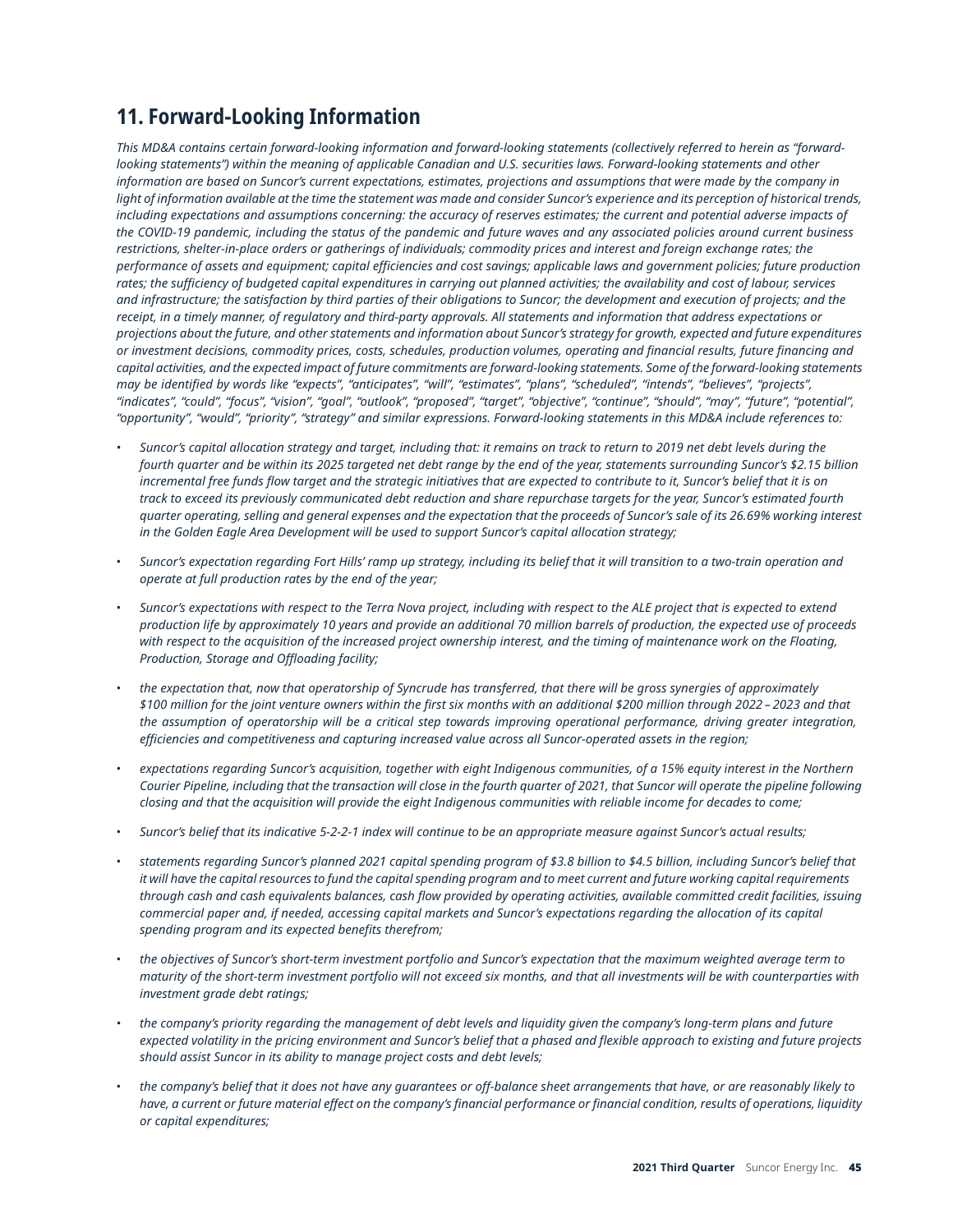## 11. Forward-Looking Information

*This MD&A contains certain forward-looking information and forward-looking statements (collectively referred to herein as "forward-looking statements") within the meaning of applicable Canadian and U.S. securities laws. Forward-looking statements and other information are based on Suncor's current expectations, estimates, projections and assumptions that were made by the company in light of information available at the time the statement was made and consider Suncor's experience and its perception of historical trends, including expectations and assumptions concerning: the accuracy of reserves estimates; the current and potential adverse impacts of the COVID-19 pandemic, including the status of the pandemic and future waves and any associated policies around current business restrictions, shelter-in-place orders or gatherings of individuals; commodity prices and interest and foreign exchange rates; the performance of assets and equipment; capital efficiencies and cost savings; applicable laws and government policies; future production rates; the sufficiency of budgeted capital expenditures in carrying out planned activities; the availability and cost of labour, services and infrastructure; the satisfaction by third parties of their obligations to Suncor; the development and execution of projects; and the receipt, in a timely manner, of regulatory and third-party approvals. All statements and information that address expectations or projections about the future, and other statements and information about Suncor's strategy for growth, expected and future expenditures or investment decisions, commodity prices, costs, schedules, production volumes, operating and financial results, future financing and capital activities, and the expected impact of future commitments are forward-looking statements. Some of the forward-looking statements may be identified by words like "expects", "anticipates", "will", "estimates", "plans", "scheduled", "intends", "believes", "projects", "indicates", "could", "focus", "vision", "goal", "outlook", "proposed", "target", "objective", "continue", "should", "may", "future", "potential", "opportunity", "would", "priority", "strategy" and similar expressions. Forward-looking statements in this MD&A include references to:*

- *Suncor's capital allocation strategy and target, including that: it remains on track to return to 2019 net debt levels during the fourth quarter and be within its 2025 targeted net debt range by the end of the year, statements surrounding Suncor's $2.15 billion incremental free funds flow target and the strategic initiatives that are expected to contribute to it, Suncor's belief that it is on track to exceed its previously communicated debt reduction and share repurchase targets for the year, Suncor's estimated fourth quarter operating, selling and general expenses and the expectation that the proceeds of Suncor's sale of its 26.69% working interest in the Golden Eagle Area Development will be used to support Suncor's capital allocation strategy;*
- *Suncor's expectation regarding Fort Hills' ramp up strategy, including its belief that it will transition to a two-train operation and operate at full production rates by the end of the year;*
- *Suncor's expectations with respect to the Terra Nova project, including with respect to the ALE project that is expected to extend production life by approximately 10 years and provide an additional 70 million barrels of production, the expected use of proceeds with respect to the acquisition of the increased project ownership interest, and the timing of maintenance work on the Floating, Production, Storage and Offloading facility;*
- *the expectation that, now that operatorship of Syncrude has transferred, that there will be gross synergies of approximately $100 million for the joint venture owners within the first six months with an additional $200 million through 2022 – 2023 and that the assumption of operatorship will be a critical step towards improving operational performance, driving greater integration, efficiencies and competitiveness and capturing increased value across all Suncor-operated assets in the region;*
- *expectations regarding Suncor's acquisition, together with eight Indigenous communities, of a 15% equity interest in the Northern Courier Pipeline, including that the transaction will close in the fourth quarter of 2021, that Suncor will operate the pipeline following closing and that the acquisition will provide the eight Indigenous communities with reliable income for decades to come;*
- *Suncor's belief that its indicative 5-2-2-1 index will continue to be an appropriate measure against Suncor's actual results;*
- *statements regarding Suncor's planned 2021 capital spending program of $3.8 billion to $4.5 billion, including Suncor's belief that it will have the capital resources to fund the capital spending program and to meet current and future working capital requirements through cash and cash equivalents balances, cash flow provided by operating activities, available committed credit facilities, issuing commercial paper and, if needed, accessing capital markets and Suncor's expectations regarding the allocation of its capital spending program and its expected benefits therefrom;*
- *the objectives of Suncor's short-term investment portfolio and Suncor's expectation that the maximum weighted average term to maturity of the short-term investment portfolio will not exceed six months, and that all investments will be with counterparties with investment grade debt ratings;*
- *the company's priority regarding the management of debt levels and liquidity given the company's long-term plans and future expected volatility in the pricing environment and Suncor's belief that a phased and flexible approach to existing and future projects should assist Suncor in its ability to manage project costs and debt levels;*
- *the company's belief that it does not have any guarantees or off-balance sheet arrangements that have, or are reasonably likely to have, a current or future material effect on the company's financial performance or financial condition, results of operations, liquidity or capital expenditures;*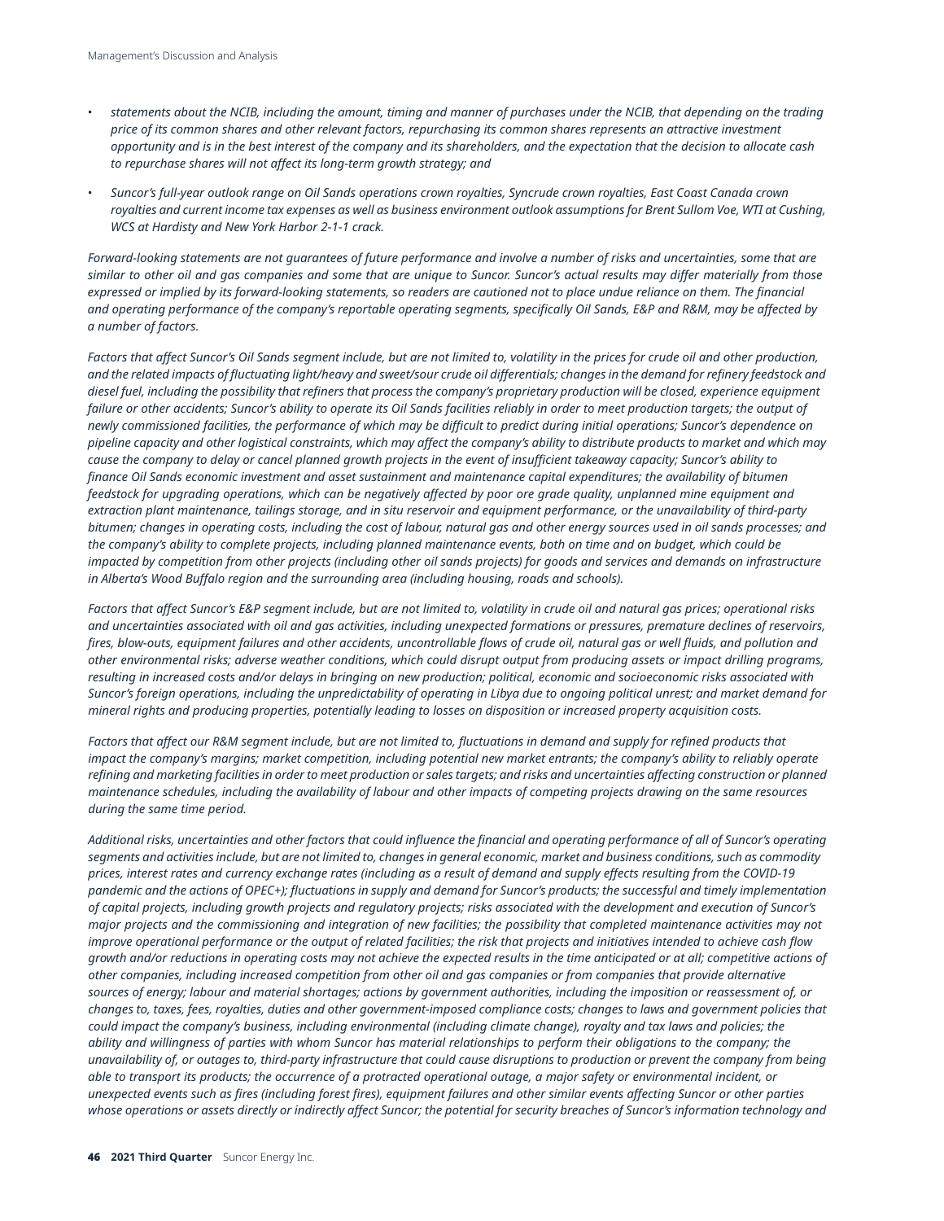- *statements about the NCIB, including the amount, timing and manner of purchases under the NCIB, that depending on the trading price of its common shares and other relevant factors, repurchasing its common shares represents an attractive investment opportunity and is in the best interest of the company and its shareholders, and the expectation that the decision to allocate cash to repurchase shares will not affect its long-term growth strategy; and*
- *Suncor's full-year outlook range on Oil Sands operations crown royalties, Syncrude crown royalties, East Coast Canada crown royalties and current income tax expenses as well as business environment outlook assumptions for Brent Sullom Voe, WTI at Cushing, WCS at Hardisty and New York Harbor 2-1-1 crack.*

*Forward-looking statements are not guarantees of future performance and involve a number of risks and uncertainties, some that are similar to other oil and gas companies and some that are unique to Suncor. Suncor's actual results may differ materially from those expressed or implied by its forward-looking statements, so readers are cautioned not to place undue reliance on them. The financial and operating performance of the company's reportable operating segments, specifically Oil Sands, E&P and R&M, may be affected by a number of factors.*

*Factors that affect Suncor's Oil Sands segment include, but are not limited to, volatility in the prices for crude oil and other production, and the related impacts of fluctuating light/heavy and sweet/sour crude oil differentials; changes in the demand for refinery feedstock and diesel fuel, including the possibility that refiners that process the company's proprietary production will be closed, experience equipment failure or other accidents; Suncor's ability to operate its Oil Sands facilities reliably in order to meet production targets; the output of newly commissioned facilities, the performance of which may be difficult to predict during initial operations; Suncor's dependence on pipeline capacity and other logistical constraints, which may affect the company's ability to distribute products to market and which may cause the company to delay or cancel planned growth projects in the event of insufficient takeaway capacity; Suncor's ability to finance Oil Sands economic investment and asset sustainment and maintenance capital expenditures; the availability of bitumen feedstock for upgrading operations, which can be negatively affected by poor ore grade quality, unplanned mine equipment and extraction plant maintenance, tailings storage, and in situ reservoir and equipment performance, or the unavailability of third-party bitumen; changes in operating costs, including the cost of labour, natural gas and other energy sources used in oil sands processes; and the company's ability to complete projects, including planned maintenance events, both on time and on budget, which could be impacted by competition from other projects (including other oil sands projects) for goods and services and demands on infrastructure in Alberta's Wood Buffalo region and the surrounding area (including housing, roads and schools).*

*Factors that affect Suncor's E&P segment include, but are not limited to, volatility in crude oil and natural gas prices; operational risks and uncertainties associated with oil and gas activities, including unexpected formations or pressures, premature declines of reservoirs, fires, blow-outs, equipment failures and other accidents, uncontrollable flows of crude oil, natural gas or well fluids, and pollution and other environmental risks; adverse weather conditions, which could disrupt output from producing assets or impact drilling programs, resulting in increased costs and/or delays in bringing on new production; political, economic and socioeconomic risks associated with Suncor's foreign operations, including the unpredictability of operating in Libya due to ongoing political unrest; and market demand for mineral rights and producing properties, potentially leading to losses on disposition or increased property acquisition costs.*

*Factors that affect our R&M segment include, but are not limited to, fluctuations in demand and supply for refined products that impact the company's margins; market competition, including potential new market entrants; the company's ability to reliably operate refining and marketing facilities in order to meet production or sales targets; and risks and uncertainties affecting construction or planned maintenance schedules, including the availability of labour and other impacts of competing projects drawing on the same resources during the same time period.*

*Additional risks, uncertainties and other factors that could influence the financial and operating performance of all of Suncor's operating segments and activities include, but are not limited to, changes in general economic, market and business conditions, such as commodity prices, interest rates and currency exchange rates (including as a result of demand and supply effects resulting from the COVID-19 pandemic and the actions of OPEC+); fluctuations in supply and demand for Suncor's products; the successful and timely implementation of capital projects, including growth projects and regulatory projects; risks associated with the development and execution of Suncor's major projects and the commissioning and integration of new facilities; the possibility that completed maintenance activities may not improve operational performance or the output of related facilities; the risk that projects and initiatives intended to achieve cash flow growth and/or reductions in operating costs may not achieve the expected results in the time anticipated or at all; competitive actions of other companies, including increased competition from other oil and gas companies or from companies that provide alternative sources of energy; labour and material shortages; actions by government authorities, including the imposition or reassessment of, or changes to, taxes, fees, royalties, duties and other government-imposed compliance costs; changes to laws and government policies that could impact the company's business, including environmental (including climate change), royalty and tax laws and policies; the ability and willingness of parties with whom Suncor has material relationships to perform their obligations to the company; the unavailability of, or outages to, third-party infrastructure that could cause disruptions to production or prevent the company from being able to transport its products; the occurrence of a protracted operational outage, a major safety or environmental incident, or unexpected events such as fires (including forest fires), equipment failures and other similar events affecting Suncor or other parties whose operations or assets directly or indirectly affect Suncor; the potential for security breaches of Suncor's information technology and*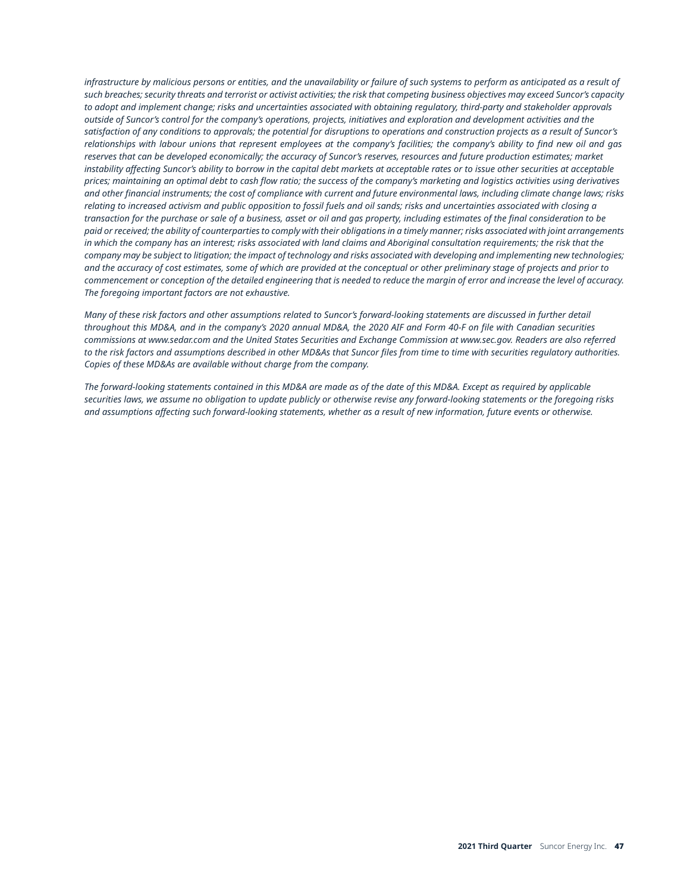*infrastructure by malicious persons or entities, and the unavailability or failure of such systems to perform as anticipated as a result of such breaches; security threats and terrorist or activist activities; the risk that competing business objectives may exceed Suncor's capacity to adopt and implement change; risks and uncertainties associated with obtaining regulatory, third-party and stakeholder approvals outside of Suncor's control for the company's operations, projects, initiatives and exploration and development activities and the satisfaction of any conditions to approvals; the potential for disruptions to operations and construction projects as a result of Suncor's relationships with labour unions that represent employees at the company's facilities; the company's ability to find new oil and gas reserves that can be developed economically; the accuracy of Suncor's reserves, resources and future production estimates; market instability affecting Suncor's ability to borrow in the capital debt markets at acceptable rates or to issue other securities at acceptable prices; maintaining an optimal debt to cash flow ratio; the success of the company's marketing and logistics activities using derivatives and other financial instruments; the cost of compliance with current and future environmental laws, including climate change laws; risks relating to increased activism and public opposition to fossil fuels and oil sands; risks and uncertainties associated with closing a transaction for the purchase or sale of a business, asset or oil and gas property, including estimates of the final consideration to be paid or received; the ability of counterparties to comply with their obligations in a timely manner; risks associated with joint arrangements in which the company has an interest; risks associated with land claims and Aboriginal consultation requirements; the risk that the company may be subject to litigation; the impact of technology and risks associated with developing and implementing new technologies; and the accuracy of cost estimates, some of which are provided at the conceptual or other preliminary stage of projects and prior to commencement or conception of the detailed engineering that is needed to reduce the margin of error and increase the level of accuracy. The foregoing important factors are not exhaustive.*

*Many of these risk factors and other assumptions related to Suncor's forward-looking statements are discussed in further detail throughout this MD&A, and in the company's 2020 annual MD&A, the 2020 AIF and Form 40-F on file with Canadian securities commissions at www.sedar.com and the United States Securities and Exchange Commission at www.sec.gov. Readers are also referred to the risk factors and assumptions described in other MD&As that Suncor files from time to time with securities regulatory authorities. Copies of these MD&As are available without charge from the company.*

*The forward-looking statements contained in this MD&A are made as of the date of this MD&A. Except as required by applicable securities laws, we assume no obligation to update publicly or otherwise revise any forward-looking statements or the foregoing risks and assumptions affecting such forward-looking statements, whether as a result of new information, future events or otherwise.*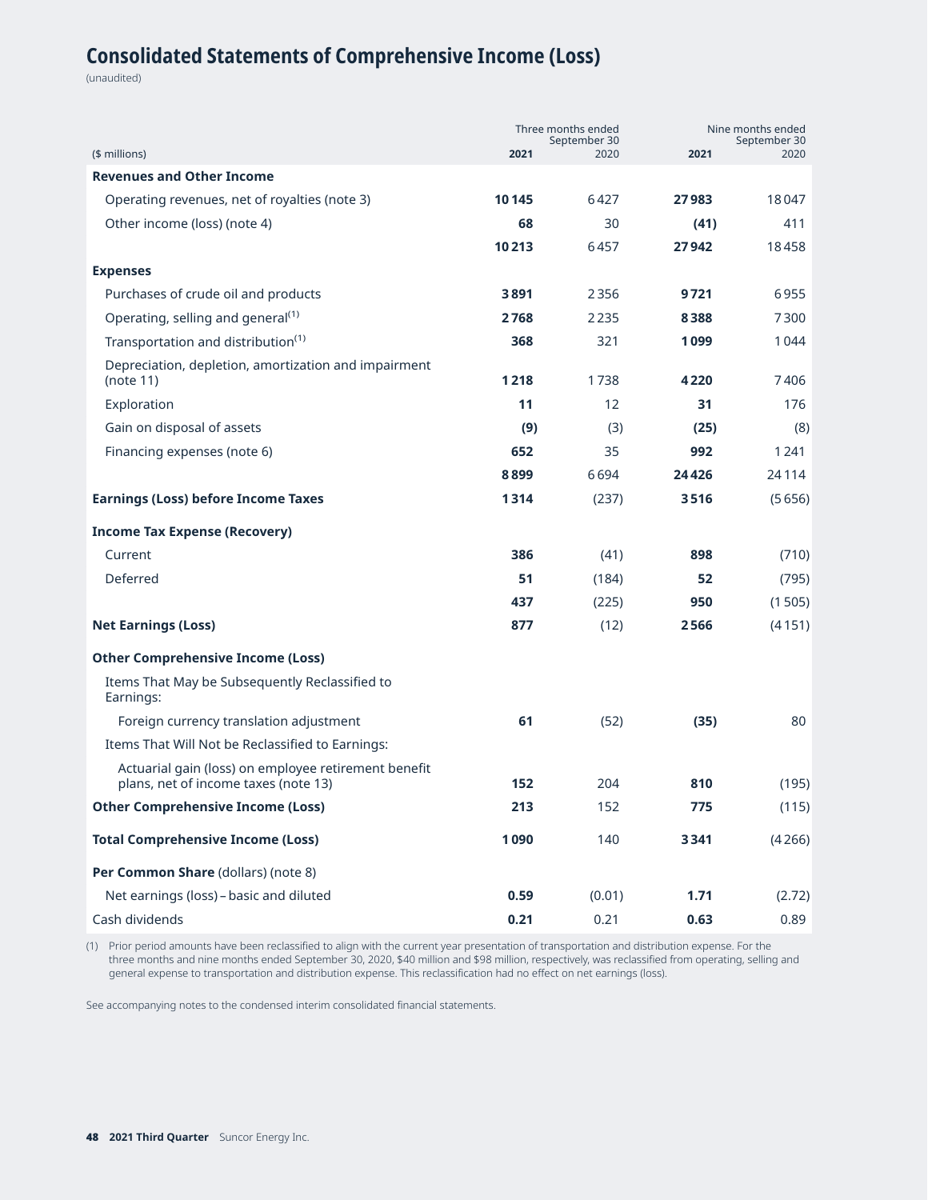# Consolidated Statements of Comprehensive Income (Loss)

(unaudited)

| ($ millions) | Three months ended September 30 2021 | 2020 | Nine months ended September 30 2021 | 2020 |
|---|---|---|---|---|
| **Revenues and Other Income** | | | | |
| Operating revenues, net of royalties (note 3) | **10 145** | 6 427 | **27 983** | 18 047 |
| Other income (loss) (note 4) | **68** | 30 | **(41)** | 411 |
| | **10 213** | 6 457 | **27 942** | 18 458 |
| **Expenses** | | | | |
| Purchases of crude oil and products | **3 891** | 2 356 | **9 721** | 6 955 |
| Operating, selling and general[1] | **2 768** | 2 235 | **8 388** | 7 300 |
| Transportation and distribution[1] | **368** | 321 | **1 099** | 1 044 |
| Depreciation, depletion, amortization and impairment (note 11) | **1 218** | 1 738 | **4 220** | 7 406 |
| Exploration | **11** | 12 | **31** | 176 |
| Gain on disposal of assets | **(9)** | (3) | **(25)** | (8) |
| Financing expenses (note 6) | **652** | 35 | **992** | 1 241 |
| | **8 899** | 6 694 | **24 426** | 24 114 |
| **Earnings (Loss) before Income Taxes** | **1 314** | (237) | **3 516** | (5 656) |
| **Income Tax Expense (Recovery)** | | | | |
| Current | **386** | (41) | **898** | (710) |
| Deferred | **51** | (184) | **52** | (795) |
| | **437** | (225) | **950** | (1 505) |
| **Net Earnings (Loss)** | **877** | (12) | **2 566** | (4 151) |
| **Other Comprehensive Income (Loss)** | | | | |
| Items That May be Subsequently Reclassified to Earnings: | | | | |
| Foreign currency translation adjustment | **61** | (52) | **(35)** | 80 |
| Items That Will Not be Reclassified to Earnings: | | | | |
| Actuarial gain (loss) on employee retirement benefit plans, net of income taxes (note 13) | **152** | 204 | **810** | (195) |
| **Other Comprehensive Income (Loss)** | **213** | 152 | **775** | (115) |
| **Total Comprehensive Income (Loss)** | **1 090** | 140 | **3 341** | (4 266) |
| **Per Common Share** (dollars) (note 8) | | | | |
| Net earnings (loss) – basic and diluted | **0.59** | (0.01) | **1.71** | (2.72) |
| Cash dividends | **0.21** | 0.21 | **0.63** | 0.89 |

(1) Prior period amounts have been reclassified to align with the current year presentation of transportation and distribution expense. For the three months and nine months ended September 30, 2020, $40 million and $98 million, respectively, was reclassified from operating, selling and general expense to transportation and distribution expense. This reclassification had no effect on net earnings (loss).

See accompanying notes to the condensed interim consolidated financial statements.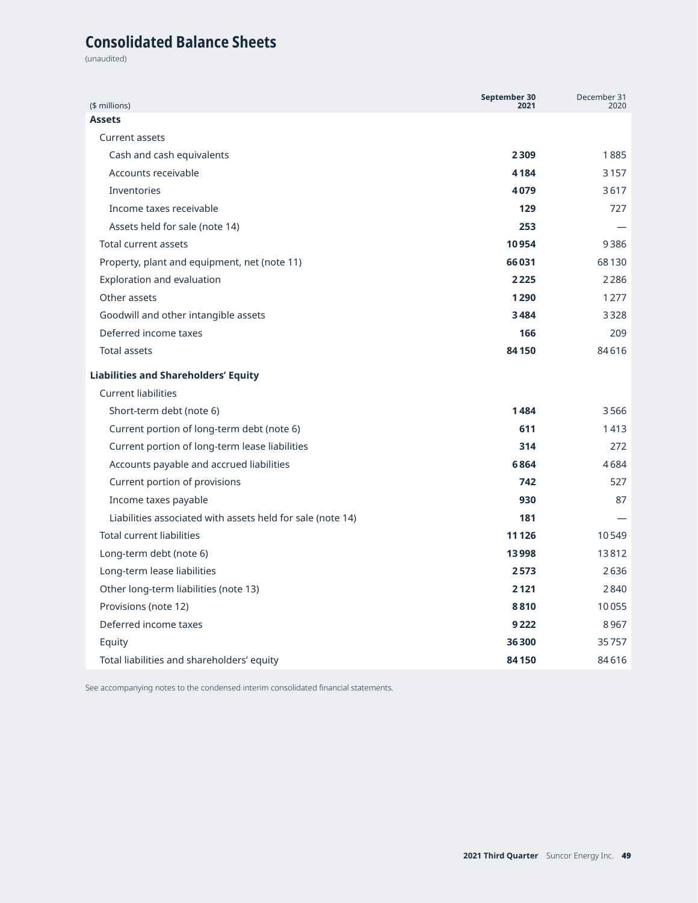# Consolidated Balance Sheets

(unaudited)

| ($ millions) | September 30 2021 | December 31 2020 |
|---|---|---|
| **Assets** | | |
| Current assets | | |
| Cash and cash equivalents | **2 309** | 1 885 |
| Accounts receivable | **4 184** | 3 157 |
| Inventories | **4 079** | 3 617 |
| Income taxes receivable | **129** | 727 |
| Assets held for sale (note 14) | **253** | — |
| Total current assets | **10 954** | 9 386 |
| Property, plant and equipment, net (note 11) | **66 031** | 68 130 |
| Exploration and evaluation | **2 225** | 2 286 |
| Other assets | **1 290** | 1 277 |
| Goodwill and other intangible assets | **3 484** | 3 328 |
| Deferred income taxes | **166** | 209 |
| Total assets | **84 150** | 84 616 |
| **Liabilities and Shareholders' Equity** | | |
| Current liabilities | | |
| Short-term debt (note 6) | **1 484** | 3 566 |
| Current portion of long-term debt (note 6) | **611** | 1 413 |
| Current portion of long-term lease liabilities | **314** | 272 |
| Accounts payable and accrued liabilities | **6 864** | 4 684 |
| Current portion of provisions | **742** | 527 |
| Income taxes payable | **930** | 87 |
| Liabilities associated with assets held for sale (note 14) | **181** | — |
| Total current liabilities | **11 126** | 10 549 |
| Long-term debt (note 6) | **13 998** | 13 812 |
| Long-term lease liabilities | **2 573** | 2 636 |
| Other long-term liabilities (note 13) | **2 121** | 2 840 |
| Provisions (note 12) | **8 810** | 10 055 |
| Deferred income taxes | **9 222** | 8 967 |
| Equity | **36 300** | 35 757 |
| Total liabilities and shareholders' equity | **84 150** | 84 616 |

See accompanying notes to the condensed interim consolidated financial statements.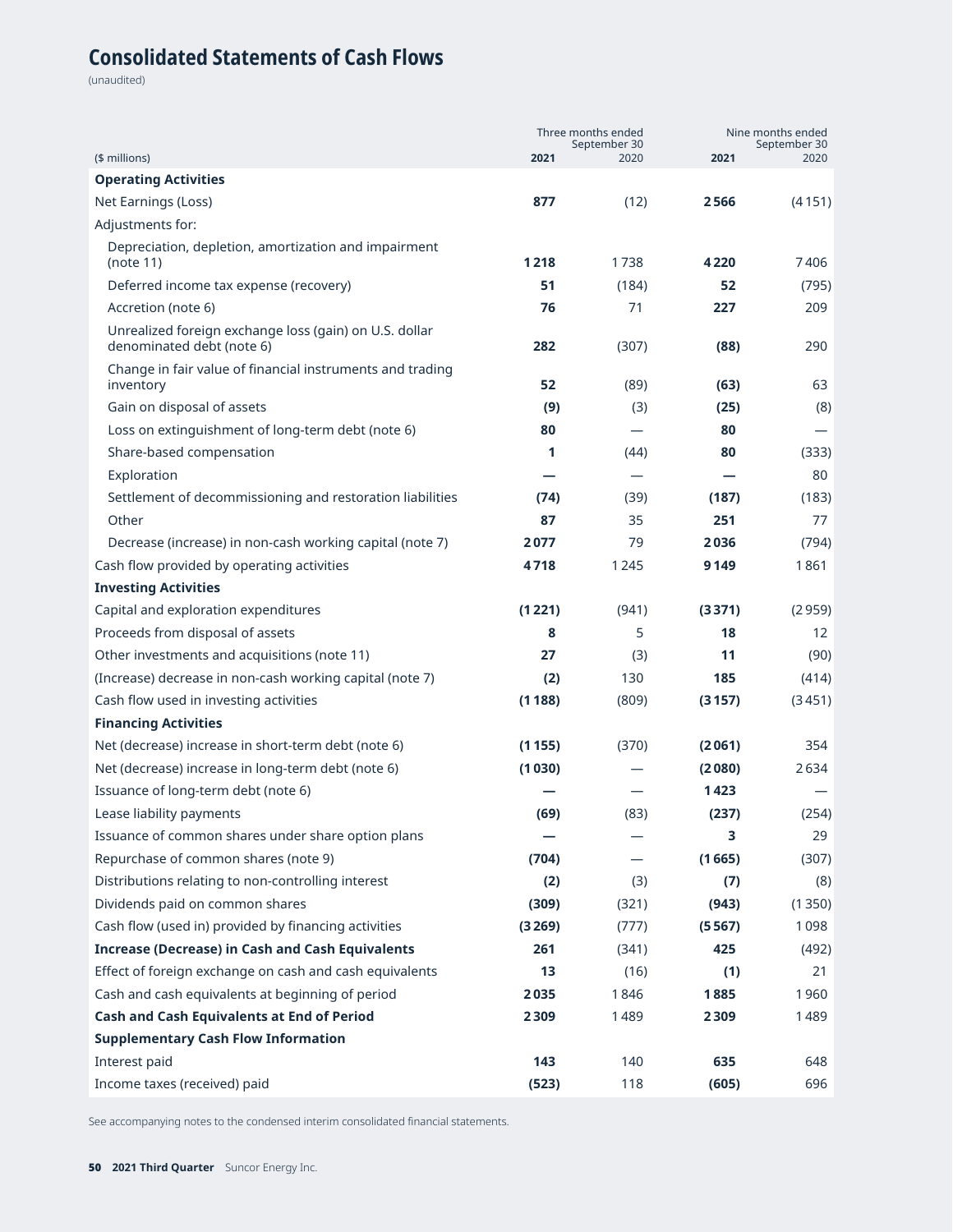# Consolidated Statements of Cash Flows

(unaudited)

| ($ millions) | Three months ended September 30 2021 | 2020 | Nine months ended September 30 2021 | 2020 |
|---|---|---|---|---|
| **Operating Activities** | | | | |
| Net Earnings (Loss) | **877** | (12) | **2 566** | (4 151) |
| Adjustments for: | | | | |
| Depreciation, depletion, amortization and impairment (note 11) | **1 218** | 1 738 | **4 220** | 7 406 |
| Deferred income tax expense (recovery) | **51** | (184) | **52** | (795) |
| Accretion (note 6) | **76** | 71 | **227** | 209 |
| Unrealized foreign exchange loss (gain) on U.S. dollar denominated debt (note 6) | **282** | (307) | **(88)** | 290 |
| Change in fair value of financial instruments and trading inventory | **52** | (89) | **(63)** | 63 |
| Gain on disposal of assets | **(9)** | (3) | **(25)** | (8) |
| Loss on extinguishment of long-term debt (note 6) | **80** | — | **80** | — |
| Share-based compensation | **1** | (44) | **80** | (333) |
| Exploration | **—** | — | **—** | 80 |
| Settlement of decommissioning and restoration liabilities | **(74)** | (39) | **(187)** | (183) |
| Other | **87** | 35 | **251** | 77 |
| Decrease (increase) in non-cash working capital (note 7) | **2 077** | 79 | **2 036** | (794) |
| Cash flow provided by operating activities | **4 718** | 1 245 | **9 149** | 1 861 |
| **Investing Activities** | | | | |
| Capital and exploration expenditures | **(1 221)** | (941) | **(3 371)** | (2 959) |
| Proceeds from disposal of assets | **8** | 5 | **18** | 12 |
| Other investments and acquisitions (note 11) | **27** | (3) | **11** | (90) |
| (Increase) decrease in non-cash working capital (note 7) | **(2)** | 130 | **185** | (414) |
| Cash flow used in investing activities | **(1 188)** | (809) | **(3 157)** | (3 451) |
| **Financing Activities** | | | | |
| Net (decrease) increase in short-term debt (note 6) | **(1 155)** | (370) | **(2 061)** | 354 |
| Net (decrease) increase in long-term debt (note 6) | **(1 030)** | — | **(2 080)** | 2 634 |
| Issuance of long-term debt (note 6) | **—** | — | **1 423** | — |
| Lease liability payments | **(69)** | (83) | **(237)** | (254) |
| Issuance of common shares under share option plans | **—** | — | **3** | 29 |
| Repurchase of common shares (note 9) | **(704)** | — | **(1 665)** | (307) |
| Distributions relating to non-controlling interest | **(2)** | (3) | **(7)** | (8) |
| Dividends paid on common shares | **(309)** | (321) | **(943)** | (1 350) |
| Cash flow (used in) provided by financing activities | **(3 269)** | (777) | **(5 567)** | 1 098 |
| **Increase (Decrease) in Cash and Cash Equivalents** | **261** | (341) | **425** | (492) |
| Effect of foreign exchange on cash and cash equivalents | **13** | (16) | **(1)** | 21 |
| Cash and cash equivalents at beginning of period | **2 035** | 1 846 | **1 885** | 1 960 |
| **Cash and Cash Equivalents at End of Period** | **2 309** | 1 489 | **2 309** | 1 489 |
| **Supplementary Cash Flow Information** | | | | |
| Interest paid | **143** | 140 | **635** | 648 |
| Income taxes (received) paid | **(523)** | 118 | **(605)** | 696 |

See accompanying notes to the condensed interim consolidated financial statements.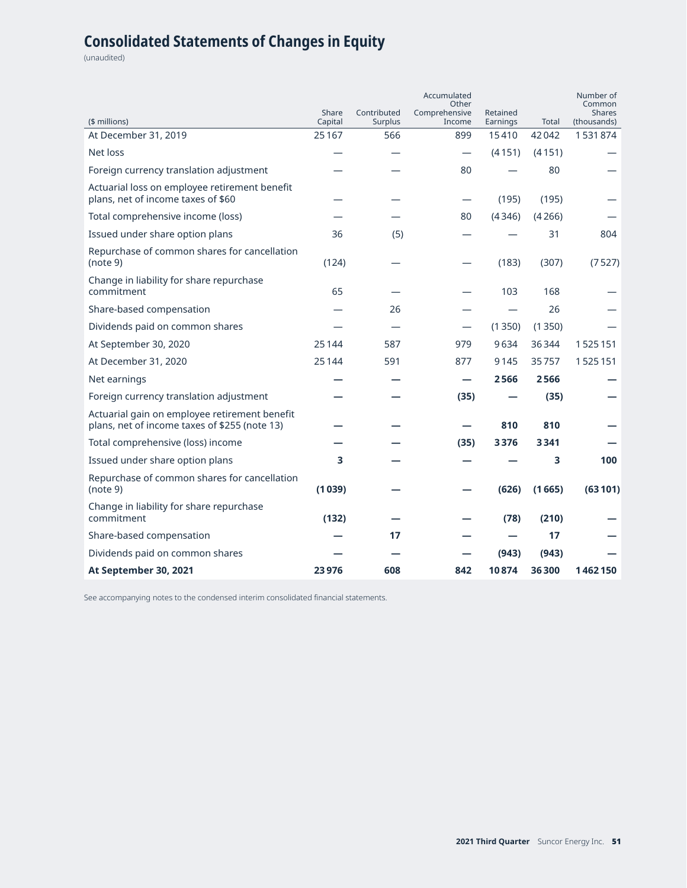# Consolidated Statements of Changes in Equity

(unaudited)

| ($ millions) | Share Capital | Contributed Surplus | Accumulated Other Comprehensive Income | Retained Earnings | Total | Number of Common Shares (thousands) |
|---|---|---|---|---|---|---|
| At December 31, 2019 | 25 167 | 566 | 899 | 15 410 | 42 042 | 1 531 874 |
| Net loss | — | — | — | (4 151) | (4 151) | — |
| Foreign currency translation adjustment | — | — | 80 | — | 80 | — |
| Actuarial loss on employee retirement benefit plans, net of income taxes of $60 | — | — | — | (195) | (195) | — |
| Total comprehensive income (loss) | — | — | 80 | (4 346) | (4 266) | — |
| Issued under share option plans | 36 | (5) | — | — | 31 | 804 |
| Repurchase of common shares for cancellation (note 9) | (124) | — | — | (183) | (307) | (7 527) |
| Change in liability for share repurchase commitment | 65 | — | — | 103 | 168 | — |
| Share-based compensation | — | 26 | — | — | 26 | — |
| Dividends paid on common shares | — | — | — | (1 350) | (1 350) | — |
| At September 30, 2020 | 25 144 | 587 | 979 | 9 634 | 36 344 | 1 525 151 |
| At December 31, 2020 | 25 144 | 591 | 877 | 9 145 | 35 757 | 1 525 151 |
| Net earnings | **—** | **—** | **—** | **2 566** | **2 566** | **—** |
| Foreign currency translation adjustment | **—** | **—** | **(35)** | **—** | **(35)** | **—** |
| Actuarial gain on employee retirement benefit plans, net of income taxes of $255 (note 13) | **—** | **—** | **—** | **810** | **810** | **—** |
| Total comprehensive (loss) income | **—** | **—** | **(35)** | **3 376** | **3 341** | **—** |
| Issued under share option plans | **3** | **—** | **—** | **—** | **3** | **100** |
| Repurchase of common shares for cancellation (note 9) | **(1 039)** | **—** | **—** | **(626)** | **(1 665)** | **(63 101)** |
| Change in liability for share repurchase commitment | **(132)** | **—** | **—** | **(78)** | **(210)** | **—** |
| Share-based compensation | **—** | **17** | **—** | **—** | **17** | **—** |
| Dividends paid on common shares | **—** | **—** | **—** | **(943)** | **(943)** | **—** |
| **At September 30, 2021** | **23 976** | **608** | **842** | **10 874** | **36 300** | **1 462 150** |

See accompanying notes to the condensed interim consolidated financial statements.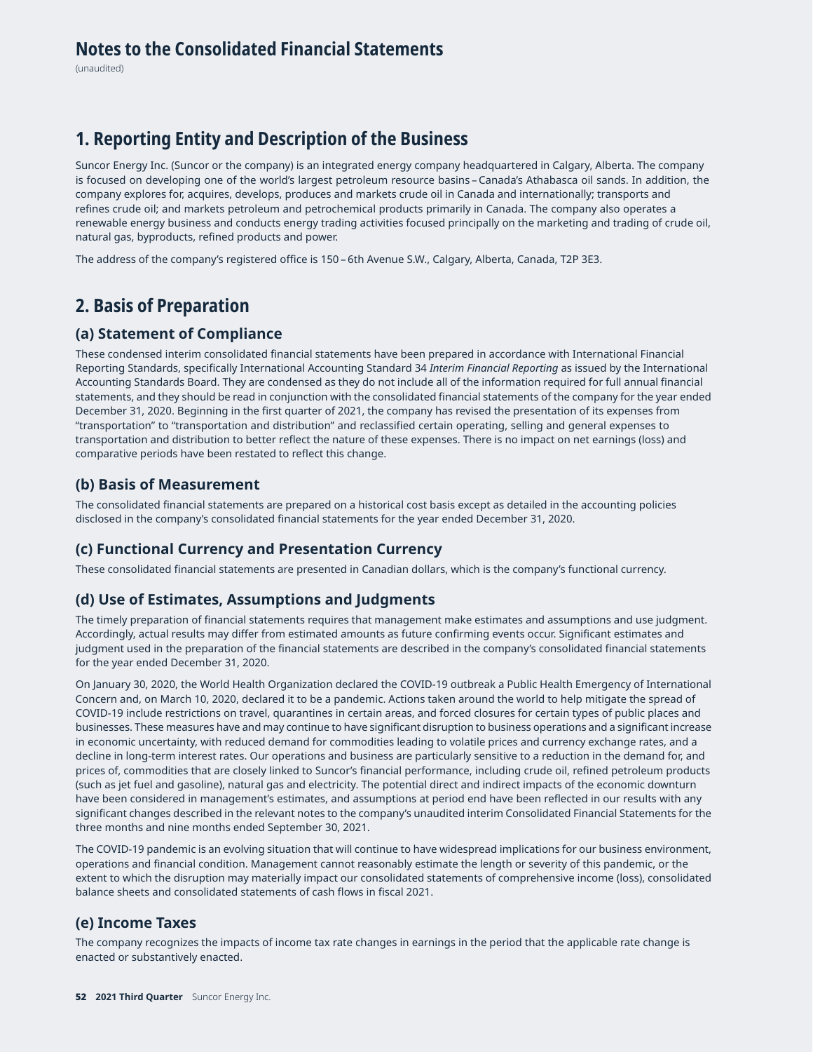# Notes to the Consolidated Financial Statements

(unaudited)

## 1. Reporting Entity and Description of the Business

Suncor Energy Inc. (Suncor or the company) is an integrated energy company headquartered in Calgary, Alberta. The company is focused on developing one of the world's largest petroleum resource basins – Canada's Athabasca oil sands. In addition, the company explores for, acquires, develops, produces and markets crude oil in Canada and internationally; transports and refines crude oil; and markets petroleum and petrochemical products primarily in Canada. The company also operates a renewable energy business and conducts energy trading activities focused principally on the marketing and trading of crude oil, natural gas, byproducts, refined products and power.

The address of the company's registered office is 150 – 6th Avenue S.W., Calgary, Alberta, Canada, T2P 3E3.

## 2. Basis of Preparation

### (a) Statement of Compliance

These condensed interim consolidated financial statements have been prepared in accordance with International Financial Reporting Standards, specifically International Accounting Standard 34 *Interim Financial Reporting* as issued by the International Accounting Standards Board. They are condensed as they do not include all of the information required for full annual financial statements, and they should be read in conjunction with the consolidated financial statements of the company for the year ended December 31, 2020. Beginning in the first quarter of 2021, the company has revised the presentation of its expenses from "transportation" to "transportation and distribution" and reclassified certain operating, selling and general expenses to transportation and distribution to better reflect the nature of these expenses. There is no impact on net earnings (loss) and comparative periods have been restated to reflect this change.

### (b) Basis of Measurement

The consolidated financial statements are prepared on a historical cost basis except as detailed in the accounting policies disclosed in the company's consolidated financial statements for the year ended December 31, 2020.

### (c) Functional Currency and Presentation Currency

These consolidated financial statements are presented in Canadian dollars, which is the company's functional currency.

### (d) Use of Estimates, Assumptions and Judgments

The timely preparation of financial statements requires that management make estimates and assumptions and use judgment. Accordingly, actual results may differ from estimated amounts as future confirming events occur. Significant estimates and judgment used in the preparation of the financial statements are described in the company's consolidated financial statements for the year ended December 31, 2020.

On January 30, 2020, the World Health Organization declared the COVID-19 outbreak a Public Health Emergency of International Concern and, on March 10, 2020, declared it to be a pandemic. Actions taken around the world to help mitigate the spread of COVID-19 include restrictions on travel, quarantines in certain areas, and forced closures for certain types of public places and businesses. These measures have and may continue to have significant disruption to business operations and a significant increase in economic uncertainty, with reduced demand for commodities leading to volatile prices and currency exchange rates, and a decline in long-term interest rates. Our operations and business are particularly sensitive to a reduction in the demand for, and prices of, commodities that are closely linked to Suncor's financial performance, including crude oil, refined petroleum products (such as jet fuel and gasoline), natural gas and electricity. The potential direct and indirect impacts of the economic downturn have been considered in management's estimates, and assumptions at period end have been reflected in our results with any significant changes described in the relevant notes to the company's unaudited interim Consolidated Financial Statements for the three months and nine months ended September 30, 2021.

The COVID-19 pandemic is an evolving situation that will continue to have widespread implications for our business environment, operations and financial condition. Management cannot reasonably estimate the length or severity of this pandemic, or the extent to which the disruption may materially impact our consolidated statements of comprehensive income (loss), consolidated balance sheets and consolidated statements of cash flows in fiscal 2021.

### (e) Income Taxes

The company recognizes the impacts of income tax rate changes in earnings in the period that the applicable rate change is enacted or substantively enacted.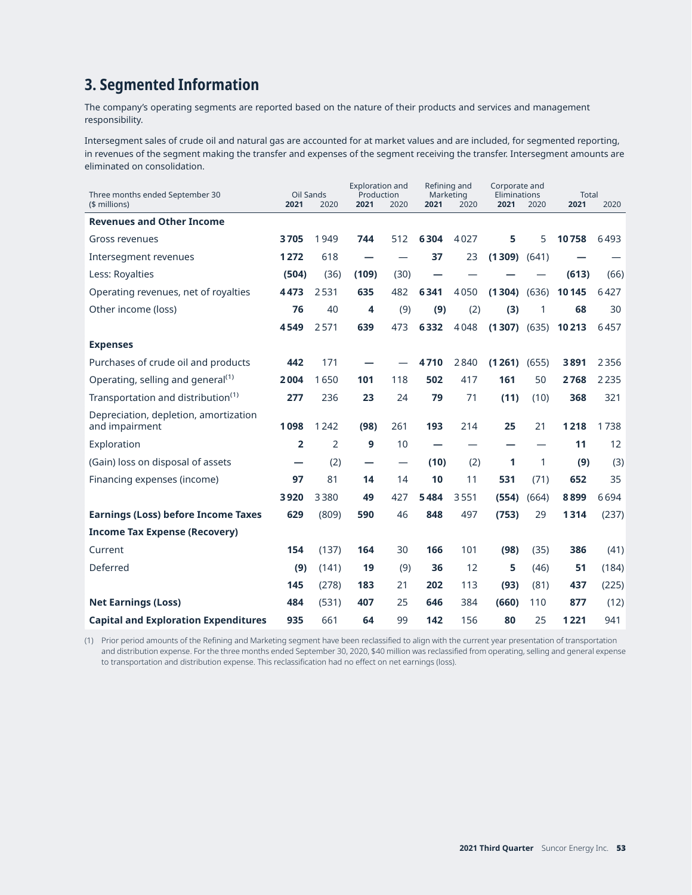## 3. Segmented Information

The company's operating segments are reported based on the nature of their products and services and management responsibility.

Intersegment sales of crude oil and natural gas are accounted for at market values and are included, for segmented reporting, in revenues of the segment making the transfer and expenses of the segment receiving the transfer. Intersegment amounts are eliminated on consolidation.

| Three months ended September 30 ($ millions) | Oil Sands | | Exploration and Production | | Refining and Marketing | | Corporate and Eliminations | | Total | |
|---|---|---|---|---|---|---|---|---|---|---|
| | **2021** | 2020 | **2021** | 2020 | **2021** | 2020 | **2021** | 2020 | **2021** | 2020 |
| **Revenues and Other Income** | | | | | | | | | | |
| Gross revenues | **3 705** | 1 949 | **744** | 512 | **6 304** | 4 027 | **5** | 5 | **10 758** | 6 493 |
| Intersegment revenues | **1 272** | 618 | **—** | — | **37** | 23 | **(1 309)** | (641) | **—** | — |
| Less: Royalties | **(504)** | (36) | **(109)** | (30) | **—** | — | **—** | — | **(613)** | (66) |
| Operating revenues, net of royalties | **4 473** | 2 531 | **635** | 482 | **6 341** | 4 050 | **(1 304)** | (636) | **10 145** | 6 427 |
| Other income (loss) | **76** | 40 | **4** | (9) | **(9)** | (2) | **(3)** | 1 | **68** | 30 |
| | **4 549** | 2 571 | **639** | 473 | **6 332** | 4 048 | **(1 307)** | (635) | **10 213** | 6 457 |
| **Expenses** | | | | | | | | | | |
| Purchases of crude oil and products | **442** | 171 | **—** | — | **4 710** | 2 840 | **(1 261)** | (655) | **3 891** | 2 356 |
| Operating, selling and general[(1)] | **2 004** | 1 650 | **101** | 118 | **502** | 417 | **161** | 50 | **2 768** | 2 235 |
| Transportation and distribution[(1)] | **277** | 236 | **23** | 24 | **79** | 71 | **(11)** | (10) | **368** | 321 |
| Depreciation, depletion, amortization and impairment | **1 098** | 1 242 | **(98)** | 261 | **193** | 214 | **25** | 21 | **1 218** | 1 738 |
| Exploration | **2** | 2 | **9** | 10 | **—** | — | **—** | — | **11** | 12 |
| (Gain) loss on disposal of assets | **—** | (2) | **—** | — | **(10)** | (2) | **1** | 1 | **(9)** | (3) |
| Financing expenses (income) | **97** | 81 | **14** | 14 | **10** | 11 | **531** | (71) | **652** | 35 |
| | **3 920** | 3 380 | **49** | 427 | **5 484** | 3 551 | **(554)** | (664) | **8 899** | 6 694 |
| **Earnings (Loss) before Income Taxes** | **629** | (809) | **590** | 46 | **848** | 497 | **(753)** | 29 | **1 314** | (237) |
| **Income Tax Expense (Recovery)** | | | | | | | | | | |
| Current | **154** | (137) | **164** | 30 | **166** | 101 | **(98)** | (35) | **386** | (41) |
| Deferred | **(9)** | (141) | **19** | (9) | **36** | 12 | **5** | (46) | **51** | (184) |
| | **145** | (278) | **183** | 21 | **202** | 113 | **(93)** | (81) | **437** | (225) |
| **Net Earnings (Loss)** | **484** | (531) | **407** | 25 | **646** | 384 | **(660)** | 110 | **877** | (12) |
| **Capital and Exploration Expenditures** | **935** | 661 | **64** | 99 | **142** | 156 | **80** | 25 | **1 221** | 941 |

(1) Prior period amounts of the Refining and Marketing segment have been reclassified to align with the current year presentation of transportation and distribution expense. For the three months ended September 30, 2020, $40 million was reclassified from operating, selling and general expense to transportation and distribution expense. This reclassification had no effect on net earnings (loss).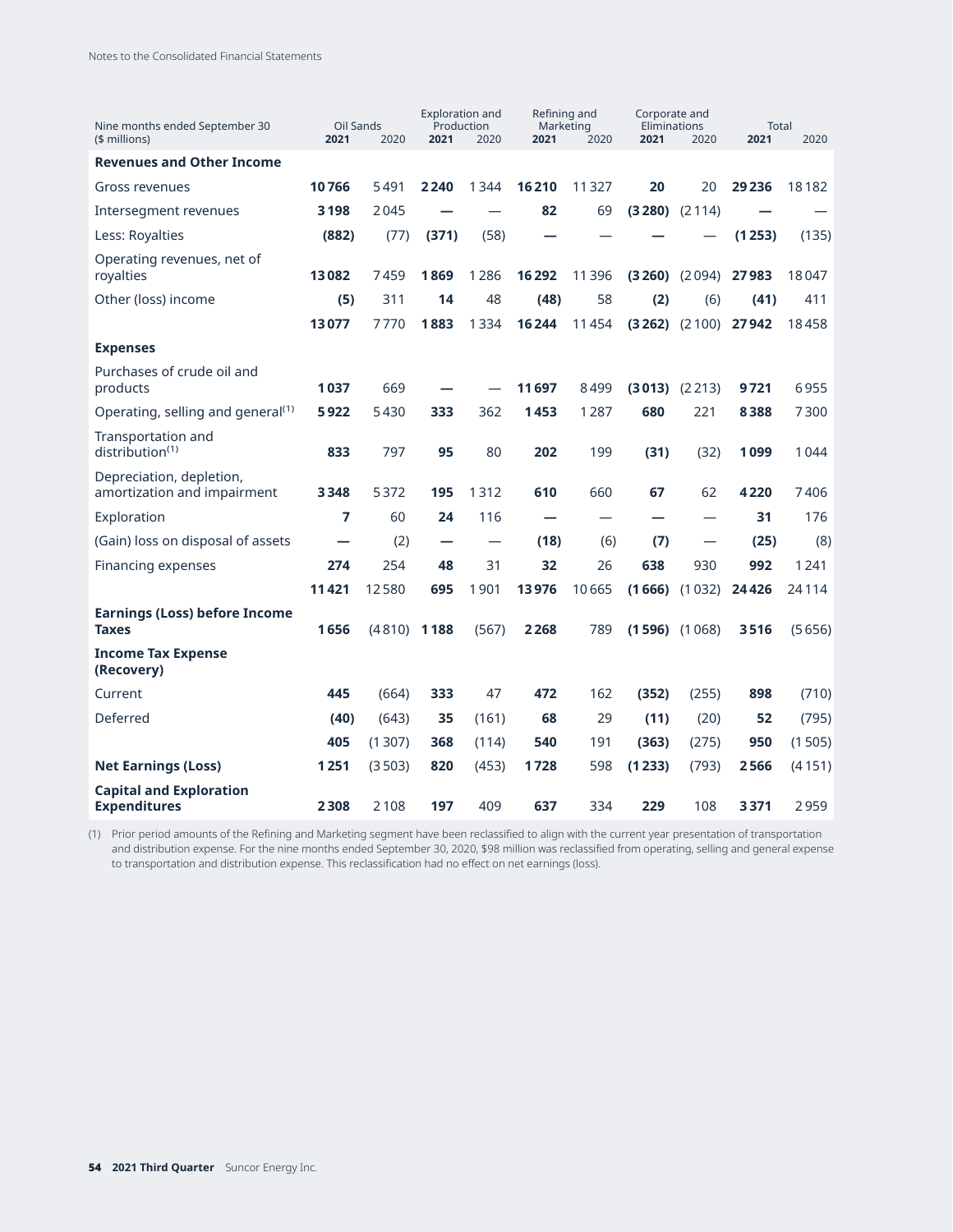| Nine months ended September 30 ($ millions) | Oil Sands | | Exploration and Production | | Refining and Marketing | | Corporate and Eliminations | | Total | |
|---|---|---|---|---|---|---|---|---|---|---|
| | **2021** | 2020 | **2021** | 2020 | **2021** | 2020 | **2021** | 2020 | **2021** | 2020 |
| **Revenues and Other Income** | | | | | | | | | | |
| Gross revenues | **10 766** | 5 491 | **2 240** | 1 344 | **16 210** | 11 327 | **20** | 20 | **29 236** | 18 182 |
| Intersegment revenues | **3 198** | 2 045 | **—** | — | **82** | 69 | **(3 280)** | (2 114) | **—** | — |
| Less: Royalties | **(882)** | (77) | **(371)** | (58) | **—** | — | **—** | — | **(1 253)** | (135) |
| Operating revenues, net of royalties | **13 082** | 7 459 | **1 869** | 1 286 | **16 292** | 11 396 | **(3 260)** | (2 094) | **27 983** | 18 047 |
| Other (loss) income | **(5)** | 311 | **14** | 48 | **(48)** | 58 | **(2)** | (6) | **(41)** | 411 |
| | **13 077** | 7 770 | **1 883** | 1 334 | **16 244** | 11 454 | **(3 262)** | (2 100) | **27 942** | 18 458 |
| **Expenses** | | | | | | | | | | |
| Purchases of crude oil and products | **1 037** | 669 | **—** | — | **11 697** | 8 499 | **(3 013)** | (2 213) | **9 721** | 6 955 |
| Operating, selling and general(1) | **5 922** | 5 430 | **333** | 362 | **1 453** | 1 287 | **680** | 221 | **8 388** | 7 300 |
| Transportation and distribution(1) | **833** | 797 | **95** | 80 | **202** | 199 | **(31)** | (32) | **1 099** | 1 044 |
| Depreciation, depletion, amortization and impairment | **3 348** | 5 372 | **195** | 1 312 | **610** | 660 | **67** | 62 | **4 220** | 7 406 |
| Exploration | **7** | 60 | **24** | 116 | **—** | — | **—** | — | **31** | 176 |
| (Gain) loss on disposal of assets | **—** | (2) | **—** | — | **(18)** | (6) | **(7)** | — | **(25)** | (8) |
| Financing expenses | **274** | 254 | **48** | 31 | **32** | 26 | **638** | 930 | **992** | 1 241 |
| | **11 421** | 12 580 | **695** | 1 901 | **13 976** | 10 665 | **(1 666)** | (1 032) | **24 426** | 24 114 |
| **Earnings (Loss) before Income Taxes** | **1 656** | (4 810) | **1 188** | (567) | **2 268** | 789 | **(1 596)** | (1 068) | **3 516** | (5 656) |
| **Income Tax Expense (Recovery)** | | | | | | | | | | |
| Current | **445** | (664) | **333** | 47 | **472** | 162 | **(352)** | (255) | **898** | (710) |
| Deferred | **(40)** | (643) | **35** | (161) | **68** | 29 | **(11)** | (20) | **52** | (795) |
| | **405** | (1 307) | **368** | (114) | **540** | 191 | **(363)** | (275) | **950** | (1 505) |
| **Net Earnings (Loss)** | **1 251** | (3 503) | **820** | (453) | **1 728** | 598 | **(1 233)** | (793) | **2 566** | (4 151) |
| **Capital and Exploration Expenditures** | **2 308** | 2 108 | **197** | 409 | **637** | 334 | **229** | 108 | **3 371** | 2 959 |

(1) Prior period amounts of the Refining and Marketing segment have been reclassified to align with the current year presentation of transportation and distribution expense. For the nine months ended September 30, 2020, $98 million was reclassified from operating, selling and general expense to transportation and distribution expense. This reclassification had no effect on net earnings (loss).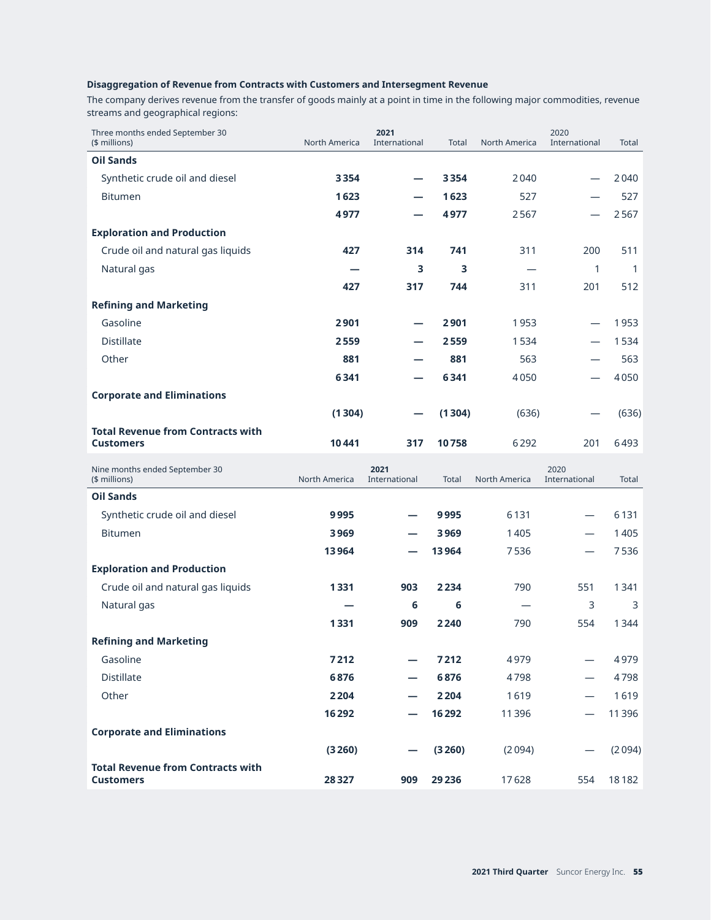### Disaggregation of Revenue from Contracts with Customers and Intersegment Revenue

The company derives revenue from the transfer of goods mainly at a point in time in the following major commodities, revenue streams and geographical regions:

| Three months ended September 30 ($ millions) | **2021** | | | 2020 | | |
|---|---|---|---|---|---|---|
| | North America | International | Total | North America | International | Total |
| **Oil Sands** | | | | | | |
| Synthetic crude oil and diesel | **3 354** | **—** | **3 354** | 2 040 | — | 2 040 |
| Bitumen | **1 623** | **—** | **1 623** | 527 | — | 527 |
| | **4 977** | **—** | **4 977** | 2 567 | — | 2 567 |
| **Exploration and Production** | | | | | | |
| Crude oil and natural gas liquids | **427** | **314** | **741** | 311 | 200 | 511 |
| Natural gas | **—** | **3** | **3** | — | 1 | 1 |
| | **427** | **317** | **744** | 311 | 201 | 512 |
| **Refining and Marketing** | | | | | | |
| Gasoline | **2 901** | **—** | **2 901** | 1 953 | — | 1 953 |
| Distillate | **2 559** | **—** | **2 559** | 1 534 | — | 1 534 |
| Other | **881** | **—** | **881** | 563 | — | 563 |
| | **6 341** | **—** | **6 341** | 4 050 | — | 4 050 |
| **Corporate and Eliminations** | | | | | | |
| | **(1 304)** | **—** | **(1 304)** | (636) | — | (636) |
| **Total Revenue from Contracts with Customers** | **10 441** | **317** | **10 758** | 6 292 | 201 | 6 493 |

| Nine months ended September 30 ($ millions) | **2021** | | | 2020 | | |
|---|---|---|---|---|---|---|
| | North America | International | Total | North America | International | Total |
| **Oil Sands** | | | | | | |
| Synthetic crude oil and diesel | **9 995** | **—** | **9 995** | 6 131 | — | 6 131 |
| Bitumen | **3 969** | **—** | **3 969** | 1 405 | — | 1 405 |
| | **13 964** | **—** | **13 964** | 7 536 | — | 7 536 |
| **Exploration and Production** | | | | | | |
| Crude oil and natural gas liquids | **1 331** | **903** | **2 234** | 790 | 551 | 1 341 |
| Natural gas | **—** | **6** | **6** | — | 3 | 3 |
| | **1 331** | **909** | **2 240** | 790 | 554 | 1 344 |
| **Refining and Marketing** | | | | | | |
| Gasoline | **7 212** | **—** | **7 212** | 4 979 | — | 4 979 |
| Distillate | **6 876** | **—** | **6 876** | 4 798 | — | 4 798 |
| Other | **2 204** | **—** | **2 204** | 1 619 | — | 1 619 |
| | **16 292** | **—** | **16 292** | 11 396 | — | 11 396 |
| **Corporate and Eliminations** | | | | | | |
| | **(3 260)** | **—** | **(3 260)** | (2 094) | — | (2 094) |
| **Total Revenue from Contracts with Customers** | **28 327** | **909** | **29 236** | 17 628 | 554 | 18 182 |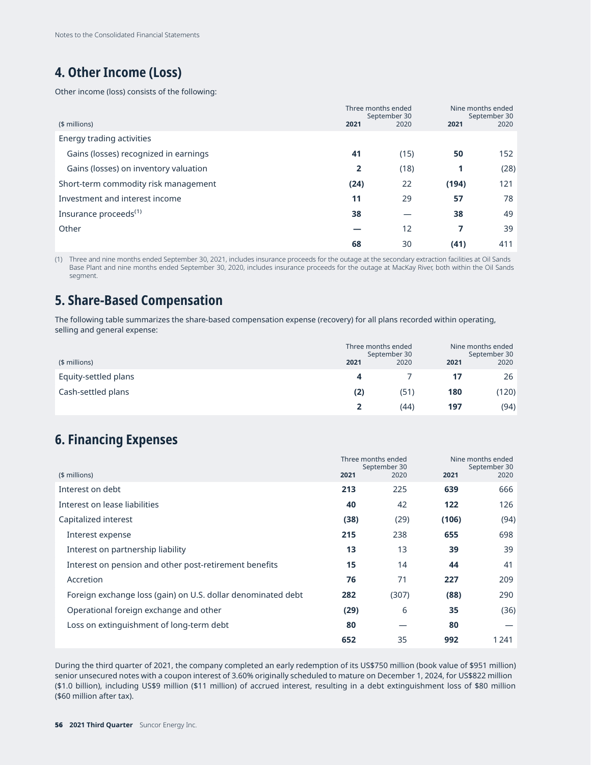## 4. Other Income (Loss)

Other income (loss) consists of the following:

| ($ millions) | Three months ended September 30 2021 | 2020 | Nine months ended September 30 2021 | 2020 |
|---|---|---|---|---|
| Energy trading activities | | | | |
| Gains (losses) recognized in earnings | **41** | (15) | **50** | 152 |
| Gains (losses) on inventory valuation | **2** | (18) | **1** | (28) |
| Short-term commodity risk management | **(24)** | 22 | **(194)** | 121 |
| Investment and interest income | **11** | 29 | **57** | 78 |
| Insurance proceeds[(1)] | **38** | — | **38** | 49 |
| Other | **—** | 12 | **7** | 39 |
| | **68** | 30 | **(41)** | 411 |

(1) Three and nine months ended September 30, 2021, includes insurance proceeds for the outage at the secondary extraction facilities at Oil Sands Base Plant and nine months ended September 30, 2020, includes insurance proceeds for the outage at MacKay River, both within the Oil Sands segment.

## 5. Share-Based Compensation

The following table summarizes the share-based compensation expense (recovery) for all plans recorded within operating, selling and general expense:

| ($ millions) | Three months ended September 30 2021 | 2020 | Nine months ended September 30 2021 | 2020 |
|---|---|---|---|---|
| Equity-settled plans | **4** | 7 | **17** | 26 |
| Cash-settled plans | **(2)** | (51) | **180** | (120) |
| | **2** | (44) | **197** | (94) |

## 6. Financing Expenses

| ($ millions) | Three months ended September 30 2021 | 2020 | Nine months ended September 30 2021 | 2020 |
|---|---|---|---|---|
| Interest on debt | **213** | 225 | **639** | 666 |
| Interest on lease liabilities | **40** | 42 | **122** | 126 |
| Capitalized interest | **(38)** | (29) | **(106)** | (94) |
| Interest expense | **215** | 238 | **655** | 698 |
| Interest on partnership liability | **13** | 13 | **39** | 39 |
| Interest on pension and other post-retirement benefits | **15** | 14 | **44** | 41 |
| Accretion | **76** | 71 | **227** | 209 |
| Foreign exchange loss (gain) on U.S. dollar denominated debt | **282** | (307) | **(88)** | 290 |
| Operational foreign exchange and other | **(29)** | 6 | **35** | (36) |
| Loss on extinguishment of long-term debt | **80** | — | **80** | — |
| | **652** | 35 | **992** | 1 241 |

During the third quarter of 2021, the company completed an early redemption of its US$750 million (book value of $951 million) senior unsecured notes with a coupon interest of 3.60% originally scheduled to mature on December 1, 2024, for US$822 million ($1.0 billion), including US$9 million ($11 million) of accrued interest, resulting in a debt extinguishment loss of $80 million ($60 million after tax).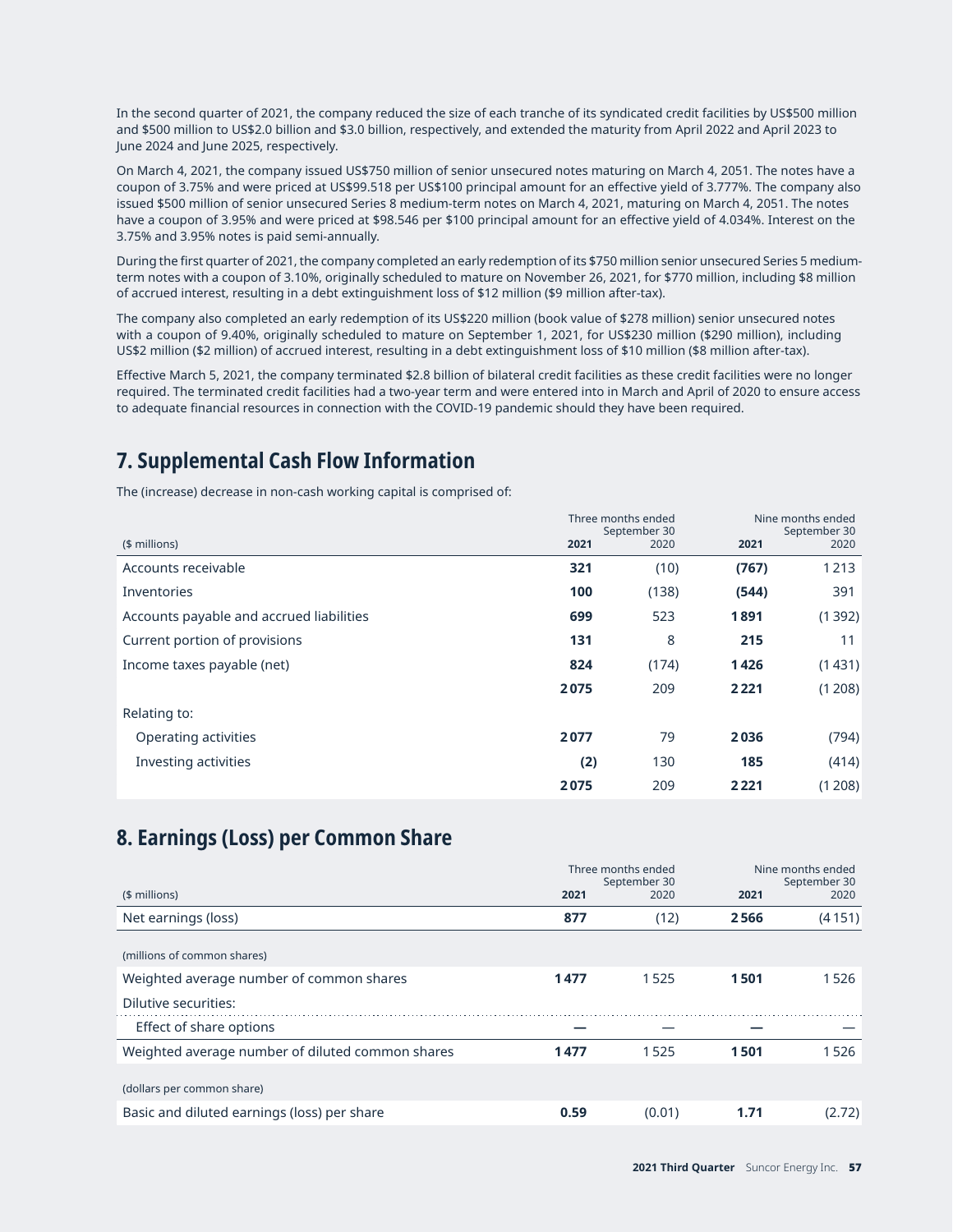In the second quarter of 2021, the company reduced the size of each tranche of its syndicated credit facilities by US$500 million and $500 million to US$2.0 billion and $3.0 billion, respectively, and extended the maturity from April 2022 and April 2023 to June 2024 and June 2025, respectively.

On March 4, 2021, the company issued US$750 million of senior unsecured notes maturing on March 4, 2051. The notes have a coupon of 3.75% and were priced at US$99.518 per US$100 principal amount for an effective yield of 3.777%. The company also issued $500 million of senior unsecured Series 8 medium-term notes on March 4, 2021, maturing on March 4, 2051. The notes have a coupon of 3.95% and were priced at $98.546 per $100 principal amount for an effective yield of 4.034%. Interest on the 3.75% and 3.95% notes is paid semi-annually.

During the first quarter of 2021, the company completed an early redemption of its $750 million senior unsecured Series 5 medium-term notes with a coupon of 3.10%, originally scheduled to mature on November 26, 2021, for $770 million, including $8 million of accrued interest, resulting in a debt extinguishment loss of $12 million ($9 million after-tax).

The company also completed an early redemption of its US$220 million (book value of $278 million) senior unsecured notes with a coupon of 9.40%, originally scheduled to mature on September 1, 2021, for US$230 million ($290 million), including US$2 million ($2 million) of accrued interest, resulting in a debt extinguishment loss of $10 million ($8 million after-tax).

Effective March 5, 2021, the company terminated $2.8 billion of bilateral credit facilities as these credit facilities were no longer required. The terminated credit facilities had a two-year term and were entered into in March and April of 2020 to ensure access to adequate financial resources in connection with the COVID-19 pandemic should they have been required.

## 7. Supplemental Cash Flow Information

The (increase) decrease in non-cash working capital is comprised of:

| ($ millions) | Three months ended September 30 2021 | 2020 | Nine months ended September 30 2021 | 2020 |
|---|---|---|---|---|
| Accounts receivable | **321** | (10) | **(767)** | 1 213 |
| Inventories | **100** | (138) | **(544)** | 391 |
| Accounts payable and accrued liabilities | **699** | 523 | **1 891** | (1 392) |
| Current portion of provisions | **131** | 8 | **215** | 11 |
| Income taxes payable (net) | **824** | (174) | **1 426** | (1 431) |
| | **2 075** | 209 | **2 221** | (1 208) |
| Relating to: | | | | |
| Operating activities | **2 077** | 79 | **2 036** | (794) |
| Investing activities | **(2)** | 130 | **185** | (414) |
| | **2 075** | 209 | **2 221** | (1 208) |

## 8. Earnings (Loss) per Common Share

| ($ millions) | Three months ended September 30 2021 | 2020 | Nine months ended September 30 2021 | 2020 |
|---|---|---|---|---|
| Net earnings (loss) | **877** | (12) | **2 566** | (4 151) |
| (millions of common shares) | | | | |
| Weighted average number of common shares | **1 477** | 1 525 | **1 501** | 1 526 |
| Dilutive securities: | | | | |
| Effect of share options | **—** | — | **—** | — |
| Weighted average number of diluted common shares | **1 477** | 1 525 | **1 501** | 1 526 |
| (dollars per common share) | | | | |
| Basic and diluted earnings (loss) per share | **0.59** | (0.01) | **1.71** | (2.72) |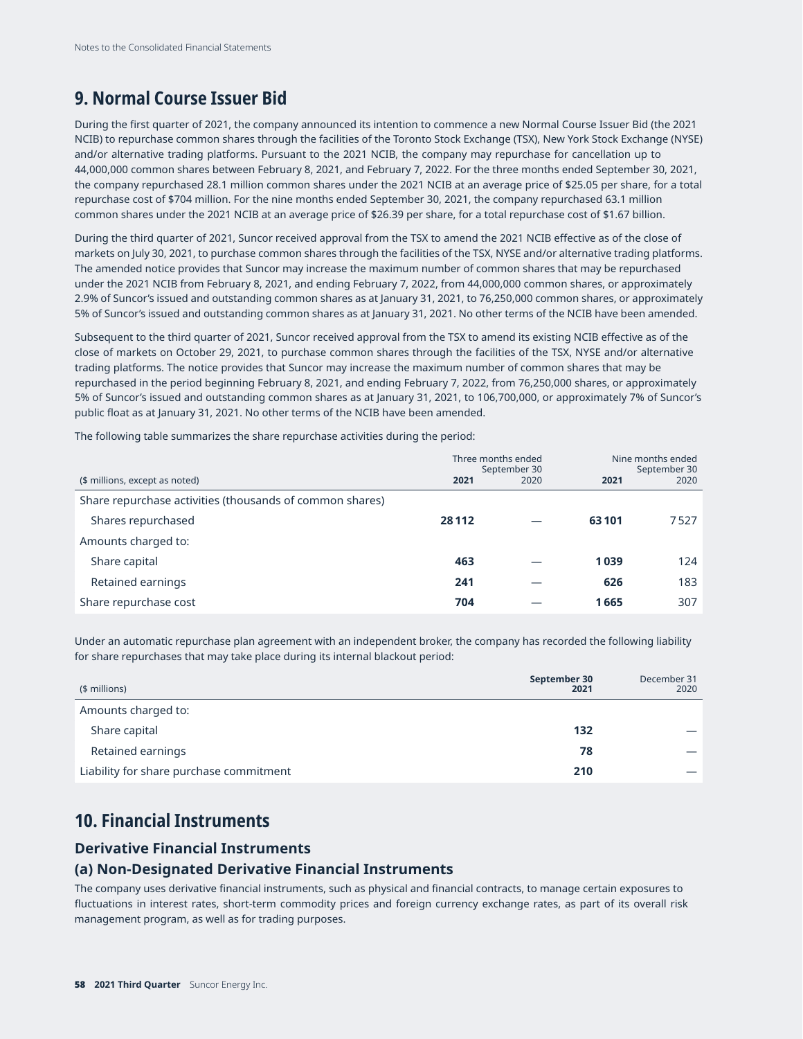# 9. Normal Course Issuer Bid

During the first quarter of 2021, the company announced its intention to commence a new Normal Course Issuer Bid (the 2021 NCIB) to repurchase common shares through the facilities of the Toronto Stock Exchange (TSX), New York Stock Exchange (NYSE) and/or alternative trading platforms. Pursuant to the 2021 NCIB, the company may repurchase for cancellation up to 44,000,000 common shares between February 8, 2021, and February 7, 2022. For the three months ended September 30, 2021, the company repurchased 28.1 million common shares under the 2021 NCIB at an average price of $25.05 per share, for a total repurchase cost of $704 million. For the nine months ended September 30, 2021, the company repurchased 63.1 million common shares under the 2021 NCIB at an average price of $26.39 per share, for a total repurchase cost of $1.67 billion.

During the third quarter of 2021, Suncor received approval from the TSX to amend the 2021 NCIB effective as of the close of markets on July 30, 2021, to purchase common shares through the facilities of the TSX, NYSE and/or alternative trading platforms. The amended notice provides that Suncor may increase the maximum number of common shares that may be repurchased under the 2021 NCIB from February 8, 2021, and ending February 7, 2022, from 44,000,000 common shares, or approximately 2.9% of Suncor's issued and outstanding common shares as at January 31, 2021, to 76,250,000 common shares, or approximately 5% of Suncor's issued and outstanding common shares as at January 31, 2021. No other terms of the NCIB have been amended.

Subsequent to the third quarter of 2021, Suncor received approval from the TSX to amend its existing NCIB effective as of the close of markets on October 29, 2021, to purchase common shares through the facilities of the TSX, NYSE and/or alternative trading platforms. The notice provides that Suncor may increase the maximum number of common shares that may be repurchased in the period beginning February 8, 2021, and ending February 7, 2022, from 76,250,000 shares, or approximately 5% of Suncor's issued and outstanding common shares as at January 31, 2021, to 106,700,000, or approximately 7% of Suncor's public float as at January 31, 2021. No other terms of the NCIB have been amended.

The following table summarizes the share repurchase activities during the period:

| | Three months ended September 30 | | Nine months ended September 30 | |
|---|---|---|---|---|
| ($ millions, except as noted) | **2021** | 2020 | **2021** | 2020 |
| Share repurchase activities (thousands of common shares) | | | | |
| Shares repurchased | **28 112** | — | **63 101** | 7 527 |
| Amounts charged to: | | | | |
| Share capital | **463** | — | **1 039** | 124 |
| Retained earnings | **241** | — | **626** | 183 |
| Share repurchase cost | **704** | — | **1 665** | 307 |

Under an automatic repurchase plan agreement with an independent broker, the company has recorded the following liability for share repurchases that may take place during its internal blackout period:

| ($ millions) | **September 30 2021** | December 31 2020 |
|---|---|---|
| Amounts charged to: | | |
| Share capital | **132** | — |
| Retained earnings | **78** | — |
| Liability for share purchase commitment | **210** | — |

# 10. Financial Instruments

## Derivative Financial Instruments

## (a) Non-Designated Derivative Financial Instruments

The company uses derivative financial instruments, such as physical and financial contracts, to manage certain exposures to fluctuations in interest rates, short-term commodity prices and foreign currency exchange rates, as part of its overall risk management program, as well as for trading purposes.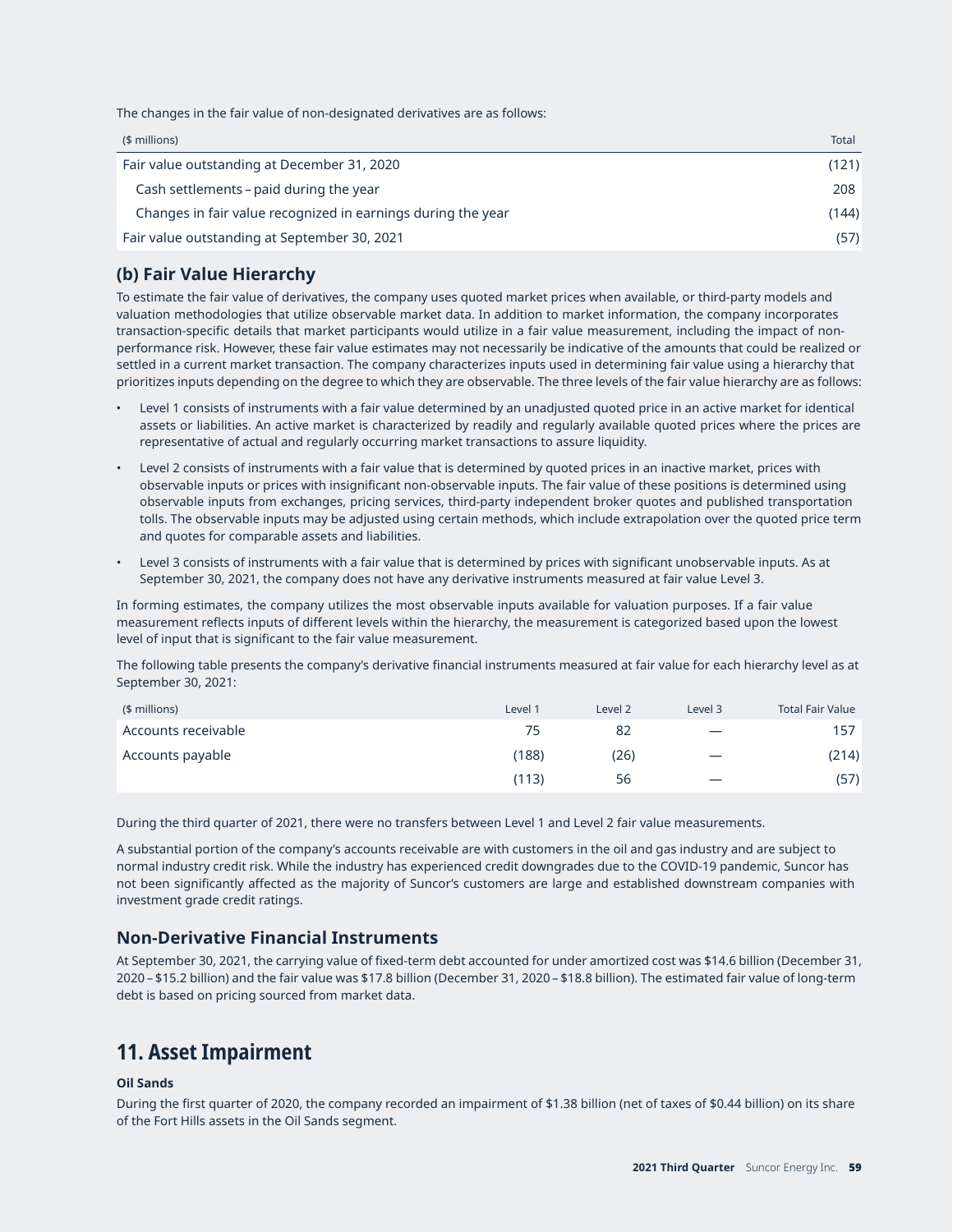The changes in the fair value of non-designated derivatives are as follows:

| ($ millions) | Total |
|---|---|
| Fair value outstanding at December 31, 2020 | (121) |
| Cash settlements – paid during the year | 208 |
| Changes in fair value recognized in earnings during the year | (144) |
| Fair value outstanding at September 30, 2021 | (57) |

## (b) Fair Value Hierarchy

To estimate the fair value of derivatives, the company uses quoted market prices when available, or third-party models and valuation methodologies that utilize observable market data. In addition to market information, the company incorporates transaction-specific details that market participants would utilize in a fair value measurement, including the impact of non-performance risk. However, these fair value estimates may not necessarily be indicative of the amounts that could be realized or settled in a current market transaction. The company characterizes inputs used in determining fair value using a hierarchy that prioritizes inputs depending on the degree to which they are observable. The three levels of the fair value hierarchy are as follows:

- Level 1 consists of instruments with a fair value determined by an unadjusted quoted price in an active market for identical assets or liabilities. An active market is characterized by readily and regularly available quoted prices where the prices are representative of actual and regularly occurring market transactions to assure liquidity.
- Level 2 consists of instruments with a fair value that is determined by quoted prices in an inactive market, prices with observable inputs or prices with insignificant non-observable inputs. The fair value of these positions is determined using observable inputs from exchanges, pricing services, third-party independent broker quotes and published transportation tolls. The observable inputs may be adjusted using certain methods, which include extrapolation over the quoted price term and quotes for comparable assets and liabilities.
- Level 3 consists of instruments with a fair value that is determined by prices with significant unobservable inputs. As at September 30, 2021, the company does not have any derivative instruments measured at fair value Level 3.

In forming estimates, the company utilizes the most observable inputs available for valuation purposes. If a fair value measurement reflects inputs of different levels within the hierarchy, the measurement is categorized based upon the lowest level of input that is significant to the fair value measurement.

The following table presents the company's derivative financial instruments measured at fair value for each hierarchy level as at September 30, 2021:

| ($ millions) | Level 1 | Level 2 | Level 3 | Total Fair Value |
|---|---|---|---|---|
| Accounts receivable | 75 | 82 | — | 157 |
| Accounts payable | (188) | (26) | — | (214) |
| | (113) | 56 | — | (57) |

During the third quarter of 2021, there were no transfers between Level 1 and Level 2 fair value measurements.

A substantial portion of the company's accounts receivable are with customers in the oil and gas industry and are subject to normal industry credit risk. While the industry has experienced credit downgrades due to the COVID-19 pandemic, Suncor has not been significantly affected as the majority of Suncor's customers are large and established downstream companies with investment grade credit ratings.

## Non-Derivative Financial Instruments

At September 30, 2021, the carrying value of fixed-term debt accounted for under amortized cost was $14.6 billion (December 31, 2020 – $15.2 billion) and the fair value was $17.8 billion (December 31, 2020 – $18.8 billion). The estimated fair value of long-term debt is based on pricing sourced from market data.

# 11. Asset Impairment

**Oil Sands**

During the first quarter of 2020, the company recorded an impairment of $1.38 billion (net of taxes of $0.44 billion) on its share of the Fort Hills assets in the Oil Sands segment.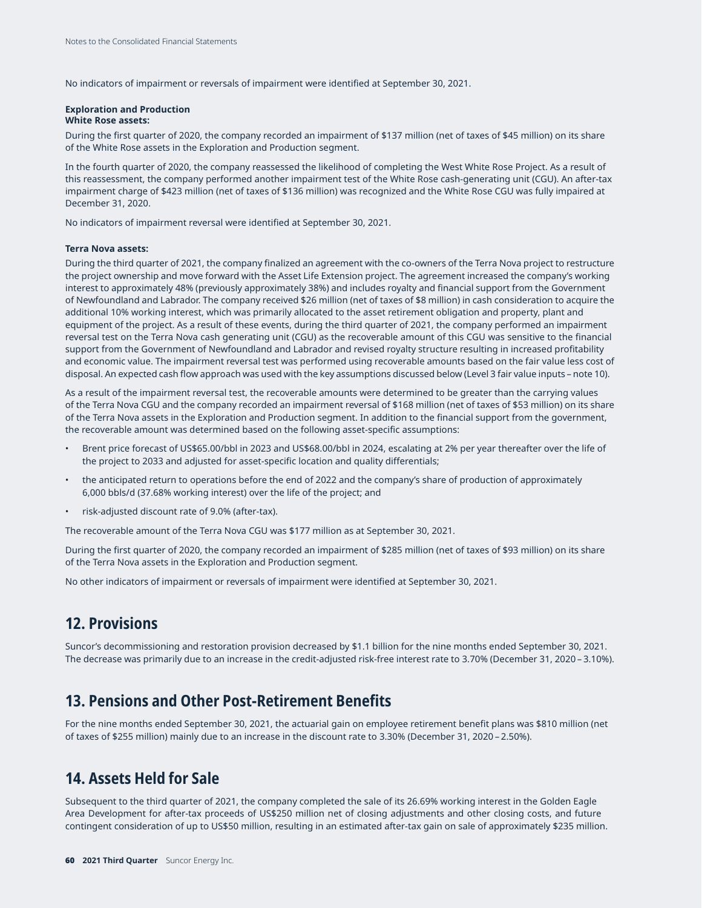No indicators of impairment or reversals of impairment were identified at September 30, 2021.

**Exploration and Production**
**White Rose assets:**

During the first quarter of 2020, the company recorded an impairment of $137 million (net of taxes of $45 million) on its share of the White Rose assets in the Exploration and Production segment.

In the fourth quarter of 2020, the company reassessed the likelihood of completing the West White Rose Project. As a result of this reassessment, the company performed another impairment test of the White Rose cash-generating unit (CGU). An after-tax impairment charge of $423 million (net of taxes of $136 million) was recognized and the White Rose CGU was fully impaired at December 31, 2020.

No indicators of impairment reversal were identified at September 30, 2021.

**Terra Nova assets:**

During the third quarter of 2021, the company finalized an agreement with the co-owners of the Terra Nova project to restructure the project ownership and move forward with the Asset Life Extension project. The agreement increased the company's working interest to approximately 48% (previously approximately 38%) and includes royalty and financial support from the Government of Newfoundland and Labrador. The company received $26 million (net of taxes of $8 million) in cash consideration to acquire the additional 10% working interest, which was primarily allocated to the asset retirement obligation and property, plant and equipment of the project. As a result of these events, during the third quarter of 2021, the company performed an impairment reversal test on the Terra Nova cash generating unit (CGU) as the recoverable amount of this CGU was sensitive to the financial support from the Government of Newfoundland and Labrador and revised royalty structure resulting in increased profitability and economic value. The impairment reversal test was performed using recoverable amounts based on the fair value less cost of disposal. An expected cash flow approach was used with the key assumptions discussed below (Level 3 fair value inputs – note 10).

As a result of the impairment reversal test, the recoverable amounts were determined to be greater than the carrying values of the Terra Nova CGU and the company recorded an impairment reversal of $168 million (net of taxes of $53 million) on its share of the Terra Nova assets in the Exploration and Production segment. In addition to the financial support from the government, the recoverable amount was determined based on the following asset-specific assumptions:

- Brent price forecast of US$65.00/bbl in 2023 and US$68.00/bbl in 2024, escalating at 2% per year thereafter over the life of the project to 2033 and adjusted for asset-specific location and quality differentials;
- the anticipated return to operations before the end of 2022 and the company's share of production of approximately 6,000 bbls/d (37.68% working interest) over the life of the project; and
- risk-adjusted discount rate of 9.0% (after-tax).

The recoverable amount of the Terra Nova CGU was $177 million as at September 30, 2021.

During the first quarter of 2020, the company recorded an impairment of $285 million (net of taxes of $93 million) on its share of the Terra Nova assets in the Exploration and Production segment.

No other indicators of impairment or reversals of impairment were identified at September 30, 2021.

## 12. Provisions

Suncor's decommissioning and restoration provision decreased by $1.1 billion for the nine months ended September 30, 2021. The decrease was primarily due to an increase in the credit-adjusted risk-free interest rate to 3.70% (December 31, 2020 – 3.10%).

## 13. Pensions and Other Post-Retirement Benefits

For the nine months ended September 30, 2021, the actuarial gain on employee retirement benefit plans was $810 million (net of taxes of $255 million) mainly due to an increase in the discount rate to 3.30% (December 31, 2020 – 2.50%).

## 14. Assets Held for Sale

Subsequent to the third quarter of 2021, the company completed the sale of its 26.69% working interest in the Golden Eagle Area Development for after-tax proceeds of US$250 million net of closing adjustments and other closing costs, and future contingent consideration of up to US$50 million, resulting in an estimated after-tax gain on sale of approximately $235 million.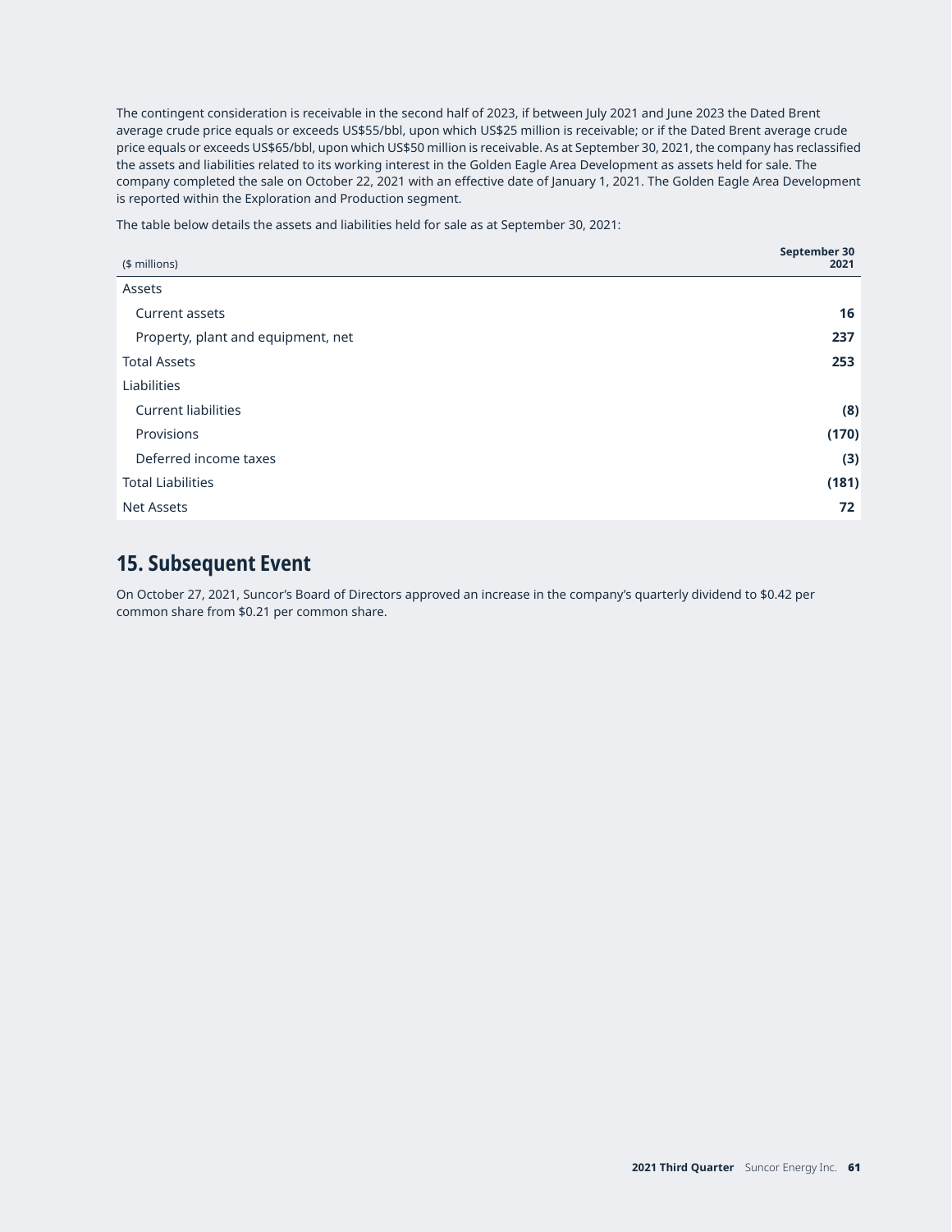The contingent consideration is receivable in the second half of 2023, if between July 2021 and June 2023 the Dated Brent average crude price equals or exceeds US$55/bbl, upon which US$25 million is receivable; or if the Dated Brent average crude price equals or exceeds US$65/bbl, upon which US$50 million is receivable. As at September 30, 2021, the company has reclassified the assets and liabilities related to its working interest in the Golden Eagle Area Development as assets held for sale. The company completed the sale on October 22, 2021 with an effective date of January 1, 2021. The Golden Eagle Area Development is reported within the Exploration and Production segment.

The table below details the assets and liabilities held for sale as at September 30, 2021:

| ($ millions) | September 30 2021 |
|---|---|
| Assets | |
| Current assets | **16** |
| Property, plant and equipment, net | **237** |
| Total Assets | **253** |
| Liabilities | |
| Current liabilities | **(8)** |
| Provisions | **(170)** |
| Deferred income taxes | **(3)** |
| Total Liabilities | **(181)** |
| Net Assets | **72** |

## 15. Subsequent Event

On October 27, 2021, Suncor's Board of Directors approved an increase in the company's quarterly dividend to $0.42 per common share from $0.21 per common share.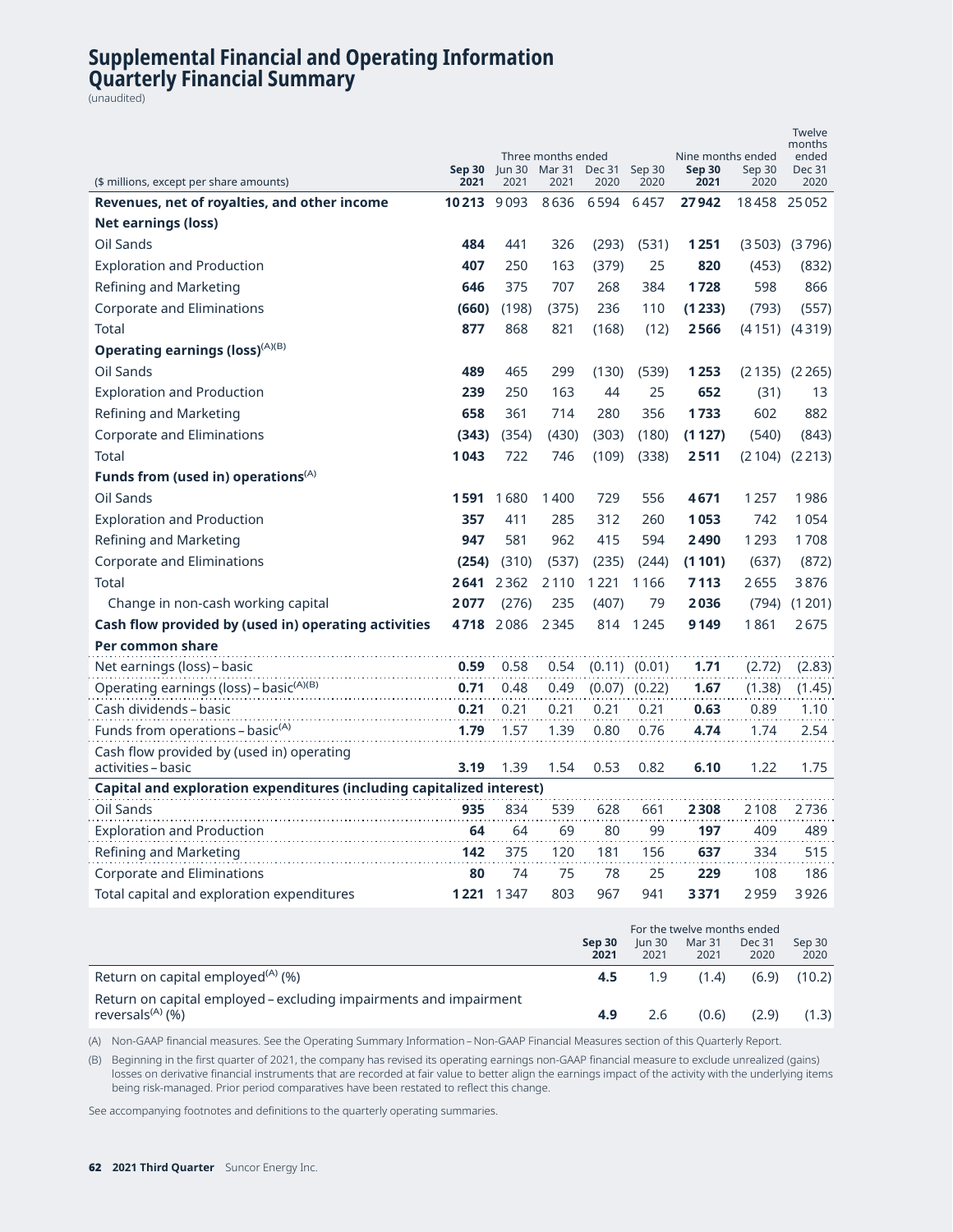# Supplemental Financial and Operating Information
# Quarterly Financial Summary

(unaudited)

| ($ millions, except per share amounts) | Three months ended | | | | | Nine months ended | | Twelve months ended |
|---|---|---|---|---|---|---|---|---|
| | **Sep 30 2021** | Jun 30 2021 | Mar 31 2021 | Dec 31 2020 | Sep 30 2020 | **Sep 30 2021** | Sep 30 2020 | Dec 31 2020 |
| **Revenues, net of royalties, and other income** | **10 213** | 9 093 | 8 636 | 6 594 | 6 457 | **27 942** | 18 458 | 25 052 |
| **Net earnings (loss)** | | | | | | | | |
| Oil Sands | **484** | 441 | 326 | (293) | (531) | **1 251** | (3 503) | (3 796) |
| Exploration and Production | **407** | 250 | 163 | (379) | 25 | **820** | (453) | (832) |
| Refining and Marketing | **646** | 375 | 707 | 268 | 384 | **1 728** | 598 | 866 |
| Corporate and Eliminations | **(660)** | (198) | (375) | 236 | 110 | **(1 233)** | (793) | (557) |
| Total | **877** | 868 | 821 | (168) | (12) | **2 566** | (4 151) | (4 319) |
| **Operating earnings (loss)(A)(B)** | | | | | | | | |
| Oil Sands | **489** | 465 | 299 | (130) | (539) | **1 253** | (2 135) | (2 265) |
| Exploration and Production | **239** | 250 | 163 | 44 | 25 | **652** | (31) | 13 |
| Refining and Marketing | **658** | 361 | 714 | 280 | 356 | **1 733** | 602 | 882 |
| Corporate and Eliminations | **(343)** | (354) | (430) | (303) | (180) | **(1 127)** | (540) | (843) |
| Total | **1 043** | 722 | 746 | (109) | (338) | **2 511** | (2 104) | (2 213) |
| **Funds from (used in) operations(A)** | | | | | | | | |
| Oil Sands | **1 591** | 1 680 | 1 400 | 729 | 556 | **4 671** | 1 257 | 1 986 |
| Exploration and Production | **357** | 411 | 285 | 312 | 260 | **1 053** | 742 | 1 054 |
| Refining and Marketing | **947** | 581 | 962 | 415 | 594 | **2 490** | 1 293 | 1 708 |
| Corporate and Eliminations | **(254)** | (310) | (537) | (235) | (244) | **(1 101)** | (637) | (872) |
| Total | **2 641** | 2 362 | 2 110 | 1 221 | 1 166 | **7 113** | 2 655 | 3 876 |
| Change in non-cash working capital | **2 077** | (276) | 235 | (407) | 79 | **2 036** | (794) | (1 201) |
| **Cash flow provided by (used in) operating activities** | **4 718** | 2 086 | 2 345 | 814 | 1 245 | **9 149** | 1 861 | 2 675 |
| **Per common share** | | | | | | | | |
| Net earnings (loss) – basic | **0.59** | 0.58 | 0.54 | (0.11) | (0.01) | **1.71** | (2.72) | (2.83) |
| Operating earnings (loss) – basic(A)(B) | **0.71** | 0.48 | 0.49 | (0.07) | (0.22) | **1.67** | (1.38) | (1.45) |
| Cash dividends – basic | **0.21** | 0.21 | 0.21 | 0.21 | 0.21 | **0.63** | 0.89 | 1.10 |
| Funds from operations – basic(A) | **1.79** | 1.57 | 1.39 | 0.80 | 0.76 | **4.74** | 1.74 | 2.54 |
| Cash flow provided by (used in) operating activities – basic | **3.19** | 1.39 | 1.54 | 0.53 | 0.82 | **6.10** | 1.22 | 1.75 |
| **Capital and exploration expenditures (including capitalized interest)** | | | | | | | | |
| Oil Sands | **935** | 834 | 539 | 628 | 661 | **2 308** | 2 108 | 2 736 |
| Exploration and Production | **64** | 64 | 69 | 80 | 99 | **197** | 409 | 489 |
| Refining and Marketing | **142** | 375 | 120 | 181 | 156 | **637** | 334 | 515 |
| Corporate and Eliminations | **80** | 74 | 75 | 78 | 25 | **229** | 108 | 186 |
| Total capital and exploration expenditures | **1 221** | 1 347 | 803 | 967 | 941 | **3 371** | 2 959 | 3 926 |

| | For the twelve months ended | | | | |
|---|---|---|---|---|---|
| | **Sep 30 2021** | Jun 30 2021 | Mar 31 2021 | Dec 31 2020 | Sep 30 2020 |
| Return on capital employed(A) (%) | **4.5** | 1.9 | (1.4) | (6.9) | (10.2) |
| Return on capital employed – excluding impairments and impairment reversals(A) (%) | **4.9** | 2.6 | (0.6) | (2.9) | (1.3) |

(A) Non-GAAP financial measures. See the Operating Summary Information – Non-GAAP Financial Measures section of this Quarterly Report.

(B) Beginning in the first quarter of 2021, the company has revised its operating earnings non-GAAP financial measure to exclude unrealized (gains) losses on derivative financial instruments that are recorded at fair value to better align the earnings impact of the activity with the underlying items being risk-managed. Prior period comparatives have been restated to reflect this change.

See accompanying footnotes and definitions to the quarterly operating summaries.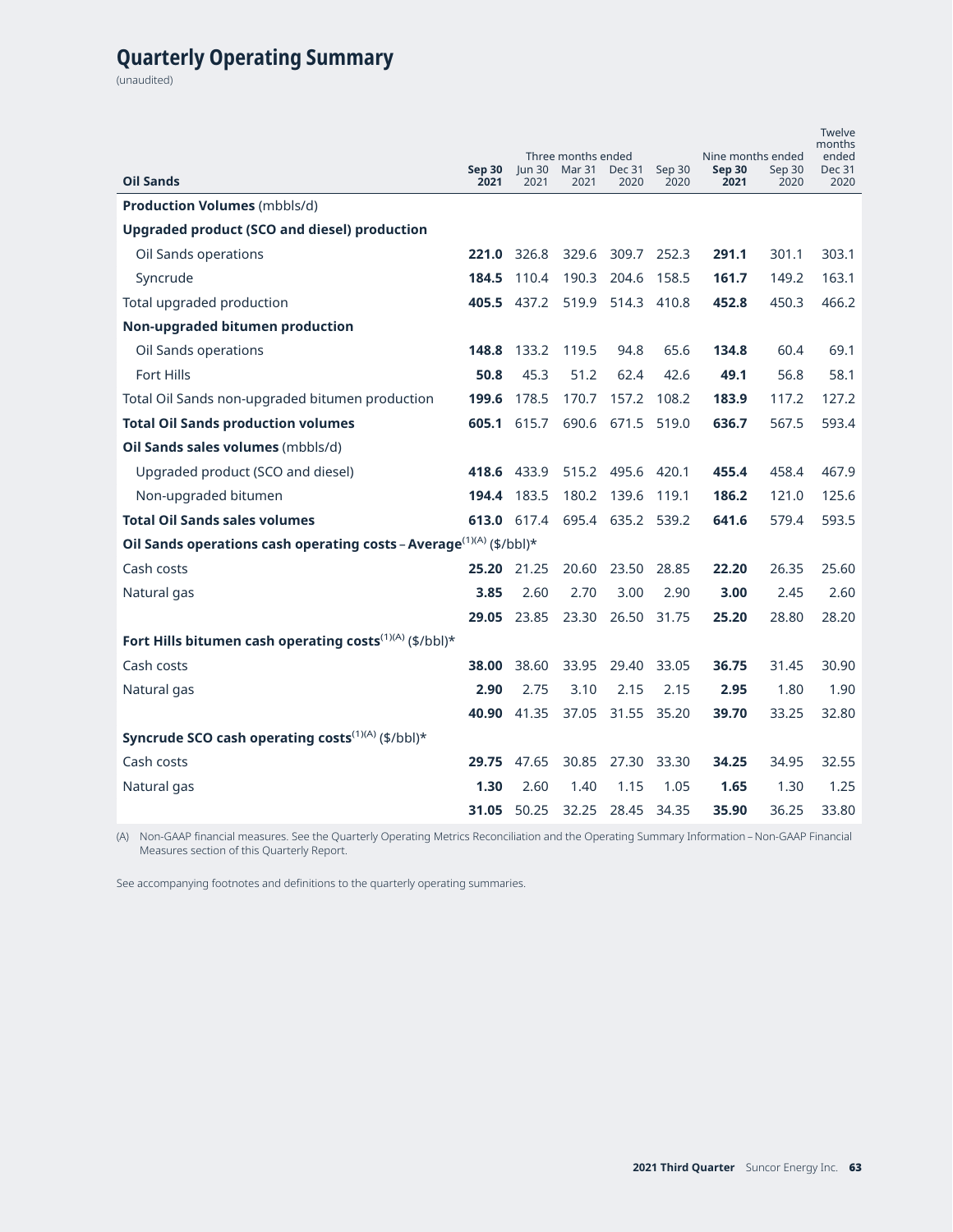# Quarterly Operating Summary

(unaudited)

| Oil Sands | Three months ended | | | | | Nine months ended | | Twelve months ended |
|---|---|---|---|---|---|---|---|---|
| | **Sep 30 2021** | Jun 30 2021 | Mar 31 2021 | Dec 31 2020 | Sep 30 2020 | **Sep 30 2021** | Sep 30 2020 | Dec 31 2020 |
| **Production Volumes** (mbbls/d) | | | | | | | | |
| **Upgraded product (SCO and diesel) production** | | | | | | | | |
| Oil Sands operations | **221.0** | 326.8 | 329.6 | 309.7 | 252.3 | **291.1** | 301.1 | 303.1 |
| Syncrude | **184.5** | 110.4 | 190.3 | 204.6 | 158.5 | **161.7** | 149.2 | 163.1 |
| Total upgraded production | **405.5** | 437.2 | 519.9 | 514.3 | 410.8 | **452.8** | 450.3 | 466.2 |
| **Non-upgraded bitumen production** | | | | | | | | |
| Oil Sands operations | **148.8** | 133.2 | 119.5 | 94.8 | 65.6 | **134.8** | 60.4 | 69.1 |
| Fort Hills | **50.8** | 45.3 | 51.2 | 62.4 | 42.6 | **49.1** | 56.8 | 58.1 |
| Total Oil Sands non-upgraded bitumen production | **199.6** | 178.5 | 170.7 | 157.2 | 108.2 | **183.9** | 117.2 | 127.2 |
| **Total Oil Sands production volumes** | **605.1** | 615.7 | 690.6 | 671.5 | 519.0 | **636.7** | 567.5 | 593.4 |
| **Oil Sands sales volumes** (mbbls/d) | | | | | | | | |
| Upgraded product (SCO and diesel) | **418.6** | 433.9 | 515.2 | 495.6 | 420.1 | **455.4** | 458.4 | 467.9 |
| Non-upgraded bitumen | **194.4** | 183.5 | 180.2 | 139.6 | 119.1 | **186.2** | 121.0 | 125.6 |
| **Total Oil Sands sales volumes** | **613.0** | 617.4 | 695.4 | 635.2 | 539.2 | **641.6** | 579.4 | 593.5 |
| **Oil Sands operations cash operating costs – Average**(1)(A) ($/bbl)* | | | | | | | | |
| Cash costs | **25.20** | 21.25 | 20.60 | 23.50 | 28.85 | **22.20** | 26.35 | 25.60 |
| Natural gas | **3.85** | 2.60 | 2.70 | 3.00 | 2.90 | **3.00** | 2.45 | 2.60 |
| | **29.05** | 23.85 | 23.30 | 26.50 | 31.75 | **25.20** | 28.80 | 28.20 |
| **Fort Hills bitumen cash operating costs**(1)(A) ($/bbl)* | | | | | | | | |
| Cash costs | **38.00** | 38.60 | 33.95 | 29.40 | 33.05 | **36.75** | 31.45 | 30.90 |
| Natural gas | **2.90** | 2.75 | 3.10 | 2.15 | 2.15 | **2.95** | 1.80 | 1.90 |
| | **40.90** | 41.35 | 37.05 | 31.55 | 35.20 | **39.70** | 33.25 | 32.80 |
| **Syncrude SCO cash operating costs**(1)(A) ($/bbl)* | | | | | | | | |
| Cash costs | **29.75** | 47.65 | 30.85 | 27.30 | 33.30 | **34.25** | 34.95 | 32.55 |
| Natural gas | **1.30** | 2.60 | 1.40 | 1.15 | 1.05 | **1.65** | 1.30 | 1.25 |
| | **31.05** | 50.25 | 32.25 | 28.45 | 34.35 | **35.90** | 36.25 | 33.80 |

(A) Non-GAAP financial measures. See the Quarterly Operating Metrics Reconciliation and the Operating Summary Information – Non-GAAP Financial Measures section of this Quarterly Report.

See accompanying footnotes and definitions to the quarterly operating summaries.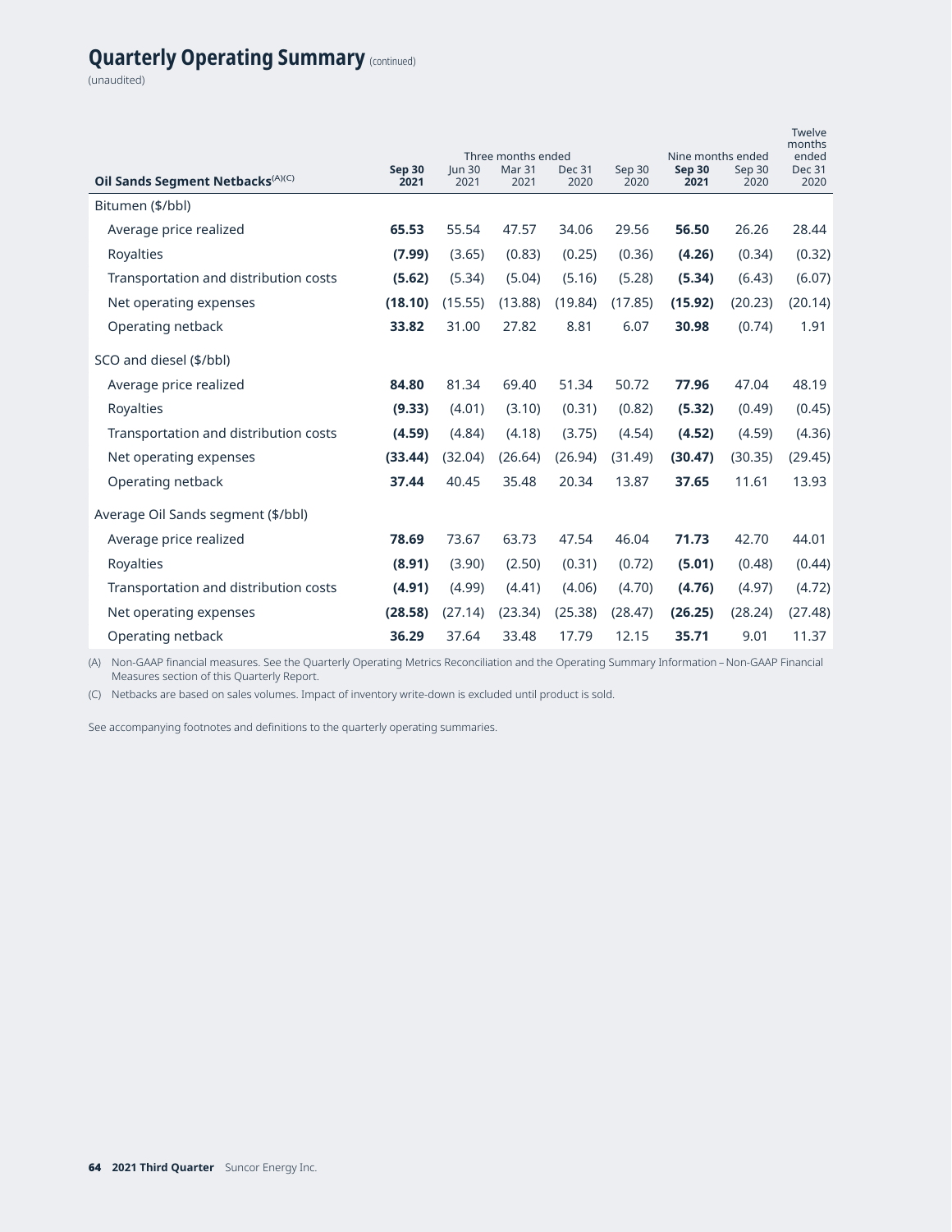# Quarterly Operating Summary (continued)

(unaudited)

| Oil Sands Segment Netbacks[(A)(C)] | Three months ended | | | | | Nine months ended | | Twelve months ended |
|---|---|---|---|---|---|---|---|---|
| | **Sep 30 2021** | Jun 30 2021 | Mar 31 2021 | Dec 31 2020 | Sep 30 2020 | **Sep 30 2021** | Sep 30 2020 | Dec 31 2020 |
| Bitumen ($/bbl) | | | | | | | | |
| Average price realized | **65.53** | 55.54 | 47.57 | 34.06 | 29.56 | **56.50** | 26.26 | 28.44 |
| Royalties | **(7.99)** | (3.65) | (0.83) | (0.25) | (0.36) | **(4.26)** | (0.34) | (0.32) |
| Transportation and distribution costs | **(5.62)** | (5.34) | (5.04) | (5.16) | (5.28) | **(5.34)** | (6.43) | (6.07) |
| Net operating expenses | **(18.10)** | (15.55) | (13.88) | (19.84) | (17.85) | **(15.92)** | (20.23) | (20.14) |
| Operating netback | **33.82** | 31.00 | 27.82 | 8.81 | 6.07 | **30.98** | (0.74) | 1.91 |
| SCO and diesel ($/bbl) | | | | | | | | |
| Average price realized | **84.80** | 81.34 | 69.40 | 51.34 | 50.72 | **77.96** | 47.04 | 48.19 |
| Royalties | **(9.33)** | (4.01) | (3.10) | (0.31) | (0.82) | **(5.32)** | (0.49) | (0.45) |
| Transportation and distribution costs | **(4.59)** | (4.84) | (4.18) | (3.75) | (4.54) | **(4.52)** | (4.59) | (4.36) |
| Net operating expenses | **(33.44)** | (32.04) | (26.64) | (26.94) | (31.49) | **(30.47)** | (30.35) | (29.45) |
| Operating netback | **37.44** | 40.45 | 35.48 | 20.34 | 13.87 | **37.65** | 11.61 | 13.93 |
| Average Oil Sands segment ($/bbl) | | | | | | | | |
| Average price realized | **78.69** | 73.67 | 63.73 | 47.54 | 46.04 | **71.73** | 42.70 | 44.01 |
| Royalties | **(8.91)** | (3.90) | (2.50) | (0.31) | (0.72) | **(5.01)** | (0.48) | (0.44) |
| Transportation and distribution costs | **(4.91)** | (4.99) | (4.41) | (4.06) | (4.70) | **(4.76)** | (4.97) | (4.72) |
| Net operating expenses | **(28.58)** | (27.14) | (23.34) | (25.38) | (28.47) | **(26.25)** | (28.24) | (27.48) |
| Operating netback | **36.29** | 37.64 | 33.48 | 17.79 | 12.15 | **35.71** | 9.01 | 11.37 |

(A) Non-GAAP financial measures. See the Quarterly Operating Metrics Reconciliation and the Operating Summary Information – Non-GAAP Financial Measures section of this Quarterly Report.

(C) Netbacks are based on sales volumes. Impact of inventory write-down is excluded until product is sold.

See accompanying footnotes and definitions to the quarterly operating summaries.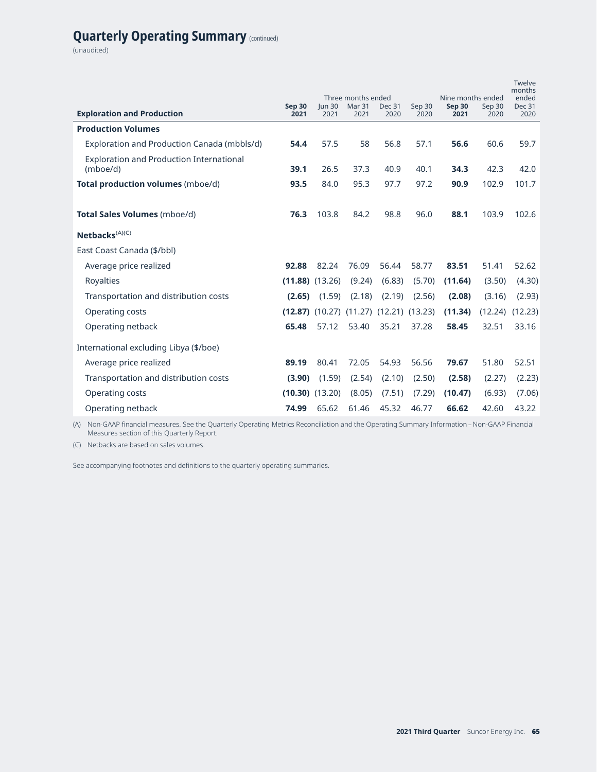# Quarterly Operating Summary (continued)

(unaudited)

| Exploration and Production | Three months ended | | | | | Nine months ended | | Twelve months ended |
|---|---|---|---|---|---|---|---|---|
| | **Sep 30 2021** | Jun 30 2021 | Mar 31 2021 | Dec 31 2020 | Sep 30 2020 | **Sep 30 2021** | Sep 30 2020 | Dec 31 2020 |
| **Production Volumes** | | | | | | | | |
| Exploration and Production Canada (mbbls/d) | **54.4** | 57.5 | 58 | 56.8 | 57.1 | **56.6** | 60.6 | 59.7 |
| Exploration and Production International (mboe/d) | **39.1** | 26.5 | 37.3 | 40.9 | 40.1 | **34.3** | 42.3 | 42.0 |
| **Total production volumes** (mboe/d) | **93.5** | 84.0 | 95.3 | 97.7 | 97.2 | **90.9** | 102.9 | 101.7 |
| **Total Sales Volumes** (mboe/d) | **76.3** | 103.8 | 84.2 | 98.8 | 96.0 | **88.1** | 103.9 | 102.6 |
| **Netbacks**(A)(C) | | | | | | | | |
| East Coast Canada ($/bbl) | | | | | | | | |
| Average price realized | **92.88** | 82.24 | 76.09 | 56.44 | 58.77 | **83.51** | 51.41 | 52.62 |
| Royalties | **(11.88)** | (13.26) | (9.24) | (6.83) | (5.70) | **(11.64)** | (3.50) | (4.30) |
| Transportation and distribution costs | **(2.65)** | (1.59) | (2.18) | (2.19) | (2.56) | **(2.08)** | (3.16) | (2.93) |
| Operating costs | **(12.87)** | (10.27) | (11.27) | (12.21) | (13.23) | **(11.34)** | (12.24) | (12.23) |
| Operating netback | **65.48** | 57.12 | 53.40 | 35.21 | 37.28 | **58.45** | 32.51 | 33.16 |
| International excluding Libya ($/boe) | | | | | | | | |
| Average price realized | **89.19** | 80.41 | 72.05 | 54.93 | 56.56 | **79.67** | 51.80 | 52.51 |
| Transportation and distribution costs | **(3.90)** | (1.59) | (2.54) | (2.10) | (2.50) | **(2.58)** | (2.27) | (2.23) |
| Operating costs | **(10.30)** | (13.20) | (8.05) | (7.51) | (7.29) | **(10.47)** | (6.93) | (7.06) |
| Operating netback | **74.99** | 65.62 | 61.46 | 45.32 | 46.77 | **66.62** | 42.60 | 43.22 |

(A) Non-GAAP financial measures. See the Quarterly Operating Metrics Reconciliation and the Operating Summary Information – Non-GAAP Financial Measures section of this Quarterly Report.

(C) Netbacks are based on sales volumes.

See accompanying footnotes and definitions to the quarterly operating summaries.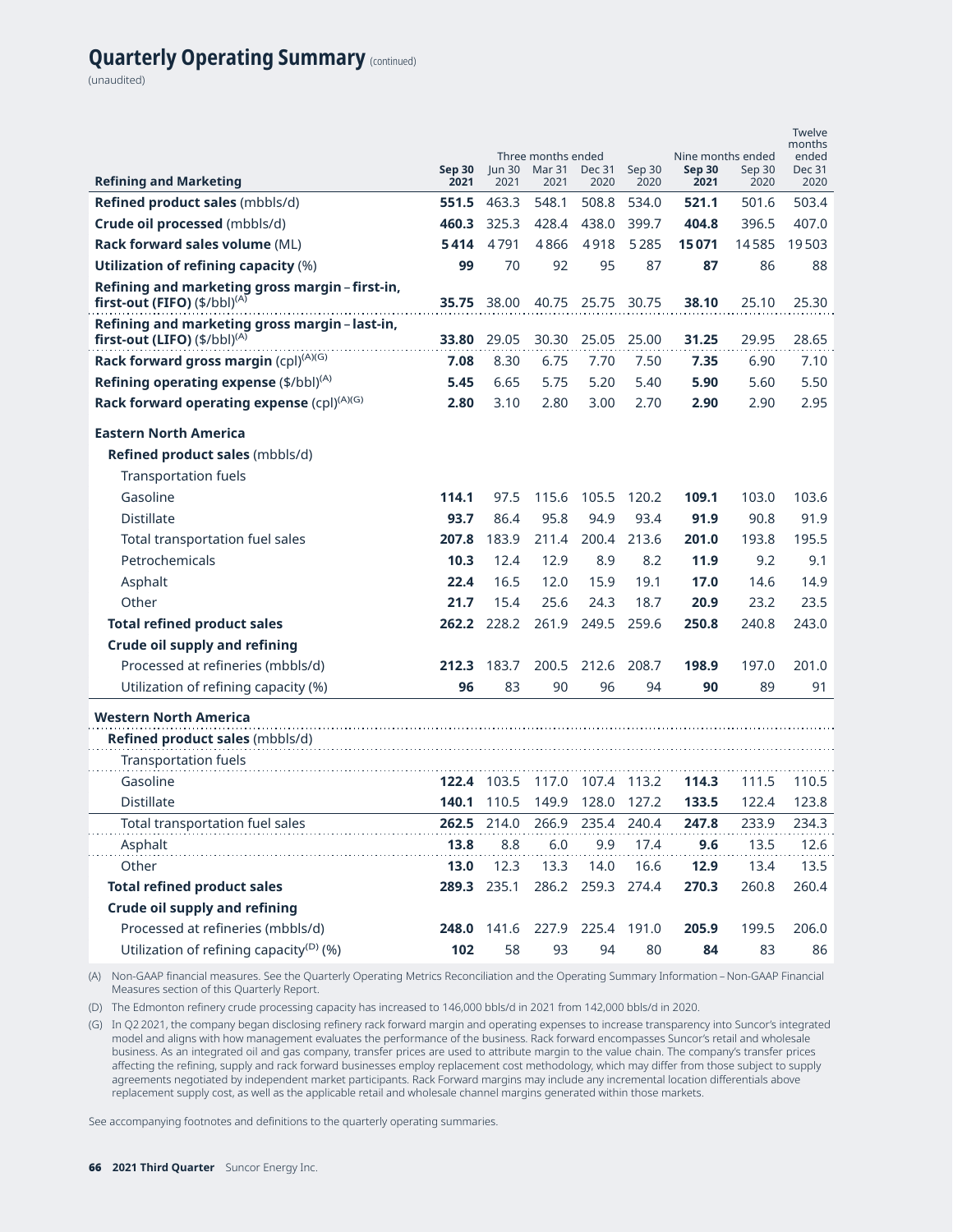# Quarterly Operating Summary (continued)

(unaudited)

| Refining and Marketing | Three months ended | | | | | Nine months ended | | Twelve months ended |
|---|---|---|---|---|---|---|---|---|
| | **Sep 30 2021** | Jun 30 2021 | Mar 31 2021 | Dec 31 2020 | Sep 30 2020 | **Sep 30 2021** | Sep 30 2020 | Dec 31 2020 |
| **Refined product sales** (mbbls/d) | **551.5** | 463.3 | 548.1 | 508.8 | 534.0 | **521.1** | 501.6 | 503.4 |
| **Crude oil processed** (mbbls/d) | **460.3** | 325.3 | 428.4 | 438.0 | 399.7 | **404.8** | 396.5 | 407.0 |
| **Rack forward sales volume** (ML) | **5414** | 4791 | 4866 | 4918 | 5285 | **15071** | 14585 | 19503 |
| **Utilization of refining capacity** (%) | **99** | 70 | 92 | 95 | 87 | **87** | 86 | 88 |
| **Refining and marketing gross margin – first-in, first-out (FIFO)** ($/bbl)(A) | **35.75** | 38.00 | 40.75 | 25.75 | 30.75 | **38.10** | 25.10 | 25.30 |
| **Refining and marketing gross margin – last-in, first-out (LIFO)** ($/bbl)(A) | **33.80** | 29.05 | 30.30 | 25.05 | 25.00 | **31.25** | 29.95 | 28.65 |
| **Rack forward gross margin** (cpl)(A)(G) | **7.08** | 8.30 | 6.75 | 7.70 | 7.50 | **7.35** | 6.90 | 7.10 |
| **Refining operating expense** ($/bbl)(A) | **5.45** | 6.65 | 5.75 | 5.20 | 5.40 | **5.90** | 5.60 | 5.50 |
| **Rack forward operating expense** (cpl)(A)(G) | **2.80** | 3.10 | 2.80 | 3.00 | 2.70 | **2.90** | 2.90 | 2.95 |
| **Eastern North America** | | | | | | | | |
| **Refined product sales** (mbbls/d) | | | | | | | | |
| Transportation fuels | | | | | | | | |
| Gasoline | **114.1** | 97.5 | 115.6 | 105.5 | 120.2 | **109.1** | 103.0 | 103.6 |
| Distillate | **93.7** | 86.4 | 95.8 | 94.9 | 93.4 | **91.9** | 90.8 | 91.9 |
| Total transportation fuel sales | **207.8** | 183.9 | 211.4 | 200.4 | 213.6 | **201.0** | 193.8 | 195.5 |
| Petrochemicals | **10.3** | 12.4 | 12.9 | 8.9 | 8.2 | **11.9** | 9.2 | 9.1 |
| Asphalt | **22.4** | 16.5 | 12.0 | 15.9 | 19.1 | **17.0** | 14.6 | 14.9 |
| Other | **21.7** | 15.4 | 25.6 | 24.3 | 18.7 | **20.9** | 23.2 | 23.5 |
| **Total refined product sales** | **262.2** | 228.2 | 261.9 | 249.5 | 259.6 | **250.8** | 240.8 | 243.0 |
| **Crude oil supply and refining** | | | | | | | | |
| Processed at refineries (mbbls/d) | **212.3** | 183.7 | 200.5 | 212.6 | 208.7 | **198.9** | 197.0 | 201.0 |
| Utilization of refining capacity (%) | **96** | 83 | 90 | 96 | 94 | **90** | 89 | 91 |
| **Western North America** | | | | | | | | |
| **Refined product sales** (mbbls/d) | | | | | | | | |
| Transportation fuels | | | | | | | | |
| Gasoline | **122.4** | 103.5 | 117.0 | 107.4 | 113.2 | **114.3** | 111.5 | 110.5 |
| Distillate | **140.1** | 110.5 | 149.9 | 128.0 | 127.2 | **133.5** | 122.4 | 123.8 |
| Total transportation fuel sales | **262.5** | 214.0 | 266.9 | 235.4 | 240.4 | **247.8** | 233.9 | 234.3 |
| Asphalt | **13.8** | 8.8 | 6.0 | 9.9 | 17.4 | **9.6** | 13.5 | 12.6 |
| Other | **13.0** | 12.3 | 13.3 | 14.0 | 16.6 | **12.9** | 13.4 | 13.5 |
| **Total refined product sales** | **289.3** | 235.1 | 286.2 | 259.3 | 274.4 | **270.3** | 260.8 | 260.4 |
| **Crude oil supply and refining** | | | | | | | | |
| Processed at refineries (mbbls/d) | **248.0** | 141.6 | 227.9 | 225.4 | 191.0 | **205.9** | 199.5 | 206.0 |
| Utilization of refining capacity(D) (%) | **102** | 58 | 93 | 94 | 80 | **84** | 83 | 86 |

(A) Non-GAAP financial measures. See the Quarterly Operating Metrics Reconciliation and the Operating Summary Information – Non-GAAP Financial Measures section of this Quarterly Report.

(D) The Edmonton refinery crude processing capacity has increased to 146,000 bbls/d in 2021 from 142,000 bbls/d in 2020.

(G) In Q2 2021, the company began disclosing refinery rack forward margin and operating expenses to increase transparency into Suncor's integrated model and aligns with how management evaluates the performance of the business. Rack forward encompasses Suncor's retail and wholesale business. As an integrated oil and gas company, transfer prices are used to attribute margin to the value chain. The company's transfer prices affecting the refining, supply and rack forward businesses employ replacement cost methodology, which may differ from those subject to supply agreements negotiated by independent market participants. Rack Forward margins may include any incremental location differentials above replacement supply cost, as well as the applicable retail and wholesale channel margins generated within those markets.

See accompanying footnotes and definitions to the quarterly operating summaries.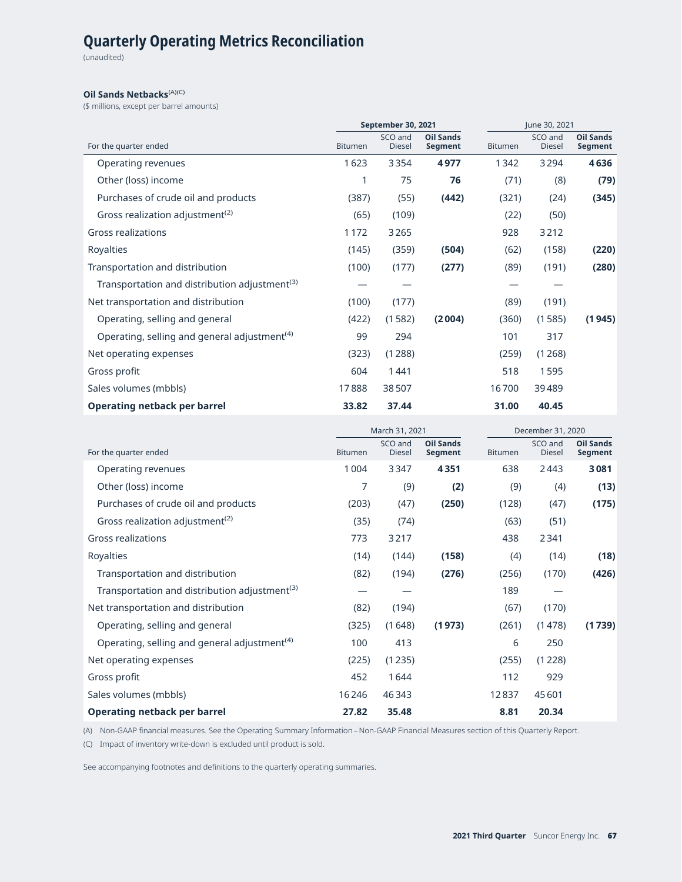# Quarterly Operating Metrics Reconciliation

(unaudited)

**Oil Sands Netbacks**(A)(C)

($ millions, except per barrel amounts)

| For the quarter ended | **September 30, 2021** | | | June 30, 2021 | | |
|---|---|---|---|---|---|---|
| | Bitumen | SCO and Diesel | **Oil Sands Segment** | Bitumen | SCO and Diesel | **Oil Sands Segment** |
| Operating revenues | 1 623 | 3 354 | **4 977** | 1 342 | 3 294 | **4 636** |
| Other (loss) income | 1 | 75 | **76** | (71) | (8) | **(79)** |
| Purchases of crude oil and products | (387) | (55) | **(442)** | (321) | (24) | **(345)** |
| Gross realization adjustment(2) | (65) | (109) | | (22) | (50) | |
| Gross realizations | 1 172 | 3 265 | | 928 | 3 212 | |
| Royalties | (145) | (359) | **(504)** | (62) | (158) | **(220)** |
| Transportation and distribution | (100) | (177) | **(277)** | (89) | (191) | **(280)** |
| Transportation and distribution adjustment(3) | — | — | | — | — | |
| Net transportation and distribution | (100) | (177) | | (89) | (191) | |
| Operating, selling and general | (422) | (1 582) | **(2 004)** | (360) | (1 585) | **(1 945)** |
| Operating, selling and general adjustment(4) | 99 | 294 | | 101 | 317 | |
| Net operating expenses | (323) | (1 288) | | (259) | (1 268) | |
| Gross profit | 604 | 1 441 | | 518 | 1 595 | |
| Sales volumes (mbbls) | 17 888 | 38 507 | | 16 700 | 39 489 | |
| **Operating netback per barrel** | **33.82** | **37.44** | | **31.00** | **40.45** | |

| For the quarter ended | March 31, 2021 | | | December 31, 2020 | | |
|---|---|---|---|---|---|---|
| | Bitumen | SCO and Diesel | **Oil Sands Segment** | Bitumen | SCO and Diesel | **Oil Sands Segment** |
| Operating revenues | 1 004 | 3 347 | **4 351** | 638 | 2 443 | **3 081** |
| Other (loss) income | 7 | (9) | **(2)** | (9) | (4) | **(13)** |
| Purchases of crude oil and products | (203) | (47) | **(250)** | (128) | (47) | **(175)** |
| Gross realization adjustment(2) | (35) | (74) | | (63) | (51) | |
| Gross realizations | 773 | 3 217 | | 438 | 2 341 | |
| Royalties | (14) | (144) | **(158)** | (4) | (14) | **(18)** |
| Transportation and distribution | (82) | (194) | **(276)** | (256) | (170) | **(426)** |
| Transportation and distribution adjustment(3) | — | — | | 189 | — | |
| Net transportation and distribution | (82) | (194) | | (67) | (170) | |
| Operating, selling and general | (325) | (1 648) | **(1 973)** | (261) | (1 478) | **(1 739)** |
| Operating, selling and general adjustment(4) | 100 | 413 | | 6 | 250 | |
| Net operating expenses | (225) | (1 235) | | (255) | (1 228) | |
| Gross profit | 452 | 1 644 | | 112 | 929 | |
| Sales volumes (mbbls) | 16 246 | 46 343 | | 12 837 | 45 601 | |
| **Operating netback per barrel** | **27.82** | **35.48** | | **8.81** | **20.34** | |

(A) Non-GAAP financial measures. See the Operating Summary Information – Non-GAAP Financial Measures section of this Quarterly Report.

(C) Impact of inventory write-down is excluded until product is sold.

See accompanying footnotes and definitions to the quarterly operating summaries.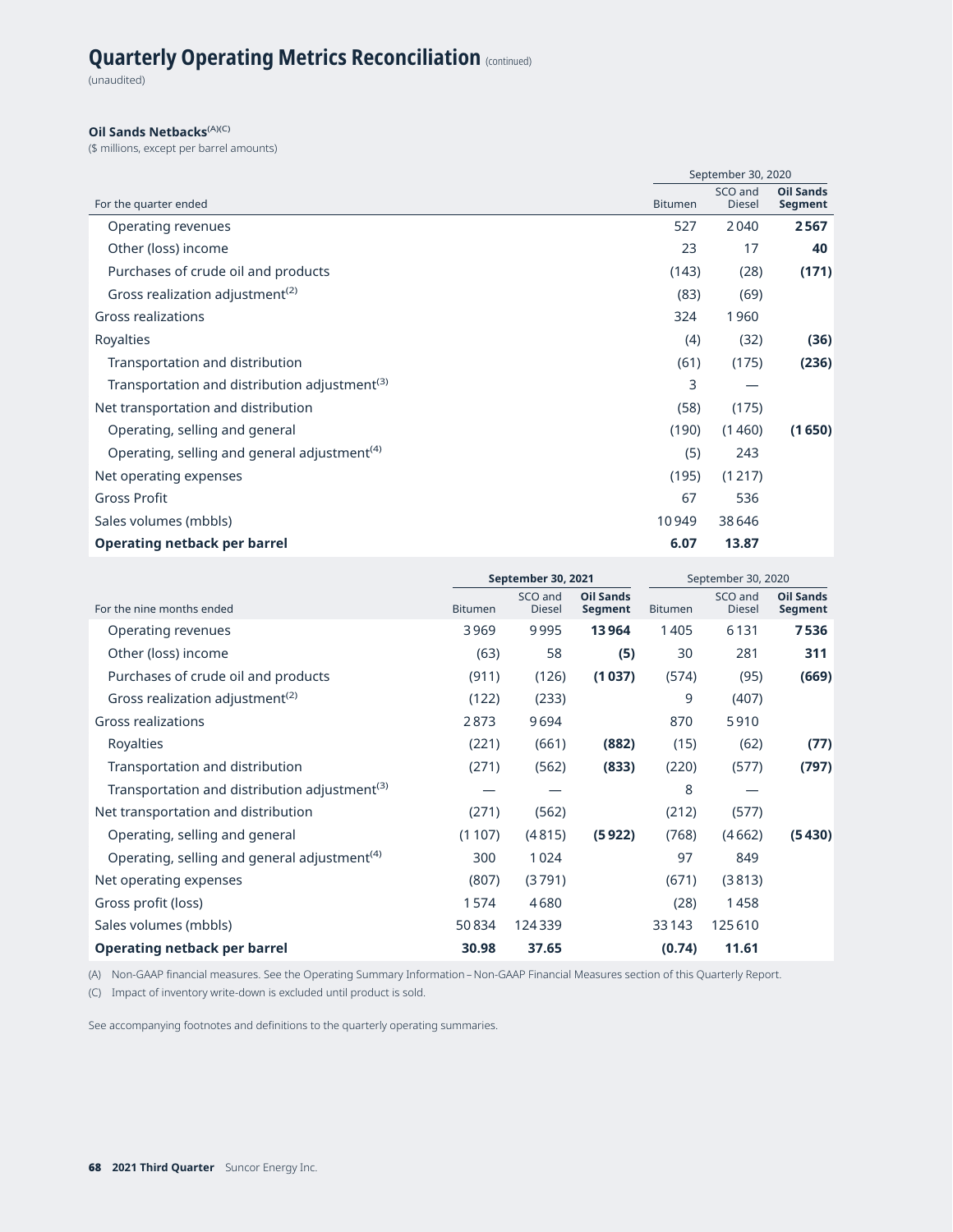# Quarterly Operating Metrics Reconciliation (continued)

(unaudited)

**Oil Sands Netbacks**[(A)(C)]

($ millions, except per barrel amounts)

| For the quarter ended | September 30, 2020 | | |
|---|---|---|---|
| | Bitumen | SCO and Diesel | **Oil Sands Segment** |
| Operating revenues | 527 | 2 040 | **2 567** |
| Other (loss) income | 23 | 17 | **40** |
| Purchases of crude oil and products | (143) | (28) | **(171)** |
| Gross realization adjustment[(2)] | (83) | (69) | |
| Gross realizations | 324 | 1 960 | |
| Royalties | (4) | (32) | **(36)** |
| Transportation and distribution | (61) | (175) | **(236)** |
| Transportation and distribution adjustment[(3)] | 3 | — | |
| Net transportation and distribution | (58) | (175) | |
| Operating, selling and general | (190) | (1 460) | **(1 650)** |
| Operating, selling and general adjustment[(4)] | (5) | 243 | |
| Net operating expenses | (195) | (1 217) | |
| Gross Profit | 67 | 536 | |
| Sales volumes (mbbls) | 10 949 | 38 646 | |
| **Operating netback per barrel** | **6.07** | **13.87** | |

| For the nine months ended | **September 30, 2021** | | | September 30, 2020 | | |
|---|---|---|---|---|---|---|
| | Bitumen | SCO and Diesel | **Oil Sands Segment** | Bitumen | SCO and Diesel | **Oil Sands Segment** |
| Operating revenues | 3 969 | 9 995 | **13 964** | 1 405 | 6 131 | **7 536** |
| Other (loss) income | (63) | 58 | **(5)** | 30 | 281 | **311** |
| Purchases of crude oil and products | (911) | (126) | **(1 037)** | (574) | (95) | **(669)** |
| Gross realization adjustment[(2)] | (122) | (233) | | 9 | (407) | |
| Gross realizations | 2 873 | 9 694 | | 870 | 5 910 | |
| Royalties | (221) | (661) | **(882)** | (15) | (62) | **(77)** |
| Transportation and distribution | (271) | (562) | **(833)** | (220) | (577) | **(797)** |
| Transportation and distribution adjustment[(3)] | — | — | | 8 | — | |
| Net transportation and distribution | (271) | (562) | | (212) | (577) | |
| Operating, selling and general | (1 107) | (4 815) | **(5 922)** | (768) | (4 662) | **(5 430)** |
| Operating, selling and general adjustment[(4)] | 300 | 1 024 | | 97 | 849 | |
| Net operating expenses | (807) | (3 791) | | (671) | (3 813) | |
| Gross profit (loss) | 1 574 | 4 680 | | (28) | 1 458 | |
| Sales volumes (mbbls) | 50 834 | 124 339 | | 33 143 | 125 610 | |
| **Operating netback per barrel** | **30.98** | **37.65** | | **(0.74)** | **11.61** | |

(A) Non-GAAP financial measures. See the Operating Summary Information – Non-GAAP Financial Measures section of this Quarterly Report.

(C) Impact of inventory write-down is excluded until product is sold.

See accompanying footnotes and definitions to the quarterly operating summaries.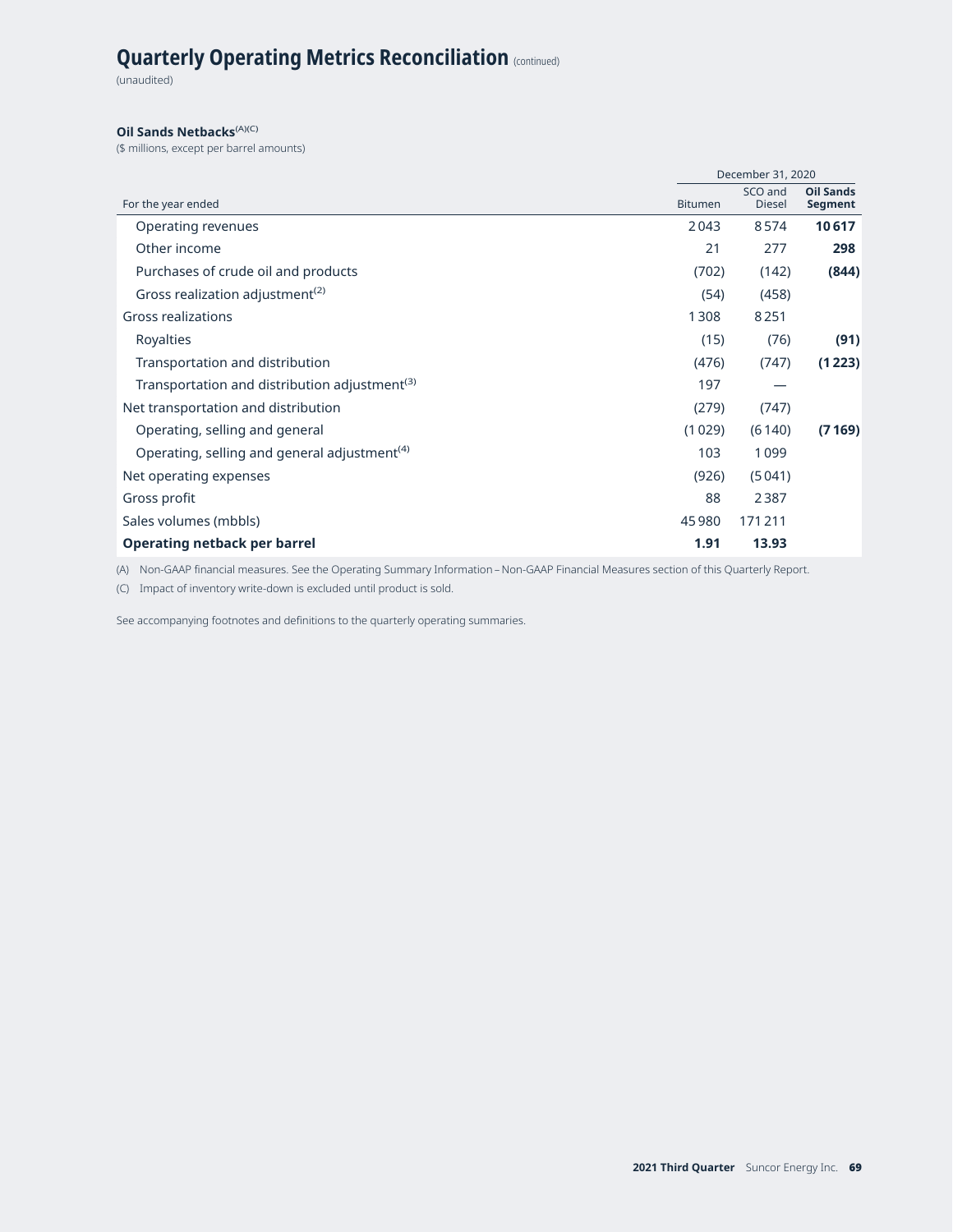# Quarterly Operating Metrics Reconciliation (continued)

(unaudited)

**Oil Sands Netbacks**[(A)(C)]

($ millions, except per barrel amounts)

| | December 31, 2020 | | |
|---|---|---|---|
| For the year ended | Bitumen | SCO and Diesel | **Oil Sands Segment** |
| Operating revenues | 2 043 | 8 574 | **10 617** |
| Other income | 21 | 277 | **298** |
| Purchases of crude oil and products | (702) | (142) | **(844)** |
| Gross realization adjustment[(2)] | (54) | (458) | |
| Gross realizations | 1 308 | 8 251 | |
| Royalties | (15) | (76) | **(91)** |
| Transportation and distribution | (476) | (747) | **(1 223)** |
| Transportation and distribution adjustment[(3)] | 197 | — | |
| Net transportation and distribution | (279) | (747) | |
| Operating, selling and general | (1 029) | (6 140) | **(7 169)** |
| Operating, selling and general adjustment[(4)] | 103 | 1 099 | |
| Net operating expenses | (926) | (5 041) | |
| Gross profit | 88 | 2 387 | |
| Sales volumes (mbbls) | 45 980 | 171 211 | |
| **Operating netback per barrel** | **1.91** | **13.93** | |

(A) Non-GAAP financial measures. See the Operating Summary Information – Non-GAAP Financial Measures section of this Quarterly Report.

(C) Impact of inventory write-down is excluded until product is sold.

See accompanying footnotes and definitions to the quarterly operating summaries.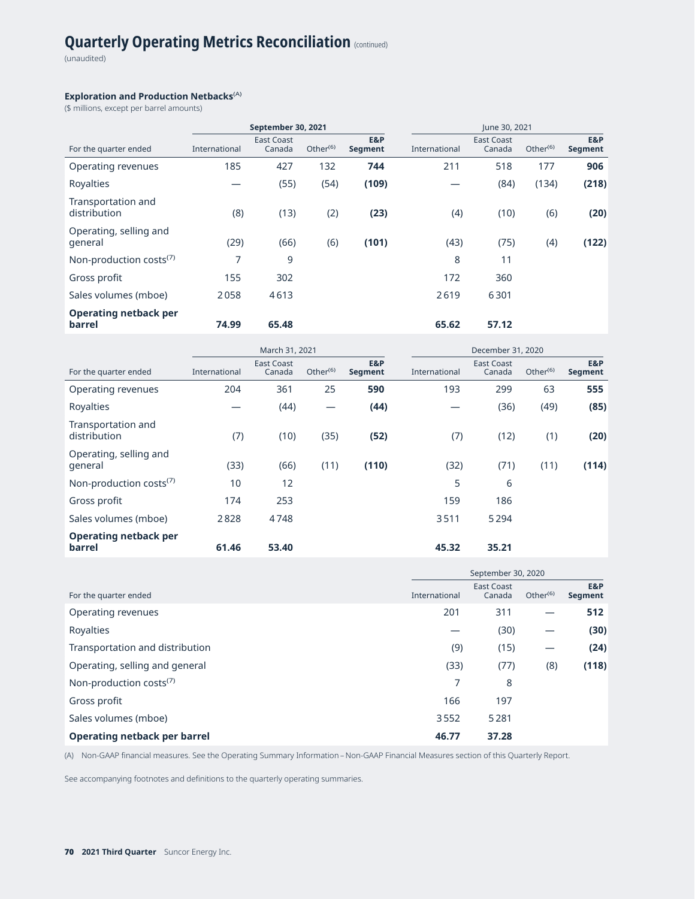# Quarterly Operating Metrics Reconciliation (continued)

(unaudited)

### Exploration and Production Netbacks[(A)]

($ millions, except per barrel amounts)

| For the quarter ended | September 30, 2021 | | | | June 30, 2021 | | | |
|---|---|---|---|---|---|---|---|---|
| | International | East Coast Canada | Other[(6)] | **E&P Segment** | International | East Coast Canada | Other[(6)] | **E&P Segment** |
| Operating revenues | 185 | 427 | 132 | **744** | 211 | 518 | 177 | **906** |
| Royalties | — | (55) | (54) | **(109)** | — | (84) | (134) | **(218)** |
| Transportation and distribution | (8) | (13) | (2) | **(23)** | (4) | (10) | (6) | **(20)** |
| Operating, selling and general | (29) | (66) | (6) | **(101)** | (43) | (75) | (4) | **(122)** |
| Non-production costs[(7)] | 7 | 9 | | | 8 | 11 | | |
| Gross profit | 155 | 302 | | | 172 | 360 | | |
| Sales volumes (mboe) | 2 058 | 4 613 | | | 2 619 | 6 301 | | |
| **Operating netback per barrel** | **74.99** | **65.48** | | | **65.62** | **57.12** | | |

| For the quarter ended | March 31, 2021 | | | | December 31, 2020 | | | |
|---|---|---|---|---|---|---|---|---|
| | International | East Coast Canada | Other[(6)] | **E&P Segment** | International | East Coast Canada | Other[(6)] | **E&P Segment** |
| Operating revenues | 204 | 361 | 25 | **590** | 193 | 299 | 63 | **555** |
| Royalties | — | (44) | — | **(44)** | — | (36) | (49) | **(85)** |
| Transportation and distribution | (7) | (10) | (35) | **(52)** | (7) | (12) | (1) | **(20)** |
| Operating, selling and general | (33) | (66) | (11) | **(110)** | (32) | (71) | (11) | **(114)** |
| Non-production costs[(7)] | 10 | 12 | | | 5 | 6 | | |
| Gross profit | 174 | 253 | | | 159 | 186 | | |
| Sales volumes (mboe) | 2 828 | 4 748 | | | 3 511 | 5 294 | | |
| **Operating netback per barrel** | **61.46** | **53.40** | | | **45.32** | **35.21** | | |

| For the quarter ended | September 30, 2020 | | | |
|---|---|---|---|---|
| | International | East Coast Canada | Other[(6)] | **E&P Segment** |
| Operating revenues | 201 | 311 | — | **512** |
| Royalties | — | (30) | — | **(30)** |
| Transportation and distribution | (9) | (15) | — | **(24)** |
| Operating, selling and general | (33) | (77) | (8) | **(118)** |
| Non-production costs[(7)] | 7 | 8 | | |
| Gross profit | 166 | 197 | | |
| Sales volumes (mboe) | 3 552 | 5 281 | | |
| **Operating netback per barrel** | **46.77** | **37.28** | | |

(A) Non-GAAP financial measures. See the Operating Summary Information – Non-GAAP Financial Measures section of this Quarterly Report.

See accompanying footnotes and definitions to the quarterly operating summaries.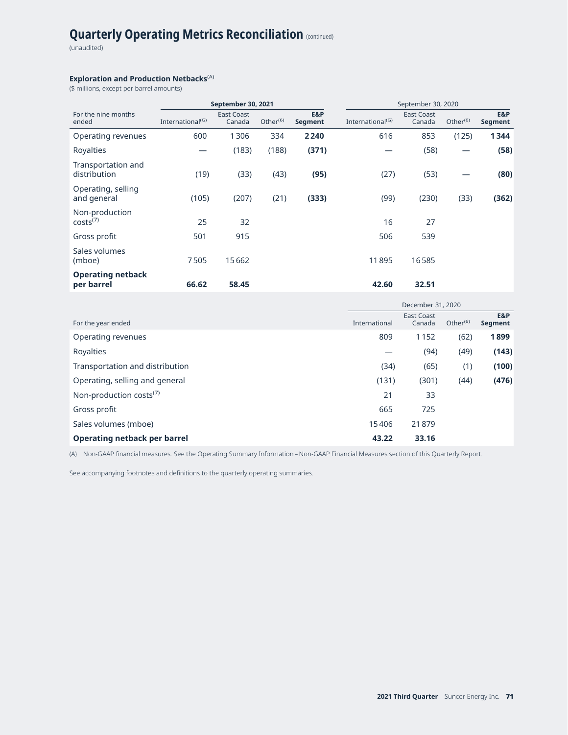# Quarterly Operating Metrics Reconciliation (continued)

(unaudited)

**Exploration and Production Netbacks**(A)

($ millions, except per barrel amounts)

| For the nine months ended | September 30, 2021 | | | | September 30, 2020 | | | |
|---|---|---|---|---|---|---|---|---|
| | International(G) | East Coast Canada | Other(6) | **E&P Segment** | International(G) | East Coast Canada | Other(6) | **E&P Segment** |
| Operating revenues | 600 | 1 306 | 334 | **2 240** | 616 | 853 | (125) | **1 344** |
| Royalties | — | (183) | (188) | **(371)** | — | (58) | — | **(58)** |
| Transportation and distribution | (19) | (33) | (43) | **(95)** | (27) | (53) | — | **(80)** |
| Operating, selling and general | (105) | (207) | (21) | **(333)** | (99) | (230) | (33) | **(362)** |
| Non-production costs(7) | 25 | 32 | | | 16 | 27 | | |
| Gross profit | 501 | 915 | | | 506 | 539 | | |
| Sales volumes (mboe) | 7 505 | 15 662 | | | 11 895 | 16 585 | | |
| **Operating netback per barrel** | **66.62** | **58.45** | | | **42.60** | **32.51** | | |

| For the year ended | December 31, 2020 | | | |
|---|---|---|---|---|
| | International | East Coast Canada | Other(6) | **E&P Segment** |
| Operating revenues | 809 | 1 152 | (62) | **1 899** |
| Royalties | — | (94) | (49) | **(143)** |
| Transportation and distribution | (34) | (65) | (1) | **(100)** |
| Operating, selling and general | (131) | (301) | (44) | **(476)** |
| Non-production costs(7) | 21 | 33 | | |
| Gross profit | 665 | 725 | | |
| Sales volumes (mboe) | 15 406 | 21 879 | | |
| **Operating netback per barrel** | **43.22** | **33.16** | | |

(A) Non-GAAP financial measures. See the Operating Summary Information – Non-GAAP Financial Measures section of this Quarterly Report.

See accompanying footnotes and definitions to the quarterly operating summaries.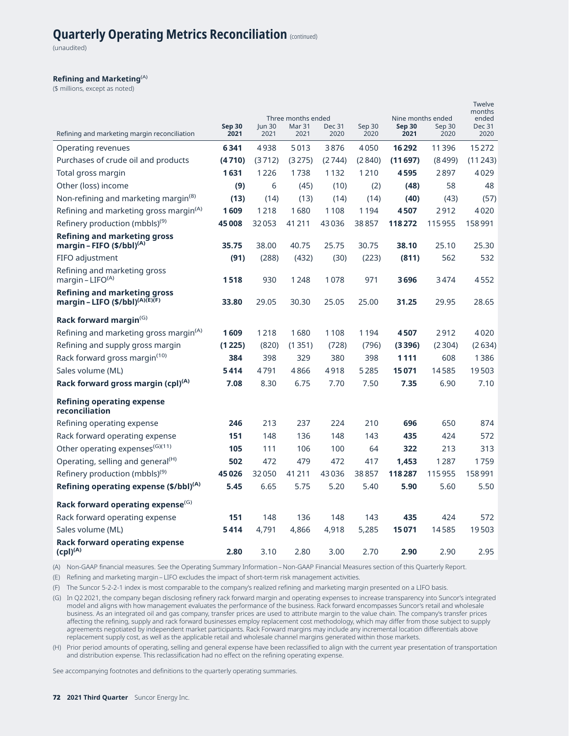# Quarterly Operating Metrics Reconciliation (continued)

(unaudited)

**Refining and Marketing**[(A)]

($ millions, except as noted)

| Refining and marketing margin reconciliation | | Three months ended | | | | Nine months ended | | Twelve months ended |
|---|---|---|---|---|---|---|---|---|
| | **Sep 30 2021** | Jun 30 2021 | Mar 31 2021 | Dec 31 2020 | Sep 30 2020 | **Sep 30 2021** | Sep 30 2020 | Dec 31 2020 |
| Operating revenues | **6 341** | 4 938 | 5 013 | 3 876 | 4 050 | **16 292** | 11 396 | 15 272 |
| Purchases of crude oil and products | **(4 710)** | (3 712) | (3 275) | (2 744) | (2 840) | **(11 697)** | (8 499) | (11 243) |
| Total gross margin | **1 631** | 1 226 | 1 738 | 1 132 | 1 210 | **4 595** | 2 897 | 4 029 |
| Other (loss) income | **(9)** | 6 | (45) | (10) | (2) | **(48)** | 58 | 48 |
| Non-refining and marketing margin[(8)] | **(13)** | (14) | (13) | (14) | (14) | **(40)** | (43) | (57) |
| Refining and marketing gross margin[(A)] | **1 609** | 1 218 | 1 680 | 1 108 | 1 194 | **4 507** | 2 912 | 4 020 |
| Refinery production (mbbls)[(9)] | **45 008** | 32 053 | 41 211 | 43 036 | 38 857 | **118 272** | 115 955 | 158 991 |
| **Refining and marketing gross margin – FIFO ($/bbl)**[(A)] | **35.75** | 38.00 | 40.75 | 25.75 | 30.75 | **38.10** | 25.10 | 25.30 |
| FIFO adjustment | **(91)** | (288) | (432) | (30) | (223) | **(811)** | 562 | 532 |
| Refining and marketing gross margin – LIFO[(A)] | **1 518** | 930 | 1 248 | 1 078 | 971 | **3 696** | 3 474 | 4 552 |
| **Refining and marketing gross margin – LIFO ($/bbl)**[(A)(E)(F)] | **33.80** | 29.05 | 30.30 | 25.05 | 25.00 | **31.25** | 29.95 | 28.65 |
| **Rack forward margin**[(G)] | | | | | | | | |
| Refining and marketing gross margin[(A)] | **1 609** | 1 218 | 1 680 | 1 108 | 1 194 | **4 507** | 2 912 | 4 020 |
| Refining and supply gross margin | **(1 225)** | (820) | (1 351) | (728) | (796) | **(3 396)** | (2 304) | (2 634) |
| Rack forward gross margin[(10)] | **384** | 398 | 329 | 380 | 398 | **1 111** | 608 | 1 386 |
| Sales volume (ML) | **5 414** | 4 791 | 4 866 | 4 918 | 5 285 | **15 071** | 14 585 | 19 503 |
| **Rack forward gross margin (cpl)**[(A)] | **7.08** | 8.30 | 6.75 | 7.70 | 7.50 | **7.35** | 6.90 | 7.10 |
| **Refining operating expense reconciliation** | | | | | | | | |
| Refining operating expense | **246** | 213 | 237 | 224 | 210 | **696** | 650 | 874 |
| Rack forward operating expense | **151** | 148 | 136 | 148 | 143 | **435** | 424 | 572 |
| Other operating expenses[(G)(11)] | **105** | 111 | 106 | 100 | 64 | **322** | 213 | 313 |
| Operating, selling and general[(H)] | **502** | 472 | 479 | 472 | 417 | **1,453** | 1 287 | 1 759 |
| Refinery production (mbbls)[(9)] | **45 026** | 32 050 | 41 211 | 43 036 | 38 857 | **118 287** | 115 955 | 158 991 |
| **Refining operating expense ($/bbl)**[(A)] | **5.45** | 6.65 | 5.75 | 5.20 | 5.40 | **5.90** | 5.60 | 5.50 |
| **Rack forward operating expense**[(G)] | | | | | | | | |
| Rack forward operating expense | **151** | 148 | 136 | 148 | 143 | **435** | 424 | 572 |
| Sales volume (ML) | **5 414** | 4,791 | 4,866 | 4,918 | 5,285 | **15 071** | 14 585 | 19 503 |
| **Rack forward operating expense (cpl)**[(A)] | **2.80** | 3.10 | 2.80 | 3.00 | 2.70 | **2.90** | 2.90 | 2.95 |

(A) Non-GAAP financial measures. See the Operating Summary Information – Non-GAAP Financial Measures section of this Quarterly Report.

(E) Refining and marketing margin – LIFO excludes the impact of short-term risk management activities.

(F) The Suncor 5-2-2-1 index is most comparable to the company's realized refining and marketing margin presented on a LIFO basis.

(G) In Q2 2021, the company began disclosing refinery rack forward margin and operating expenses to increase transparency into Suncor's integrated model and aligns with how management evaluates the performance of the business. Rack forward encompasses Suncor's retail and wholesale business. As an integrated oil and gas company, transfer prices are used to attribute margin to the value chain. The company's transfer prices affecting the refining, supply and rack forward businesses employ replacement cost methodology, which may differ from those subject to supply agreements negotiated by independent market participants. Rack Forward margins may include any incremental location differentials above replacement supply cost, as well as the applicable retail and wholesale channel margins generated within those markets.

(H) Prior period amounts of operating, selling and general expense have been reclassified to align with the current year presentation of transportation and distribution expense. This reclassification had no effect on the refining operating expense.

See accompanying footnotes and definitions to the quarterly operating summaries.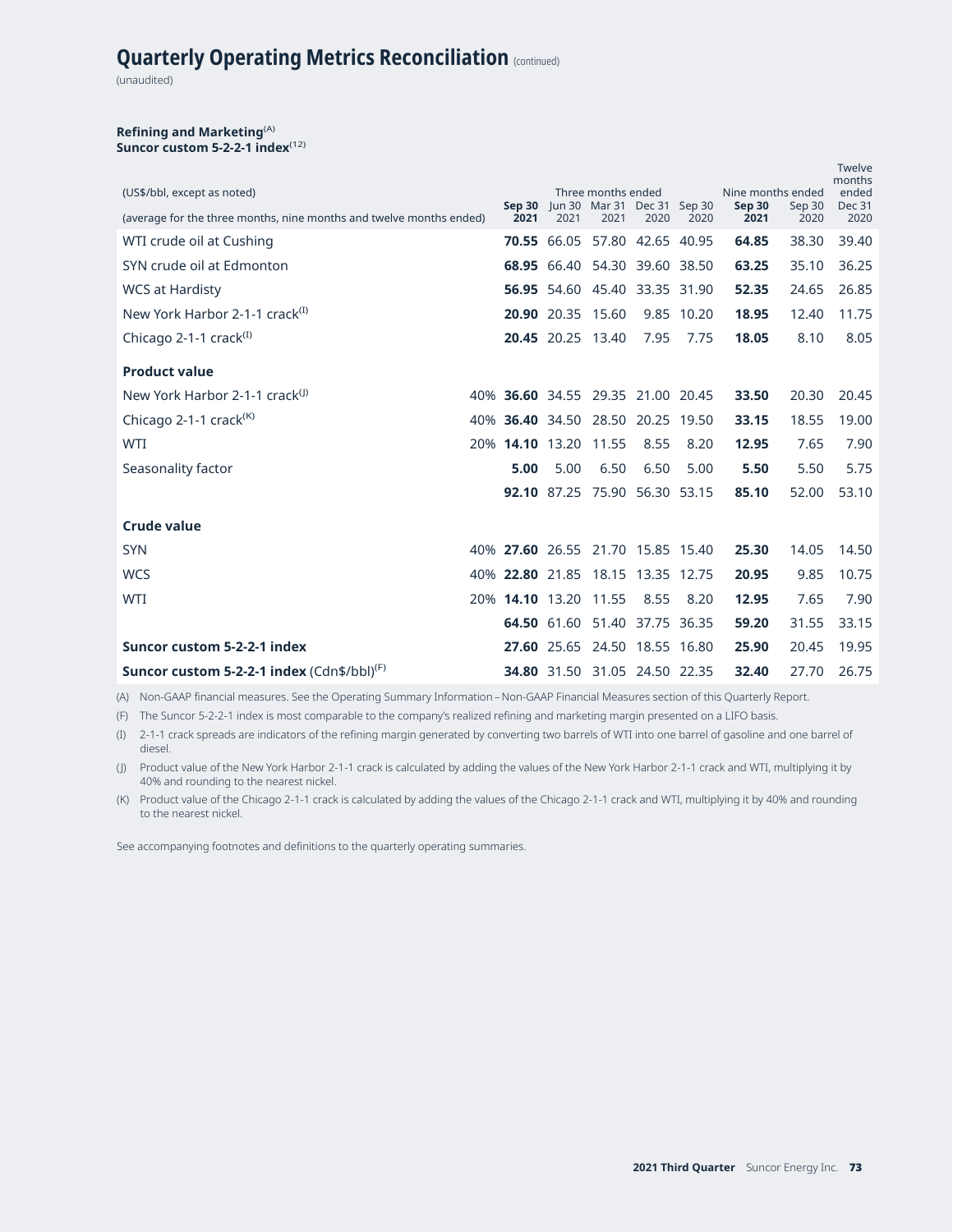# Quarterly Operating Metrics Reconciliation (continued)

(unaudited)

**Refining and Marketing**(A)
**Suncor custom 5-2-2-1 index**(12)

| (US$/bbl, except as noted) | | Three months ended | | | | | Nine months ended | | Twelve months ended |
|---|---|---|---|---|---|---|---|---|---|
| (average for the three months, nine months and twelve months ended) | | **Sep 30 2021** | Jun 30 2021 | Mar 31 2021 | Dec 31 2020 | Sep 30 2020 | **Sep 30 2021** | Sep 30 2020 | Dec 31 2020 |
| WTI crude oil at Cushing | | **70.55** | 66.05 | 57.80 | 42.65 | 40.95 | **64.85** | 38.30 | 39.40 |
| SYN crude oil at Edmonton | | **68.95** | 66.40 | 54.30 | 39.60 | 38.50 | **63.25** | 35.10 | 36.25 |
| WCS at Hardisty | | **56.95** | 54.60 | 45.40 | 33.35 | 31.90 | **52.35** | 24.65 | 26.85 |
| New York Harbor 2-1-1 crack(I) | | **20.90** | 20.35 | 15.60 | 9.85 | 10.20 | **18.95** | 12.40 | 11.75 |
| Chicago 2-1-1 crack(I) | | **20.45** | 20.25 | 13.40 | 7.95 | 7.75 | **18.05** | 8.10 | 8.05 |
| **Product value** | | | | | | | | | |
| New York Harbor 2-1-1 crack(J) | 40% | **36.60** | 34.55 | 29.35 | 21.00 | 20.45 | **33.50** | 20.30 | 20.45 |
| Chicago 2-1-1 crack(K) | 40% | **36.40** | 34.50 | 28.50 | 20.25 | 19.50 | **33.15** | 18.55 | 19.00 |
| WTI | 20% | **14.10** | 13.20 | 11.55 | 8.55 | 8.20 | **12.95** | 7.65 | 7.90 |
| Seasonality factor | | **5.00** | 5.00 | 6.50 | 6.50 | 5.00 | **5.50** | 5.50 | 5.75 |
| | | **92.10** | 87.25 | 75.90 | 56.30 | 53.15 | **85.10** | 52.00 | 53.10 |
| **Crude value** | | | | | | | | | |
| SYN | 40% | **27.60** | 26.55 | 21.70 | 15.85 | 15.40 | **25.30** | 14.05 | 14.50 |
| WCS | 40% | **22.80** | 21.85 | 18.15 | 13.35 | 12.75 | **20.95** | 9.85 | 10.75 |
| WTI | 20% | **14.10** | 13.20 | 11.55 | 8.55 | 8.20 | **12.95** | 7.65 | 7.90 |
| | | **64.50** | 61.60 | 51.40 | 37.75 | 36.35 | **59.20** | 31.55 | 33.15 |
| **Suncor custom 5-2-2-1 index** | | **27.60** | 25.65 | 24.50 | 18.55 | 16.80 | **25.90** | 20.45 | 19.95 |
| **Suncor custom 5-2-2-1 index** (Cdn$/bbl)(F) | | **34.80** | 31.50 | 31.05 | 24.50 | 22.35 | **32.40** | 27.70 | 26.75 |

(A) Non-GAAP financial measures. See the Operating Summary Information – Non-GAAP Financial Measures section of this Quarterly Report.

(F) The Suncor 5-2-2-1 index is most comparable to the company's realized refining and marketing margin presented on a LIFO basis.

(I) 2-1-1 crack spreads are indicators of the refining margin generated by converting two barrels of WTI into one barrel of gasoline and one barrel of diesel.

(J) Product value of the New York Harbor 2-1-1 crack is calculated by adding the values of the New York Harbor 2-1-1 crack and WTI, multiplying it by 40% and rounding to the nearest nickel.

(K) Product value of the Chicago 2-1-1 crack is calculated by adding the values of the Chicago 2-1-1 crack and WTI, multiplying it by 40% and rounding to the nearest nickel.

See accompanying footnotes and definitions to the quarterly operating summaries.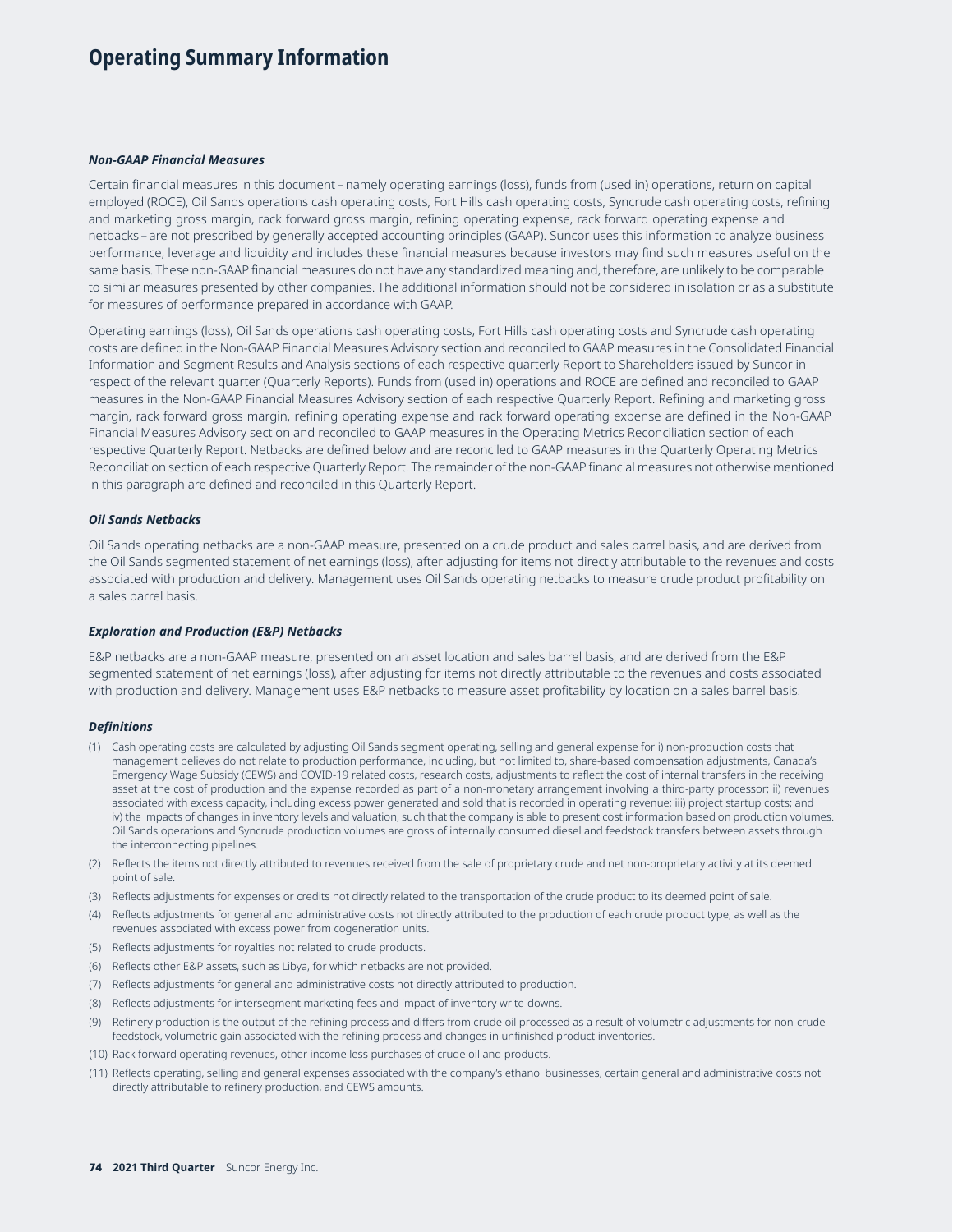# Operating Summary Information

***Non-GAAP Financial Measures***

Certain financial measures in this document – namely operating earnings (loss), funds from (used in) operations, return on capital employed (ROCE), Oil Sands operations cash operating costs, Fort Hills cash operating costs, Syncrude cash operating costs, refining and marketing gross margin, rack forward gross margin, refining operating expense, rack forward operating expense and netbacks – are not prescribed by generally accepted accounting principles (GAAP). Suncor uses this information to analyze business performance, leverage and liquidity and includes these financial measures because investors may find such measures useful on the same basis. These non-GAAP financial measures do not have any standardized meaning and, therefore, are unlikely to be comparable to similar measures presented by other companies. The additional information should not be considered in isolation or as a substitute for measures of performance prepared in accordance with GAAP.

Operating earnings (loss), Oil Sands operations cash operating costs, Fort Hills cash operating costs and Syncrude cash operating costs are defined in the Non-GAAP Financial Measures Advisory section and reconciled to GAAP measures in the Consolidated Financial Information and Segment Results and Analysis sections of each respective quarterly Report to Shareholders issued by Suncor in respect of the relevant quarter (Quarterly Reports). Funds from (used in) operations and ROCE are defined and reconciled to GAAP measures in the Non-GAAP Financial Measures Advisory section of each respective Quarterly Report. Refining and marketing gross margin, rack forward gross margin, refining operating expense and rack forward operating expense are defined in the Non-GAAP Financial Measures Advisory section and reconciled to GAAP measures in the Operating Metrics Reconciliation section of each respective Quarterly Report. Netbacks are defined below and are reconciled to GAAP measures in the Quarterly Operating Metrics Reconciliation section of each respective Quarterly Report. The remainder of the non-GAAP financial measures not otherwise mentioned in this paragraph are defined and reconciled in this Quarterly Report.

***Oil Sands Netbacks***

Oil Sands operating netbacks are a non-GAAP measure, presented on a crude product and sales barrel basis, and are derived from the Oil Sands segmented statement of net earnings (loss), after adjusting for items not directly attributable to the revenues and costs associated with production and delivery. Management uses Oil Sands operating netbacks to measure crude product profitability on a sales barrel basis.

***Exploration and Production (E&P) Netbacks***

E&P netbacks are a non-GAAP measure, presented on an asset location and sales barrel basis, and are derived from the E&P segmented statement of net earnings (loss), after adjusting for items not directly attributable to the revenues and costs associated with production and delivery. Management uses E&P netbacks to measure asset profitability by location on a sales barrel basis.

***Definitions***

(1) Cash operating costs are calculated by adjusting Oil Sands segment operating, selling and general expense for i) non-production costs that management believes do not relate to production performance, including, but not limited to, share-based compensation adjustments, Canada's Emergency Wage Subsidy (CEWS) and COVID-19 related costs, research costs, adjustments to reflect the cost of internal transfers in the receiving asset at the cost of production and the expense recorded as part of a non-monetary arrangement involving a third-party processor; ii) revenues associated with excess capacity, including excess power generated and sold that is recorded in operating revenue; iii) project startup costs; and iv) the impacts of changes in inventory levels and valuation, such that the company is able to present cost information based on production volumes. Oil Sands operations and Syncrude production volumes are gross of internally consumed diesel and feedstock transfers between assets through the interconnecting pipelines.

(2) Reflects the items not directly attributed to revenues received from the sale of proprietary crude and net non-proprietary activity at its deemed point of sale.

(3) Reflects adjustments for expenses or credits not directly related to the transportation of the crude product to its deemed point of sale.

(4) Reflects adjustments for general and administrative costs not directly attributed to the production of each crude product type, as well as the revenues associated with excess power from cogeneration units.

(5) Reflects adjustments for royalties not related to crude products.

(6) Reflects other E&P assets, such as Libya, for which netbacks are not provided.

(7) Reflects adjustments for general and administrative costs not directly attributed to production.

(8) Reflects adjustments for intersegment marketing fees and impact of inventory write-downs.

(9) Refinery production is the output of the refining process and differs from crude oil processed as a result of volumetric adjustments for non-crude feedstock, volumetric gain associated with the refining process and changes in unfinished product inventories.

(10) Rack forward operating revenues, other income less purchases of crude oil and products.

(11) Reflects operating, selling and general expenses associated with the company's ethanol businesses, certain general and administrative costs not directly attributable to refinery production, and CEWS amounts.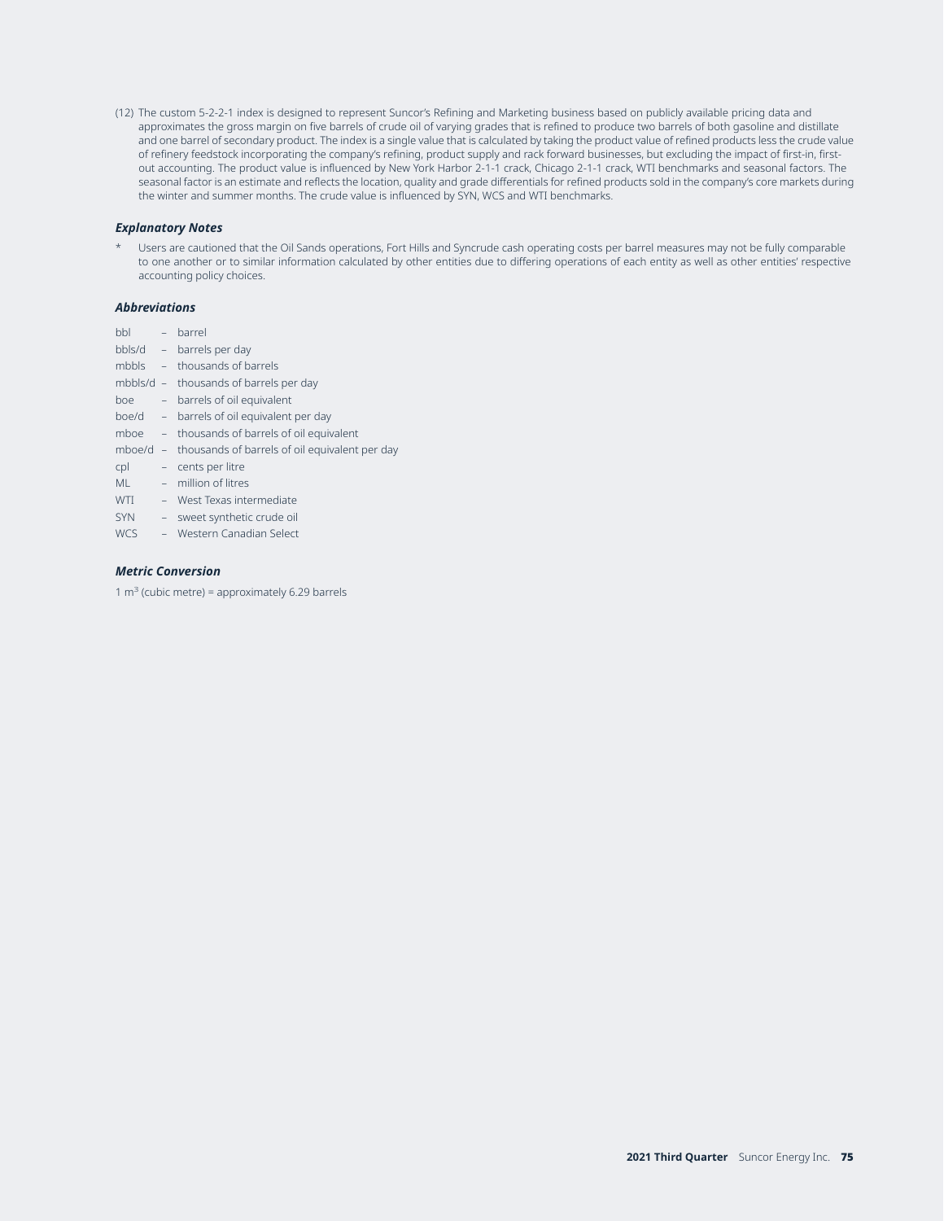(12) The custom 5-2-2-1 index is designed to represent Suncor's Refining and Marketing business based on publicly available pricing data and approximates the gross margin on five barrels of crude oil of varying grades that is refined to produce two barrels of both gasoline and distillate and one barrel of secondary product. The index is a single value that is calculated by taking the product value of refined products less the crude value of refinery feedstock incorporating the company's refining, product supply and rack forward businesses, but excluding the impact of first-in, first-out accounting. The product value is influenced by New York Harbor 2-1-1 crack, Chicago 2-1-1 crack, WTI benchmarks and seasonal factors. The seasonal factor is an estimate and reflects the location, quality and grade differentials for refined products sold in the company's core markets during the winter and summer months. The crude value is influenced by SYN, WCS and WTI benchmarks.

### *Explanatory Notes*

\* Users are cautioned that the Oil Sands operations, Fort Hills and Syncrude cash operating costs per barrel measures may not be fully comparable to one another or to similar information calculated by other entities due to differing operations of each entity as well as other entities' respective accounting policy choices.

### *Abbreviations*

bbl – barrel  
bbls/d – barrels per day  
mbbls – thousands of barrels  
mbbls/d – thousands of barrels per day  
boe – barrels of oil equivalent  
boe/d – barrels of oil equivalent per day  
mboe – thousands of barrels of oil equivalent  
mboe/d – thousands of barrels of oil equivalent per day  
cpl – cents per litre  
ML – million of litres  
WTI – West Texas intermediate  
SYN – sweet synthetic crude oil  
WCS – Western Canadian Select

### *Metric Conversion*

1 $m^3$ (cubic metre) = approximately 6.29 barrels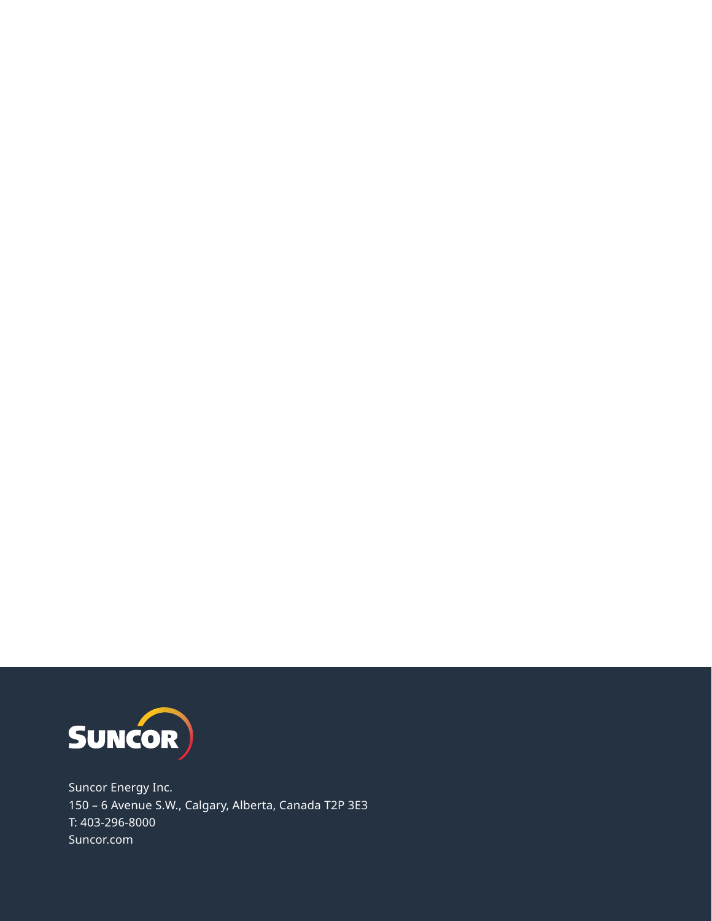Suncor Energy Inc.
150 – 6 Avenue S.W., Calgary, Alberta, Canada T2P 3E3
T: 403-296-8000
Suncor.com